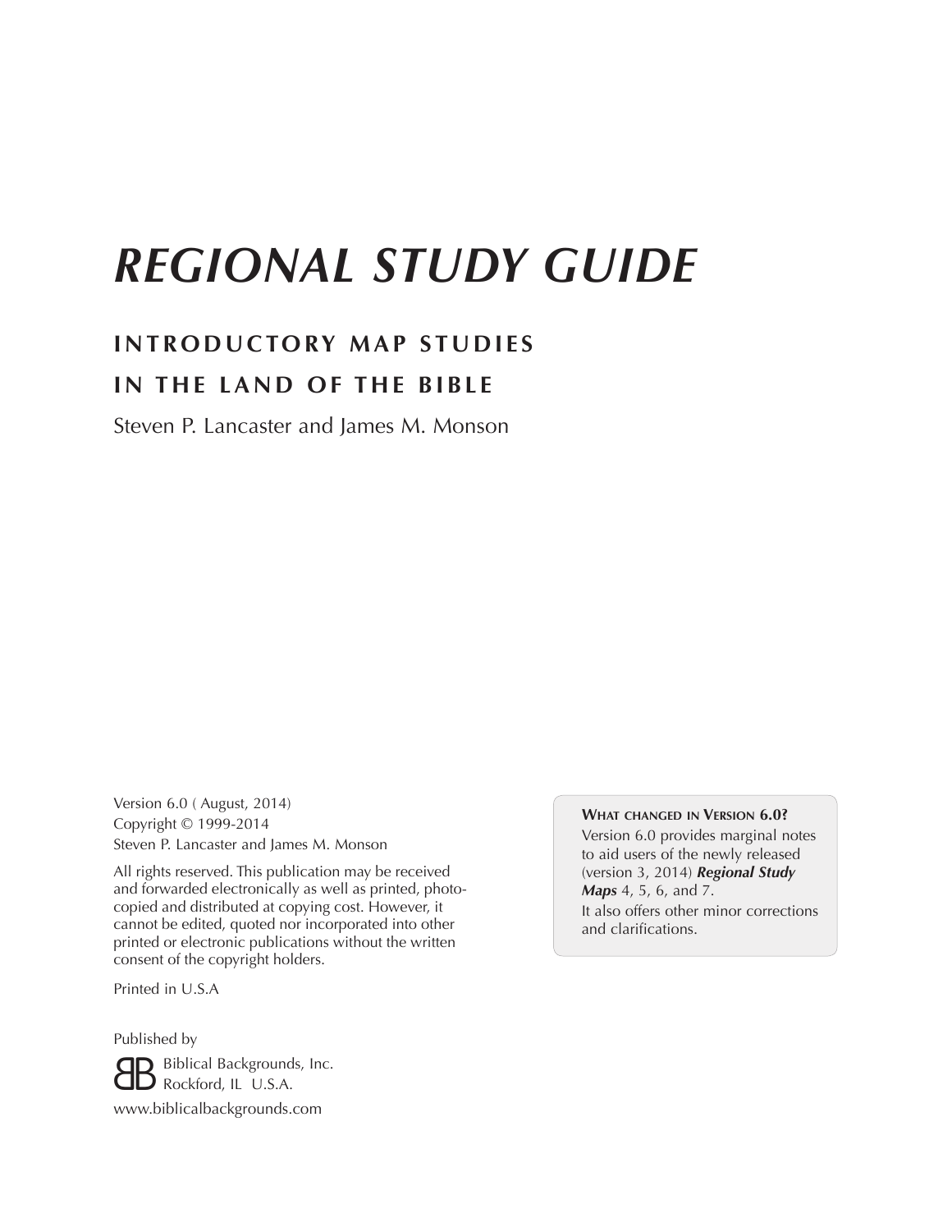# *REGIONAL STUDY GUIDE*

## INTRODUCTORY MAP STUDIES IN THE LAND OF THE BIBLE

Steven P. Lancaster and James M. Monson

Version 6.0 ( August, 2014)
Copyright © 1999-2014
Steven P. Lancaster and James M. Monson

All rights reserved. This publication may be received and forwarded electronically as well as printed, photocopied and distributed at copying cost. However, it cannot be edited, quoted nor incorporated into other printed or electronic publications without the written consent of the copyright holders.

Printed in U.S.A

Published by
Biblical Backgrounds, Inc.
Rockford, IL U.S.A.
www.biblicalbackgrounds.com

**What changed in Version 6.0?**

Version 6.0 provides marginal notes to aid users of the newly released (version 3, 2014) ***Regional Study Maps*** 4, 5, 6, and 7.

It also offers other minor corrections and clarifications.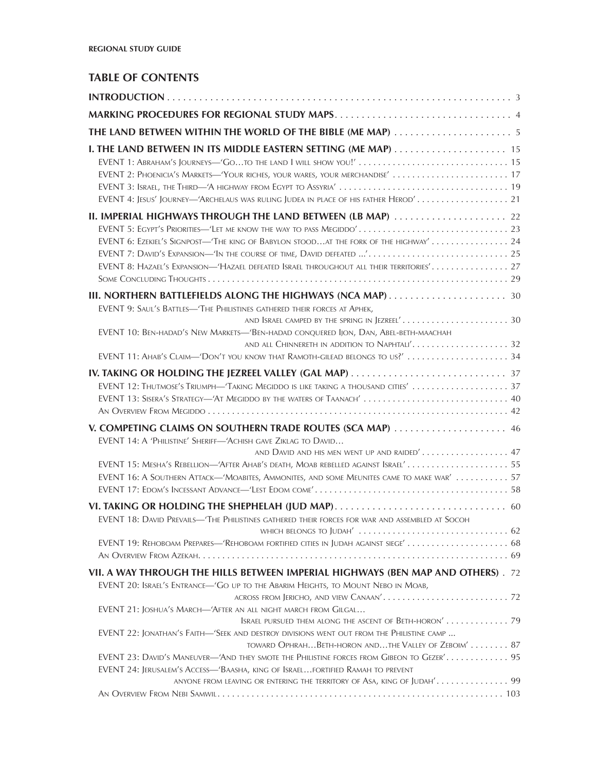# TABLE OF CONTENTS

**INTRODUCTION** . . . 3

**MARKING PROCEDURES FOR REGIONAL STUDY MAPS** . . . 4

**THE LAND BETWEEN WITHIN THE WORLD OF THE BIBLE (ME MAP)** . . . 5

**I. THE LAND BETWEEN IN ITS MIDDLE EASTERN SETTING (ME MAP)** . . . 15
- EVENT 1: Abraham's Journeys—'Go…to the land I will show you!' . . . 15
- EVENT 2: Phoenicia's Markets—'Your riches, your wares, your merchandise' . . . 17
- EVENT 3: Israel, the Third—'A highway from Egypt to Assyria' . . . 19
- EVENT 4: Jesus' Journey—'Archelaus was ruling Judea in place of his father Herod' . . . 21

**II. IMPERIAL HIGHWAYS THROUGH THE LAND BETWEEN (LB MAP)** . . . 22
- EVENT 5: Egypt's Priorities—'Let me know the way to pass Megiddo' . . . 23
- EVENT 6: Ezekiel's Signpost—'The king of Babylon stood…at the fork of the highway' . . . 24
- EVENT 7: David's Expansion—'In the course of time, David defeated ...' . . . 25
- EVENT 8: Hazael's Expansion—'Hazael defeated Israel throughout all their territories' . . . 27
- Some Concluding Thoughts . . . 29

**III. NORTHERN BATTLEFIELDS ALONG THE HIGHWAYS (NCA MAP)** . . . 30
- EVENT 9: Saul's Battles—'The Philistines gathered their forces at Aphek, and Israel camped by the spring in Jezreel' . . . 30
- EVENT 10: Ben-hadad's New Markets—'Ben-hadad conquered Ijon, Dan, Abel-beth-maachah and all Chinnereth in addition to Naphtali' . . . 32
- EVENT 11: Ahab's Claim—'Don't you know that Ramoth-gilead belongs to us?' . . . 34

**IV. TAKING OR HOLDING THE JEZREEL VALLEY (GAL MAP)** . . . 37
- EVENT 12: Thutmose's Triumph—'Taking Megiddo is like taking a thousand cities' . . . 37
- EVENT 13: Sisera's Strategy—'At Megiddo by the waters of Taanach' . . . 40
- An Overview From Megiddo . . . 42

**V. COMPETING CLAIMS ON SOUTHERN TRADE ROUTES (SCA MAP)** . . . 46
- EVENT 14: A 'Philistine' Sheriff—'Achish gave Ziklag to David… and David and his men went up and raided' . . . 47
- EVENT 15: Mesha's Rebellion—'After Ahab's death, Moab rebelled against Israel' . . . 55
- EVENT 16: A Southern Attack—'Moabites, Ammonites, and some Meunites came to make war' . . . 57
- EVENT 17: Edom's Incessant Advance—'Lest Edom come' . . . 58

**VI. TAKING OR HOLDING THE SHEPHELAH (JUD MAP)** . . . 60
- EVENT 18: David Prevails—'The Philistines gathered their forces for war and assembled at Socoh which belongs to Judah' . . . 62
- EVENT 19: Rehoboam Prepares—'Rehoboam fortified cities in Judah against siege' . . . 68
- An Overview From Azekah . . . 69

**VII. A WAY THROUGH THE HILLS BETWEEN IMPERIAL HIGHWAYS (BEN MAP AND OTHERS)** . 72
- EVENT 20: Israel's Entrance—'Go up to the Abarim Heights, to Mount Nebo in Moab, across from Jericho, and view Canaan' . . . 72
- EVENT 21: Joshua's March—'After an all night march from Gilgal… Israel pursued them along the ascent of Beth-horon' . . . 79
- EVENT 22: Jonathan's Faith—'Seek and destroy divisions went out from the Philistine camp ... toward Ophrah…Beth-horon and…the Valley of Zeboim' . . . 87
- EVENT 23: David's Maneuver—'And they smote the Philistine forces from Gibeon to Gezer' . . . 95
- EVENT 24: Jerusalem's Access—'Baasha, king of Israel…fortified Ramah to prevent anyone from leaving or entering the territory of Asa, king of Judah' . . . 99
- An Overview From Nebi Samwil . . . 103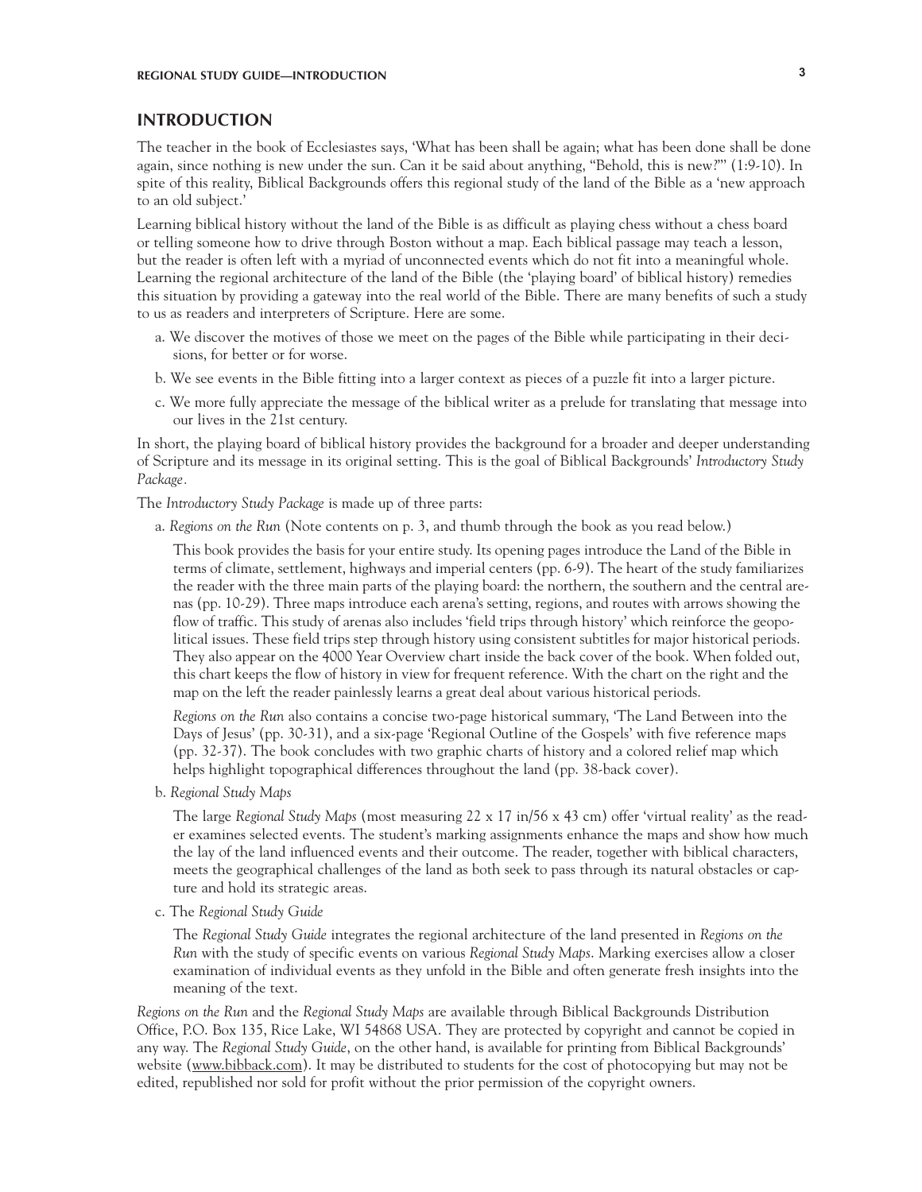## INTRODUCTION

The teacher in the book of Ecclesiastes says, 'What has been shall be again; what has been done shall be done again, since nothing is new under the sun. Can it be said about anything, "Behold, this is new?"' (1:9-10). In spite of this reality, Biblical Backgrounds offers this regional study of the land of the Bible as a 'new approach to an old subject.'

Learning biblical history without the land of the Bible is as difficult as playing chess without a chess board or telling someone how to drive through Boston without a map. Each biblical passage may teach a lesson, but the reader is often left with a myriad of unconnected events which do not fit into a meaningful whole. Learning the regional architecture of the land of the Bible (the 'playing board' of biblical history) remedies this situation by providing a gateway into the real world of the Bible. There are many benefits of such a study to us as readers and interpreters of Scripture. Here are some.

a. We discover the motives of those we meet on the pages of the Bible while participating in their decisions, for better or for worse.

b. We see events in the Bible fitting into a larger context as pieces of a puzzle fit into a larger picture.

c. We more fully appreciate the message of the biblical writer as a prelude for translating that message into our lives in the 21st century.

In short, the playing board of biblical history provides the background for a broader and deeper understanding of Scripture and its message in its original setting. This is the goal of Biblical Backgrounds' *Introductory Study Package*.

The *Introductory Study Package* is made up of three parts:

a. *Regions on the Run* (Note contents on p. 3, and thumb through the book as you read below.)

   This book provides the basis for your entire study. Its opening pages introduce the Land of the Bible in terms of climate, settlement, highways and imperial centers (pp. 6-9). The heart of the study familiarizes the reader with the three main parts of the playing board: the northern, the southern and the central arenas (pp. 10-29). Three maps introduce each arena's setting, regions, and routes with arrows showing the flow of traffic. This study of arenas also includes 'field trips through history' which reinforce the geopolitical issues. These field trips step through history using consistent subtitles for major historical periods. They also appear on the 4000 Year Overview chart inside the back cover of the book. When folded out, this chart keeps the flow of history in view for frequent reference. With the chart on the right and the map on the left the reader painlessly learns a great deal about various historical periods.

   *Regions on the Run* also contains a concise two-page historical summary, 'The Land Between into the Days of Jesus' (pp. 30-31), and a six-page 'Regional Outline of the Gospels' with five reference maps (pp. 32-37). The book concludes with two graphic charts of history and a colored relief map which helps highlight topographical differences throughout the land (pp. 38-back cover).

b. *Regional Study Maps*

   The large *Regional Study Maps* (most measuring 22 x 17 in/56 x 43 cm) offer 'virtual reality' as the reader examines selected events. The student's marking assignments enhance the maps and show how much the lay of the land influenced events and their outcome. The reader, together with biblical characters, meets the geographical challenges of the land as both seek to pass through its natural obstacles or capture and hold its strategic areas.

c. The *Regional Study Guide*

   The *Regional Study Guide* integrates the regional architecture of the land presented in *Regions on the Run* with the study of specific events on various *Regional Study Maps*. Marking exercises allow a closer examination of individual events as they unfold in the Bible and often generate fresh insights into the meaning of the text.

*Regions on the Run* and the *Regional Study Maps* are available through Biblical Backgrounds Distribution Office, P.O. Box 135, Rice Lake, WI 54868 USA. They are protected by copyright and cannot be copied in any way. The *Regional Study Guide*, on the other hand, is available for printing from Biblical Backgrounds' website (www.bibback.com). It may be distributed to students for the cost of photocopying but may not be edited, republished nor sold for profit without the prior permission of the copyright owners.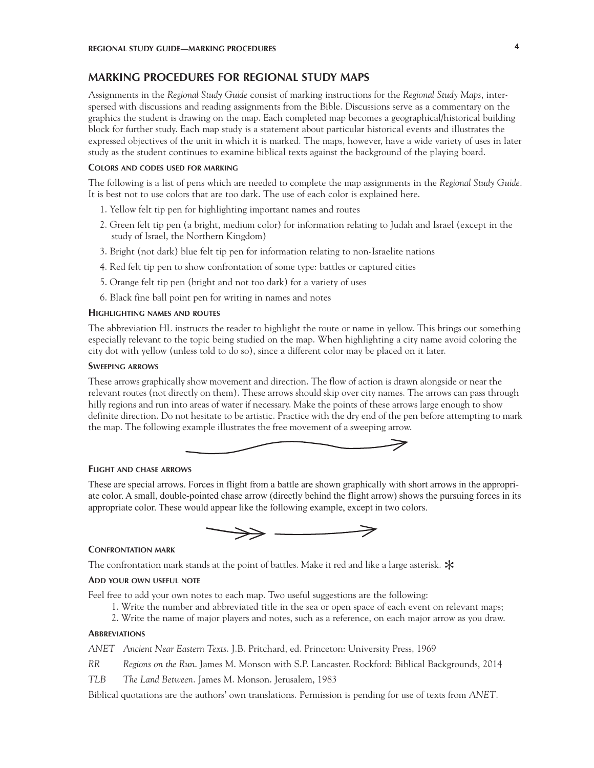# MARKING PROCEDURES FOR REGIONAL STUDY MAPS

Assignments in the *Regional Study Guide* consist of marking instructions for the *Regional Study Maps*, interspersed with discussions and reading assignments from the Bible. Discussions serve as a commentary on the graphics the student is drawing on the map. Each completed map becomes a geographical/historical building block for further study. Each map study is a statement about particular historical events and illustrates the expressed objectives of the unit in which it is marked. The maps, however, have a wide variety of uses in later study as the student continues to examine biblical texts against the background of the playing board.

### Colors and codes used for marking

The following is a list of pens which are needed to complete the map assignments in the *Regional Study Guide*. It is best not to use colors that are too dark. The use of each color is explained here.

1. Yellow felt tip pen for highlighting important names and routes
2. Green felt tip pen (a bright, medium color) for information relating to Judah and Israel (except in the study of Israel, the Northern Kingdom)
3. Bright (not dark) blue felt tip pen for information relating to non-Israelite nations
4. Red felt tip pen to show confrontation of some type: battles or captured cities
5. Orange felt tip pen (bright and not too dark) for a variety of uses
6. Black fine ball point pen for writing in names and notes

### Highlighting names and routes

The abbreviation HL instructs the reader to highlight the route or name in yellow. This brings out something especially relevant to the topic being studied on the map. When highlighting a city name avoid coloring the city dot with yellow (unless told to do so), since a different color may be placed on it later.

### Sweeping arrows

These arrows graphically show movement and direction. The flow of action is drawn alongside or near the relevant routes (not directly on them). These arrows should skip over city names. The arrows can pass through hilly regions and run into areas of water if necessary. Make the points of these arrows large enough to show definite direction. Do not hesitate to be artistic. Practice with the dry end of the pen before attempting to mark the map. The following example illustrates the free movement of a sweeping arrow.

### Flight and chase arrows

These are special arrows. Forces in flight from a battle are shown graphically with short arrows in the appropriate color. A small, double-pointed chase arrow (directly behind the flight arrow) shows the pursuing forces in its appropriate color. These would appear like the following example, except in two colors.

### Confrontation mark

The confrontation mark stands at the point of battles. Make it red and like a large asterisk. *

### Add your own useful note

Feel free to add your own notes to each map. Two useful suggestions are the following:

1. Write the number and abbreviated title in the sea or open space of each event on relevant maps;
2. Write the name of major players and notes, such as a reference, on each major arrow as you draw.

### Abbreviations

*ANET* *Ancient Near Eastern Texts*. J.B. Pritchard, ed. Princeton: University Press, 1969

*RR* *Regions on the Run*. James M. Monson with S.P. Lancaster. Rockford: Biblical Backgrounds, 2014

*TLB* *The Land Between*. James M. Monson. Jerusalem, 1983

Biblical quotations are the authors' own translations. Permission is pending for use of texts from *ANET*.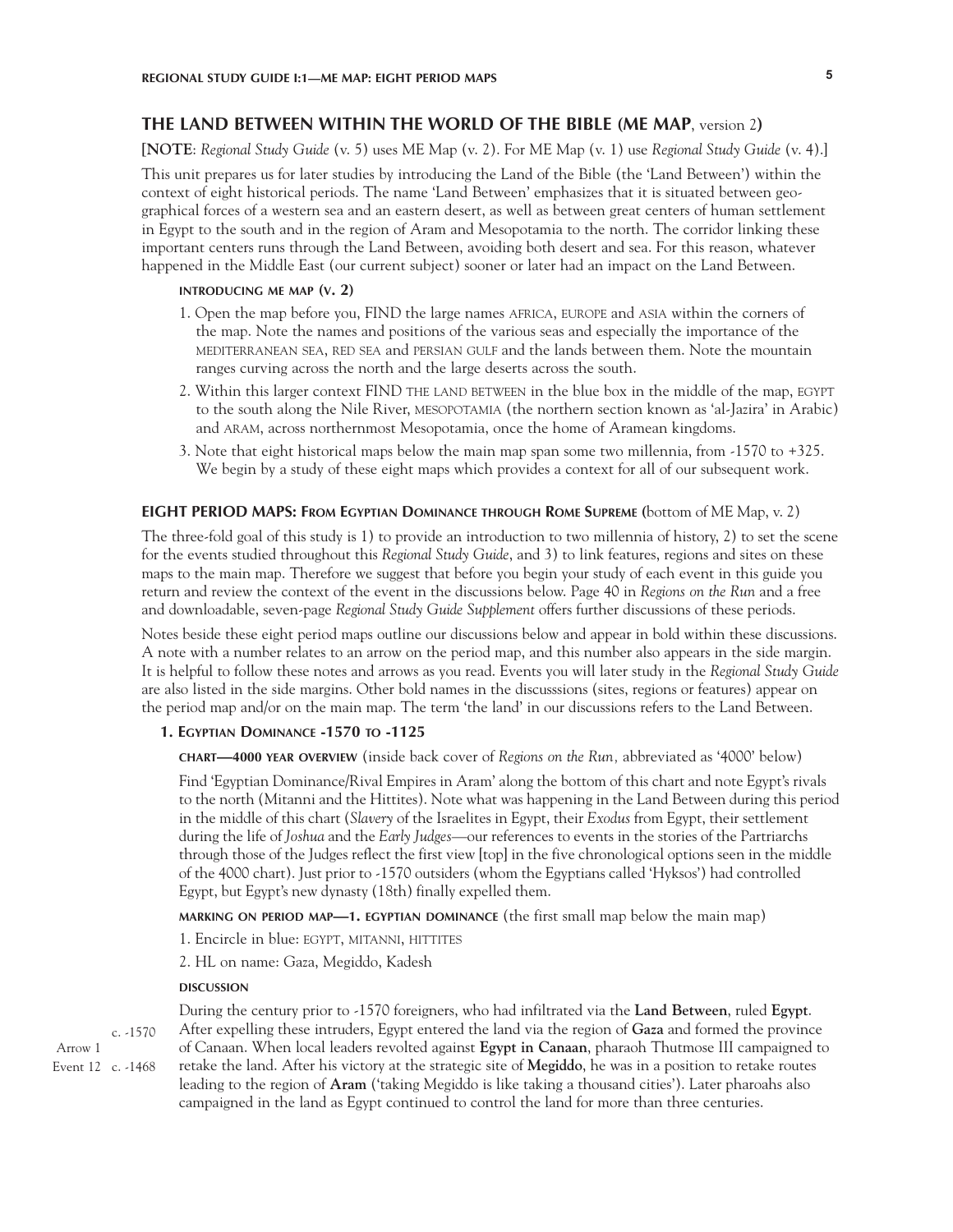## THE LAND BETWEEN WITHIN THE WORLD OF THE BIBLE (ME MAP, version 2)

**[NOTE**: *Regional Study Guide* (v. 5) uses ME Map (v. 2). For ME Map (v. 1) use *Regional Study Guide* (v. 4).]

This unit prepares us for later studies by introducing the Land of the Bible (the 'Land Between') within the context of eight historical periods. The name 'Land Between' emphasizes that it is situated between geographical forces of a western sea and an eastern desert, as well as between great centers of human settlement in Egypt to the south and in the region of Aram and Mesopotamia to the north. The corridor linking these important centers runs through the Land Between, avoiding both desert and sea. For this reason, whatever happened in the Middle East (our current subject) sooner or later had an impact on the Land Between.

#### INTRODUCING ME MAP (V. 2)

1. Open the map before you, FIND the large names AFRICA, EUROPE and ASIA within the corners of the map. Note the names and positions of the various seas and especially the importance of the MEDITERRANEAN SEA, RED SEA and PERSIAN GULF and the lands between them. Note the mountain ranges curving across the north and the large deserts across the south.
2. Within this larger context FIND THE LAND BETWEEN in the blue box in the middle of the map, EGYPT to the south along the Nile River, MESOPOTAMIA (the northern section known as 'al-Jazira' in Arabic) and ARAM, across northernmost Mesopotamia, once the home of Aramean kingdoms.
3. Note that eight historical maps below the main map span some two millennia, from -1570 to +325. We begin by a study of these eight maps which provides a context for all of our subsequent work.

### EIGHT PERIOD MAPS: FROM EGYPTIAN DOMINANCE THROUGH ROME SUPREME (bottom of ME Map, v. 2)

The three-fold goal of this study is 1) to provide an introduction to two millennia of history, 2) to set the scene for the events studied throughout this *Regional Study Guide*, and 3) to link features, regions and sites on these maps to the main map. Therefore we suggest that before you begin your study of each event in this guide you return and review the context of the event in the discussions below. Page 40 in *Regions on the Run* and a free and downloadable, seven-page *Regional Study Guide Supplement* offers further discussions of these periods.

Notes beside these eight period maps outline our discussions below and appear in bold within these discussions. A note with a number relates to an arrow on the period map, and this number also appears in the side margin. It is helpful to follow these notes and arrows as you read. Events you will later study in the *Regional Study Guide* are also listed in the side margins. Other bold names in the discusssions (sites, regions or features) appear on the period map and/or on the main map. The term 'the land' in our discussions refers to the Land Between.

#### 1. EGYPTIAN DOMINANCE -1570 TO -1125

**CHART—4000 YEAR OVERVIEW** (inside back cover of *Regions on the Run,* abbreviated as '4000' below)

Find 'Egyptian Dominance/Rival Empires in Aram' along the bottom of this chart and note Egypt's rivals to the north (Mitanni and the Hittites). Note what was happening in the Land Between during this period in the middle of this chart (*Slavery* of the Israelites in Egypt, their *Exodus* from Egypt, their settlement during the life of *Joshua* and the *Early Judges*—our references to events in the stories of the Partriarchs through those of the Judges reflect the first view [top] in the five chronological options seen in the middle of the 4000 chart). Just prior to -1570 outsiders (whom the Egyptians called 'Hyksos') had controlled Egypt, but Egypt's new dynasty (18th) finally expelled them.

**MARKING ON PERIOD MAP—1. EGYPTIAN DOMINANCE** (the first small map below the main map)

1. Encircle in blue: EGYPT, MITANNI, HITTITES
2. HL on name: Gaza, Megiddo, Kadesh

**DISCUSSION**

c. -1570 / Arrow 1 / Event 12 c. -1468

During the century prior to -1570 foreigners, who had infiltrated via the **Land Between**, ruled **Egypt**. After expelling these intruders, Egypt entered the land via the region of **Gaza** and formed the province of Canaan. When local leaders revolted against **Egypt in Canaan**, pharaoh Thutmose III campaigned to retake the land. After his victory at the strategic site of **Megiddo**, he was in a position to retake routes leading to the region of **Aram** ('taking Megiddo is like taking a thousand cities'). Later pharaohs also campaigned in the land as Egypt continued to control the land for more than three centuries.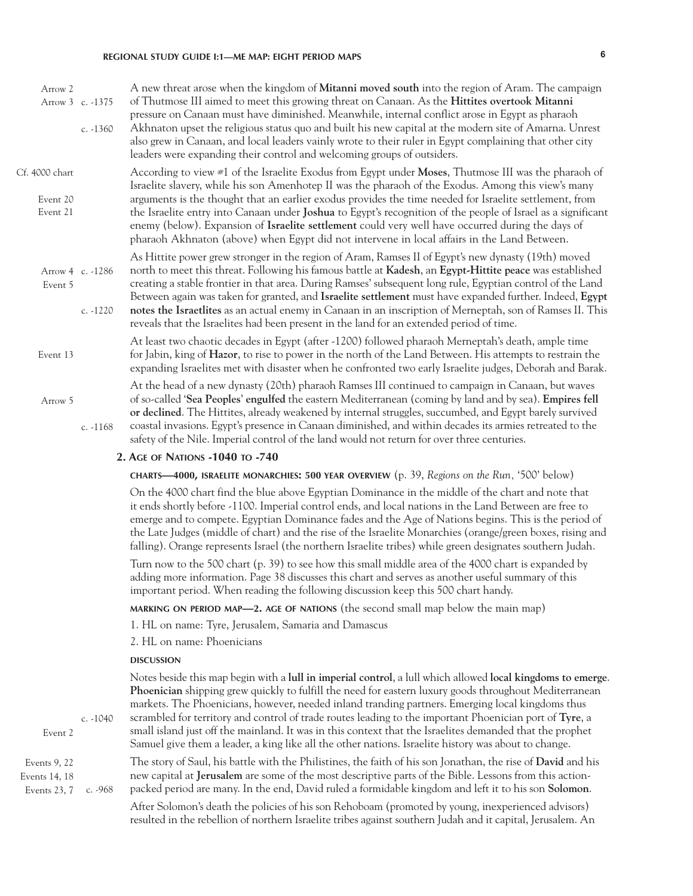Arrow 2
Arrow 3 c. -1375

A new threat arose when the kingdom of **Mitanni moved south** into the region of Aram. The campaign of Thutmose III aimed to meet this growing threat on Canaan. As the **Hittites overtook Mitanni** pressure on Canaan must have diminished. Meanwhile, internal conflict arose in Egypt as pharaoh Akhnaton upset the religious status quo and built his new capital at the modern site of Amarna. Unrest also grew in Canaan, and local leaders vainly wrote to their ruler in Egypt complaining that other city leaders were expanding their control and welcoming groups of outsiders.

c. -1360

Cf. 4000 chart
Event 20
Event 21

According to view #1 of the Israelite Exodus from Egypt under **Moses**, Thutmose III was the pharaoh of Israelite slavery, while his son Amenhotep II was the pharaoh of the Exodus. Among this view's many arguments is the thought that an earlier exodus provides the time needed for Israelite settlement, from the Israelite entry into Canaan under **Joshua** to Egypt's recognition of the people of Israel as a significant enemy (below). Expansion of **Israelite settlement** could very well have occurred during the days of pharaoh Akhnaton (above) when Egypt did not intervene in local affairs in the Land Between.

Arrow 4 c. -1286
Event 5

As Hittite power grew stronger in the region of Aram, Ramses II of Egypt's new dynasty (19th) moved north to meet this threat. Following his famous battle at **Kadesh**, an **Egypt-Hittite peace** was established creating a stable frontier in that area. During Ramses' subsequent long rule, Egyptian control of the Land Between again was taken for granted, and **Israelite settlement** must have expanded further. Indeed, **Egypt notes the Israetlites** as an actual enemy in Canaan in an inscription of Merneptah, son of Ramses II. This reveals that the Israelites had been present in the land for an extended period of time.

c. -1220

Event 13

At least two chaotic decades in Egypt (after -1200) followed pharaoh Merneptah's death, ample time for Jabin, king of **Hazor**, to rise to power in the north of the Land Between. His attempts to restrain the expanding Israelites met with disaster when he confronted two early Israelite judges, Deborah and Barak.

Arrow 5

At the head of a new dynasty (20th) pharaoh Ramses III continued to campaign in Canaan, but waves of so-called '**Sea Peoples**' **engulfed** the eastern Mediterranean (coming by land and by sea). **Empires fell or declined**. The Hittites, already weakened by internal struggles, succumbed, and Egypt barely survived coastal invasions. Egypt's presence in Canaan diminished, and within decades its armies retreated to the safety of the Nile. Imperial control of the land would not return for over three centuries.

c. -1168

## 2. Age of Nations -1040 to -740

**CHARTS—4000, ISRAELITE MONARCHIES: 500 YEAR OVERVIEW** (p. 39, *Regions on the Run,* '500' below)

On the 4000 chart find the blue above Egyptian Dominance in the middle of the chart and note that it ends shortly before -1100. Imperial control ends, and local nations in the Land Between are free to emerge and to compete. Egyptian Dominance fades and the Age of Nations begins. This is the period of the Late Judges (middle of chart) and the rise of the Israelite Monarchies (orange/green boxes, rising and falling). Orange represents Israel (the northern Israelite tribes) while green designates southern Judah.

Turn now to the 500 chart (p. 39) to see how this small middle area of the 4000 chart is expanded by adding more information. Page 38 discusses this chart and serves as another useful summary of this important period. When reading the following discussion keep this 500 chart handy.

**MARKING ON PERIOD MAP—2. AGE OF NATIONS** (the second small map below the main map)

1. HL on name: Tyre, Jerusalem, Samaria and Damascus
2. HL on name: Phoenicians

**DISCUSSION**

c. -1040
Event 2

Notes beside this map begin with a **lull in imperial control**, a lull which allowed **local kingdoms to emerge**. **Phoenician** shipping grew quickly to fulfill the need for eastern luxury goods throughout Mediterranean markets. The Phoenicians, however, needed inland trandina partners. Emerging local kingdoms thus scrambled for territory and control of trade routes leading to the important Phoenician port of **Tyre**, a small island just off the mainland. It was in this context that the Israelites demanded that the prophet Samuel give them a leader, a king like all the other nations. Israelite history was about to change.

Events 9, 22
Events 14, 18
Events 23, 7 c. -968

The story of Saul, his battle with the Philistines, the faith of his son Jonathan, the rise of **David** and his new capital at **Jerusalem** are some of the most descriptive parts of the Bible. Lessons from this action-packed period are many. In the end, David ruled a formidable kingdom and left it to his son **Solomon**.

After Solomon's death the policies of his son Rehoboam (promoted by young, inexperienced advisors) resulted in the rebellion of northern Israelite tribes against southern Judah and it capital, Jerusalem. An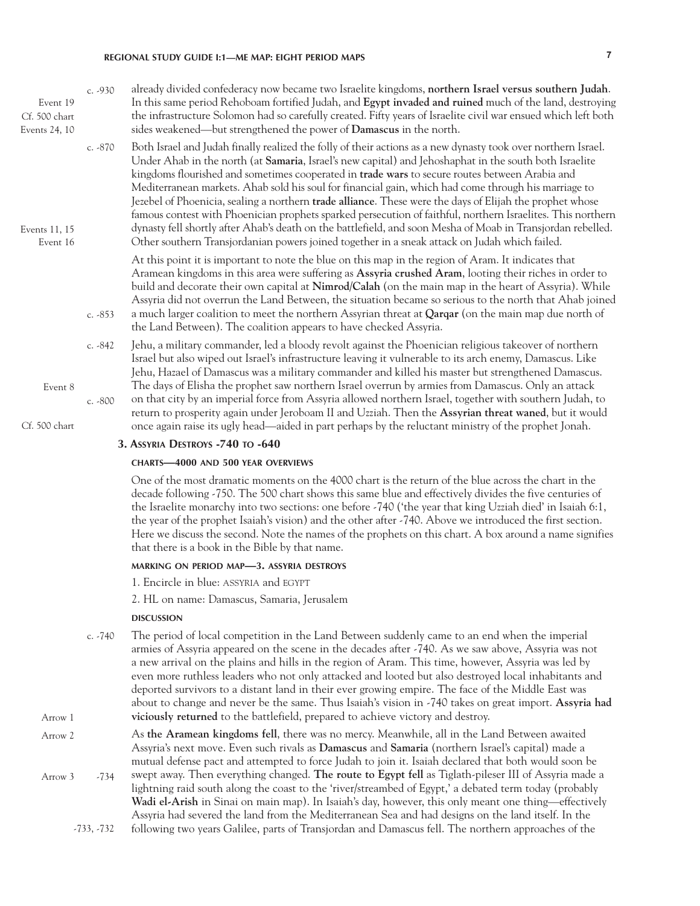Event 19 | c. -930 — already divided confederacy now became two Israelite kingdoms, **northern Israel versus southern Judah**. In this same period Rehoboam fortified Judah, and **Egypt invaded and ruined** much of the land, destroying the infrastructure Solomon had so carefully created. Fifty years of Israelite civil war ensued which left both sides weakened—but strengthened the power of **Damascus** in the north. (Cf. 500 chart; Events 24, 10)

c. -870 — Both Israel and Judah finally realized the folly of their actions as a new dynasty took over northern Israel. Under Ahab in the north (at **Samaria**, Israel's new capital) and Jehoshaphat in the south both Israelite kingdoms flourished and sometimes cooperated in **trade wars** to secure routes between Arabia and Mediterranean markets. Ahab sold his soul for financial gain, which had come through his marriage to Jezebel of Phoenicia, sealing a northern **trade alliance**. These were the days of Elijah the prophet whose famous contest with Phoenician prophets sparked persecution of faithful, northern Israelites. This northern dynasty fell shortly after Ahab's death on the battlefield, and soon Mesha of Moab in Transjordan rebelled. Other southern Transjordanian powers joined together in a sneak attack on Judah which failed. (Events 11, 15; Event 16)

At this point it is important to note the blue on this map in the region of Aram. It indicates that Aramean kingdoms in this area were suffering as **Assyria crushed Aram**, looting their riches in order to build and decorate their own capital at **Nimrod/Calah** (on the main map in the heart of Assyria). While Assyria did not overrun the Land Between, the situation became so serious to the north that Ahab joined a much larger coalition to meet the northern Assyrian threat at **Qarqar** (on the main map due north of the Land Between). The coalition appears to have checked Assyria. (c. -853)

c. -842 — Jehu, a military commander, led a bloody revolt against the Phoenician religious takeover of northern Israel but also wiped out Israel's infrastructure leaving it vulnerable to its arch enemy, Damascus. Like Jehu, Hazael of Damascus was a military commander and killed his master but strengthened Damascus. The days of Elisha the prophet saw northern Israel overrun by armies from Damascus. Only an attack on that city by an imperial force from Assyria allowed northern Israel, together with southern Judah, to return to prosperity again under Jeroboam II and Uzziah. Then the **Assyrian threat waned**, but it would once again raise its ugly head—aided in part perhaps by the reluctant ministry of the prophet Jonah. (Event 8; c. -800; Cf. 500 chart)

### 3. Assyria Destroys -740 to -640

#### CHARTS—4000 AND 500 YEAR OVERVIEWS

One of the most dramatic moments on the 4000 chart is the return of the blue across the chart in the decade following -750. The 500 chart shows this same blue and effectively divides the five centuries of the Israelite monarchy into two sections: one before -740 ('the year that king Uzziah died' in Isaiah 6:1, the year of the prophet Isaiah's vision) and the other after -740. Above we introduced the first section. Here we discuss the second. Note the names of the prophets on this chart. A box around a name signifies that there is a book in the Bible by that name.

#### MARKING ON PERIOD MAP—3. ASSYRIA DESTROYS

1. Encircle in blue: ASSYRIA and EGYPT
2. HL on name: Damascus, Samaria, Jerusalem

#### DISCUSSION

c. -740 — The period of local competition in the Land Between suddenly came to an end when the imperial armies of Assyria appeared on the scene in the decades after -740. As we saw above, Assyria was not a new arrival on the plains and hills in the region of Aram. This time, however, Assyria was led by even more ruthless leaders who not only attacked and looted but also destroyed local inhabitants and deported survivors to a distant land in their ever growing empire. The face of the Middle East was about to change and never be the same. Thus Isaiah's vision in -740 takes on great import. **Assyria had viciously returned** to the battlefield, prepared to achieve victory and destroy. (Arrow 1)

As **the Aramean kingdoms fell**, there was no mercy. Meanwhile, all in the Land Between awaited Assyria's next move. Even such rivals as **Damascus** and **Samaria** (northern Israel's capital) made a mutual defense pact and attempted to force Judah to join it. Isaiah declared that both would soon be swept away. Then everything changed. **The route to Egypt fell** as Tiglath-pileser III of Assyria made a lightning raid south along the coast to the 'river/streambed of Egypt,' a debated term today (probably **Wadi el-Arish** in Sinai on main map). In Isaiah's day, however, this only meant one thing—effectively Assyria had severed the land from the Mediterranean Sea and had designs on the land itself. In the following two years Galilee, parts of Transjordan and Damascus fell. The northern approaches of the (Arrow 2; Arrow 3, -734; -733, -732)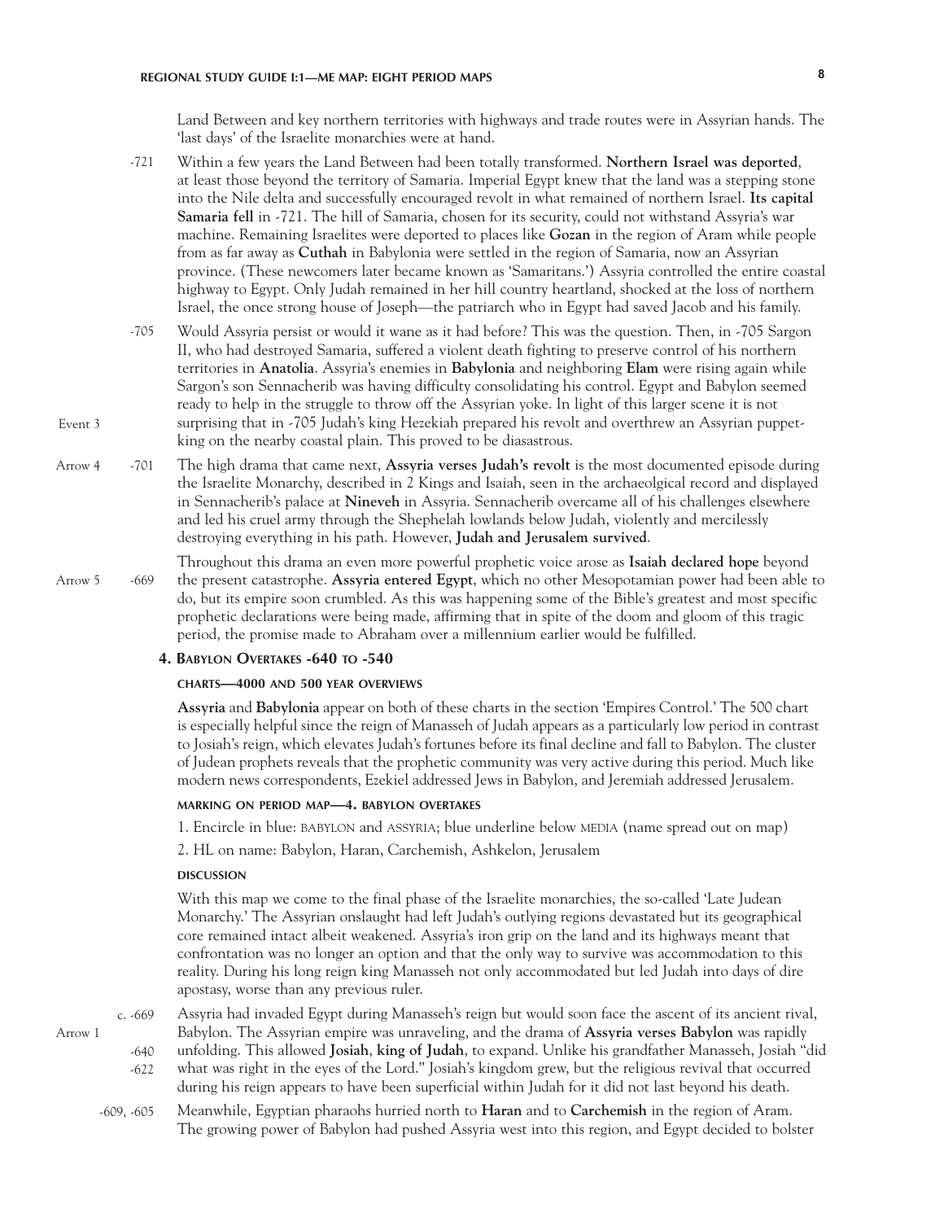Land Between and key northern territories with highways and trade routes were in Assyrian hands. The 'last days' of the Israelite monarchies were at hand.

-721 Within a few years the Land Between had been totally transformed. **Northern Israel was deported**, at least those beyond the territory of Samaria. Imperial Egypt knew that the land was a stepping stone into the Nile delta and successfully encouraged revolt in what remained of northern Israel. **Its capital Samaria fell** in -721. The hill of Samaria, chosen for its security, could not withstand Assyria's war machine. Remaining Israelites were deported to places like **Gozan** in the region of Aram while people from as far away as **Cuthah** in Babylonia were settled in the region of Samaria, now an Assyrian province. (These newcomers later became known as 'Samaritans.') Assyria controlled the entire coastal highway to Egypt. Only Judah remained in her hill country heartland, shocked at the loss of northern Israel, the once strong house of Joseph—the patriarch who in Egypt had saved Jacob and his family.

Event 3 -705 Would Assyria persist or would it wane as it had before? This was the question. Then, in -705 Sargon II, who had destroyed Samaria, suffered a violent death fighting to preserve control of his northern territories in **Anatolia**. Assyria's enemies in **Babylonia** and neighboring **Elam** were rising again while Sargon's son Sennacherib was having difficulty consolidating his control. Egypt and Babylon seemed ready to help in the struggle to throw off the Assyrian yoke. In light of this larger scene it is not surprising that in -705 Judah's king Hezekiah prepared his revolt and overthrew an Assyrian puppet-king on the nearby coastal plain. This proved to be diasastrous.

Arrow 4 -701 The high drama that came next, **Assyria verses Judah's revolt** is the most documented episode during the Israelite Monarchy, described in 2 Kings and Isaiah, seen in the archaeolgical record and displayed in Sennacherib's palace at **Nineveh** in Assyria. Sennacherib overcame all of his challenges elsewhere and led his cruel army through the Shephelah lowlands below Judah, violently and mercilessly destroying everything in his path. However, **Judah and Jerusalem survived**.

Arrow 5 -669 Throughout this drama an even more powerful prophetic voice arose as **Isaiah declared hope** beyond the present catastrophe. **Assyria entered Egypt**, which no other Mesopotamian power had been able to do, but its empire soon crumbled. As this was happening some of the Bible's greatest and most specific prophetic declarations were being made, affirming that in spite of the doom and gloom of this tragic period, the promise made to Abraham over a millennium earlier would be fulfilled.

### 4. Babylon Overtakes -640 to -540

#### Charts—4000 and 500 Year Overviews

**Assyria** and **Babylonia** appear on both of these charts in the section 'Empires Control.' The 500 chart is especially helpful since the reign of Manasseh of Judah appears as a particularly low period in contrast to Josiah's reign, which elevates Judah's fortunes before its final decline and fall to Babylon. The cluster of Judean prophets reveals that the prophetic community was very active during this period. Much like modern news correspondents, Ezekiel addressed Jews in Babylon, and Jeremiah addressed Jerusalem.

#### Marking on Period Map—4. Babylon Overtakes

1. Encircle in blue: BABYLON and ASSYRIA; blue underline below MEDIA (name spread out on map)
2. HL on name: Babylon, Haran, Carchemish, Ashkelon, Jerusalem

#### Discussion

With this map we come to the final phase of the Israelite monarchies, the so-called 'Late Judean Monarchy.' The Assyrian onslaught had left Judah's outlying regions devastated but its geographical core remained intact albeit weakened. Assyria's iron grip on the land and its highways meant that confrontation was no longer an option and that the only way to survive was accommodation to this reality. During his long reign king Manasseh not only accommodated but led Judah into days of dire apostasy, worse than any previous ruler.

Arrow 1 c. -669, -640, -622 Assyria had invaded Egypt during Manasseh's reign but would soon face the ascent of its ancient rival, Babylon. The Assyrian empire was unraveling, and the drama of **Assyria verses Babylon** was rapidly unfolding. This allowed **Josiah**, **king of Judah**, to expand. Unlike his grandfather Manasseh, Josiah "did what was right in the eyes of the Lord." Josiah's kingdom grew, but the religious revival that occurred during his reign appears to have been superficial within Judah for it did not last beyond his death.

-609, -605 Meanwhile, Egyptian pharaohs hurried north to **Haran** and to **Carchemish** in the region of Aram. The growing power of Babylon had pushed Assyria west into this region, and Egypt decided to bolster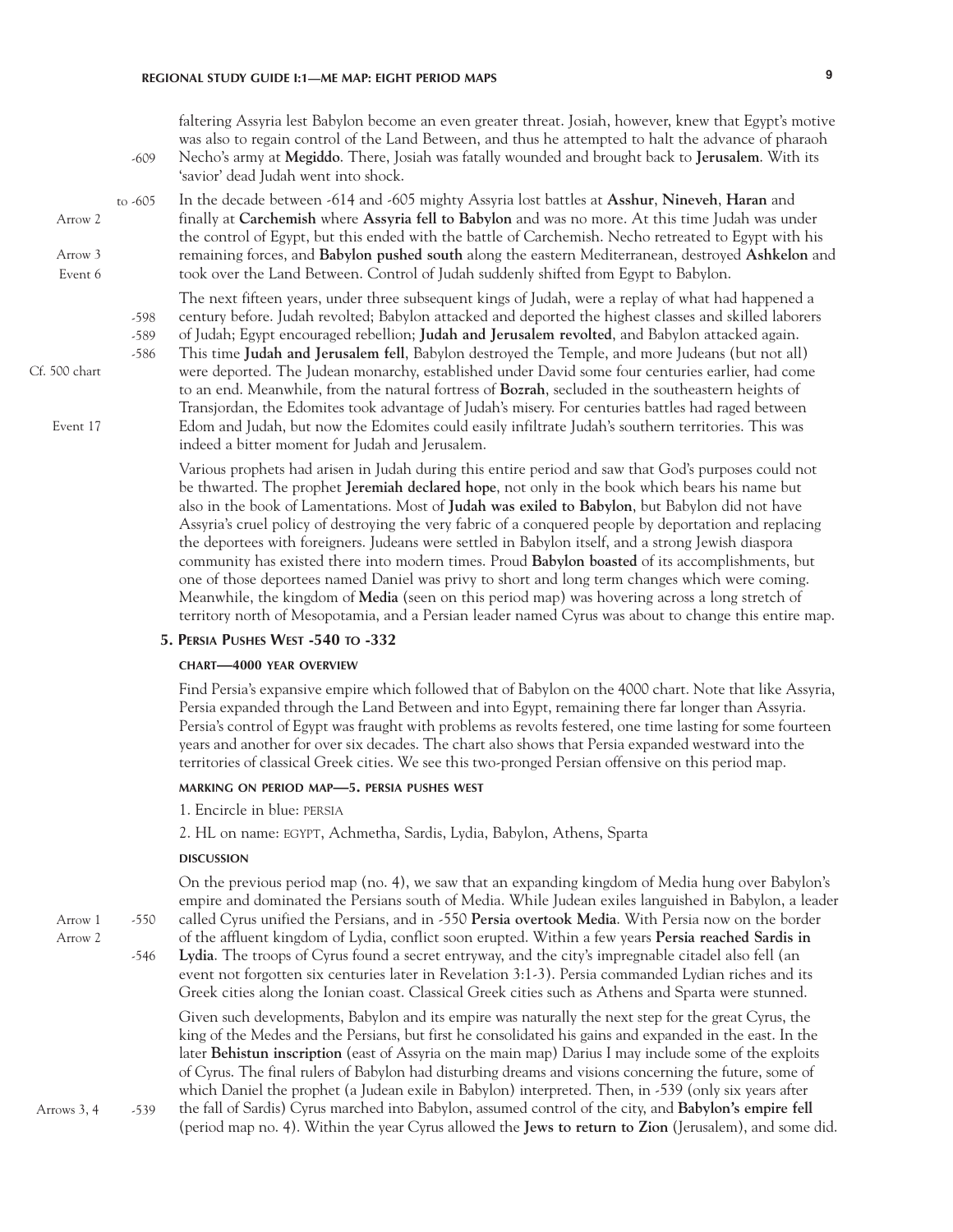faltering Assyria lest Babylon become an even greater threat. Josiah, however, knew that Egypt's motive was also to regain control of the Land Between, and thus he attempted to halt the advance of pharaoh Necho's army at **Megiddo**. There, Josiah was fatally wounded and brought back to **Jerusalem**. With its 'savior' dead Judah went into shock.

-609

to -605 / Arrow 2 / Arrow 3 / Event 6

In the decade between -614 and -605 mighty Assyria lost battles at **Asshur**, **Nineveh**, **Haran** and finally at **Carchemish** where **Assyria fell to Babylon** and was no more. At this time Judah was under the control of Egypt, but this ended with the battle of Carchemish. Necho retreated to Egypt with his remaining forces, and **Babylon pushed south** along the eastern Mediterranean, destroyed **Ashkelon** and took over the Land Between. Control of Judah suddenly shifted from Egypt to Babylon.

-598 / -589 / -586 / Cf. 500 chart / Event 17

The next fifteen years, under three subsequent kings of Judah, were a replay of what had happened a century before. Judah revolted; Babylon attacked and deported the highest classes and skilled laborers of Judah; Egypt encouraged rebellion; **Judah and Jerusalem revolted**, and Babylon attacked again. This time **Judah and Jerusalem fell**, Babylon destroyed the Temple, and more Judeans (but not all) were deported. The Judean monarchy, established under David some four centuries earlier, had come to an end. Meanwhile, from the natural fortress of **Bozrah**, secluded in the southeastern heights of Transjordan, the Edomites took advantage of Judah's misery. For centuries battles had raged between Edom and Judah, but now the Edomites could easily infiltrate Judah's southern territories. This was indeed a bitter moment for Judah and Jerusalem.

Various prophets had arisen in Judah during this entire period and saw that God's purposes could not be thwarted. The prophet **Jeremiah declared hope**, not only in the book which bears his name but also in the book of Lamentations. Most of **Judah was exiled to Babylon**, but Babylon did not have Assyria's cruel policy of destroying the very fabric of a conquered people by deportation and replacing the deportees with foreigners. Judeans were settled in Babylon itself, and a strong Jewish diaspora community has existed there into modern times. Proud **Babylon boasted** of its accomplishments, but one of those deportees named Daniel was privy to short and long term changes which were coming. Meanwhile, the kingdom of **Media** (seen on this period map) was hovering across a long stretch of territory north of Mesopotamia, and a Persian leader named Cyrus was about to change this entire map.

## 5. Persia Pushes West -540 to -332

### CHART—4000 YEAR OVERVIEW

Find Persia's expansive empire which followed that of Babylon on the 4000 chart. Note that like Assyria, Persia expanded through the Land Between and into Egypt, remaining there far longer than Assyria. Persia's control of Egypt was fraught with problems as revolts festered, one time lasting for some fourteen years and another for over six decades. The chart also shows that Persia expanded westward into the territories of classical Greek cities. We see this two-pronged Persian offensive on this period map.

### MARKING ON PERIOD MAP—5. PERSIA PUSHES WEST

1. Encircle in blue: PERSIA
2. HL on name: EGYPT, Achmetha, Sardis, Lydia, Babylon, Athens, Sparta

### DISCUSSION

Arrow 1 / Arrow 2 / -550 / -546

On the previous period map (no. 4), we saw that an expanding kingdom of Media hung over Babylon's empire and dominated the Persians south of Media. While Judean exiles languished in Babylon, a leader called Cyrus unified the Persians, and in -550 **Persia overtook Media**. With Persia now on the border of the affluent kingdom of Lydia, conflict soon erupted. Within a few years **Persia reached Sardis in Lydia**. The troops of Cyrus found a secret entryway, and the city's impregnable citadel also fell (an event not forgotten six centuries later in Revelation 3:1-3). Persia commanded Lydian riches and its Greek cities along the Ionian coast. Classical Greek cities such as Athens and Sparta were stunned.

Arrows 3, 4 / -539

Given such developments, Babylon and its empire was naturally the next step for the great Cyrus, the king of the Medes and the Persians, but first he consolidated his gains and expanded in the east. In the later **Behistun inscription** (east of Assyria on the main map) Darius I may include some of the exploits of Cyrus. The final rulers of Babylon had disturbing dreams and visions concerning the future, some of which Daniel the prophet (a Judean exile in Babylon) interpreted. Then, in -539 (only six years after the fall of Sardis) Cyrus marched into Babylon, assumed control of the city, and **Babylon's empire fell** (period map no. 4). Within the year Cyrus allowed the **Jews to return to Zion** (Jerusalem), and some did.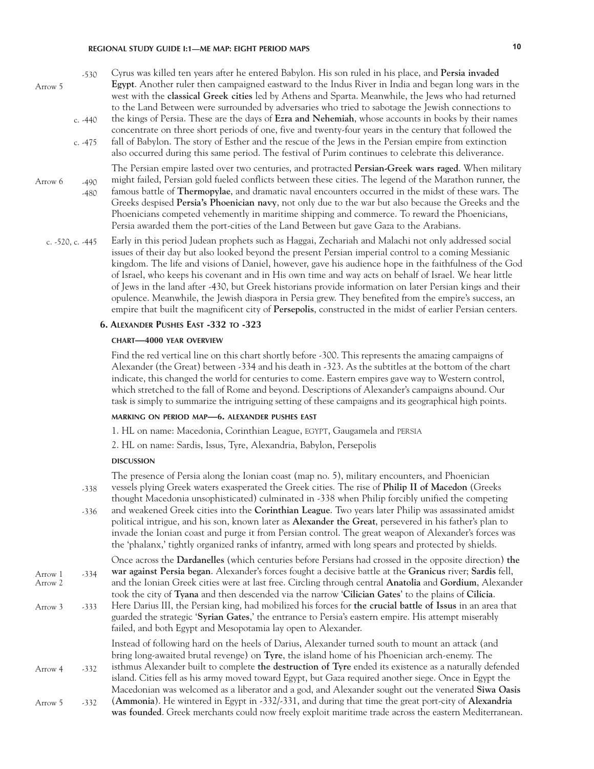Arrow 5 — -530 — Cyrus was killed ten years after he entered Babylon. His son ruled in his place, and **Persia invaded Egypt**. Another ruler then campaigned eastward to the Indus River in India and began long wars in the west with the **classical Greek cities** led by Athens and Sparta. Meanwhile, the Jews who had returned to the Land Between were surrounded by adversaries who tried to sabotage the Jewish connections to the kings of Persia. These are the days of **Ezra and Nehemiah**, whose accounts in books by their names concentrate on three short periods of one, five and twenty-four years in the century that followed the fall of Babylon. The story of Esther and the rescue of the Jews in the Persian empire from extinction also occurred during this same period. The festival of Purim continues to celebrate this deliverance. (c. -440; c. -475)

Arrow 6 — -490, -480 — The Persian empire lasted over two centuries, and protracted **Persian-Greek wars raged**. When military might failed, Persian gold fueled conflicts between these cities. The legend of the Marathon runner, the famous battle of **Thermopylae**, and dramatic naval encounters occurred in the midst of these wars. The Greeks despised **Persia's Phoenician navy**, not only due to the war but also because the Greeks and the Phoenicians competed vehemently in maritime shipping and commerce. To reward the Phoenicians, Persia awarded them the port-cities of the Land Between but gave Gaza to the Arabians.

c. -520, c. -445 — Early in this period Judean prophets such as Haggai, Zechariah and Malachi not only addressed social issues of their day but also looked beyond the present Persian imperial control to a coming Messianic kingdom. The life and visions of Daniel, however, gave his audience hope in the faithfulness of the God of Israel, who keeps his covenant and in His own time and way acts on behalf of Israel. We hear little of Jews in the land after -430, but Greek historians provide information on later Persian kings and their opulence. Meanwhile, the Jewish diaspora in Persia grew. They benefited from the empire's success, an empire that built the magnificent city of **Persepolis**, constructed in the midst of earlier Persian centers.

## 6. Alexander Pushes East -332 to -323

#### CHART—4000 YEAR OVERVIEW

Find the red vertical line on this chart shortly before -300. This represents the amazing campaigns of Alexander (the Great) between -334 and his death in -323. As the subtitles at the bottom of the chart indicate, this changed the world for centuries to come. Eastern empires gave way to Western control, which stretched to the fall of Rome and beyond. Descriptions of Alexander's campaigns abound. Our task is simply to summarize the intriguing setting of these campaigns and its geographical high points.

#### MARKING ON PERIOD MAP—6. ALEXANDER PUSHES EAST

1. HL on name: Macedonia, Corinthian League, EGYPT, Gaugamela and PERSIA
2. HL on name: Sardis, Issus, Tyre, Alexandria, Babylon, Persepolis

#### DISCUSSION

-338, -336 — The presence of Persia along the Ionian coast (map no. 5), military encounters, and Phoenician vessels plying Greek waters exasperated the Greek cities. The rise of **Philip II of Macedon** (Greeks thought Macedonia unsophisticated) culminated in -338 when Philip forcibly unified the competing and weakened Greek cities into the **Corinthian League**. Two years later Philip was assassinated amidst political intrigue, and his son, known later as **Alexander the Great**, persevered in his father's plan to invade the Ionian coast and purge it from Persian control. The great weapon of Alexander's forces was the 'phalanx,' tightly organized ranks of infantry, armed with long spears and protected by shields.

Arrow 1, Arrow 2 — -334; Arrow 3 — -333 — Once across the **Dardanelles** (which centuries before Persians had crossed in the opposite direction) **the war against Persia began**. Alexander's forces fought a decisive battle at the **Granicus** river; **Sardis** fell, and the Ionian Greek cities were at last free. Circling through central **Anatolia** and **Gordium**, Alexander took the city of **Tyana** and then descended via the narrow '**Cilician Gates**' to the plains of **Cilicia**. Here Darius III, the Persian king, had mobilized his forces for **the crucial battle of Issus** in an area that guarded the strategic '**Syrian Gates**,' the entrance to Persia's eastern empire. His attempt miserably failed, and both Egypt and Mesopotamia lay open to Alexander.

Arrow 4 — -332; Arrow 5 — -332 — Instead of following hard on the heels of Darius, Alexander turned south to mount an attack (and bring long-awaited brutal revenge) on **Tyre**, the island home of his Phoenician arch-enemy. The isthmus Alexander built to complete **the destruction of Tyre** ended its existence as a naturally defended island. Cities fell as his army moved toward Egypt, but Gaza required another siege. Once in Egypt the Macedonian was welcomed as a liberator and a god, and Alexander sought out the venerated **Siwa Oasis** (**Ammonia**). He wintered in Egypt in -332/-331, and during that time the great port-city of **Alexandria was founded**. Greek merchants could now freely exploit maritime trade across the eastern Mediterranean.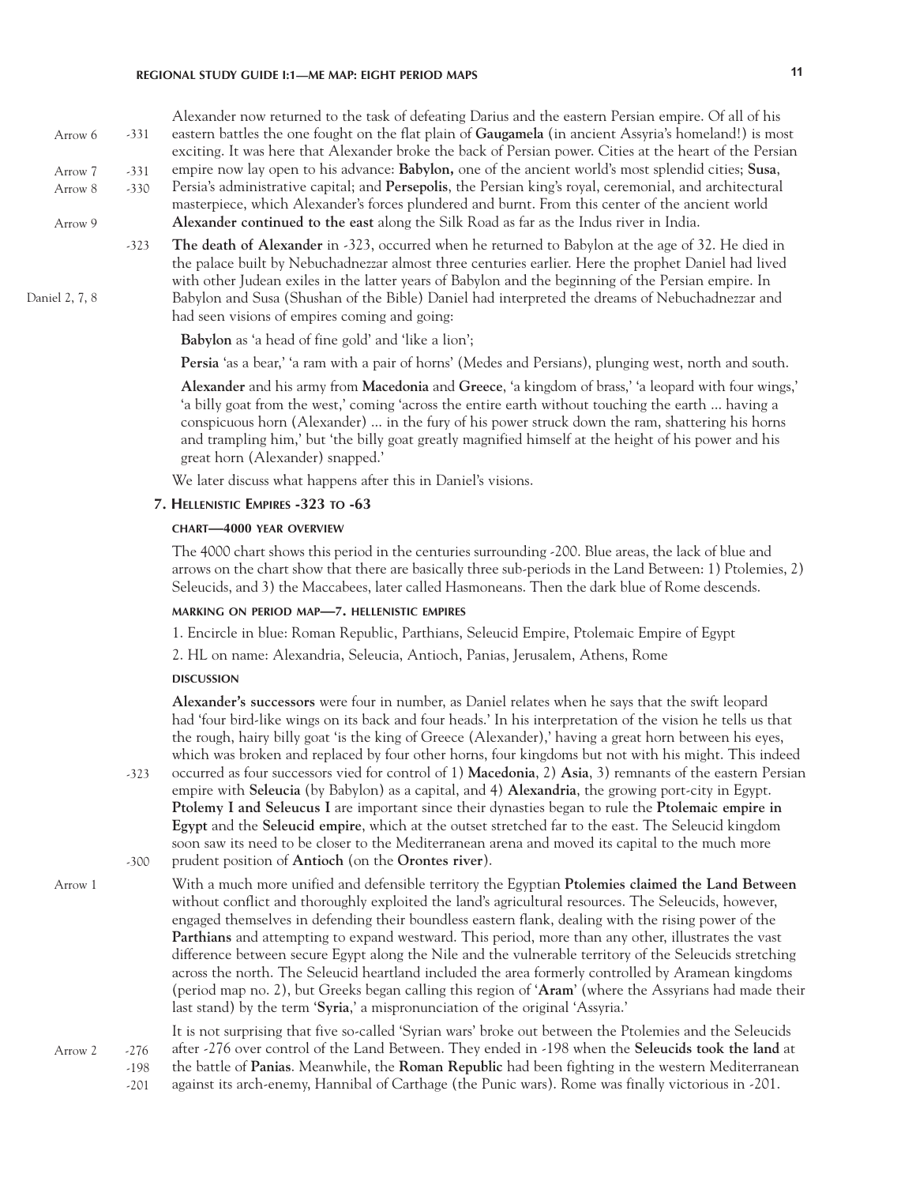Arrow 6 -331 Alexander now returned to the task of defeating Darius and the eastern Persian empire. Of all of his eastern battles the one fought on the flat plain of **Gaugamela** (in ancient Assyria's homeland!) is most exciting. It was here that Alexander broke the back of Persian power. Cities at the heart of the Persian empire now lay open to his advance: **Babylon,** one of the ancient world's most splendid cities; **Susa**, Persia's administrative capital; and **Persepolis**, the Persian king's royal, ceremonial, and architectural masterpiece, which Alexander's forces plundered and burnt. From this center of the ancient world **Alexander continued to the east** along the Silk Road as far as the Indus river in India.

Arrow 7 -331; Arrow 8 -330; Arrow 9

-323 **The death of Alexander** in -323, occurred when he returned to Babylon at the age of 32. He died in the palace built by Nebuchadnezzar almost three centuries earlier. Here the prophet Daniel had lived with other Judean exiles in the latter years of Babylon and the beginning of the Persian empire. In Babylon and Susa (Shushan of the Bible) Daniel had interpreted the dreams of Nebuchadnezzar and had seen visions of empires coming and going: (Daniel 2, 7, 8)

> **Babylon** as 'a head of fine gold' and 'like a lion';
>
> **Persia** 'as a bear,' 'a ram with a pair of horns' (Medes and Persians), plunging west, north and south.
>
> **Alexander** and his army from **Macedonia** and **Greece**, 'a kingdom of brass,' 'a leopard with four wings,' 'a billy goat from the west,' coming 'across the entire earth without touching the earth ... having a conspicuous horn (Alexander) ... in the fury of his power struck down the ram, shattering his horns and trampling him,' but 'the billy goat greatly magnified himself at the height of his power and his great horn (Alexander) snapped.'

We later discuss what happens after this in Daniel's visions.

## 7. Hellenistic Empires -323 to -63

### Chart—4000 Year Overview

The 4000 chart shows this period in the centuries surrounding -200. Blue areas, the lack of blue and arrows on the chart show that there are basically three sub-periods in the Land Between: 1) Ptolemies, 2) Seleucids, and 3) the Maccabees, later called Hasmoneans. Then the dark blue of Rome descends.

### Marking on Period Map—7. Hellenistic Empires

1. Encircle in blue: Roman Republic, Parthians, Seleucid Empire, Ptolemaic Empire of Egypt
2. HL on name: Alexandria, Seleucia, Antioch, Panias, Jerusalem, Athens, Rome

### Discussion

**Alexander's successors** were four in number, as Daniel relates when he says that the swift leopard had 'four bird-like wings on its back and four heads.' In his interpretation of the vision he tells us that the rough, hairy billy goat 'is the king of Greece (Alexander),' having a great horn between his eyes, which was broken and replaced by four other horns, four kingdoms but not with his might. This indeed occurred (-323) as four successors vied for control of 1) **Macedonia**, 2) **Asia**, 3) remnants of the eastern Persian empire with **Seleucia** (by Babylon) as a capital, and 4) **Alexandria**, the growing port-city in Egypt. **Ptolemy I and Seleucus I** are important since their dynasties began to rule the **Ptolemaic empire in Egypt** and the **Seleucid empire**, which at the outset stretched far to the east. The Seleucid kingdom soon saw its need to be closer to the Mediterranean arena and moved its capital to the much more prudent position of **Antioch** (on the **Orontes river**). (-300)

Arrow 1 With a much more unified and defensible territory the Egyptian **Ptolemies claimed the Land Between** without conflict and thoroughly exploited the land's agricultural resources. The Seleucids, however, engaged themselves in defending their boundless eastern flank, dealing with the rising power of the **Parthians** and attempting to expand westward. This period, more than any other, illustrates the vast difference between secure Egypt along the Nile and the vulnerable territory of the Seleucids stretching across the north. The Seleucid heartland included the area formerly controlled by Aramean kingdoms (period map no. 2), but Greeks began calling this region of '**Aram**' (where the Assyrians had made their last stand) by the term '**Syria**,' a mispronunciation of the original 'Assyria.'

Arrow 2 -276 -198 -201 It is not surprising that five so-called 'Syrian wars' broke out between the Ptolemies and the Seleucids after -276 over control of the Land Between. They ended in -198 when the **Seleucids took the land** at the battle of **Panias**. Meanwhile, the **Roman Republic** had been fighting in the western Mediterranean against its arch-enemy, Hannibal of Carthage (the Punic wars). Rome was finally victorious in -201.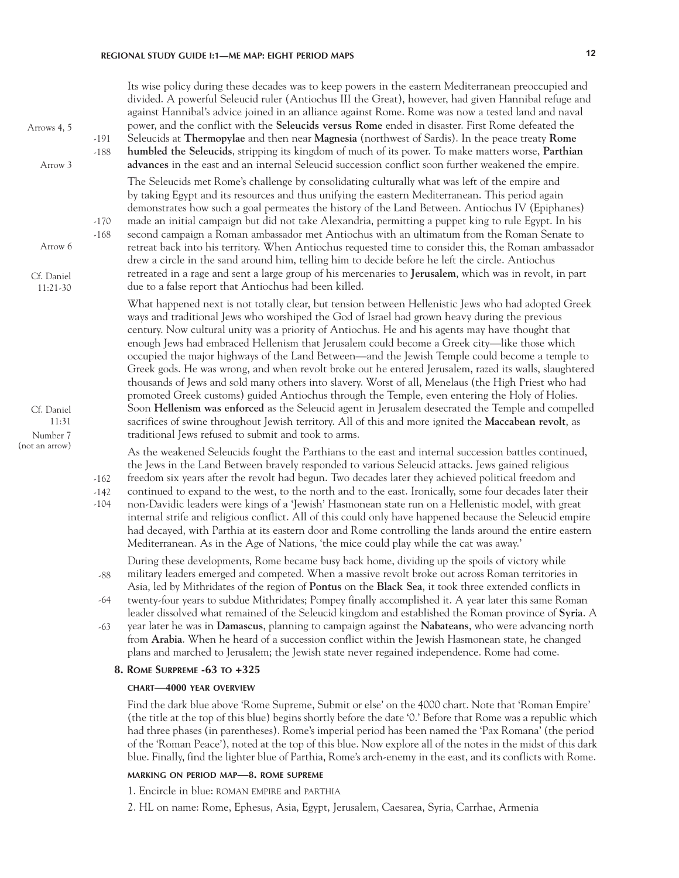Its wise policy during these decades was to keep powers in the eastern Mediterranean preoccupied and divided. A powerful Seleucid ruler (Antiochus III the Great), however, had given Hannibal refuge and against Hannibal's advice joined in an alliance against Rome. Rome was now a tested land and naval power, and the conflict with the **Seleucids versus Rome** ended in disaster. First Rome defeated the Seleucids at **Thermopylae** and then near **Magnesia** (northwest of Sardis). In the peace treaty **Rome humbled the Seleucids**, stripping its kingdom of much of its power. To make matters worse, **Parthian advances** in the east and an internal Seleucid succession conflict soon further weakened the empire.

Arrows 4, 5 | -191 | -188 | Arrow 3

The Seleucids met Rome's challenge by consolidating culturally what was left of the empire and by taking Egypt and its resources and thus unifying the eastern Mediterranean. This period again demonstrates how such a goal permeates the history of the Land Between. Antiochus IV (Epiphanes) made an initial campaign but did not take Alexandria, permitting a puppet king to rule Egypt. In his second campaign a Roman ambassador met Antiochus with an ultimatum from the Roman Senate to retreat back into his territory. When Antiochus requested time to consider this, the Roman ambassador drew a circle in the sand around him, telling him to decide before he left the circle. Antiochus retreated in a rage and sent a large group of his mercenaries to **Jerusalem**, which was in revolt, in part due to a false report that Antiochus had been killed.

-170 | -168 | Arrow 6 | Cf. Daniel 11:21-30

What happened next is not totally clear, but tension between Hellenistic Jews who had adopted Greek ways and traditional Jews who worshiped the God of Israel had grown heavy during the previous century. Now cultural unity was a priority of Antiochus. He and his agents may have thought that enough Jews had embraced Hellenism that Jerusalem could become a Greek city—like those which occupied the major highways of the Land Between—and the Jewish Temple could become a temple to Greek gods. He was wrong, and when revolt broke out he entered Jerusalem, razed its walls, slaughtered thousands of Jews and sold many others into slavery. Worst of all, Menelaus (the High Priest who had promoted Greek customs) guided Antiochus through the Temple, even entering the Holy of Holies. Soon **Hellenism was enforced** as the Seleucid agent in Jerusalem desecrated the Temple and compelled sacrifices of swine throughout Jewish territory. All of this and more ignited the **Maccabean revolt**, as traditional Jews refused to submit and took to arms.

Cf. Daniel 11:31 | Number 7 (not an arrow)

As the weakened Seleucids fought the Parthians to the east and internal succession battles continued, the Jews in the Land Between bravely responded to various Seleucid attacks. Jews gained religious freedom six years after the revolt had begun. Two decades later they achieved political freedom and continued to expand to the west, to the north and to the east. Ironically, some four decades later their non-Davidic leaders were kings of a 'Jewish' Hasmonean state run on a Hellenistic model, with great internal strife and religious conflict. All of this could only have happened because the Seleucid empire had decayed, with Parthia at its eastern door and Rome controlling the lands around the entire eastern Mediterranean. As in the Age of Nations, 'the mice could play while the cat was away.'

-162 | -142 | -104

During these developments, Rome became busy back home, dividing up the spoils of victory while military leaders emerged and competed. When a massive revolt broke out across Roman territories in Asia, led by Mithridates of the region of **Pontus** on the **Black Sea**, it took three extended conflicts in twenty-four years to subdue Mithridates; Pompey finally accomplished it. A year later this same Roman leader dissolved what remained of the Seleucid kingdom and established the Roman province of **Syria**. A year later he was in **Damascus**, planning to campaign against the **Nabateans**, who were advancing north from **Arabia**. When he heard of a succession conflict within the Jewish Hasmonean state, he changed plans and marched to Jerusalem; the Jewish state never regained independence. Rome had come.

-88 | -64 | -63

### 8. Rome Supreme -63 to +325

#### CHART—4000 YEAR OVERVIEW

Find the dark blue above 'Rome Supreme, Submit or else' on the 4000 chart. Note that 'Roman Empire' (the title at the top of this blue) begins shortly before the date '0.' Before that Rome was a republic which had three phases (in parentheses). Rome's imperial period has been named the 'Pax Romana' (the period of the 'Roman Peace'), noted at the top of this blue. Now explore all of the notes in the midst of this dark blue. Finally, find the lighter blue of Parthia, Rome's arch-enemy in the east, and its conflicts with Rome.

#### MARKING ON PERIOD MAP—8. ROME SUPREME

1. Encircle in blue: ROMAN EMPIRE and PARTHIA
2. HL on name: Rome, Ephesus, Asia, Egypt, Jerusalem, Caesarea, Syria, Carrhae, Armenia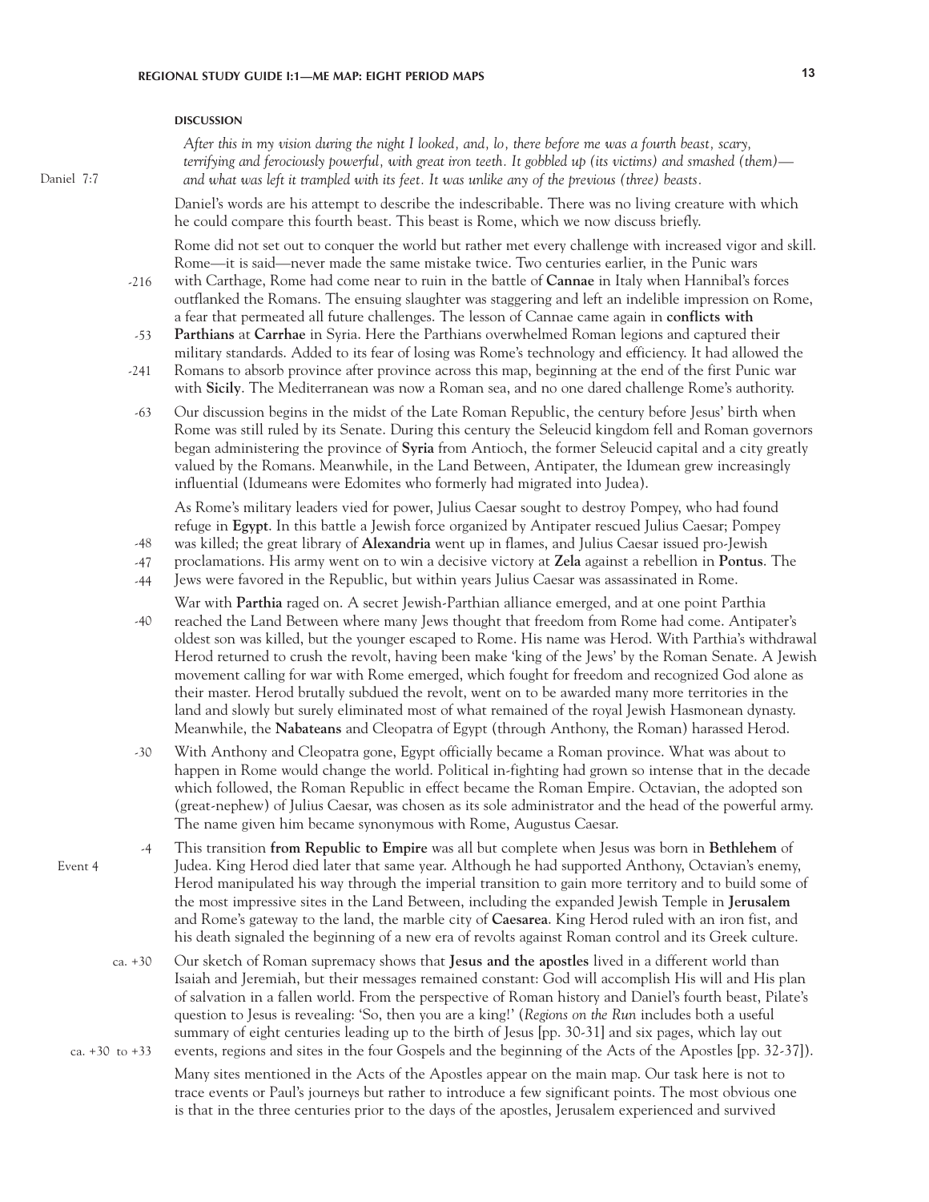**DISCUSSION**

Daniel 7:7

*After this in my vision during the night I looked, and, lo, there before me was a fourth beast, scary, terrifying and ferociously powerful, with great iron teeth. It gobbled up (its victims) and smashed (them)—and what was left it trampled with its feet. It was unlike any of the previous (three) beasts.*

Daniel's words are his attempt to describe the indescribable. There was no living creature with which he could compare this fourth beast. This beast is Rome, which we now discuss briefly.

Rome did not set out to conquer the world but rather met every challenge with increased vigor and skill. Rome—it is said—never made the same mistake twice. Two centuries earlier, in the Punic wars with Carthage, Rome had come near to ruin in the battle of **Cannae** in Italy when Hannibal's forces outflanked the Romans. The ensuing slaughter was staggering and left an indelible impression on Rome, a fear that permeated all future challenges. The lesson of Cannae came again in **conflicts with Parthians** at **Carrhae** in Syria. Here the Parthians overwhelmed Roman legions and captured their military standards. Added to its fear of losing was Rome's technology and efficiency. It had allowed the Romans to absorb province after province across this map, beginning at the end of the first Punic war with **Sicily**. The Mediterranean was now a Roman sea, and no one dared challenge Rome's authority.

-216

-53

-241

-63 Our discussion begins in the midst of the Late Roman Republic, the century before Jesus' birth when Rome was still ruled by its Senate. During this century the Seleucid kingdom fell and Roman governors began administering the province of **Syria** from Antioch, the former Seleucid capital and a city greatly valued by the Romans. Meanwhile, in the Land Between, Antipater, the Idumean grew increasingly influential (Idumeans were Edomites who formerly had migrated into Judea).

As Rome's military leaders vied for power, Julius Caesar sought to destroy Pompey, who had found refuge in **Egypt**. In this battle a Jewish force organized by Antipater rescued Julius Caesar; Pompey was killed; the great library of **Alexandria** went up in flames, and Julius Caesar issued pro-Jewish proclamations. His army went on to win a decisive victory at **Zela** against a rebellion in **Pontus**. The Jews were favored in the Republic, but within years Julius Caesar was assassinated in Rome.

-48

-47

-44

War with **Parthia** raged on. A secret Jewish-Parthian alliance emerged, and at one point Parthia reached the Land Between where many Jews thought that freedom from Rome had come. Antipater's oldest son was killed, but the younger escaped to Rome. His name was Herod. With Parthia's withdrawal Herod returned to crush the revolt, having been make 'king of the Jews' by the Roman Senate. A Jewish movement calling for war with Rome emerged, which fought for freedom and recognized God alone as their master. Herod brutally subdued the revolt, went on to be awarded many more territories in the land and slowly but surely eliminated most of what remained of the royal Jewish Hasmonean dynasty. Meanwhile, the **Nabateans** and Cleopatra of Egypt (through Anthony, the Roman) harassed Herod.

-40

-30 With Anthony and Cleopatra gone, Egypt officially became a Roman province. What was about to happen in Rome would change the world. Political in-fighting had grown so intense that in the decade which followed, the Roman Republic in effect became the Roman Empire. Octavian, the adopted son (great-nephew) of Julius Caesar, was chosen as its sole administrator and the head of the powerful army. The name given him became synonymous with Rome, Augustus Caesar.

Event 4 -4 This transition **from Republic to Empire** was all but complete when Jesus was born in **Bethlehem** of Judea. King Herod died later that same year. Although he had supported Anthony, Octavian's enemy, Herod manipulated his way through the imperial transition to gain more territory and to build some of the most impressive sites in the Land Between, including the expanded Jewish Temple in **Jerusalem** and Rome's gateway to the land, the marble city of **Caesarea**. King Herod ruled with an iron fist, and his death signaled the beginning of a new era of revolts against Roman control and its Greek culture.

ca. +30 Our sketch of Roman supremacy shows that **Jesus and the apostles** lived in a different world than Isaiah and Jeremiah, but their messages remained constant: God will accomplish His will and His plan of salvation in a fallen world. From the perspective of Roman history and Daniel's fourth beast, Pilate's question to Jesus is revealing: 'So, then you are a king!' (*Regions on the Run* includes both a useful summary of eight centuries leading up to the birth of Jesus [pp. 30-31] and six pages, which lay out events, regions and sites in the four Gospels and the beginning of the Acts of the Apostles [pp. 32-37]).

ca. +30 to +33

Many sites mentioned in the Acts of the Apostles appear on the main map. Our task here is not to trace events or Paul's journeys but rather to introduce a few significant points. The most obvious one is that in the three centuries prior to the days of the apostles, Jerusalem experienced and survived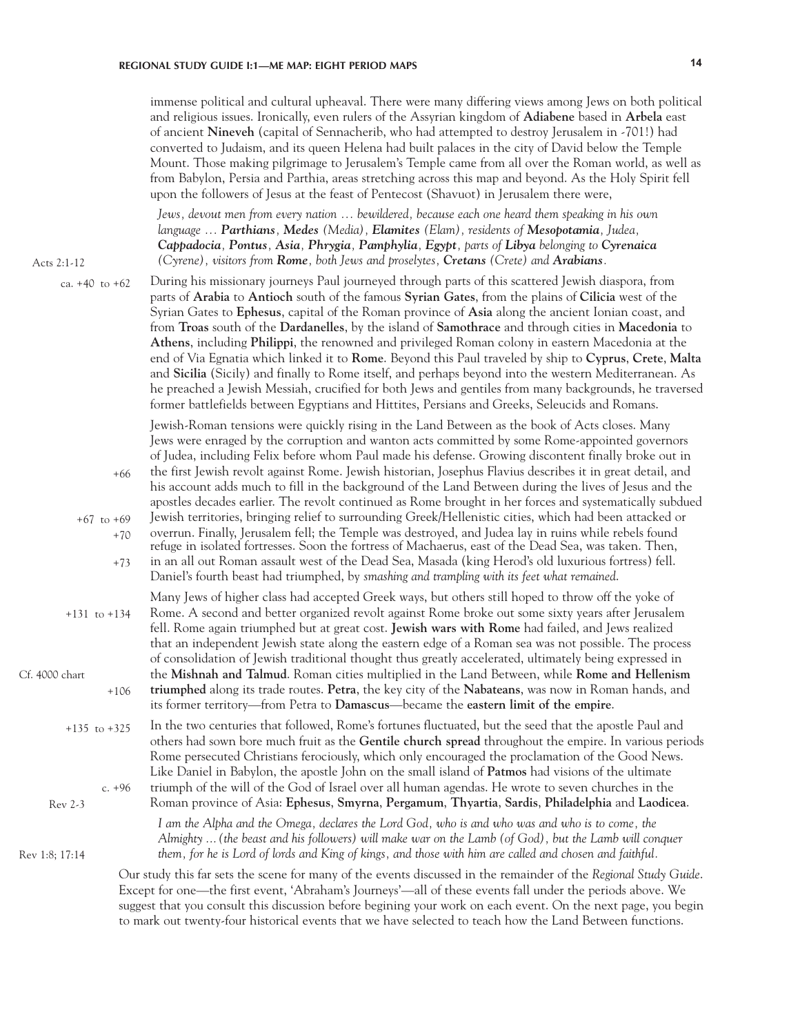immense political and cultural upheaval. There were many differing views among Jews on both political and religious issues. Ironically, even rulers of the Assyrian kingdom of **Adiabene** based in **Arbela** east of ancient **Nineveh** (capital of Sennacherib, who had attempted to destroy Jerusalem in -701!) had converted to Judaism, and its queen Helena had built palaces in the city of David below the Temple Mount. Those making pilgrimage to Jerusalem's Temple came from all over the Roman world, as well as from Babylon, Persia and Parthia, areas stretching across this map and beyond. As the Holy Spirit fell upon the followers of Jesus at the feast of Pentecost (Shavuot) in Jerusalem there were,

Acts 2:1-12

> *Jews, devout men from every nation … bewildered, because each one heard them speaking in his own language … **Parthians**, **Medes** (Media), **Elamites** (Elam), residents of **Mesopotamia**, Judea, **Cappadocia**, **Pontus**, **Asia**, **Phrygia**, **Pamphylia**, **Egypt**, parts of **Libya** belonging to **Cyrenaica** (Cyrene), visitors from **Rome**, both Jews and proselytes, **Cretans** (Crete) and **Arabians**.*

ca. +40 to +62

During his missionary journeys Paul journeyed through parts of this scattered Jewish diaspora, from parts of **Arabia** to **Antioch** south of the famous **Syrian Gates**, from the plains of **Cilicia** west of the Syrian Gates to **Ephesus**, capital of the Roman province of **Asia** along the ancient Ionian coast, and from **Troas** south of the **Dardanelles**, by the island of **Samothrace** and through cities in **Macedonia** to **Athens**, including **Philippi**, the renowned and privileged Roman colony in eastern Macedonia at the end of Via Egnatia which linked it to **Rome**. Beyond this Paul traveled by ship to **Cyprus**, **Crete**, **Malta** and **Sicilia** (Sicily) and finally to Rome itself, and perhaps beyond into the western Mediterranean. As he preached a Jewish Messiah, crucified for both Jews and gentiles from many backgrounds, he traversed former battlefields between Egyptians and Hittites, Persians and Greeks, Seleucids and Romans.

+66

+67 to +69

+70

+73

Jewish-Roman tensions were quickly rising in the Land Between as the book of Acts closes. Many Jews were enraged by the corruption and wanton acts committed by some Rome-appointed governors of Judea, including Felix before whom Paul made his defense. Growing discontent finally broke out in the first Jewish revolt against Rome. Jewish historian, Josephus Flavius describes it in great detail, and his account adds much to fill in the background of the Land Between during the lives of Jesus and the apostles decades earlier. The revolt continued as Rome brought in her forces and systematically subdued Jewish territories, bringing relief to surrounding Greek/Hellenistic cities, which had been attacked or overrun. Finally, Jerusalem fell; the Temple was destroyed, and Judea lay in ruins while rebels found refuge in isolated fortresses. Soon the fortress of Machaerus, east of the Dead Sea, was taken. Then, in an all out Roman assault west of the Dead Sea, Masada (king Herod's old luxurious fortress) fell. Daniel's fourth beast had triumphed, by *smashing and trampling with its feet what remained.*

+131 to +134

Cf. 4000 chart

+106

Many Jews of higher class had accepted Greek ways, but others still hoped to throw off the yoke of Rome. A second and better organized revolt against Rome broke out some sixty years after Jerusalem fell. Rome again triumphed but at great cost. **Jewish wars with Rome** had failed, and Jews realized that an independent Jewish state along the eastern edge of a Roman sea was not possible. The process of consolidation of Jewish traditional thought thus greatly accelerated, ultimately being expressed in the **Mishnah and Talmud**. Roman cities multiplied in the Land Between, while **Rome and Hellenism triumphed** along its trade routes. **Petra**, the key city of the **Nabateans**, was now in Roman hands, and its former territory—from Petra to **Damascus**—became the **eastern limit of the empire**.

+135 to +325

c. +96

Rev 2-3

In the two centuries that followed, Rome's fortunes fluctuated, but the seed that the apostle Paul and others had sown bore much fruit as the **Gentile church spread** throughout the empire. In various periods Rome persecuted Christians ferociously, which only encouraged the proclamation of the Good News. Like Daniel in Babylon, the apostle John on the small island of **Patmos** had visions of the ultimate triumph of the will of the God of Israel over all human agendas. He wrote to seven churches in the Roman province of Asia: **Ephesus**, **Smyrna**, **Pergamum**, **Thyartia**, **Sardis**, **Philadelphia** and **Laodicea**.

Rev 1:8; 17:14

> *I am the Alpha and the Omega, declares the Lord God, who is and who was and who is to come, the Almighty …(the beast and his followers) will make war on the Lamb (of God), but the Lamb will conquer them, for he is Lord of lords and King of kings, and those with him are called and chosen and faithful.*

Our study this far sets the scene for many of the events discussed in the remainder of the *Regional Study Guide*. Except for one—the first event, 'Abraham's Journeys'—all of these events fall under the periods above. We suggest that you consult this discussion before begining your work on each event. On the next page, you begin to mark out twenty-four historical events that we have selected to teach how the Land Between functions.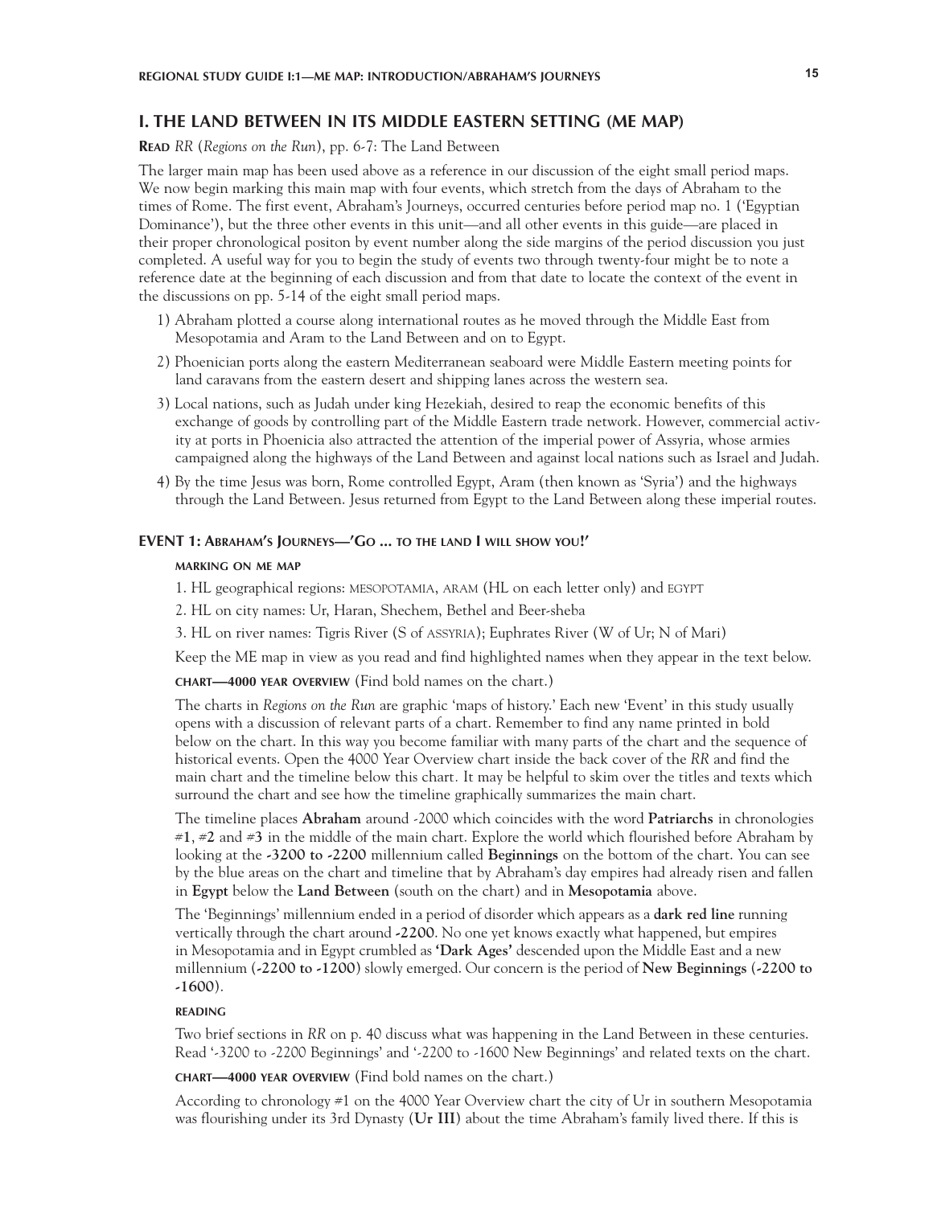## I. THE LAND BETWEEN IN ITS MIDDLE EASTERN SETTING (ME MAP)

**READ** *RR* (*Regions on the Run*), pp. 6-7: The Land Between

The larger main map has been used above as a reference in our discussion of the eight small period maps. We now begin marking this main map with four events, which stretch from the days of Abraham to the times of Rome. The first event, Abraham's Journeys, occurred centuries before period map no. 1 ('Egyptian Dominance'), but the three other events in this unit—and all other events in this guide—are placed in their proper chronological positon by event number along the side margins of the period discussion you just completed. A useful way for you to begin the study of events two through twenty-four might be to note a reference date at the beginning of each discussion and from that date to locate the context of the event in the discussions on pp. 5-14 of the eight small period maps.

1) Abraham plotted a course along international routes as he moved through the Middle East from Mesopotamia and Aram to the Land Between and on to Egypt.

2) Phoenician ports along the eastern Mediterranean seaboard were Middle Eastern meeting points for land caravans from the eastern desert and shipping lanes across the western sea.

3) Local nations, such as Judah under king Hezekiah, desired to reap the economic benefits of this exchange of goods by controlling part of the Middle Eastern trade network. However, commercial activity at ports in Phoenicia also attracted the attention of the imperial power of Assyria, whose armies campaigned along the highways of the Land Between and against local nations such as Israel and Judah.

4) By the time Jesus was born, Rome controlled Egypt, Aram (then known as 'Syria') and the highways through the Land Between. Jesus returned from Egypt to the Land Between along these imperial routes.

### EVENT 1: ABRAHAM'S JOURNEYS—'GO ... TO THE LAND I WILL SHOW YOU!'

**MARKING ON ME MAP**

1. HL geographical regions: MESOPOTAMIA, ARAM (HL on each letter only) and EGYPT

2. HL on city names: Ur, Haran, Shechem, Bethel and Beer-sheba

3. HL on river names: Tigris River (S of ASSYRIA); Euphrates River (W of Ur; N of Mari)

Keep the ME map in view as you read and find highlighted names when they appear in the text below.

**CHART—4000 YEAR OVERVIEW** (Find bold names on the chart.)

The charts in *Regions on the Run* are graphic 'maps of history.' Each new 'Event' in this study usually opens with a discussion of relevant parts of a chart. Remember to find any name printed in bold below on the chart. In this way you become familiar with many parts of the chart and the sequence of historical events. Open the 4000 Year Overview chart inside the back cover of the *RR* and find the main chart and the timeline below this chart. It may be helpful to skim over the titles and texts which surround the chart and see how the timeline graphically summarizes the main chart.

The timeline places **Abraham** around -2000 which coincides with the word **Patriarchs** in chronologies **#1**, **#2** and **#3** in the middle of the main chart. Explore the world which flourished before Abraham by looking at the **-3200 to -2200** millennium called **Beginnings** on the bottom of the chart. You can see by the blue areas on the chart and timeline that by Abraham's day empires had already risen and fallen in **Egypt** below the **Land Between** (south on the chart) and in **Mesopotamia** above.

The 'Beginnings' millennium ended in a period of disorder which appears as a **dark red line** running vertically through the chart around **-2200**. No one yet knows exactly what happened, but empires in Mesopotamia and in Egypt crumbled as **'Dark Ages'** descended upon the Middle East and a new millennium (**-2200 to -1200**) slowly emerged. Our concern is the period of **New Beginnings** (**-2200 to -1600**).

**READING**

Two brief sections in *RR* on p. 40 discuss what was happening in the Land Between in these centuries. Read '-3200 to -2200 Beginnings' and '-2200 to -1600 New Beginnings' and related texts on the chart.

**CHART—4000 YEAR OVERVIEW** (Find bold names on the chart.)

According to chronology #1 on the 4000 Year Overview chart the city of Ur in southern Mesopotamia was flourishing under its 3rd Dynasty (**Ur III**) about the time Abraham's family lived there. If this is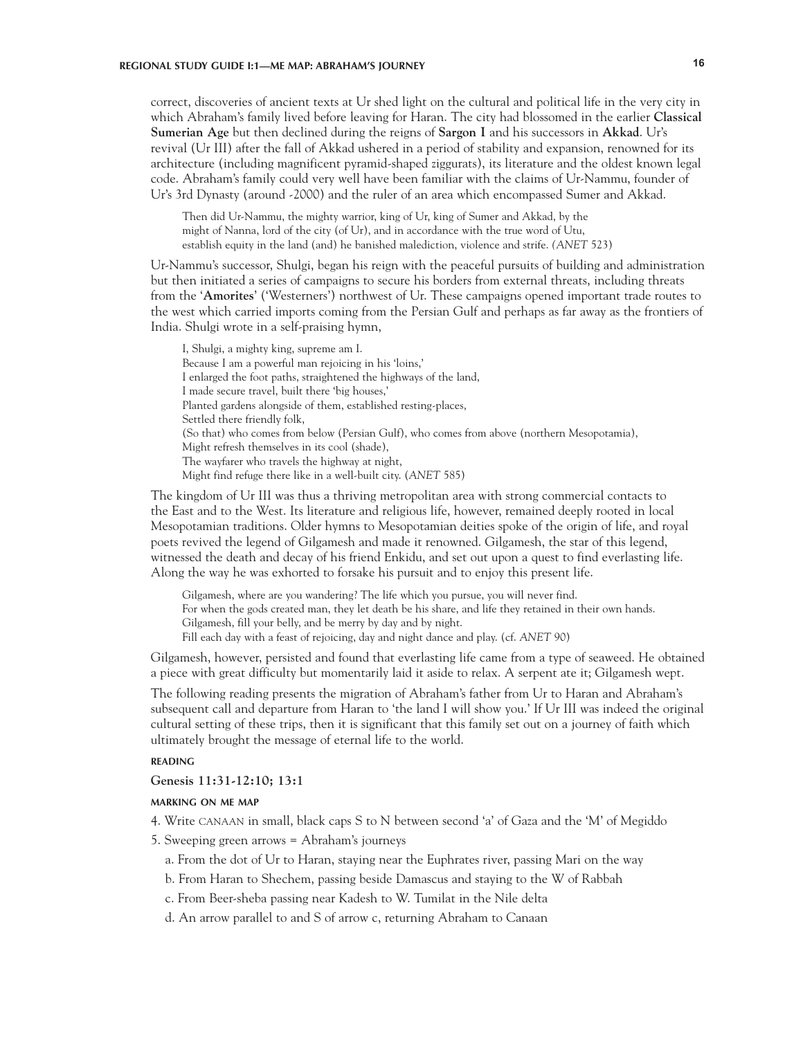correct, discoveries of ancient texts at Ur shed light on the cultural and political life in the very city in which Abraham's family lived before leaving for Haran. The city had blossomed in the earlier **Classical Sumerian Age** but then declined during the reigns of **Sargon I** and his successors in **Akkad**. Ur's revival (Ur III) after the fall of Akkad ushered in a period of stability and expansion, renowned for its architecture (including magnificent pyramid-shaped ziggurats), its literature and the oldest known legal code. Abraham's family could very well have been familiar with the claims of Ur-Nammu, founder of Ur's 3rd Dynasty (around -2000) and the ruler of an area which encompassed Sumer and Akkad.

> Then did Ur-Nammu, the mighty warrior, king of Ur, king of Sumer and Akkad, by the might of Nanna, lord of the city (of Ur), and in accordance with the true word of Utu, establish equity in the land (and) he banished malediction, violence and strife. (*ANET* 523)

Ur-Nammu's successor, Shulgi, began his reign with the peaceful pursuits of building and administration but then initiated a series of campaigns to secure his borders from external threats, including threats from the '**Amorites**' ('Westerners') northwest of Ur. These campaigns opened important trade routes to the west which carried imports coming from the Persian Gulf and perhaps as far away as the frontiers of India. Shulgi wrote in a self-praising hymn,

> I, Shulgi, a mighty king, supreme am I.
> Because I am a powerful man rejoicing in his 'loins,'
> I enlarged the foot paths, straightened the highways of the land,
> I made secure travel, built there 'big houses,'
> Planted gardens alongside of them, established resting-places,
> Settled there friendly folk,
> (So that) who comes from below (Persian Gulf), who comes from above (northern Mesopotamia),
> Might refresh themselves in its cool (shade),
> The wayfarer who travels the highway at night,
> Might find refuge there like in a well-built city. (*ANET* 585)

The kingdom of Ur III was thus a thriving metropolitan area with strong commercial contacts to the East and to the West. Its literature and religious life, however, remained deeply rooted in local Mesopotamian traditions. Older hymns to Mesopotamian deities spoke of the origin of life, and royal poets revived the legend of Gilgamesh and made it renowned. Gilgamesh, the star of this legend, witnessed the death and decay of his friend Enkidu, and set out upon a quest to find everlasting life. Along the way he was exhorted to forsake his pursuit and to enjoy this present life.

> Gilgamesh, where are you wandering? The life which you pursue, you will never find.
> For when the gods created man, they let death be his share, and life they retained in their own hands.
> Gilgamesh, fill your belly, and be merry by day and by night.
> Fill each day with a feast of rejoicing, day and night dance and play. (cf. *ANET* 90)

Gilgamesh, however, persisted and found that everlasting life came from a type of seaweed. He obtained a piece with great difficulty but momentarily laid it aside to relax. A serpent ate it; Gilgamesh wept.

The following reading presents the migration of Abraham's father from Ur to Haran and Abraham's subsequent call and departure from Haran to 'the land I will show you.' If Ur III was indeed the original cultural setting of these trips, then it is significant that this family set out on a journey of faith which ultimately brought the message of eternal life to the world.

#### READING

**Genesis 11:31-12:10; 13:1**

#### MARKING ON ME MAP

4. Write CANAAN in small, black caps S to N between second 'a' of Gaza and the 'M' of Megiddo
5. Sweeping green arrows = Abraham's journeys
   a. From the dot of Ur to Haran, staying near the Euphrates river, passing Mari on the way
   b. From Haran to Shechem, passing beside Damascus and staying to the W of Rabbah
   c. From Beer-sheba passing near Kadesh to W. Tumilat in the Nile delta
   d. An arrow parallel to and S of arrow c, returning Abraham to Canaan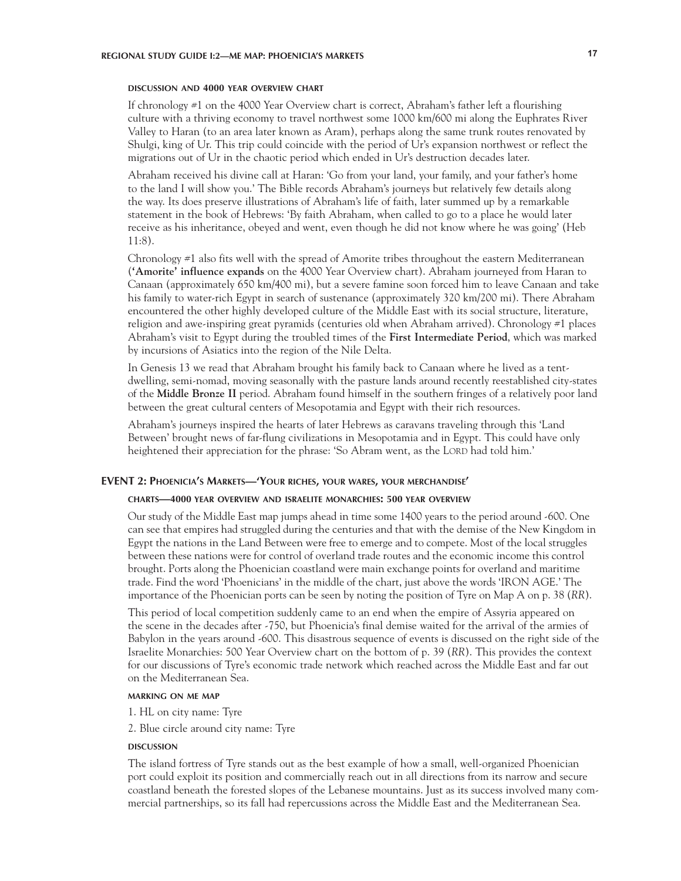#### discussion and 4000 year overview chart

If chronology #1 on the 4000 Year Overview chart is correct, Abraham's father left a flourishing culture with a thriving economy to travel northwest some 1000 km/600 mi along the Euphrates River Valley to Haran (to an area later known as Aram), perhaps along the same trunk routes renovated by Shulgi, king of Ur. This trip could coincide with the period of Ur's expansion northwest or reflect the migrations out of Ur in the chaotic period which ended in Ur's destruction decades later.

Abraham received his divine call at Haran: 'Go from your land, your family, and your father's home to the land I will show you.' The Bible records Abraham's journeys but relatively few details along the way. Its does preserve illustrations of Abraham's life of faith, later summed up by a remarkable statement in the book of Hebrews: 'By faith Abraham, when called to go to a place he would later receive as his inheritance, obeyed and went, even though he did not know where he was going' (Heb 11:8).

Chronology #1 also fits well with the spread of Amorite tribes throughout the eastern Mediterranean (**'Amorite' influence expands** on the 4000 Year Overview chart). Abraham journeyed from Haran to Canaan (approximately 650 km/400 mi), but a severe famine soon forced him to leave Canaan and take his family to water-rich Egypt in search of sustenance (approximately 320 km/200 mi). There Abraham encountered the other highly developed culture of the Middle East with its social structure, literature, religion and awe-inspiring great pyramids (centuries old when Abraham arrived). Chronology #1 places Abraham's visit to Egypt during the troubled times of the **First Intermediate Period**, which was marked by incursions of Asiatics into the region of the Nile Delta.

In Genesis 13 we read that Abraham brought his family back to Canaan where he lived as a tent-dwelling, semi-nomad, moving seasonally with the pasture lands around recently reestablished city-states of the **Middle Bronze II** period. Abraham found himself in the southern fringes of a relatively poor land between the great cultural centers of Mesopotamia and Egypt with their rich resources.

Abraham's journeys inspired the hearts of later Hebrews as caravans traveling through this 'Land Between' brought news of far-flung civilizations in Mesopotamia and in Egypt. This could have only heightened their appreciation for the phrase: 'So Abram went, as the LORD had told him.'

### EVENT 2: Phoenicia's Markets—'Your riches, your wares, your merchandise'

#### charts—4000 year overview and israelite monarchies: 500 year overview

Our study of the Middle East map jumps ahead in time some 1400 years to the period around -600. One can see that empires had struggled during the centuries and that with the demise of the New Kingdom in Egypt the nations in the Land Between were free to emerge and to compete. Most of the local struggles between these nations were for control of overland trade routes and the economic income this control brought. Ports along the Phoenician coastland were main exchange points for overland and maritime trade. Find the word 'Phoenicians' in the middle of the chart, just above the words 'IRON AGE.' The importance of the Phoenician ports can be seen by noting the position of Tyre on Map A on p. 38 (*RR*).

This period of local competition suddenly came to an end when the empire of Assyria appeared on the scene in the decades after -750, but Phoenicia's final demise waited for the arrival of the armies of Babylon in the years around -600. This disastrous sequence of events is discussed on the right side of the Israelite Monarchies: 500 Year Overview chart on the bottom of p. 39 (*RR*). This provides the context for our discussions of Tyre's economic trade network which reached across the Middle East and far out on the Mediterranean Sea.

#### marking on me map

1. HL on city name: Tyre
2. Blue circle around city name: Tyre

#### discussion

The island fortress of Tyre stands out as the best example of how a small, well-organized Phoenician port could exploit its position and commercially reach out in all directions from its narrow and secure coastland beneath the forested slopes of the Lebanese mountains. Just as its success involved many commercial partnerships, so its fall had repercussions across the Middle East and the Mediterranean Sea.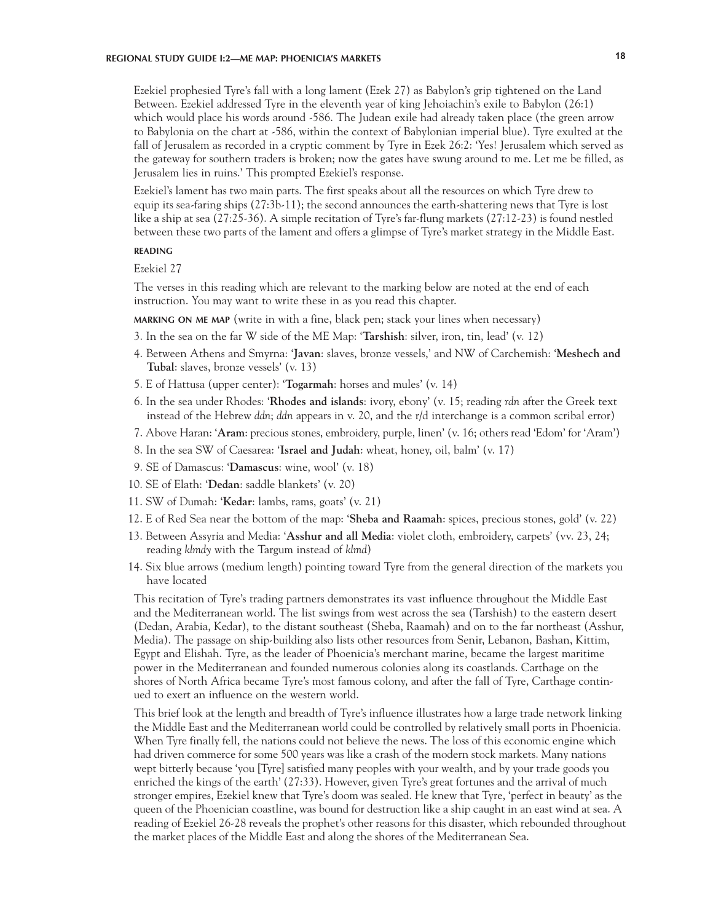Ezekiel prophesied Tyre's fall with a long lament (Ezek 27) as Babylon's grip tightened on the Land Between. Ezekiel addressed Tyre in the eleventh year of king Jehoiachin's exile to Babylon (26:1) which would place his words around -586. The Judean exile had already taken place (the green arrow to Babylonia on the chart at -586, within the context of Babylonian imperial blue). Tyre exulted at the fall of Jerusalem as recorded in a cryptic comment by Tyre in Ezek 26:2: 'Yes! Jerusalem which served as the gateway for southern traders is broken; now the gates have swung around to me. Let me be filled, as Jerusalem lies in ruins.' This prompted Ezekiel's response.

Ezekiel's lament has two main parts. The first speaks about all the resources on which Tyre drew to equip its sea-faring ships (27:3b-11); the second announces the earth-shattering news that Tyre is lost like a ship at sea (27:25-36). A simple recitation of Tyre's far-flung markets (27:12-23) is found nestled between these two parts of the lament and offers a glimpse of Tyre's market strategy in the Middle East.

#### READING

Ezekiel 27

The verses in this reading which are relevant to the marking below are noted at the end of each instruction. You may want to write these in as you read this chapter.

**MARKING ON ME MAP** (write in with a fine, black pen; stack your lines when necessary)

3. In the sea on the far W side of the ME Map: '**Tarshish**: silver, iron, tin, lead' (v. 12)
4. Between Athens and Smyrna: '**Javan**: slaves, bronze vessels,' and NW of Carchemish: '**Meshech and Tubal**: slaves, bronze vessels' (v. 13)
5. E of Hattusa (upper center): '**Togarmah**: horses and mules' (v. 14)
6. In the sea under Rhodes: '**Rhodes and islands**: ivory, ebony' (v. 15; reading *rdn* after the Greek text instead of the Hebrew *ddn*; *ddn* appears in v. 20, and the r/d interchange is a common scribal error)
7. Above Haran: '**Aram**: precious stones, embroidery, purple, linen' (v. 16; others read 'Edom' for 'Aram')
8. In the sea SW of Caesarea: '**Israel and Judah**: wheat, honey, oil, balm' (v. 17)
9. SE of Damascus: '**Damascus**: wine, wool' (v. 18)
10. SE of Elath: '**Dedan**: saddle blankets' (v. 20)
11. SW of Dumah: '**Kedar**: lambs, rams, goats' (v. 21)
12. E of Red Sea near the bottom of the map: '**Sheba and Raamah**: spices, precious stones, gold' (v. 22)
13. Between Assyria and Media: '**Asshur and all Media**: violet cloth, embroidery, carpets' (vv. 23, 24; reading *klmdy* with the Targum instead of *klmd*)
14. Six blue arrows (medium length) pointing toward Tyre from the general direction of the markets you have located

This recitation of Tyre's trading partners demonstrates its vast influence throughout the Middle East and the Mediterranean world. The list swings from west across the sea (Tarshish) to the eastern desert (Dedan, Arabia, Kedar), to the distant southeast (Sheba, Raamah) and on to the far northeast (Asshur, Media). The passage on ship-building also lists other resources from Senir, Lebanon, Bashan, Kittim, Egypt and Elishah. Tyre, as the leader of Phoenicia's merchant marine, became the largest maritime power in the Mediterranean and founded numerous colonies along its coastlands. Carthage on the shores of North Africa became Tyre's most famous colony, and after the fall of Tyre, Carthage continued to exert an influence on the western world.

This brief look at the length and breadth of Tyre's influence illustrates how a large trade network linking the Middle East and the Mediterranean world could be controlled by relatively small ports in Phoenicia. When Tyre finally fell, the nations could not believe the news. The loss of this economic engine which had driven commerce for some 500 years was like a crash of the modern stock markets. Many nations wept bitterly because 'you [Tyre] satisfied many peoples with your wealth, and by your trade goods you enriched the kings of the earth' (27:33). However, given Tyre's great fortunes and the arrival of much stronger empires, Ezekiel knew that Tyre's doom was sealed. He knew that Tyre, 'perfect in beauty' as the queen of the Phoenician coastline, was bound for destruction like a ship caught in an east wind at sea. A reading of Ezekiel 26-28 reveals the prophet's other reasons for this disaster, which rebounded throughout the market places of the Middle East and along the shores of the Mediterranean Sea.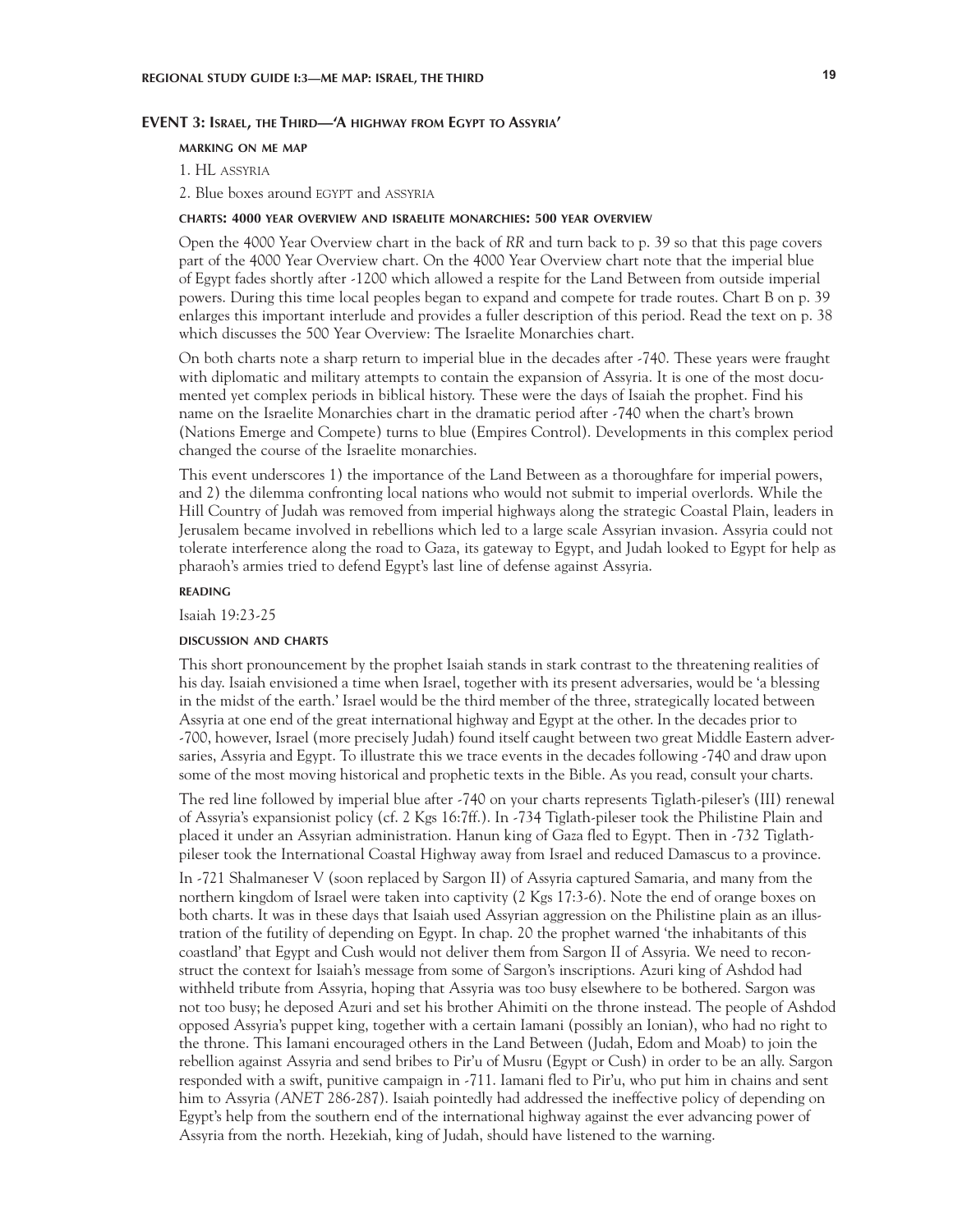## EVENT 3: Israel, the Third—'A highway from Egypt to Assyria'

### marking on me map

1. HL ASSYRIA
2. Blue boxes around EGYPT and ASSYRIA

### charts: 4000 year overview and israelite monarchies: 500 year overview

Open the 4000 Year Overview chart in the back of *RR* and turn back to p. 39 so that this page covers part of the 4000 Year Overview chart. On the 4000 Year Overview chart note that the imperial blue of Egypt fades shortly after -1200 which allowed a respite for the Land Between from outside imperial powers. During this time local peoples began to expand and compete for trade routes. Chart B on p. 39 enlarges this important interlude and provides a fuller description of this period. Read the text on p. 38 which discusses the 500 Year Overview: The Israelite Monarchies chart.

On both charts note a sharp return to imperial blue in the decades after -740. These years were fraught with diplomatic and military attempts to contain the expansion of Assyria. It is one of the most documented yet complex periods in biblical history. These were the days of Isaiah the prophet. Find his name on the Israelite Monarchies chart in the dramatic period after -740 when the chart's brown (Nations Emerge and Compete) turns to blue (Empires Control). Developments in this complex period changed the course of the Israelite monarchies.

This event underscores 1) the importance of the Land Between as a thoroughfare for imperial powers, and 2) the dilemma confronting local nations who would not submit to imperial overlords. While the Hill Country of Judah was removed from imperial highways along the strategic Coastal Plain, leaders in Jerusalem became involved in rebellions which led to a large scale Assyrian invasion. Assyria could not tolerate interference along the road to Gaza, its gateway to Egypt, and Judah looked to Egypt for help as pharaoh's armies tried to defend Egypt's last line of defense against Assyria.

### reading

Isaiah 19:23-25

### discussion and charts

This short pronouncement by the prophet Isaiah stands in stark contrast to the threatening realities of his day. Isaiah envisioned a time when Israel, together with its present adversaries, would be 'a blessing in the midst of the earth.' Israel would be the third member of the three, strategically located between Assyria at one end of the great international highway and Egypt at the other. In the decades prior to -700, however, Israel (more precisely Judah) found itself caught between two great Middle Eastern adversaries, Assyria and Egypt. To illustrate this we trace events in the decades following -740 and draw upon some of the most moving historical and prophetic texts in the Bible. As you read, consult your charts.

The red line followed by imperial blue after -740 on your charts represents Tiglath-pileser's (III) renewal of Assyria's expansionist policy (cf. 2 Kgs 16:7ff.). In -734 Tiglath-pileser took the Philistine Plain and placed it under an Assyrian administration. Hanun king of Gaza fled to Egypt. Then in -732 Tiglath-pileser took the International Coastal Highway away from Israel and reduced Damascus to a province.

In -721 Shalmaneser V (soon replaced by Sargon II) of Assyria captured Samaria, and many from the northern kingdom of Israel were taken into captivity (2 Kgs 17:3-6). Note the end of orange boxes on both charts. It was in these days that Isaiah used Assyrian aggression on the Philistine plain as an illustration of the futility of depending on Egypt. In chap. 20 the prophet warned 'the inhabitants of this coastland' that Egypt and Cush would not deliver them from Sargon II of Assyria. We need to reconstruct the context for Isaiah's message from some of Sargon's inscriptions. Azuri king of Ashdod had withheld tribute from Assyria, hoping that Assyria was too busy elsewhere to be bothered. Sargon was not too busy; he deposed Azuri and set his brother Ahimiti on the throne instead. The people of Ashdod opposed Assyria's puppet king, together with a certain Iamani (possibly an Ionian), who had no right to the throne. This Iamani encouraged others in the Land Between (Judah, Edom and Moab) to join the rebellion against Assyria and send bribes to Pir'u of Musru (Egypt or Cush) in order to be an ally. Sargon responded with a swift, punitive campaign in -711. Iamani fled to Pir'u, who put him in chains and sent him to Assyria (*ANET* 286-287). Isaiah pointedly had addressed the ineffective policy of depending on Egypt's help from the southern end of the international highway against the ever advancing power of Assyria from the north. Hezekiah, king of Judah, should have listened to the warning.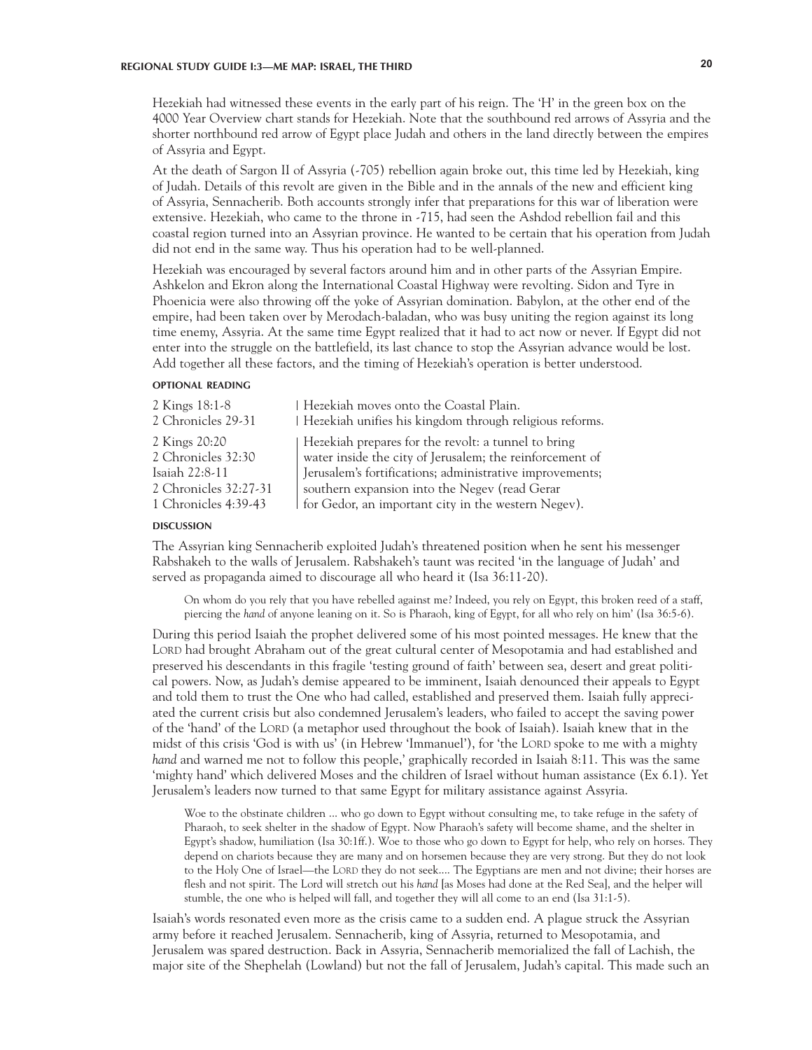Hezekiah had witnessed these events in the early part of his reign. The 'H' in the green box on the 4000 Year Overview chart stands for Hezekiah. Note that the southbound red arrows of Assyria and the shorter northbound red arrow of Egypt place Judah and others in the land directly between the empires of Assyria and Egypt.

At the death of Sargon II of Assyria (-705) rebellion again broke out, this time led by Hezekiah, king of Judah. Details of this revolt are given in the Bible and in the annals of the new and efficient king of Assyria, Sennacherib. Both accounts strongly infer that preparations for this war of liberation were extensive. Hezekiah, who came to the throne in -715, had seen the Ashdod rebellion fail and this coastal region turned into an Assyrian province. He wanted to be certain that his operation from Judah did not end in the same way. Thus his operation had to be well-planned.

Hezekiah was encouraged by several factors around him and in other parts of the Assyrian Empire. Ashkelon and Ekron along the International Coastal Highway were revolting. Sidon and Tyre in Phoenicia were also throwing off the yoke of Assyrian domination. Babylon, at the other end of the empire, had been taken over by Merodach-baladan, who was busy uniting the region against its long time enemy, Assyria. At the same time Egypt realized that it had to act now or never. If Egypt did not enter into the struggle on the battlefield, its last chance to stop the Assyrian advance would be lost. Add together all these factors, and the timing of Hezekiah's operation is better understood.

#### OPTIONAL READING

| | |
|---|---|
| 2 Kings 18:1-8 | Hezekiah moves onto the Coastal Plain. |
| 2 Chronicles 29-31 | Hezekiah unifies his kingdom through religious reforms. |
| 2 Kings 20:20<br>2 Chronicles 32:30<br>Isaiah 22:8-11<br>2 Chronicles 32:27-31<br>1 Chronicles 4:39-43 | Hezekiah prepares for the revolt: a tunnel to bring water inside the city of Jerusalem; the reinforcement of Jerusalem's fortifications; administrative improvements; southern expansion into the Negev (read Gerar for Gedor, an important city in the western Negev). |

#### DISCUSSION

The Assyrian king Sennacherib exploited Judah's threatened position when he sent his messenger Rabshakeh to the walls of Jerusalem. Rabshakeh's taunt was recited 'in the language of Judah' and served as propaganda aimed to discourage all who heard it (Isa 36:11-20).

> On whom do you rely that you have rebelled against me? Indeed, you rely on Egypt, this broken reed of a staff, piercing the *hand* of anyone leaning on it. So is Pharaoh, king of Egypt, for all who rely on him' (Isa 36:5-6).

During this period Isaiah the prophet delivered some of his most pointed messages. He knew that the LORD had brought Abraham out of the great cultural center of Mesopotamia and had established and preserved his descendants in this fragile 'testing ground of faith' between sea, desert and great political powers. Now, as Judah's demise appeared to be imminent, Isaiah denounced their appeals to Egypt and told them to trust the One who had called, established and preserved them. Isaiah fully appreciated the current crisis but also condemned Jerusalem's leaders, who failed to accept the saving power of the 'hand' of the LORD (a metaphor used throughout the book of Isaiah). Isaiah knew that in the midst of this crisis 'God is with us' (in Hebrew 'Immanuel'), for 'the LORD spoke to me with a mighty *hand* and warned me not to follow this people,' graphically recorded in Isaiah 8:11. This was the same 'mighty hand' which delivered Moses and the children of Israel without human assistance (Ex 6.1). Yet Jerusalem's leaders now turned to that same Egypt for military assistance against Assyria.

> Woe to the obstinate children ... who go down to Egypt without consulting me, to take refuge in the safety of Pharaoh, to seek shelter in the shadow of Egypt. Now Pharaoh's safety will become shame, and the shelter in Egypt's shadow, humiliation (Isa 30:1ff.). Woe to those who go down to Egypt for help, who rely on horses. They depend on chariots because they are many and on horsemen because they are very strong. But they do not look to the Holy One of Israel—the LORD they do not seek.... The Egyptians are men and not divine; their horses are flesh and not spirit. The Lord will stretch out his *hand* [as Moses had done at the Red Sea], and the helper will stumble, the one who is helped will fall, and together they will all come to an end (Isa 31:1-5).

Isaiah's words resonated even more as the crisis came to a sudden end. A plague struck the Assyrian army before it reached Jerusalem. Sennacherib, king of Assyria, returned to Mesopotamia, and Jerusalem was spared destruction. Back in Assyria, Sennacherib memorialized the fall of Lachish, the major site of the Shephelah (Lowland) but not the fall of Jerusalem, Judah's capital. This made such an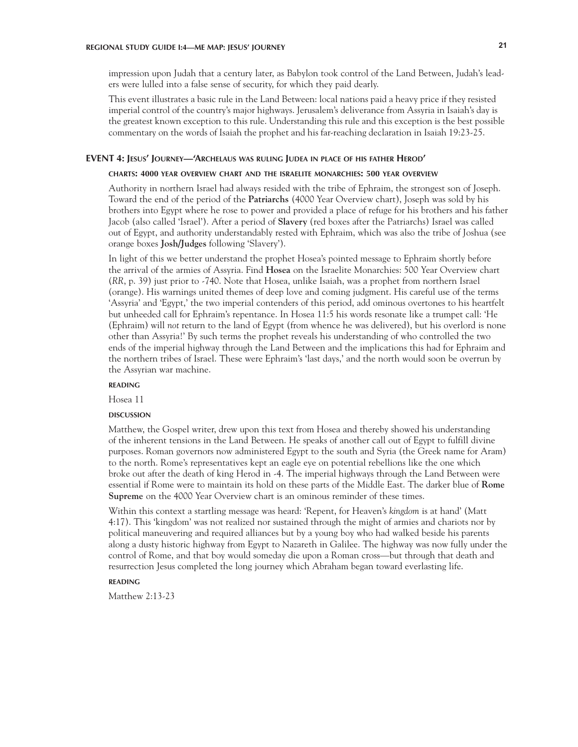impression upon Judah that a century later, as Babylon took control of the Land Between, Judah's leaders were lulled into a false sense of security, for which they paid dearly.

This event illustrates a basic rule in the Land Between: local nations paid a heavy price if they resisted imperial control of the country's major highways. Jerusalem's deliverance from Assyria in Isaiah's day is the greatest known exception to this rule. Understanding this rule and this exception is the best possible commentary on the words of Isaiah the prophet and his far-reaching declaration in Isaiah 19:23-25.

## EVENT 4: Jesus' Journey—'Archelaus was ruling Judea in place of his father Herod'

#### charts: 4000 year overview chart and the israelite monarchies: 500 year overview

Authority in northern Israel had always resided with the tribe of Ephraim, the strongest son of Joseph. Toward the end of the period of the **Patriarchs** (4000 Year Overview chart), Joseph was sold by his brothers into Egypt where he rose to power and provided a place of refuge for his brothers and his father Jacob (also called 'Israel'). After a period of **Slavery** (red boxes after the Patriarchs) Israel was called out of Egypt, and authority understandably rested with Ephraim, which was also the tribe of Joshua (see orange boxes **Josh/Judges** following 'Slavery').

In light of this we better understand the prophet Hosea's pointed message to Ephraim shortly before the arrival of the armies of Assyria. Find **Hosea** on the Israelite Monarchies: 500 Year Overview chart (*RR*, p. 39) just prior to -740. Note that Hosea, unlike Isaiah, was a prophet from northern Israel (orange). His warnings united themes of deep love and coming judgment. His careful use of the terms 'Assyria' and 'Egypt,' the two imperial contenders of this period, add ominous overtones to his heartfelt but unheeded call for Ephraim's repentance. In Hosea 11:5 his words resonate like a trumpet call: 'He (Ephraim) will *not* return to the land of Egypt (from whence he was delivered), but his overlord is none other than Assyria!' By such terms the prophet reveals his understanding of who controlled the two ends of the imperial highway through the Land Between and the implications this had for Ephraim and the northern tribes of Israel. These were Ephraim's 'last days,' and the north would soon be overrun by the Assyrian war machine.

#### reading

Hosea 11

#### discussion

Matthew, the Gospel writer, drew upon this text from Hosea and thereby showed his understanding of the inherent tensions in the Land Between. He speaks of another call out of Egypt to fulfill divine purposes. Roman governors now administered Egypt to the south and Syria (the Greek name for Aram) to the north. Rome's representatives kept an eagle eye on potential rebellions like the one which broke out after the death of king Herod in -4. The imperial highways through the Land Between were essential if Rome were to maintain its hold on these parts of the Middle East. The darker blue of **Rome Supreme** on the 4000 Year Overview chart is an ominous reminder of these times.

Within this context a startling message was heard: 'Repent, for Heaven's *kingdom* is at hand' (Matt 4:17). This 'kingdom' was not realized nor sustained through the might of armies and chariots nor by political maneuvering and required alliances but by a young boy who had walked beside his parents along a dusty historic highway from Egypt to Nazareth in Galilee. The highway was now fully under the control of Rome, and that boy would someday die upon a Roman cross—but through that death and resurrection Jesus completed the long journey which Abraham began toward everlasting life.

#### reading

Matthew 2:13-23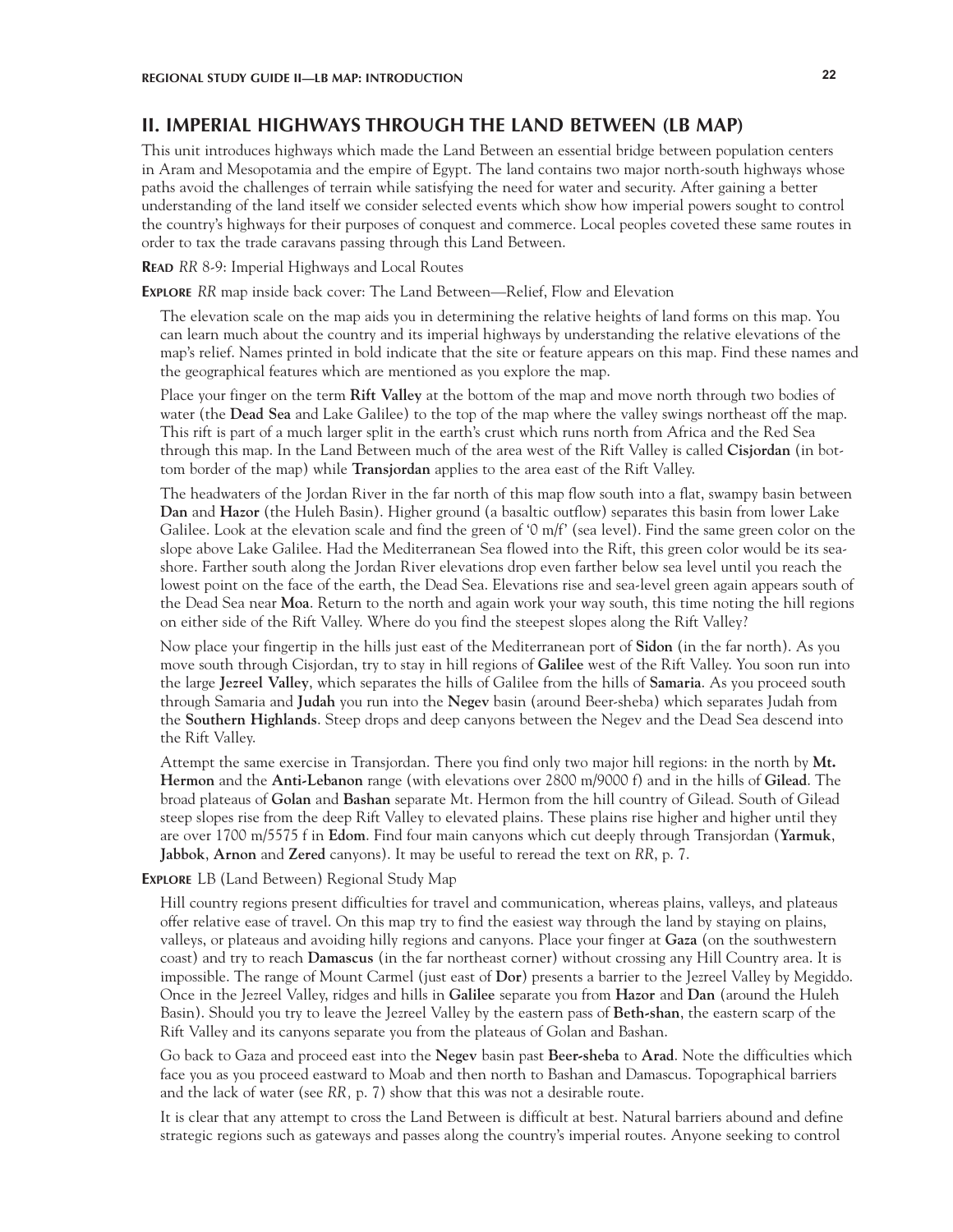## II. IMPERIAL HIGHWAYS THROUGH THE LAND BETWEEN (LB MAP)

This unit introduces highways which made the Land Between an essential bridge between population centers in Aram and Mesopotamia and the empire of Egypt. The land contains two major north-south highways whose paths avoid the challenges of terrain while satisfying the need for water and security. After gaining a better understanding of the land itself we consider selected events which show how imperial powers sought to control the country's highways for their purposes of conquest and commerce. Local peoples coveted these same routes in order to tax the trade caravans passing through this Land Between.

**READ** *RR* 8-9: Imperial Highways and Local Routes

**EXPLORE** *RR* map inside back cover: The Land Between—Relief, Flow and Elevation

The elevation scale on the map aids you in determining the relative heights of land forms on this map. You can learn much about the country and its imperial highways by understanding the relative elevations of the map's relief. Names printed in bold indicate that the site or feature appears on this map. Find these names and the geographical features which are mentioned as you explore the map.

Place your finger on the term **Rift Valley** at the bottom of the map and move north through two bodies of water (the **Dead Sea** and Lake Galilee) to the top of the map where the valley swings northeast off the map. This rift is part of a much larger split in the earth's crust which runs north from Africa and the Red Sea through this map. In the Land Between much of the area west of the Rift Valley is called **Cisjordan** (in bottom border of the map) while **Transjordan** applies to the area east of the Rift Valley.

The headwaters of the Jordan River in the far north of this map flow south into a flat, swampy basin between **Dan** and **Hazor** (the Huleh Basin). Higher ground (a basaltic outflow) separates this basin from lower Lake Galilee. Look at the elevation scale and find the green of '0 m/f' (sea level). Find the same green color on the slope above Lake Galilee. Had the Mediterranean Sea flowed into the Rift, this green color would be its seashore. Farther south along the Jordan River elevations drop even farther below sea level until you reach the lowest point on the face of the earth, the Dead Sea. Elevations rise and sea-level green again appears south of the Dead Sea near **Moa**. Return to the north and again work your way south, this time noting the hill regions on either side of the Rift Valley. Where do you find the steepest slopes along the Rift Valley?

Now place your fingertip in the hills just east of the Mediterranean port of **Sidon** (in the far north). As you move south through Cisjordan, try to stay in hill regions of **Galilee** west of the Rift Valley. You soon run into the large **Jezreel Valley**, which separates the hills of Galilee from the hills of **Samaria**. As you proceed south through Samaria and **Judah** you run into the **Negev** basin (around Beer-sheba) which separates Judah from the **Southern Highlands**. Steep drops and deep canyons between the Negev and the Dead Sea descend into the Rift Valley.

Attempt the same exercise in Transjordan. There you find only two major hill regions: in the north by **Mt. Hermon** and the **Anti-Lebanon** range (with elevations over 2800 m/9000 f) and in the hills of **Gilead**. The broad plateaus of **Golan** and **Bashan** separate Mt. Hermon from the hill country of Gilead. South of Gilead steep slopes rise from the deep Rift Valley to elevated plains. These plains rise higher and higher until they are over 1700 m/5575 f in **Edom**. Find four main canyons which cut deeply through Transjordan (**Yarmuk**, **Jabbok**, **Arnon** and **Zered** canyons). It may be useful to reread the text on *RR*, p. 7.

**EXPLORE** LB (Land Between) Regional Study Map

Hill country regions present difficulties for travel and communication, whereas plains, valleys, and plateaus offer relative ease of travel. On this map try to find the easiest way through the land by staying on plains, valleys, or plateaus and avoiding hilly regions and canyons. Place your finger at **Gaza** (on the southwestern coast) and try to reach **Damascus** (in the far northeast corner) without crossing any Hill Country area. It is impossible. The range of Mount Carmel (just east of **Dor**) presents a barrier to the Jezreel Valley by Megiddo. Once in the Jezreel Valley, ridges and hills in **Galilee** separate you from **Hazor** and **Dan** (around the Huleh Basin). Should you try to leave the Jezreel Valley by the eastern pass of **Beth-shan**, the eastern scarp of the Rift Valley and its canyons separate you from the plateaus of Golan and Bashan.

Go back to Gaza and proceed east into the **Negev** basin past **Beer-sheba** to **Arad**. Note the difficulties which face you as you proceed eastward to Moab and then north to Bashan and Damascus. Topographical barriers and the lack of water (see *RR*, p. 7) show that this was not a desirable route.

It is clear that any attempt to cross the Land Between is difficult at best. Natural barriers abound and define strategic regions such as gateways and passes along the country's imperial routes. Anyone seeking to control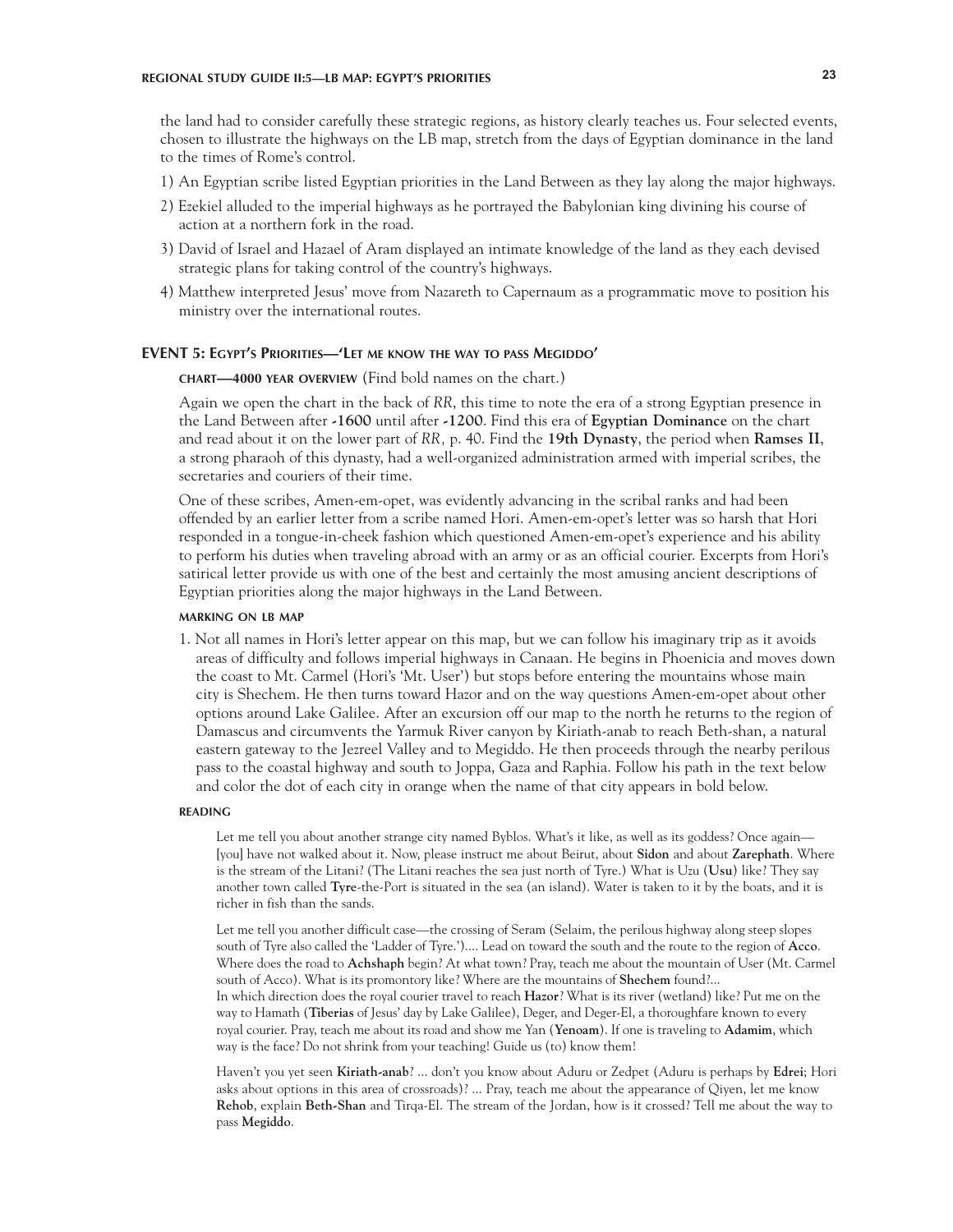the land had to consider carefully these strategic regions, as history clearly teaches us. Four selected events, chosen to illustrate the highways on the LB map, stretch from the days of Egyptian dominance in the land to the times of Rome's control.

1) An Egyptian scribe listed Egyptian priorities in the Land Between as they lay along the major highways.
2) Ezekiel alluded to the imperial highways as he portrayed the Babylonian king divining his course of action at a northern fork in the road.
3) David of Israel and Hazael of Aram displayed an intimate knowledge of the land as they each devised strategic plans for taking control of the country's highways.
4) Matthew interpreted Jesus' move from Nazareth to Capernaum as a programmatic move to position his ministry over the international routes.

## EVENT 5: Egypt's Priorities—'Let me know the way to pass Megiddo'

#### CHART—4000 YEAR OVERVIEW (Find bold names on the chart.)

Again we open the chart in the back of *RR*, this time to note the era of a strong Egyptian presence in the Land Between after **-1600** until after **-1200**. Find this era of **Egyptian Dominance** on the chart and read about it on the lower part of *RR*, p. 40. Find the **19th Dynasty**, the period when **Ramses II**, a strong pharaoh of this dynasty, had a well-organized administration armed with imperial scribes, the secretaries and couriers of their time.

One of these scribes, Amen-em-opet, was evidently advancing in the scribal ranks and had been offended by an earlier letter from a scribe named Hori. Amen-em-opet's letter was so harsh that Hori responded in a tongue-in-cheek fashion which questioned Amen-em-opet's experience and his ability to perform his duties when traveling abroad with an army or as an official courier. Excerpts from Hori's satirical letter provide us with one of the best and certainly the most amusing ancient descriptions of Egyptian priorities along the major highways in the Land Between.

#### MARKING ON LB MAP

1. Not all names in Hori's letter appear on this map, but we can follow his imaginary trip as it avoids areas of difficulty and follows imperial highways in Canaan. He begins in Phoenicia and moves down the coast to Mt. Carmel (Hori's 'Mt. User') but stops before entering the mountains whose main city is Shechem. He then turns toward Hazor and on the way questions Amen-em-opet about other options around Lake Galilee. After an excursion off our map to the north he returns to the region of Damascus and circumvents the Yarmuk River canyon by Kiriath-anab to reach Beth-shan, a natural eastern gateway to the Jezreel Valley and to Megiddo. He then proceeds through the nearby perilous pass to the coastal highway and south to Joppa, Gaza and Raphia. Follow his path in the text below and color the dot of each city in orange when the name of that city appears in bold below.

#### READING

Let me tell you about another strange city named Byblos. What's it like, as well as its goddess? Once again—[you] have not walked about it. Now, please instruct me about Beirut, about **Sidon** and about **Zarephath**. Where is the stream of the Litani? (The Litani reaches the sea just north of Tyre.) What is Uzu (**Usu**) like? They say another town called **Tyre**-the-Port is situated in the sea (an island). Water is taken to it by the boats, and it is richer in fish than the sands.

Let me tell you another difficult case—the crossing of Seram (Selaim, the perilous highway along steep slopes south of Tyre also called the 'Ladder of Tyre.')…. Lead on toward the south and the route to the region of **Acco**. Where does the road to **Achshaph** begin? At what town? Pray, teach me about the mountain of User (Mt. Carmel south of Acco). What is its promontory like? Where are the mountains of **Shechem** found?…
In which direction does the royal courier travel to reach **Hazor**? What is its river (wetland) like? Put me on the way to Hamath (**Tiberias** of Jesus' day by Lake Galilee), Deger, and Deger-El, a thoroughfare known to every royal courier. Pray, teach me about its road and show me Yan (**Yenoam**). If one is traveling to **Adamim**, which way is the face? Do not shrink from your teaching! Guide us (to) know them!

Haven't you yet seen **Kiriath-anab**? … don't you know about Aduru or Zedpet (Aduru is perhaps by **Edrei**; Hori asks about options in this area of crossroads)? … Pray, teach me about the appearance of Qiyen, let me know **Rehob**, explain **Beth-Shan** and Tirqa-El. The stream of the Jordan, how is it crossed? Tell me about the way to pass **Megiddo**.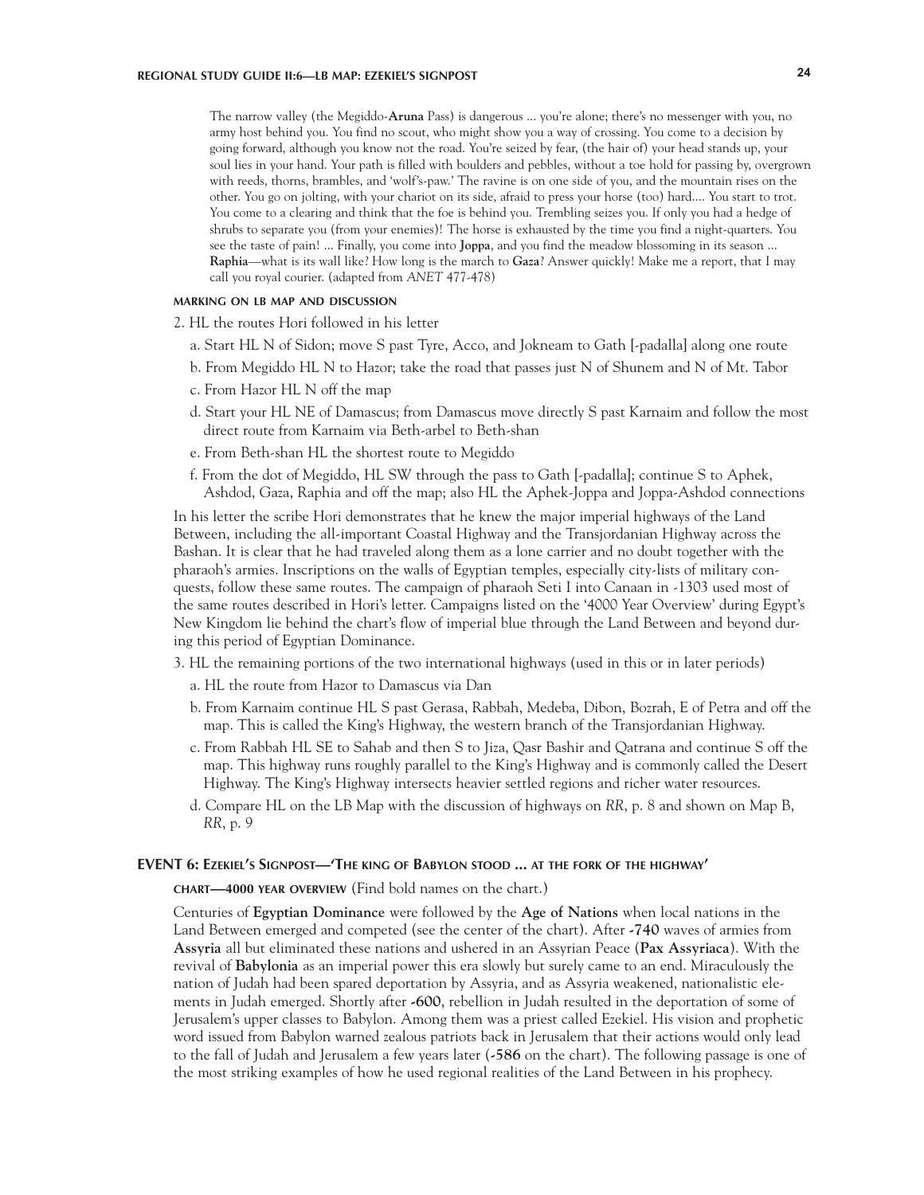> The narrow valley (the Megiddo-**Aruna** Pass) is dangerous ... you're alone; there's no messenger with you, no army host behind you. You find no scout, who might show you a way of crossing. You come to a decision by going forward, although you know not the road. You're seized by fear, (the hair of) your head stands up, your soul lies in your hand. Your path is filled with boulders and pebbles, without a toe hold for passing by, overgrown with reeds, thorns, brambles, and 'wolf's-paw.' The ravine is on one side of you, and the mountain rises on the other. You go on jolting, with your chariot on its side, afraid to press your horse (too) hard.... You start to trot. You come to a clearing and think that the foe is behind you. Trembling seizes you. If only you had a hedge of shrubs to separate you (from your enemies)! The horse is exhausted by the time you find a night-quarters. You see the taste of pain! ... Finally, you come into **Joppa**, and you find the meadow blossoming in its season ... **Raphia**—what is its wall like? How long is the march to **Gaza**? Answer quickly! Make me a report, that I may call you royal courier. (adapted from *ANET* 477-478)

#### MARKING ON LB MAP AND DISCUSSION

2. HL the routes Hori followed in his letter
   a. Start HL N of Sidon; move S past Tyre, Acco, and Jokneam to Gath [-padalla] along one route
   b. From Megiddo HL N to Hazor; take the road that passes just N of Shunem and N of Mt. Tabor
   c. From Hazor HL N off the map
   d. Start your HL NE of Damascus; from Damascus move directly S past Karnaim and follow the most direct route from Karnaim via Beth-arbel to Beth-shan
   e. From Beth-shan HL the shortest route to Megiddo
   f. From the dot of Megiddo, HL SW through the pass to Gath [-padalla]; continue S to Aphek, Ashdod, Gaza, Raphia and off the map; also HL the Aphek-Joppa and Joppa-Ashdod connections

In his letter the scribe Hori demonstrates that he knew the major imperial highways of the Land Between, including the all-important Coastal Highway and the Transjordanian Highway across the Bashan. It is clear that he had traveled along them as a lone carrier and no doubt together with the pharaoh's armies. Inscriptions on the walls of Egyptian temples, especially city-lists of military conquests, follow these same routes. The campaign of pharaoh Seti I into Canaan in -1303 used most of the same routes described in Hori's letter. Campaigns listed on the '4000 Year Overview' during Egypt's New Kingdom lie behind the chart's flow of imperial blue through the Land Between and beyond during this period of Egyptian Dominance.

3. HL the remaining portions of the two international highways (used in this or in later periods)
   a. HL the route from Hazor to Damascus via Dan
   b. From Karnaim continue HL S past Gerasa, Rabbah, Medeba, Dibon, Bozrah, E of Petra and off the map. This is called the King's Highway, the western branch of the Transjordanian Highway.
   c. From Rabbah HL SE to Sahab and then S to Jiza, Qasr Bashir and Qatrana and continue S off the map. This highway runs roughly parallel to the King's Highway and is commonly called the Desert Highway. The King's Highway intersects heavier settled regions and richer water resources.
   d. Compare HL on the LB Map with the discussion of highways on *RR*, p. 8 and shown on Map B, *RR*, p. 9

### EVENT 6: EZEKIEL'S SIGNPOST—'THE KING OF BABYLON STOOD ... AT THE FORK OF THE HIGHWAY'

#### CHART—4000 YEAR OVERVIEW (Find bold names on the chart.)

Centuries of **Egyptian Dominance** were followed by the **Age of Nations** when local nations in the Land Between emerged and competed (see the center of the chart). After **-740** waves of armies from **Assyria** all but eliminated these nations and ushered in an Assyrian Peace (**Pax Assyriaca**). With the revival of **Babylonia** as an imperial power this era slowly but surely came to an end. Miraculously the nation of Judah had been spared deportation by Assyria, and as Assyria weakened, nationalistic elements in Judah emerged. Shortly after **-600**, rebellion in Judah resulted in the deportation of some of Jerusalem's upper classes to Babylon. Among them was a priest called Ezekiel. His vision and prophetic word issued from Babylon warned zealous patriots back in Jerusalem that their actions would only lead to the fall of Judah and Jerusalem a few years later (**-586** on the chart). The following passage is one of the most striking examples of how he used regional realities of the Land Between in his prophecy.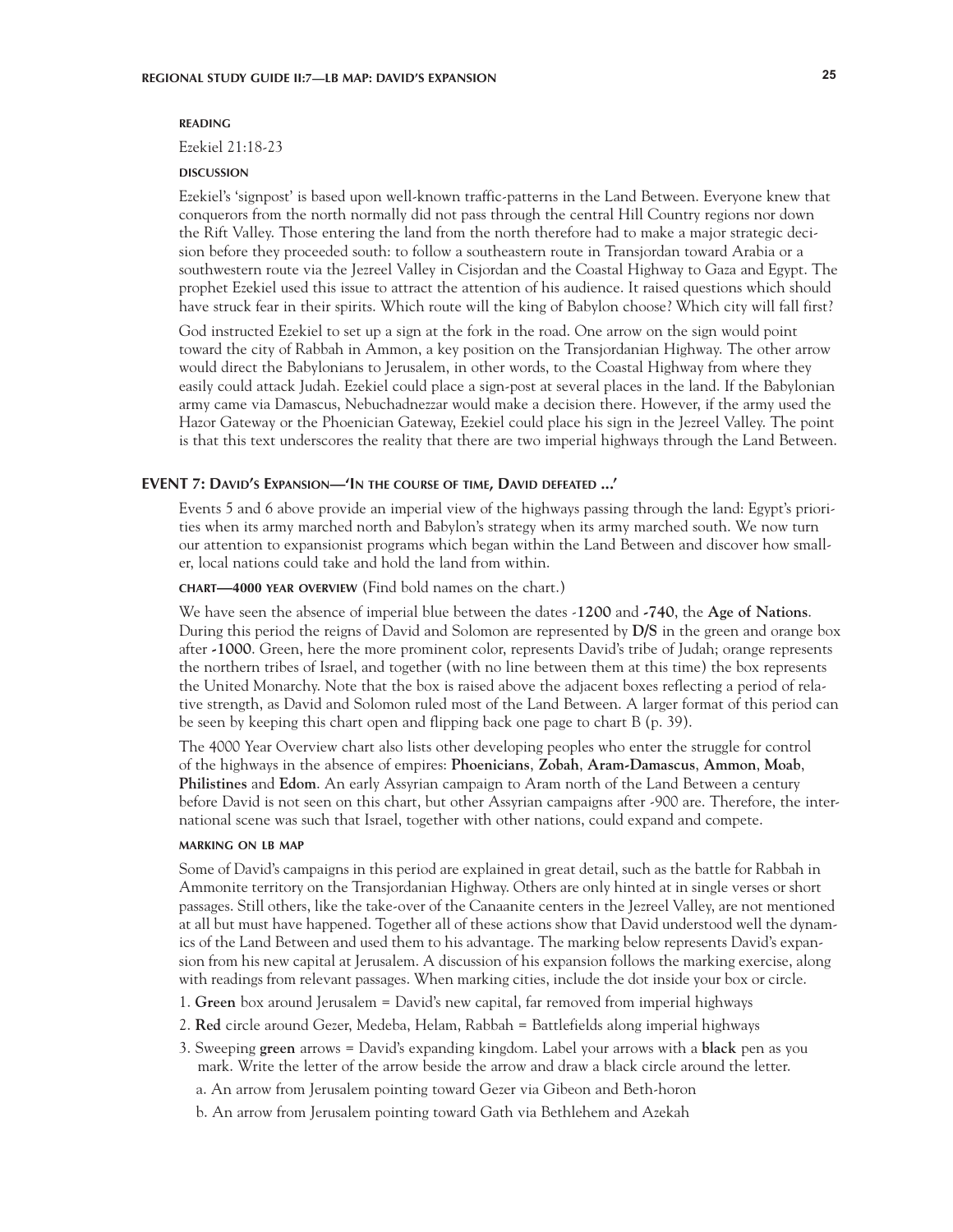#### READING

Ezekiel 21:18-23

#### DISCUSSION

Ezekiel's 'signpost' is based upon well-known traffic-patterns in the Land Between. Everyone knew that conquerors from the north normally did not pass through the central Hill Country regions nor down the Rift Valley. Those entering the land from the north therefore had to make a major strategic decision before they proceeded south: to follow a southeastern route in Transjordan toward Arabia or a southwestern route via the Jezreel Valley in Cisjordan and the Coastal Highway to Gaza and Egypt. The prophet Ezekiel used this issue to attract the attention of his audience. It raised questions which should have struck fear in their spirits. Which route will the king of Babylon choose? Which city will fall first?

God instructed Ezekiel to set up a sign at the fork in the road. One arrow on the sign would point toward the city of Rabbah in Ammon, a key position on the Transjordanian Highway. The other arrow would direct the Babylonians to Jerusalem, in other words, to the Coastal Highway from where they easily could attack Judah. Ezekiel could place a sign-post at several places in the land. If the Babylonian army came via Damascus, Nebuchadnezzar would make a decision there. However, if the army used the Hazor Gateway or the Phoenician Gateway, Ezekiel could place his sign in the Jezreel Valley. The point is that this text underscores the reality that there are two imperial highways through the Land Between.

## EVENT 7: DAVID'S EXPANSION—'IN THE COURSE OF TIME, DAVID DEFEATED ...'

Events 5 and 6 above provide an imperial view of the highways passing through the land: Egypt's priorities when its army marched north and Babylon's strategy when its army marched south. We now turn our attention to expansionist programs which began within the Land Between and discover how smaller, local nations could take and hold the land from within.

#### CHART—4000 YEAR OVERVIEW (Find bold names on the chart.)

We have seen the absence of imperial blue between the dates **-1200** and **-740**, the **Age of Nations**. During this period the reigns of David and Solomon are represented by **D/S** in the green and orange box after **-1000**. Green, here the more prominent color, represents David's tribe of Judah; orange represents the northern tribes of Israel, and together (with no line between them at this time) the box represents the United Monarchy. Note that the box is raised above the adjacent boxes reflecting a period of relative strength, as David and Solomon ruled most of the Land Between. A larger format of this period can be seen by keeping this chart open and flipping back one page to chart B (p. 39).

The 4000 Year Overview chart also lists other developing peoples who enter the struggle for control of the highways in the absence of empires: **Phoenicians**, **Zobah**, **Aram-Damascus**, **Ammon**, **Moab**, **Philistines** and **Edom**. An early Assyrian campaign to Aram north of the Land Between a century before David is not seen on this chart, but other Assyrian campaigns after -900 are. Therefore, the international scene was such that Israel, together with other nations, could expand and compete.

#### MARKING ON LB MAP

Some of David's campaigns in this period are explained in great detail, such as the battle for Rabbah in Ammonite territory on the Transjordanian Highway. Others are only hinted at in single verses or short passages. Still others, like the take-over of the Canaanite centers in the Jezreel Valley, are not mentioned at all but must have happened. Together all of these actions show that David understood well the dynamics of the Land Between and used them to his advantage. The marking below represents David's expansion from his new capital at Jerusalem. A discussion of his expansion follows the marking exercise, along with readings from relevant passages. When marking cities, include the dot inside your box or circle.

1. **Green** box around Jerusalem = David's new capital, far removed from imperial highways
2. **Red** circle around Gezer, Medeba, Helam, Rabbah = Battlefields along imperial highways
3. Sweeping **green** arrows = David's expanding kingdom. Label your arrows with a **black** pen as you mark. Write the letter of the arrow beside the arrow and draw a black circle around the letter.
   a. An arrow from Jerusalem pointing toward Gezer via Gibeon and Beth-horon
   b. An arrow from Jerusalem pointing toward Gath via Bethlehem and Azekah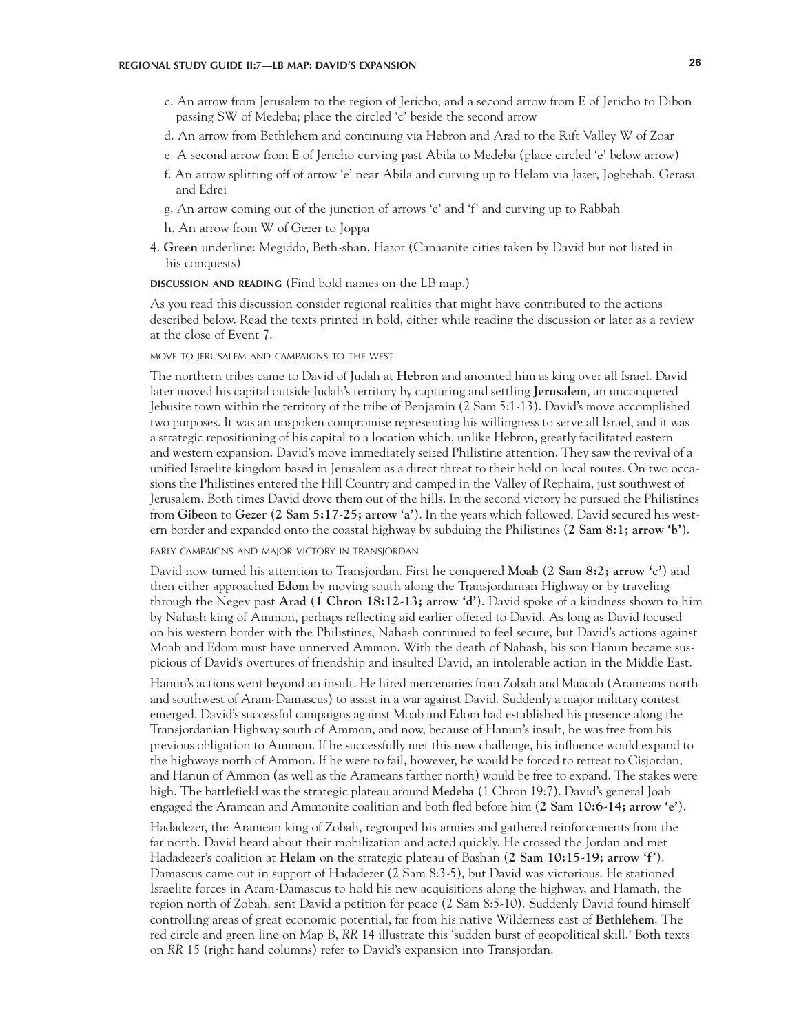c. An arrow from Jerusalem to the region of Jericho; and a second arrow from E of Jericho to Dibon passing SW of Medeba; place the circled 'c' beside the second arrow

d. An arrow from Bethlehem and continuing via Hebron and Arad to the Rift Valley W of Zoar

e. A second arrow from E of Jericho curving past Abila to Medeba (place circled 'e' below arrow)

f. An arrow splitting off of arrow 'e' near Abila and curving up to Helam via Jazer, Jogbehah, Gerasa and Edrei

g. An arrow coming out of the junction of arrows 'e' and 'f' and curving up to Rabbah

h. An arrow from W of Gezer to Joppa

4. **Green** underline: Megiddo, Beth-shan, Hazor (Canaanite cities taken by David but not listed in his conquests)

**DISCUSSION AND READING** (Find bold names on the LB map.)

As you read this discussion consider regional realities that might have contributed to the actions described below. Read the texts printed in bold, either while reading the discussion or later as a review at the close of Event 7.

MOVE TO JERUSALEM AND CAMPAIGNS TO THE WEST

The northern tribes came to David of Judah at **Hebron** and anointed him as king over all Israel. David later moved his capital outside Judah's territory by capturing and settling **Jerusalem**, an unconquered Jebusite town within the territory of the tribe of Benjamin (2 Sam 5:1-13). David's move accomplished two purposes. It was an unspoken compromise representing his willingness to serve all Israel, and it was a strategic repositioning of his capital to a location which, unlike Hebron, greatly facilitated eastern and western expansion. David's move immediately seized Philistine attention. They saw the revival of a unified Israelite kingdom based in Jerusalem as a direct threat to their hold on local routes. On two occasions the Philistines entered the Hill Country and camped in the Valley of Rephaim, just southwest of Jerusalem. Both times David drove them out of the hills. In the second victory he pursued the Philistines from **Gibeon** to **Gezer** (**2 Sam 5:17-25; arrow 'a'**). In the years which followed, David secured his western border and expanded onto the coastal highway by subduing the Philistines (**2 Sam 8:1; arrow 'b'**).

EARLY CAMPAIGNS AND MAJOR VICTORY IN TRANSJORDAN

David now turned his attention to Transjordan. First he conquered **Moab** (**2 Sam 8:2; arrow 'c'**) and then either approached **Edom** by moving south along the Transjordanian Highway or by traveling through the Negev past **Arad** (**1 Chron 18:12-13; arrow 'd'**). David spoke of a kindness shown to him by Nahash king of Ammon, perhaps reflecting aid earlier offered to David. As long as David focused on his western border with the Philistines, Nahash continued to feel secure, but David's actions against Moab and Edom must have unnerved Ammon. With the death of Nahash, his son Hanun became suspicious of David's overtures of friendship and insulted David, an intolerable action in the Middle East.

Hanun's actions went beyond an insult. He hired mercenaries from Zobah and Maacah (Arameans north and southwest of Aram-Damascus) to assist in a war against David. Suddenly a major military contest emerged. David's successful campaigns against Moab and Edom had established his presence along the Transjordanian Highway south of Ammon, and now, because of Hanun's insult, he was free from his previous obligation to Ammon. If he successfully met this new challenge, his influence would expand to the highways north of Ammon. If he were to fail, however, he would be forced to retreat to Cisjordan, and Hanun of Ammon (as well as the Arameans farther north) would be free to expand. The stakes were high. The battlefield was the strategic plateau around **Medeba** (1 Chron 19:7). David's general Joab engaged the Aramean and Ammonite coalition and both fled before him (**2 Sam 10:6-14; arrow 'e'**).

Hadadezer, the Aramean king of Zobah, regrouped his armies and gathered reinforcements from the far north. David heard about their mobilization and acted quickly. He crossed the Jordan and met Hadadezer's coalition at **Helam** on the strategic plateau of Bashan (**2 Sam 10:15-19; arrow 'f'**). Damascus came out in support of Hadadezer (2 Sam 8:3-5), but David was victorious. He stationed Israelite forces in Aram-Damascus to hold his new acquisitions along the highway, and Hamath, the region north of Zobah, sent David a petition for peace (2 Sam 8:5-10). Suddenly David found himself controlling areas of great economic potential, far from his native Wilderness east of **Bethlehem**. The red circle and green line on Map B, *RR* 14 illustrate this 'sudden burst of geopolitical skill.' Both texts on *RR* 15 (right hand columns) refer to David's expansion into Transjordan.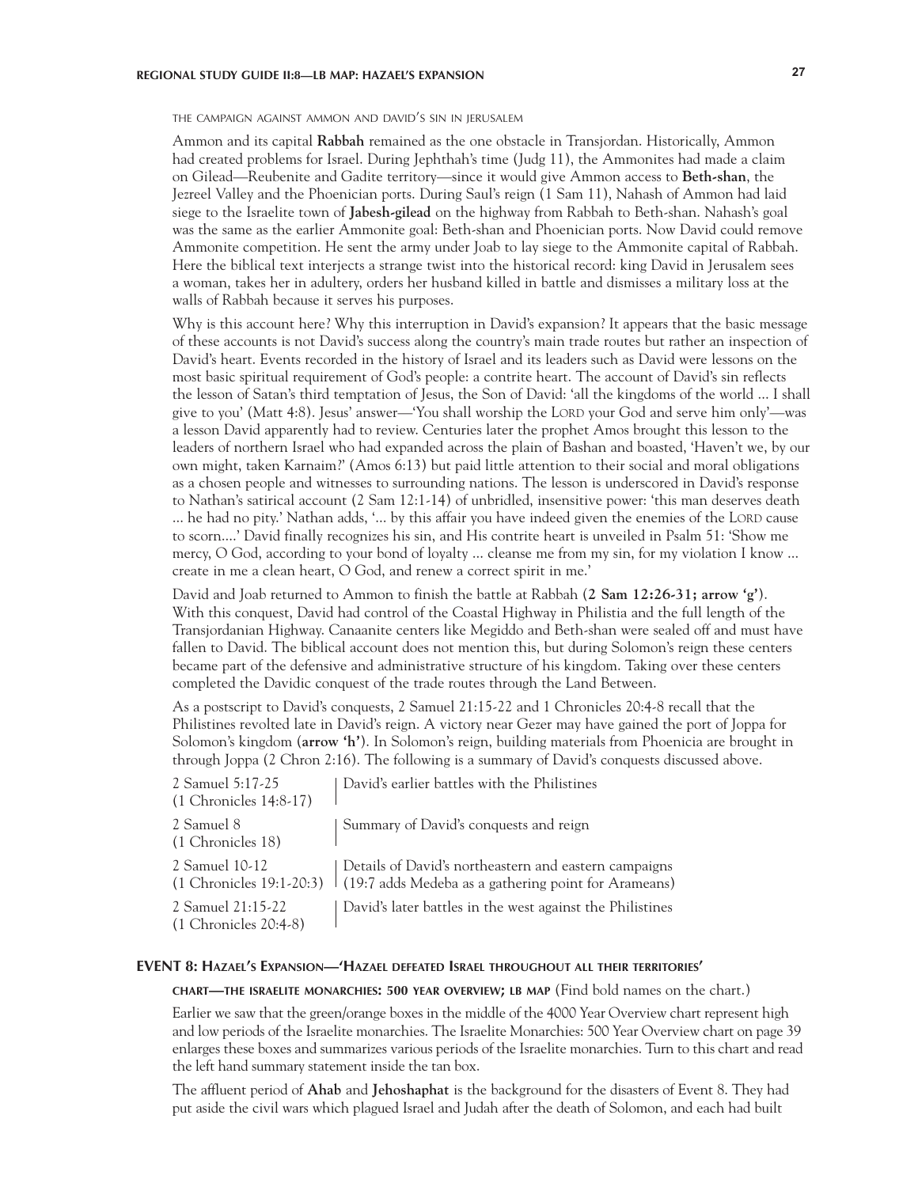#### the campaign against ammon and david's sin in jerusalem

Ammon and its capital **Rabbah** remained as the one obstacle in Transjordan. Historically, Ammon had created problems for Israel. During Jephthah's time (Judg 11), the Ammonites had made a claim on Gilead—Reubenite and Gadite territory—since it would give Ammon access to **Beth-shan**, the Jezreel Valley and the Phoenician ports. During Saul's reign (1 Sam 11), Nahash of Ammon had laid siege to the Israelite town of **Jabesh-gilead** on the highway from Rabbah to Beth-shan. Nahash's goal was the same as the earlier Ammonite goal: Beth-shan and Phoenician ports. Now David could remove Ammonite competition. He sent the army under Joab to lay siege to the Ammonite capital of Rabbah. Here the biblical text interjects a strange twist into the historical record: king David in Jerusalem sees a woman, takes her in adultery, orders her husband killed in battle and dismisses a military loss at the walls of Rabbah because it serves his purposes.

Why is this account here? Why this interruption in David's expansion? It appears that the basic message of these accounts is not David's success along the country's main trade routes but rather an inspection of David's heart. Events recorded in the history of Israel and its leaders such as David were lessons on the most basic spiritual requirement of God's people: a contrite heart. The account of David's sin reflects the lesson of Satan's third temptation of Jesus, the Son of David: 'all the kingdoms of the world ... I shall give to you' (Matt 4:8). Jesus' answer—'You shall worship the Lord your God and serve him only'—was a lesson David apparently had to review. Centuries later the prophet Amos brought this lesson to the leaders of northern Israel who had expanded across the plain of Bashan and boasted, 'Haven't we, by our own might, taken Karnaim?' (Amos 6:13) but paid little attention to their social and moral obligations as a chosen people and witnesses to surrounding nations. The lesson is underscored in David's response to Nathan's satirical account (2 Sam 12:1-14) of unbridled, insensitive power: 'this man deserves death ... he had no pity.' Nathan adds, '... by this affair you have indeed given the enemies of the Lord cause to scorn....' David finally recognizes his sin, and His contrite heart is unveiled in Psalm 51: 'Show me mercy, O God, according to your bond of loyalty ... cleanse me from my sin, for my violation I know ... create in me a clean heart, O God, and renew a correct spirit in me.'

David and Joab returned to Ammon to finish the battle at Rabbah (**2 Sam 12:26-31; arrow 'g'**). With this conquest, David had control of the Coastal Highway in Philistia and the full length of the Transjordanian Highway. Canaanite centers like Megiddo and Beth-shan were sealed off and must have fallen to David. The biblical account does not mention this, but during Solomon's reign these centers became part of the defensive and administrative structure of his kingdom. Taking over these centers completed the Davidic conquest of the trade routes through the Land Between.

As a postscript to David's conquests, 2 Samuel 21:15-22 and 1 Chronicles 20:4-8 recall that the Philistines revolted late in David's reign. A victory near Gezer may have gained the port of Joppa for Solomon's kingdom (**arrow 'h'**). In Solomon's reign, building materials from Phoenicia are brought in through Joppa (2 Chron 2:16). The following is a summary of David's conquests discussed above.

| | |
|---|---|
| 2 Samuel 5:17-25 (1 Chronicles 14:8-17) | David's earlier battles with the Philistines |
| 2 Samuel 8 (1 Chronicles 18) | Summary of David's conquests and reign |
| 2 Samuel 10-12 (1 Chronicles 19:1-20:3) | Details of David's northeastern and eastern campaigns (19:7 adds Medeba as a gathering point for Arameans) |
| 2 Samuel 21:15-22 (1 Chronicles 20:4-8) | David's later battles in the west against the Philistines |

## EVENT 8: Hazael's Expansion—'Hazael defeated Israel throughout all their territories'

**chart—the israelite monarchies: 500 year overview; lb map** (Find bold names on the chart.)

Earlier we saw that the green/orange boxes in the middle of the 4000 Year Overview chart represent high and low periods of the Israelite monarchies. The Israelite Monarchies: 500 Year Overview chart on page 39 enlarges these boxes and summarizes various periods of the Israelite monarchies. Turn to this chart and read the left hand summary statement inside the tan box.

The affluent period of **Ahab** and **Jehoshaphat** is the background for the disasters of Event 8. They had put aside the civil wars which plagued Israel and Judah after the death of Solomon, and each had built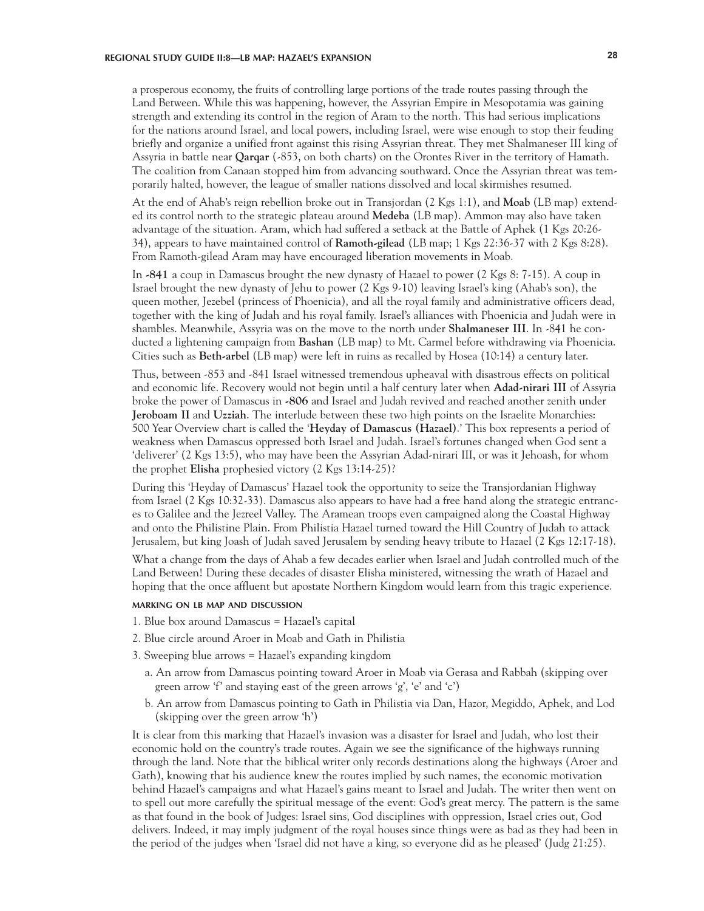a prosperous economy, the fruits of controlling large portions of the trade routes passing through the Land Between. While this was happening, however, the Assyrian Empire in Mesopotamia was gaining strength and extending its control in the region of Aram to the north. This had serious implications for the nations around Israel, and local powers, including Israel, were wise enough to stop their feuding briefly and organize a unified front against this rising Assyrian threat. They met Shalmaneser III king of Assyria in battle near **Qarqar** (-853, on both charts) on the Orontes River in the territory of Hamath. The coalition from Canaan stopped him from advancing southward. Once the Assyrian threat was temporarily halted, however, the league of smaller nations dissolved and local skirmishes resumed.

At the end of Ahab's reign rebellion broke out in Transjordan (2 Kgs 1:1), and **Moab** (LB map) extended its control north to the strategic plateau around **Medeba** (LB map). Ammon may also have taken advantage of the situation. Aram, which had suffered a setback at the Battle of Aphek (1 Kgs 20:26-34), appears to have maintained control of **Ramoth-gilead** (LB map; 1 Kgs 22:36-37 with 2 Kgs 8:28). From Ramoth-gilead Aram may have encouraged liberation movements in Moab.

In **-841** a coup in Damascus brought the new dynasty of Hazael to power (2 Kgs 8: 7-15). A coup in Israel brought the new dynasty of Jehu to power (2 Kgs 9-10) leaving Israel's king (Ahab's son), the queen mother, Jezebel (princess of Phoenicia), and all the royal family and administrative officers dead, together with the king of Judah and his royal family. Israel's alliances with Phoenicia and Judah were in shambles. Meanwhile, Assyria was on the move to the north under **Shalmaneser III**. In -841 he conducted a lightening campaign from **Bashan** (LB map) to Mt. Carmel before withdrawing via Phoenicia. Cities such as **Beth-arbel** (LB map) were left in ruins as recalled by Hosea (10:14) a century later.

Thus, between -853 and -841 Israel witnessed tremendous upheaval with disastrous effects on political and economic life. Recovery would not begin until a half century later when **Adad-nirari III** of Assyria broke the power of Damascus in **-806** and Israel and Judah revived and reached another zenith under **Jeroboam II** and **Uzziah**. The interlude between these two high points on the Israelite Monarchies: 500 Year Overview chart is called the '**Heyday of Damascus (Hazael)**.' This box represents a period of weakness when Damascus oppressed both Israel and Judah. Israel's fortunes changed when God sent a 'deliverer' (2 Kgs 13:5), who may have been the Assyrian Adad-nirari III, or was it Jehoash, for whom the prophet **Elisha** prophesied victory (2 Kgs 13:14-25)?

During this 'Heyday of Damascus' Hazael took the opportunity to seize the Transjordanian Highway from Israel (2 Kgs 10:32-33). Damascus also appears to have had a free hand along the strategic entrances to Galilee and the Jezreel Valley. The Aramean troops even campaigned along the Coastal Highway and onto the Philistine Plain. From Philistia Hazael turned toward the Hill Country of Judah to attack Jerusalem, but king Joash of Judah saved Jerusalem by sending heavy tribute to Hazael (2 Kgs 12:17-18).

What a change from the days of Ahab a few decades earlier when Israel and Judah controlled much of the Land Between! During these decades of disaster Elisha ministered, witnessing the wrath of Hazael and hoping that the once affluent but apostate Northern Kingdom would learn from this tragic experience.

#### MARKING ON LB MAP AND DISCUSSION

1. Blue box around Damascus = Hazael's capital
2. Blue circle around Aroer in Moab and Gath in Philistia
3. Sweeping blue arrows = Hazael's expanding kingdom
   a. An arrow from Damascus pointing toward Aroer in Moab via Gerasa and Rabbah (skipping over green arrow 'f' and staying east of the green arrows 'g', 'e' and 'c')
   b. An arrow from Damascus pointing to Gath in Philistia via Dan, Hazor, Megiddo, Aphek, and Lod (skipping over the green arrow 'h')

It is clear from this marking that Hazael's invasion was a disaster for Israel and Judah, who lost their economic hold on the country's trade routes. Again we see the significance of the highways running through the land. Note that the biblical writer only records destinations along the highways (Aroer and Gath), knowing that his audience knew the routes implied by such names, the economic motivation behind Hazael's campaigns and what Hazael's gains meant to Israel and Judah. The writer then went on to spell out more carefully the spiritual message of the event: God's great mercy. The pattern is the same as that found in the book of Judges: Israel sins, God disciplines with oppression, Israel cries out, God delivers. Indeed, it may imply judgment of the royal houses since things were as bad as they had been in the period of the judges when 'Israel did not have a king, so everyone did as he pleased' (Judg 21:25).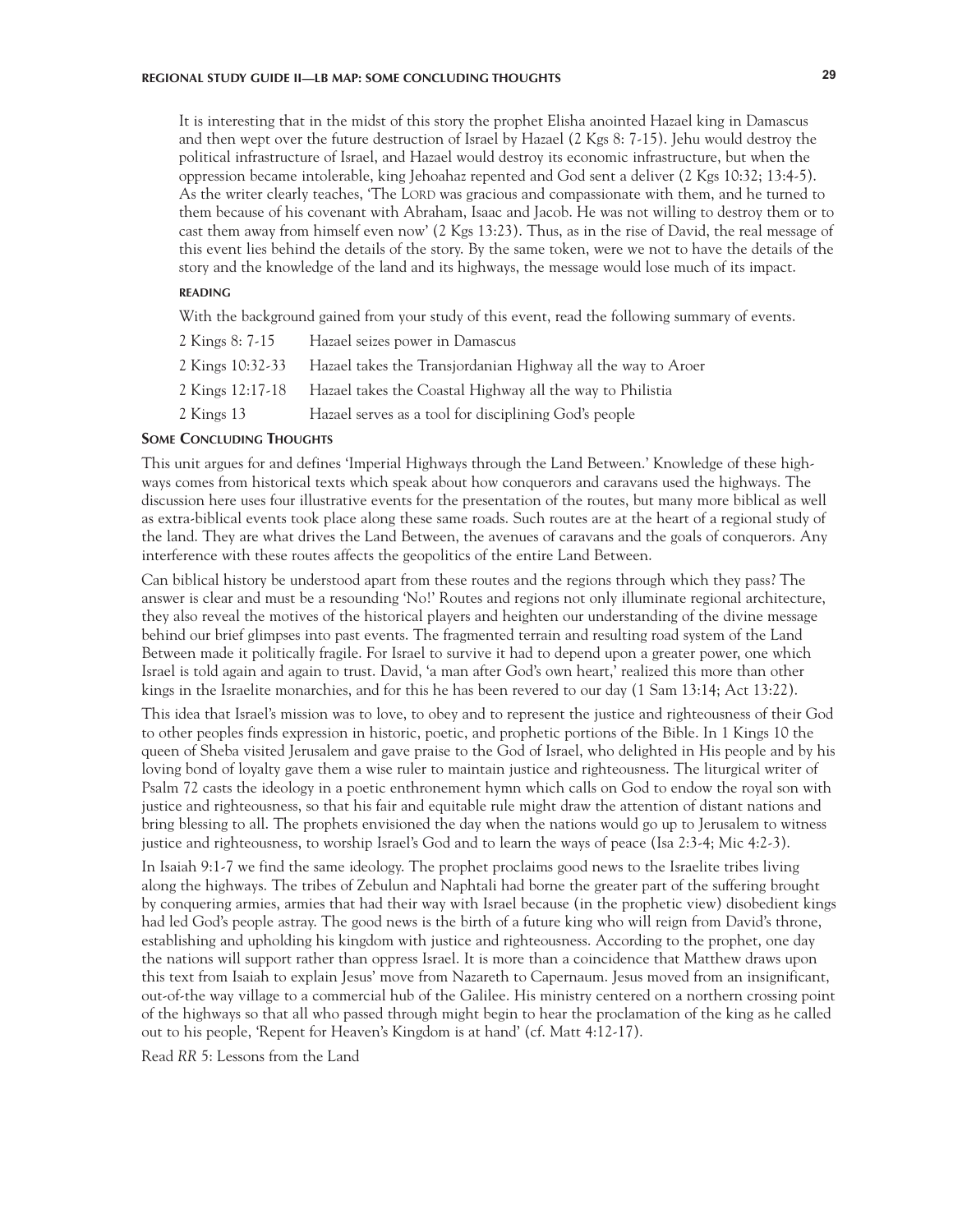It is interesting that in the midst of this story the prophet Elisha anointed Hazael king in Damascus and then wept over the future destruction of Israel by Hazael (2 Kgs 8: 7-15). Jehu would destroy the political infrastructure of Israel, and Hazael would destroy its economic infrastructure, but when the oppression became intolerable, king Jehoahaz repented and God sent a deliver (2 Kgs 10:32; 13:4-5). As the writer clearly teaches, 'The LORD was gracious and compassionate with them, and he turned to them because of his covenant with Abraham, Isaac and Jacob. He was not willing to destroy them or to cast them away from himself even now' (2 Kgs 13:23). Thus, as in the rise of David, the real message of this event lies behind the details of the story. By the same token, were we not to have the details of the story and the knowledge of the land and its highways, the message would lose much of its impact.

#### READING

With the background gained from your study of this event, read the following summary of events.

| | |
|---|---|
| 2 Kings 8: 7-15 | Hazael seizes power in Damascus |
| 2 Kings 10:32-33 | Hazael takes the Transjordanian Highway all the way to Aroer |
| 2 Kings 12:17-18 | Hazael takes the Coastal Highway all the way to Philistia |
| 2 Kings 13 | Hazael serves as a tool for disciplining God's people |

### SOME CONCLUDING THOUGHTS

This unit argues for and defines 'Imperial Highways through the Land Between.' Knowledge of these highways comes from historical texts which speak about how conquerors and caravans used the highways. The discussion here uses four illustrative events for the presentation of the routes, but many more biblical as well as extra-biblical events took place along these same roads. Such routes are at the heart of a regional study of the land. They are what drives the Land Between, the avenues of caravans and the goals of conquerors. Any interference with these routes affects the geopolitics of the entire Land Between.

Can biblical history be understood apart from these routes and the regions through which they pass? The answer is clear and must be a resounding 'No!' Routes and regions not only illuminate regional architecture, they also reveal the motives of the historical players and heighten our understanding of the divine message behind our brief glimpses into past events. The fragmented terrain and resulting road system of the Land Between made it politically fragile. For Israel to survive it had to depend upon a greater power, one which Israel is told again and again to trust. David, 'a man after God's own heart,' realized this more than other kings in the Israelite monarchies, and for this he has been revered to our day (1 Sam 13:14; Act 13:22).

This idea that Israel's mission was to love, to obey and to represent the justice and righteousness of their God to other peoples finds expression in historic, poetic, and prophetic portions of the Bible. In 1 Kings 10 the queen of Sheba visited Jerusalem and gave praise to the God of Israel, who delighted in His people and by his loving bond of loyalty gave them a wise ruler to maintain justice and righteousness. The liturgical writer of Psalm 72 casts the ideology in a poetic enthronement hymn which calls on God to endow the royal son with justice and righteousness, so that his fair and equitable rule might draw the attention of distant nations and bring blessing to all. The prophets envisioned the day when the nations would go up to Jerusalem to witness justice and righteousness, to worship Israel's God and to learn the ways of peace (Isa 2:3-4; Mic 4:2-3).

In Isaiah 9:1-7 we find the same ideology. The prophet proclaims good news to the Israelite tribes living along the highways. The tribes of Zebulun and Naphtali had borne the greater part of the suffering brought by conquering armies, armies that had their way with Israel because (in the prophetic view) disobedient kings had led God's people astray. The good news is the birth of a future king who will reign from David's throne, establishing and upholding his kingdom with justice and righteousness. According to the prophet, one day the nations will support rather than oppress Israel. It is more than a coincidence that Matthew draws upon this text from Isaiah to explain Jesus' move from Nazareth to Capernaum. Jesus moved from an insignificant, out-of-the way village to a commercial hub of the Galilee. His ministry centered on a northern crossing point of the highways so that all who passed through might begin to hear the proclamation of the king as he called out to his people, 'Repent for Heaven's Kingdom is at hand' (cf. Matt 4:12-17).

Read *RR* 5: Lessons from the Land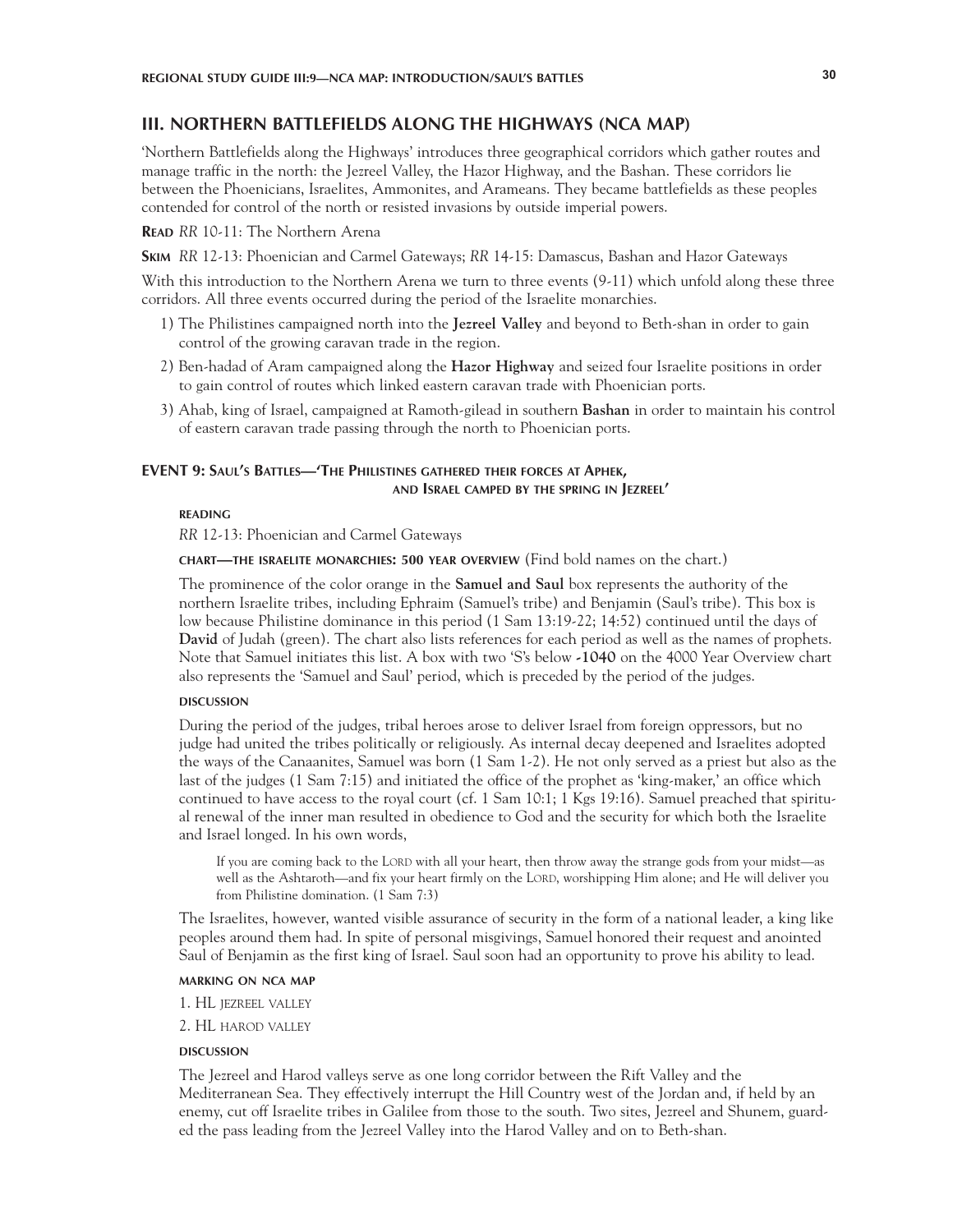## III. NORTHERN BATTLEFIELDS ALONG THE HIGHWAYS (NCA MAP)

'Northern Battlefields along the Highways' introduces three geographical corridors which gather routes and manage traffic in the north: the Jezreel Valley, the Hazor Highway, and the Bashan. These corridors lie between the Phoenicians, Israelites, Ammonites, and Arameans. They became battlefields as these peoples contended for control of the north or resisted invasions by outside imperial powers.

**READ** *RR* 10-11: The Northern Arena

**SKIM** *RR* 12-13: Phoenician and Carmel Gateways; *RR* 14-15: Damascus, Bashan and Hazor Gateways

With this introduction to the Northern Arena we turn to three events (9-11) which unfold along these three corridors. All three events occurred during the period of the Israelite monarchies.

1) The Philistines campaigned north into the **Jezreel Valley** and beyond to Beth-shan in order to gain control of the growing caravan trade in the region.
2) Ben-hadad of Aram campaigned along the **Hazor Highway** and seized four Israelite positions in order to gain control of routes which linked eastern caravan trade with Phoenician ports.
3) Ahab, king of Israel, campaigned at Ramoth-gilead in southern **Bashan** in order to maintain his control of eastern caravan trade passing through the north to Phoenician ports.

### EVENT 9: SAUL'S BATTLES—'THE PHILISTINES GATHERED THEIR FORCES AT APHEK, AND ISRAEL CAMPED BY THE SPRING IN JEZREEL'

#### READING

*RR* 12-13: Phoenician and Carmel Gateways

#### CHART—THE ISRAELITE MONARCHIES: 500 YEAR OVERVIEW (Find bold names on the chart.)

The prominence of the color orange in the **Samuel and Saul** box represents the authority of the northern Israelite tribes, including Ephraim (Samuel's tribe) and Benjamin (Saul's tribe). This box is low because Philistine dominance in this period (1 Sam 13:19-22; 14:52) continued until the days of **David** of Judah (green). The chart also lists references for each period as well as the names of prophets. Note that Samuel initiates this list. A box with two 'S's below **-1040** on the 4000 Year Overview chart also represents the 'Samuel and Saul' period, which is preceded by the period of the judges.

#### DISCUSSION

During the period of the judges, tribal heroes arose to deliver Israel from foreign oppressors, but no judge had united the tribes politically or religiously. As internal decay deepened and Israelites adopted the ways of the Canaanites, Samuel was born (1 Sam 1-2). He not only served as a priest but also as the last of the judges (1 Sam 7:15) and initiated the office of the prophet as 'king-maker,' an office which continued to have access to the royal court (cf. 1 Sam 10:1; 1 Kgs 19:16). Samuel preached that spiritual renewal of the inner man resulted in obedience to God and the security for which both the Israelite and Israel longed. In his own words,

> If you are coming back to the LORD with all your heart, then throw away the strange gods from your midst—as well as the Ashtaroth—and fix your heart firmly on the LORD, worshipping Him alone; and He will deliver you from Philistine domination. (1 Sam 7:3)

The Israelites, however, wanted visible assurance of security in the form of a national leader, a king like peoples around them had. In spite of personal misgivings, Samuel honored their request and anointed Saul of Benjamin as the first king of Israel. Saul soon had an opportunity to prove his ability to lead.

#### MARKING ON NCA MAP

1. HL JEZREEL VALLEY
2. HL HAROD VALLEY

#### DISCUSSION

The Jezreel and Harod valleys serve as one long corridor between the Rift Valley and the Mediterranean Sea. They effectively interrupt the Hill Country west of the Jordan and, if held by an enemy, cut off Israelite tribes in Galilee from those to the south. Two sites, Jezreel and Shunem, guarded the pass leading from the Jezreel Valley into the Harod Valley and on to Beth-shan.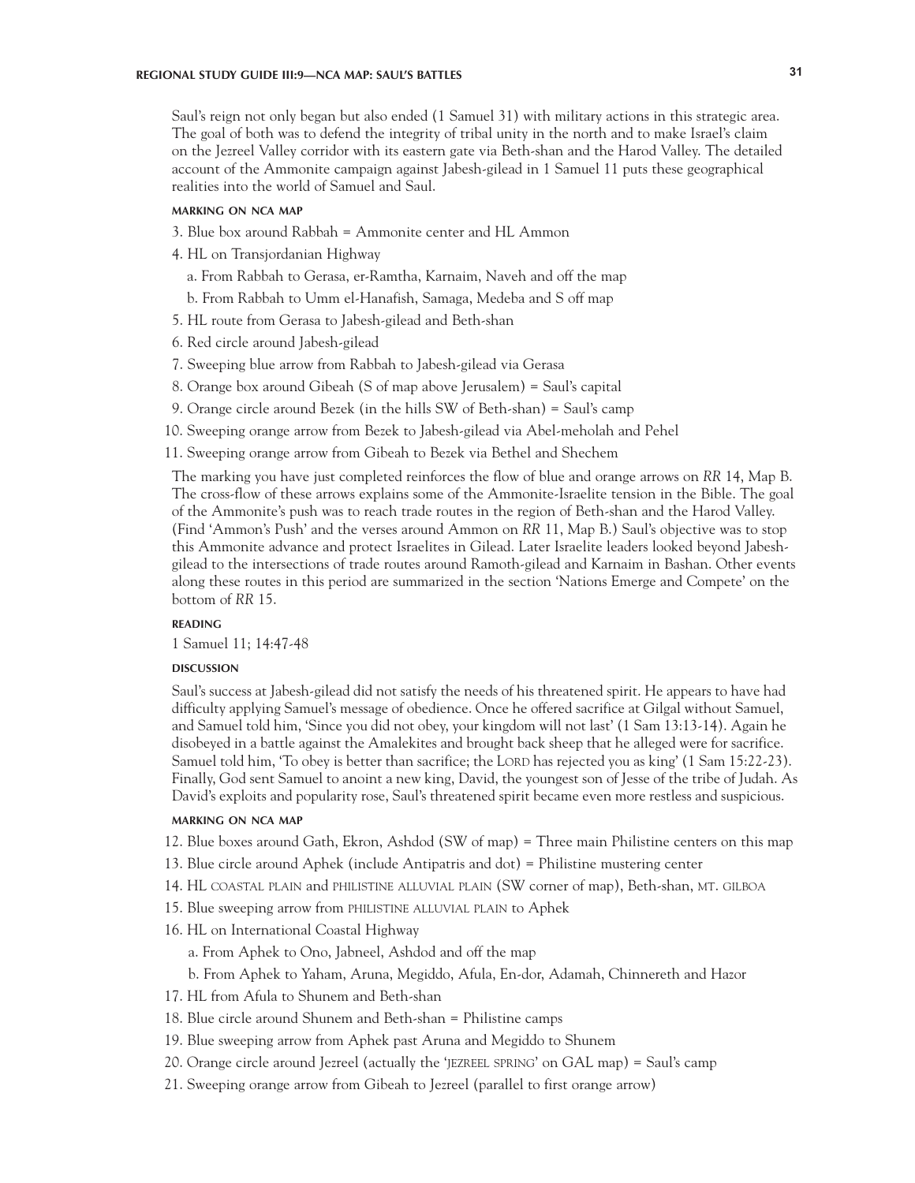Saul's reign not only began but also ended (1 Samuel 31) with military actions in this strategic area. The goal of both was to defend the integrity of tribal unity in the north and to make Israel's claim on the Jezreel Valley corridor with its eastern gate via Beth-shan and the Harod Valley. The detailed account of the Ammonite campaign against Jabesh-gilead in 1 Samuel 11 puts these geographical realities into the world of Samuel and Saul.

#### MARKING ON NCA MAP

3. Blue box around Rabbah = Ammonite center and HL Ammon
4. HL on Transjordanian Highway
   a. From Rabbah to Gerasa, er-Ramtha, Karnaim, Naveh and off the map
   b. From Rabbah to Umm el-Hanafish, Samaga, Medeba and S off map
5. HL route from Gerasa to Jabesh-gilead and Beth-shan
6. Red circle around Jabesh-gilead
7. Sweeping blue arrow from Rabbah to Jabesh-gilead via Gerasa
8. Orange box around Gibeah (S of map above Jerusalem) = Saul's capital
9. Orange circle around Bezek (in the hills SW of Beth-shan) = Saul's camp
10. Sweeping orange arrow from Bezek to Jabesh-gilead via Abel-meholah and Pehel
11. Sweeping orange arrow from Gibeah to Bezek via Bethel and Shechem

The marking you have just completed reinforces the flow of blue and orange arrows on *RR* 14, Map B. The cross-flow of these arrows explains some of the Ammonite-Israelite tension in the Bible. The goal of the Ammonite's push was to reach trade routes in the region of Beth-shan and the Harod Valley. (Find 'Ammon's Push' and the verses around Ammon on *RR* 11, Map B.) Saul's objective was to stop this Ammonite advance and protect Israelites in Gilead. Later Israelite leaders looked beyond Jabesh-gilead to the intersections of trade routes around Ramoth-gilead and Karnaim in Bashan. Other events along these routes in this period are summarized in the section 'Nations Emerge and Compete' on the bottom of *RR* 15.

#### READING

1 Samuel 11; 14:47-48

#### DISCUSSION

Saul's success at Jabesh-gilead did not satisfy the needs of his threatened spirit. He appears to have had difficulty applying Samuel's message of obedience. Once he offered sacrifice at Gilgal without Samuel, and Samuel told him, 'Since you did not obey, your kingdom will not last' (1 Sam 13:13-14). Again he disobeyed in a battle against the Amalekites and brought back sheep that he alleged were for sacrifice. Samuel told him, 'To obey is better than sacrifice; the LORD has rejected you as king' (1 Sam 15:22-23). Finally, God sent Samuel to anoint a new king, David, the youngest son of Jesse of the tribe of Judah. As David's exploits and popularity rose, Saul's threatened spirit became even more restless and suspicious.

#### MARKING ON NCA MAP

12. Blue boxes around Gath, Ekron, Ashdod (SW of map) = Three main Philistine centers on this map
13. Blue circle around Aphek (include Antipatris and dot) = Philistine mustering center
14. HL COASTAL PLAIN and PHILISTINE ALLUVIAL PLAIN (SW corner of map), Beth-shan, MT. GILBOA
15. Blue sweeping arrow from PHILISTINE ALLUVIAL PLAIN to Aphek
16. HL on International Coastal Highway
    a. From Aphek to Ono, Jabneel, Ashdod and off the map
    b. From Aphek to Yaham, Aruna, Megiddo, Afula, En-dor, Adamah, Chinnereth and Hazor
17. HL from Afula to Shunem and Beth-shan
18. Blue circle around Shunem and Beth-shan = Philistine camps
19. Blue sweeping arrow from Aphek past Aruna and Megiddo to Shunem
20. Orange circle around Jezreel (actually the 'JEZREEL SPRING' on GAL map) = Saul's camp
21. Sweeping orange arrow from Gibeah to Jezreel (parallel to first orange arrow)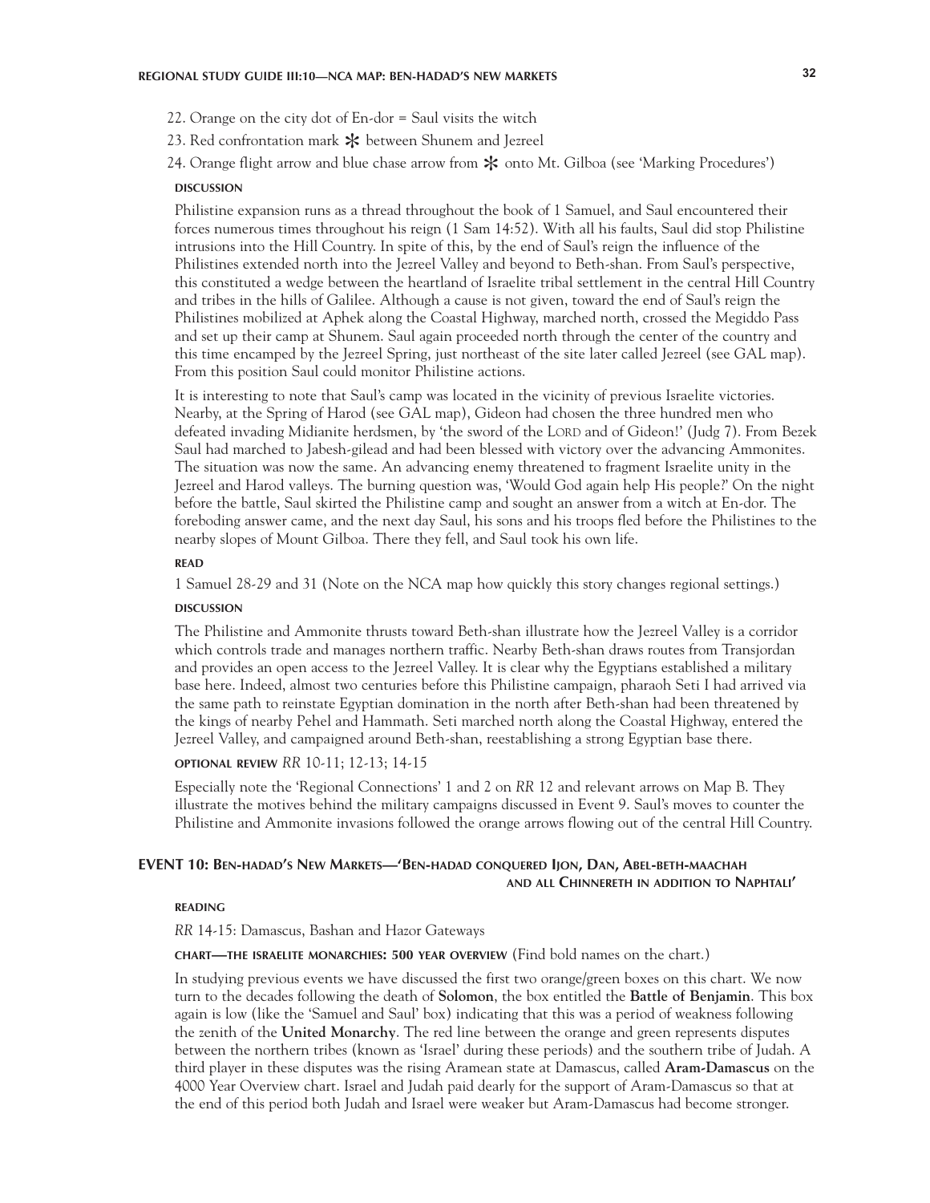22. Orange on the city dot of En-dor = Saul visits the witch
23. Red confrontation mark ✻ between Shunem and Jezreel
24. Orange flight arrow and blue chase arrow from ✻ onto Mt. Gilboa (see 'Marking Procedures')

**DISCUSSION**

Philistine expansion runs as a thread throughout the book of 1 Samuel, and Saul encountered their forces numerous times throughout his reign (1 Sam 14:52). With all his faults, Saul did stop Philistine intrusions into the Hill Country. In spite of this, by the end of Saul's reign the influence of the Philistines extended north into the Jezreel Valley and beyond to Beth-shan. From Saul's perspective, this constituted a wedge between the heartland of Israelite tribal settlement in the central Hill Country and tribes in the hills of Galilee. Although a cause is not given, toward the end of Saul's reign the Philistines mobilized at Aphek along the Coastal Highway, marched north, crossed the Megiddo Pass and set up their camp at Shunem. Saul again proceeded north through the center of the country and this time encamped by the Jezreel Spring, just northeast of the site later called Jezreel (see GAL map). From this position Saul could monitor Philistine actions.

It is interesting to note that Saul's camp was located in the vicinity of previous Israelite victories. Nearby, at the Spring of Harod (see GAL map), Gideon had chosen the three hundred men who defeated invading Midianite herdsmen, by 'the sword of the LORD and of Gideon!' (Judg 7). From Bezek Saul had marched to Jabesh-gilead and had been blessed with victory over the advancing Ammonites. The situation was now the same. An advancing enemy threatened to fragment Israelite unity in the Jezreel and Harod valleys. The burning question was, 'Would God again help His people?' On the night before the battle, Saul skirted the Philistine camp and sought an answer from a witch at En-dor. The foreboding answer came, and the next day Saul, his sons and his troops fled before the Philistines to the nearby slopes of Mount Gilboa. There they fell, and Saul took his own life.

**READ**

1 Samuel 28-29 and 31 (Note on the NCA map how quickly this story changes regional settings.)

**DISCUSSION**

The Philistine and Ammonite thrusts toward Beth-shan illustrate how the Jezreel Valley is a corridor which controls trade and manages northern traffic. Nearby Beth-shan draws routes from Transjordan and provides an open access to the Jezreel Valley. It is clear why the Egyptians established a military base here. Indeed, almost two centuries before this Philistine campaign, pharaoh Seti I had arrived via the same path to reinstate Egyptian domination in the north after Beth-shan had been threatened by the kings of nearby Pehel and Hammath. Seti marched north along the Coastal Highway, entered the Jezreel Valley, and campaigned around Beth-shan, reestablishing a strong Egyptian base there.

**OPTIONAL REVIEW** *RR* 10-11; 12-13; 14-15

Especially note the 'Regional Connections' 1 and 2 on *RR* 12 and relevant arrows on Map B. They illustrate the motives behind the military campaigns discussed in Event 9. Saul's moves to counter the Philistine and Ammonite invasions followed the orange arrows flowing out of the central Hill Country.

## EVENT 10: Ben-hadad's New Markets—'Ben-hadad conquered Ijon, Dan, Abel-beth-maachah and all Chinnereth in addition to Naphtali'

**READING**

*RR* 14-15: Damascus, Bashan and Hazor Gateways

**CHART—THE ISRAELITE MONARCHIES: 500 YEAR OVERVIEW** (Find bold names on the chart.)

In studying previous events we have discussed the first two orange/green boxes on this chart. We now turn to the decades following the death of **Solomon**, the box entitled the **Battle of Benjamin**. This box again is low (like the 'Samuel and Saul' box) indicating that this was a period of weakness following the zenith of the **United Monarchy**. The red line between the orange and green represents disputes between the northern tribes (known as 'Israel' during these periods) and the southern tribe of Judah. A third player in these disputes was the rising Aramean state at Damascus, called **Aram-Damascus** on the 4000 Year Overview chart. Israel and Judah paid dearly for the support of Aram-Damascus so that at the end of this period both Judah and Israel were weaker but Aram-Damascus had become stronger.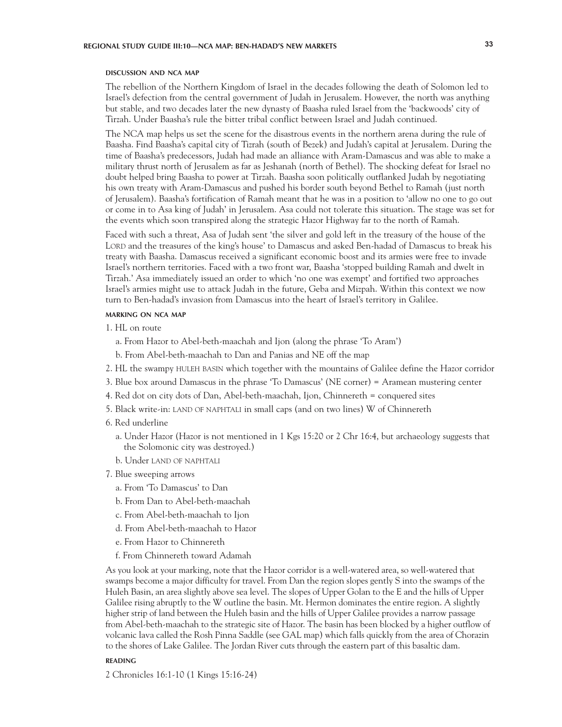## DISCUSSION AND NCA MAP

The rebellion of the Northern Kingdom of Israel in the decades following the death of Solomon led to Israel's defection from the central government of Judah in Jerusalem. However, the north was anything but stable, and two decades later the new dynasty of Baasha ruled Israel from the 'backwoods' city of Tirzah. Under Baasha's rule the bitter tribal conflict between Israel and Judah continued.

The NCA map helps us set the scene for the disastrous events in the northern arena during the rule of Baasha. Find Baasha's capital city of Tizrah (south of Bezek) and Judah's capital at Jerusalem. During the time of Baasha's predecessors, Judah had made an alliance with Aram-Damascus and was able to make a military thrust north of Jerusalem as far as Jeshanah (north of Bethel). The shocking defeat for Israel no doubt helped bring Baasha to power at Tirzah. Baasha soon politically outflanked Judah by negotiating his own treaty with Aram-Damascus and pushed his border south beyond Bethel to Ramah (just north of Jerusalem). Baasha's fortification of Ramah meant that he was in a position to 'allow no one to go out or come in to Asa king of Judah' in Jerusalem. Asa could not tolerate this situation. The stage was set for the events which soon transpired along the strategic Hazor Highway far to the north of Ramah.

Faced with such a threat, Asa of Judah sent 'the silver and gold left in the treasury of the house of the LORD and the treasures of the king's house' to Damascus and asked Ben-hadad of Damascus to break his treaty with Baasha. Damascus received a significant economic boost and its armies were free to invade Israel's northern territories. Faced with a two front war, Baasha 'stopped building Ramah and dwelt in Tirzah.' Asa immediately issued an order to which 'no one was exempt' and fortified two approaches Israel's armies might use to attack Judah in the future, Geba and Mizpah. Within this context we now turn to Ben-hadad's invasion from Damascus into the heart of Israel's territory in Galilee.

## MARKING ON NCA MAP

1. HL on route
   a. From Hazor to Abel-beth-maachah and Ijon (along the phrase 'To Aram')
   b. From Abel-beth-maachah to Dan and Panias and NE off the map
2. HL the swampy HULEH BASIN which together with the mountains of Galilee define the Hazor corridor
3. Blue box around Damascus in the phrase 'To Damascus' (NE corner) = Aramean mustering center
4. Red dot on city dots of Dan, Abel-beth-maachah, Ijon, Chinnereth = conquered sites
5. Black write-in: LAND OF NAPHTALI in small caps (and on two lines) W of Chinnereth
6. Red underline
   a. Under Hazor (Hazor is not mentioned in 1 Kgs 15:20 or 2 Chr 16:4, but archaeology suggests that the Solomonic city was destroyed.)
   b. Under LAND OF NAPHTALI
7. Blue sweeping arrows
   a. From 'To Damascus' to Dan
   b. From Dan to Abel-beth-maachah
   c. From Abel-beth-maachah to Ijon
   d. From Abel-beth-maachah to Hazor
   e. From Hazor to Chinnereth
   f. From Chinnereth toward Adamah

As you look at your marking, note that the Hazor corridor is a well-watered area, so well-watered that swamps become a major difficulty for travel. From Dan the region slopes gently S into the swamps of the Huleh Basin, an area slightly above sea level. The slopes of Upper Golan to the E and the hills of Upper Galilee rising abruptly to the W outline the basin. Mt. Hermon dominates the entire region. A slightly higher strip of land between the Huleh basin and the hills of Upper Galilee provides a narrow passage from Abel-beth-maachah to the strategic site of Hazor. The basin has been blocked by a higher outflow of volcanic lava called the Rosh Pinna Saddle (see GAL map) which falls quickly from the area of Chorazin to the shores of Lake Galilee. The Jordan River cuts through the eastern part of this basaltic dam.

## READING

2 Chronicles 16:1-10 (1 Kings 15:16-24)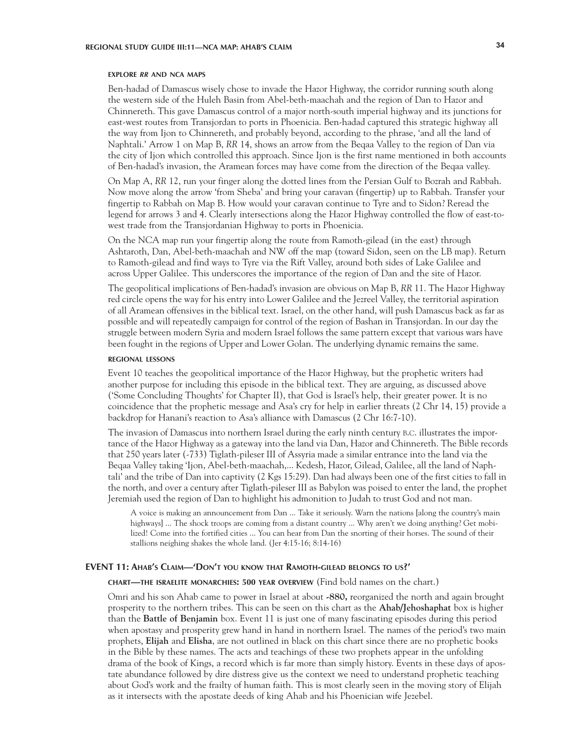#### EXPLORE *RR* AND NCA MAPS

Ben-hadad of Damascus wisely chose to invade the Hazor Highway, the corridor running south along the western side of the Huleh Basin from Abel-beth-maachah and the region of Dan to Hazor and Chinnereth. This gave Damascus control of a major north-south imperial highway and its junctions for east-west routes from Transjordan to ports in Phoenicia. Ben-hadad captured this strategic highway all the way from Ijon to Chinnereth, and probably beyond, according to the phrase, 'and all the land of Naphtali.' Arrow 1 on Map B, *RR* 14, shows an arrow from the Beqaa Valley to the region of Dan via the city of Ijon which controlled this approach. Since Ijon is the first name mentioned in both accounts of Ben-hadad's invasion, the Aramean forces may have come from the direction of the Beqaa valley.

On Map A, *RR* 12, run your finger along the dotted lines from the Persian Gulf to Bozrah and Rabbah. Now move along the arrow 'from Sheba' and bring your caravan (fingertip) up to Rabbah. Transfer your fingertip to Rabbah on Map B. How would your caravan continue to Tyre and to Sidon? Reread the legend for arrows 3 and 4. Clearly intersections along the Hazor Highway controlled the flow of east-to-west trade from the Transjordanian Highway to ports in Phoenicia.

On the NCA map run your fingertip along the route from Ramoth-gilead (in the east) through Ashtaroth, Dan, Abel-beth-maachah and NW off the map (toward Sidon, seen on the LB map). Return to Ramoth-gilead and find ways to Tyre via the Rift Valley, around both sides of Lake Galilee and across Upper Galilee. This underscores the importance of the region of Dan and the site of Hazor.

The geopolitical implications of Ben-hadad's invasion are obvious on Map B, *RR* 11. The Hazor Highway red circle opens the way for his entry into Lower Galilee and the Jezreel Valley, the territorial aspiration of all Aramean offensives in the biblical text. Israel, on the other hand, will push Damascus back as far as possible and will repeatedly campaign for control of the region of Bashan in Transjordan. In our day the struggle between modern Syria and modern Israel follows the same pattern except that various wars have been fought in the regions of Upper and Lower Golan. The underlying dynamic remains the same.

#### REGIONAL LESSONS

Event 10 teaches the geopolitical importance of the Hazor Highway, but the prophetic writers had another purpose for including this episode in the biblical text. They are arguing, as discussed above ('Some Concluding Thoughts' for Chapter II), that God is Israel's help, their greater power. It is no coincidence that the prophetic message and Asa's cry for help in earlier threats (2 Chr 14, 15) provide a backdrop for Hanani's reaction to Asa's alliance with Damascus (2 Chr 16:7-10).

The invasion of Damascus into northern Israel during the early ninth century B.C. illustrates the importance of the Hazor Highway as a gateway into the land via Dan, Hazor and Chinnereth. The Bible records that 250 years later (-733) Tiglath-pileser III of Assyria made a similar entrance into the land via the Beqaa Valley taking 'Ijon, Abel-beth-maachah,... Kedesh, Hazor, Gilead, Galilee, all the land of Naphtali' and the tribe of Dan into captivity (2 Kgs 15:29). Dan had always been one of the first cities to fall in the north, and over a century after Tiglath-pileser III as Babylon was poised to enter the land, the prophet Jeremiah used the region of Dan to highlight his admonition to Judah to trust God and not man.

> A voice is making an announcement from Dan ... Take it seriously. Warn the nations [along the country's main highways] ... The shock troops are coming from a distant country ... Why aren't we doing anything? Get mobilized! Come into the fortified cities ... You can hear from Dan the snorting of their horses. The sound of their stallions neighing shakes the whole land. (Jer 4:15-16; 8:14-16)

### EVENT 11: AHAB'S CLAIM—'DON'T YOU KNOW THAT RAMOTH-GILEAD BELONGS TO US?'

#### CHART—THE ISRAELITE MONARCHIES: 500 YEAR OVERVIEW (Find bold names on the chart.)

Omri and his son Ahab came to power in Israel at about **-880,** reorganized the north and again brought prosperity to the northern tribes. This can be seen on this chart as the **Ahab/Jehoshaphat** box is higher than the **Battle of Benjamin** box. Event 11 is just one of many fascinating episodes during this period when apostasy and prosperity grew hand in hand in northern Israel. The names of the period's two main prophets, **Elijah** and **Elisha**, are not outlined in black on this chart since there are no prophetic books in the Bible by these names. The acts and teachings of these two prophets appear in the unfolding drama of the book of Kings, a record which is far more than simply history. Events in these days of apostate abundance followed by dire distress give us the context we need to understand prophetic teaching about God's work and the frailty of human faith. This is most clearly seen in the moving story of Elijah as it intersects with the apostate deeds of king Ahab and his Phoenician wife Jezebel.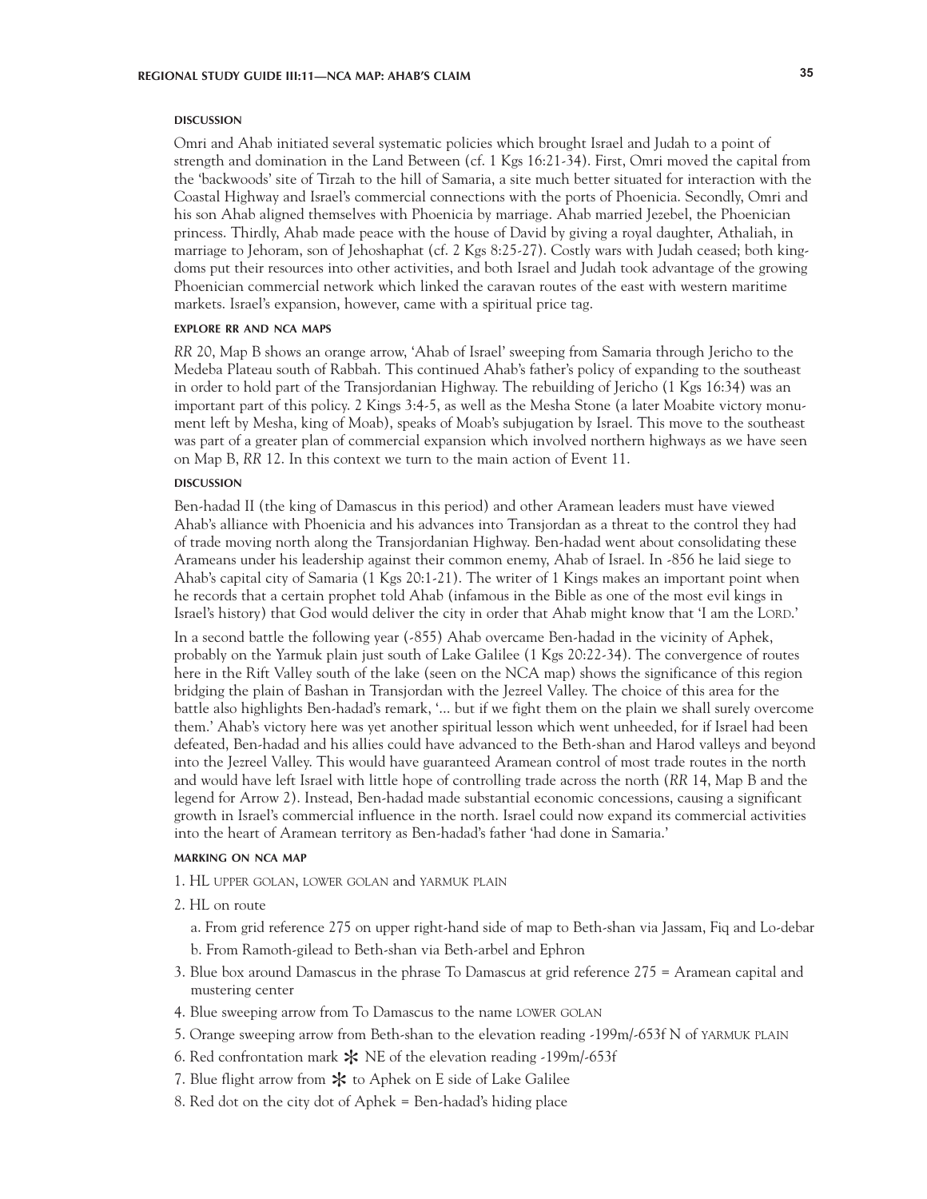#### DISCUSSION

Omri and Ahab initiated several systematic policies which brought Israel and Judah to a point of strength and domination in the Land Between (cf. 1 Kgs 16:21-34). First, Omri moved the capital from the 'backwoods' site of Tirzah to the hill of Samaria, a site much better situated for interaction with the Coastal Highway and Israel's commercial connections with the ports of Phoenicia. Secondly, Omri and his son Ahab aligned themselves with Phoenicia by marriage. Ahab married Jezebel, the Phoenician princess. Thirdly, Ahab made peace with the house of David by giving a royal daughter, Athaliah, in marriage to Jehoram, son of Jehoshaphat (cf. 2 Kgs 8:25-27). Costly wars with Judah ceased; both kingdoms put their resources into other activities, and both Israel and Judah took advantage of the growing Phoenician commercial network which linked the caravan routes of the east with western maritime markets. Israel's expansion, however, came with a spiritual price tag.

#### EXPLORE RR AND NCA MAPS

*RR* 20, Map B shows an orange arrow, 'Ahab of Israel' sweeping from Samaria through Jericho to the Medeba Plateau south of Rabbah. This continued Ahab's father's policy of expanding to the southeast in order to hold part of the Transjordanian Highway. The rebuilding of Jericho (1 Kgs 16:34) was an important part of this policy. 2 Kings 3:4-5, as well as the Mesha Stone (a later Moabite victory monument left by Mesha, king of Moab), speaks of Moab's subjugation by Israel. This move to the southeast was part of a greater plan of commercial expansion which involved northern highways as we have seen on Map B, *RR* 12. In this context we turn to the main action of Event 11.

#### DISCUSSION

Ben-hadad II (the king of Damascus in this period) and other Aramean leaders must have viewed Ahab's alliance with Phoenicia and his advances into Transjordan as a threat to the control they had of trade moving north along the Transjordanian Highway. Ben-hadad went about consolidating these Arameans under his leadership against their common enemy, Ahab of Israel. In -856 he laid siege to Ahab's capital city of Samaria (1 Kgs 20:1-21). The writer of 1 Kings makes an important point when he records that a certain prophet told Ahab (infamous in the Bible as one of the most evil kings in Israel's history) that God would deliver the city in order that Ahab might know that 'I am the LORD.'

In a second battle the following year (-855) Ahab overcame Ben-hadad in the vicinity of Aphek, probably on the Yarmuk plain just south of Lake Galilee (1 Kgs 20:22-34). The convergence of routes here in the Rift Valley south of the lake (seen on the NCA map) shows the significance of this region bridging the plain of Bashan in Transjordan with the Jezreel Valley. The choice of this area for the battle also highlights Ben-hadad's remark, '... but if we fight them on the plain we shall surely overcome them.' Ahab's victory here was yet another spiritual lesson which went unheeded, for if Israel had been defeated, Ben-hadad and his allies could have advanced to the Beth-shan and Harod valleys and beyond into the Jezreel Valley. This would have guaranteed Aramean control of most trade routes in the north and would have left Israel with little hope of controlling trade across the north (*RR* 14, Map B and the legend for Arrow 2). Instead, Ben-hadad made substantial economic concessions, causing a significant growth in Israel's commercial influence in the north. Israel could now expand its commercial activities into the heart of Aramean territory as Ben-hadad's father 'had done in Samaria.'

#### MARKING ON NCA MAP

1. HL UPPER GOLAN, LOWER GOLAN and YARMUK PLAIN
2. HL on route
   a. From grid reference 275 on upper right-hand side of map to Beth-shan via Jassam, Fiq and Lo-debar
   b. From Ramoth-gilead to Beth-shan via Beth-arbel and Ephron
3. Blue box around Damascus in the phrase To Damascus at grid reference 275 = Aramean capital and mustering center
4. Blue sweeping arrow from To Damascus to the name LOWER GOLAN
5. Orange sweeping arrow from Beth-shan to the elevation reading -199m/-653f N of YARMUK PLAIN
6. Red confrontation mark ✻ NE of the elevation reading -199m/-653f
7. Blue flight arrow from ✻ to Aphek on E side of Lake Galilee
8. Red dot on the city dot of Aphek = Ben-hadad's hiding place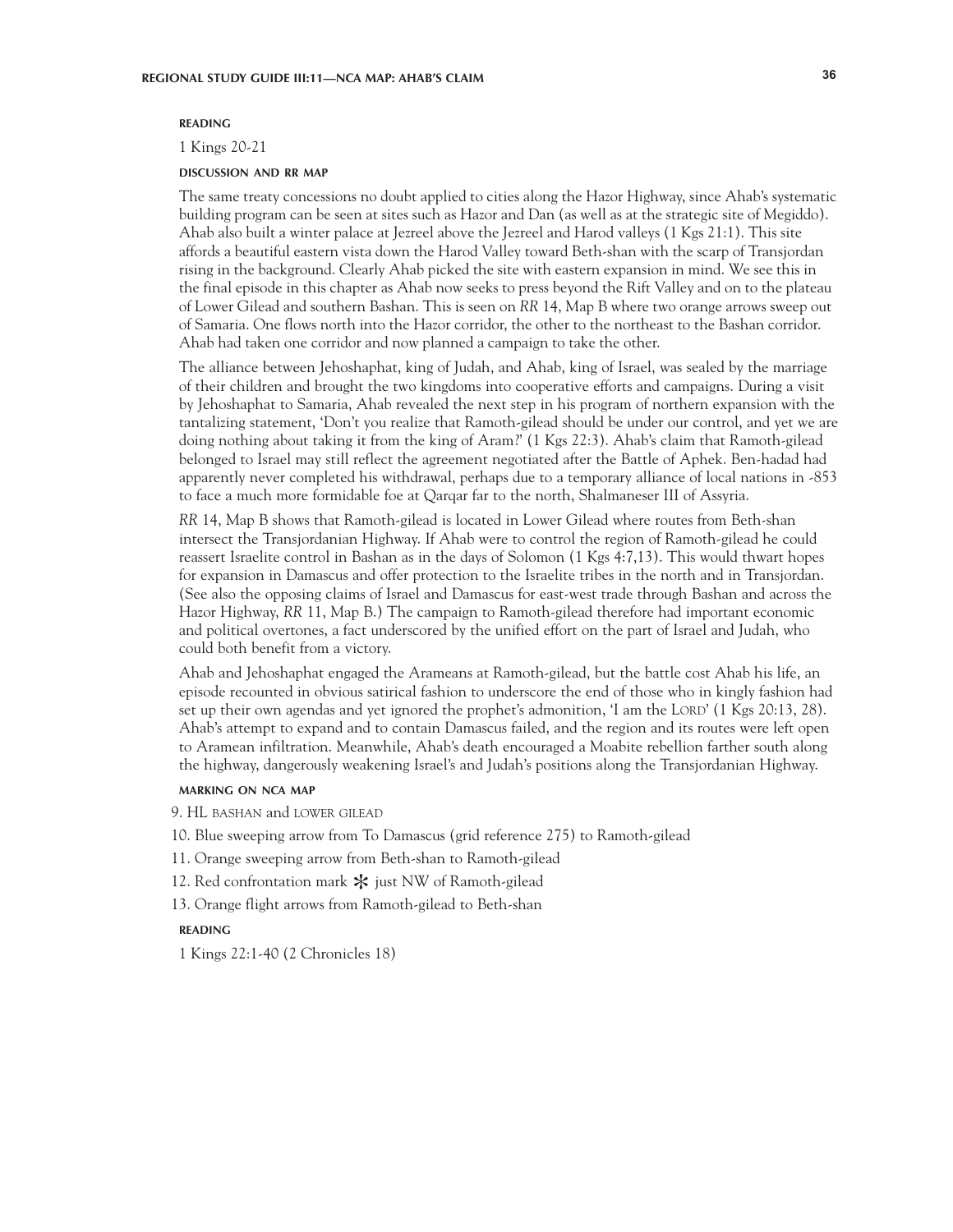#### READING

1 Kings 20-21

#### DISCUSSION AND RR MAP

The same treaty concessions no doubt applied to cities along the Hazor Highway, since Ahab's systematic building program can be seen at sites such as Hazor and Dan (as well as at the strategic site of Megiddo). Ahab also built a winter palace at Jezreel above the Jezreel and Harod valleys (1 Kgs 21:1). This site affords a beautiful eastern vista down the Harod Valley toward Beth-shan with the scarp of Transjordan rising in the background. Clearly Ahab picked the site with eastern expansion in mind. We see this in the final episode in this chapter as Ahab now seeks to press beyond the Rift Valley and on to the plateau of Lower Gilead and southern Bashan. This is seen on *RR* 14, Map B where two orange arrows sweep out of Samaria. One flows north into the Hazor corridor, the other to the northeast to the Bashan corridor. Ahab had taken one corridor and now planned a campaign to take the other.

The alliance between Jehoshaphat, king of Judah, and Ahab, king of Israel, was sealed by the marriage of their children and brought the two kingdoms into cooperative efforts and campaigns. During a visit by Jehoshaphat to Samaria, Ahab revealed the next step in his program of northern expansion with the tantalizing statement, 'Don't you realize that Ramoth-gilead should be under our control, and yet we are doing nothing about taking it from the king of Aram?' (1 Kgs 22:3). Ahab's claim that Ramoth-gilead belonged to Israel may still reflect the agreement negotiated after the Battle of Aphek. Ben-hadad had apparently never completed his withdrawal, perhaps due to a temporary alliance of local nations in -853 to face a much more formidable foe at Qarqar far to the north, Shalmaneser III of Assyria.

*RR* 14, Map B shows that Ramoth-gilead is located in Lower Gilead where routes from Beth-shan intersect the Transjordanian Highway. If Ahab were to control the region of Ramoth-gilead he could reassert Israelite control in Bashan as in the days of Solomon (1 Kgs 4:7,13). This would thwart hopes for expansion in Damascus and offer protection to the Israelite tribes in the north and in Transjordan. (See also the opposing claims of Israel and Damascus for east-west trade through Bashan and across the Hazor Highway, *RR* 11, Map B.) The campaign to Ramoth-gilead therefore had important economic and political overtones, a fact underscored by the unified effort on the part of Israel and Judah, who could both benefit from a victory.

Ahab and Jehoshaphat engaged the Arameans at Ramoth-gilead, but the battle cost Ahab his life, an episode recounted in obvious satirical fashion to underscore the end of those who in kingly fashion had set up their own agendas and yet ignored the prophet's admonition, 'I am the LORD' (1 Kgs 20:13, 28). Ahab's attempt to expand and to contain Damascus failed, and the region and its routes were left open to Aramean infiltration. Meanwhile, Ahab's death encouraged a Moabite rebellion farther south along the highway, dangerously weakening Israel's and Judah's positions along the Transjordanian Highway.

#### MARKING ON NCA MAP

9. HL BASHAN and LOWER GILEAD
10. Blue sweeping arrow from To Damascus (grid reference 275) to Ramoth-gilead
11. Orange sweeping arrow from Beth-shan to Ramoth-gilead
12. Red confrontation mark ✻ just NW of Ramoth-gilead
13. Orange flight arrows from Ramoth-gilead to Beth-shan

#### READING

1 Kings 22:1-40 (2 Chronicles 18)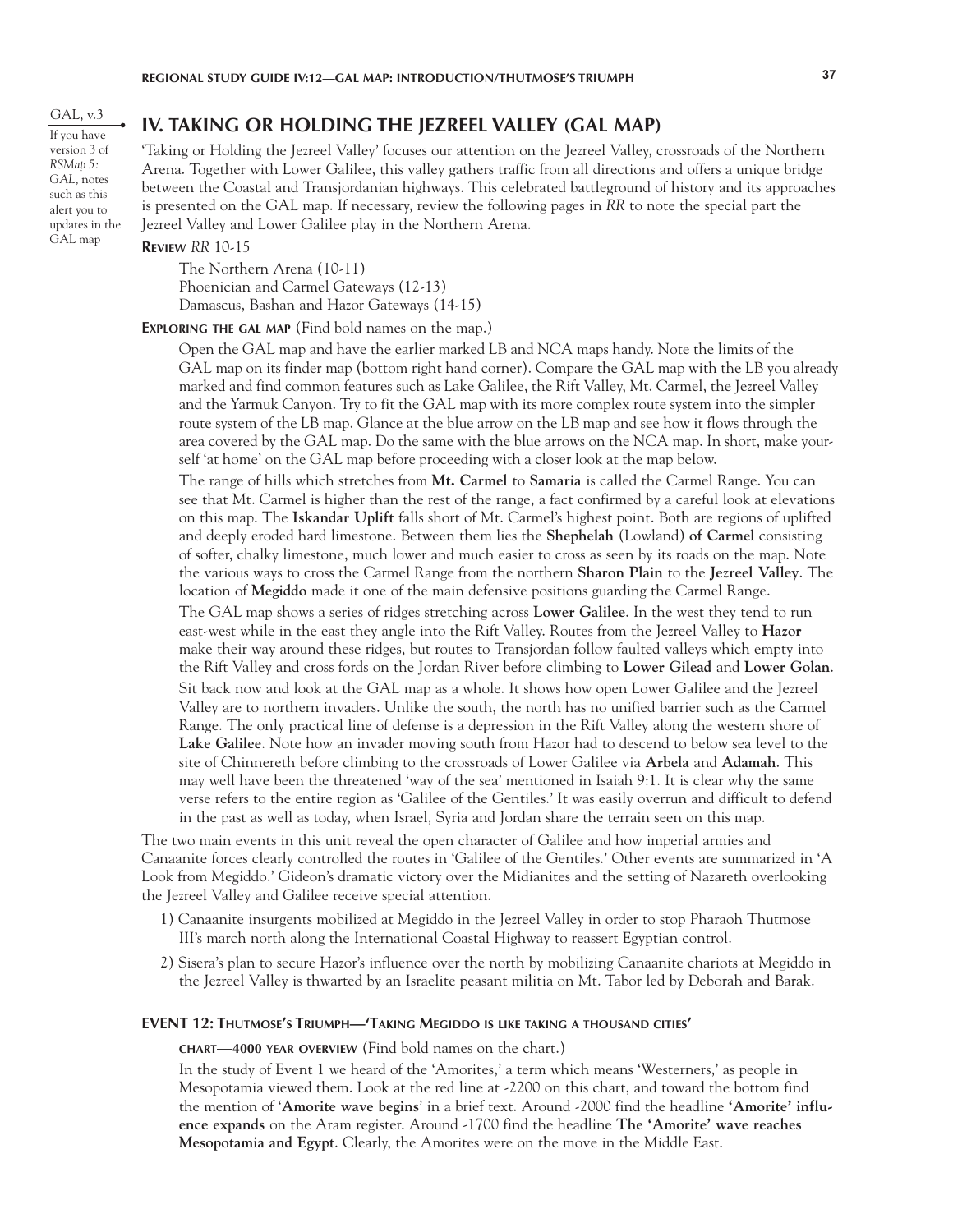GAL, v.3

If you have version 3 of *RSMap 5: GAL*, notes such as this alert you to updates in the GAL map

## IV. TAKING OR HOLDING THE JEZREEL VALLEY (GAL MAP)

'Taking or Holding the Jezreel Valley' focuses our attention on the Jezreel Valley, crossroads of the Northern Arena. Together with Lower Galilee, this valley gathers traffic from all directions and offers a unique bridge between the Coastal and Transjordanian highways. This celebrated battleground of history and its approaches is presented on the GAL map. If necessary, review the following pages in *RR* to note the special part the Jezreel Valley and Lower Galilee play in the Northern Arena.

**REVIEW** *RR* 10-15

The Northern Arena (10-11)
Phoenician and Carmel Gateways (12-13)
Damascus, Bashan and Hazor Gateways (14-15)

**EXPLORING THE GAL MAP** (Find bold names on the map.)

Open the GAL map and have the earlier marked LB and NCA maps handy. Note the limits of the GAL map on its finder map (bottom right hand corner). Compare the GAL map with the LB you already marked and find common features such as Lake Galilee, the Rift Valley, Mt. Carmel, the Jezreel Valley and the Yarmuk Canyon. Try to fit the GAL map with its more complex route system into the simpler route system of the LB map. Glance at the blue arrow on the LB map and see how it flows through the area covered by the GAL map. Do the same with the blue arrows on the NCA map. In short, make yourself 'at home' on the GAL map before proceeding with a closer look at the map below.

The range of hills which stretches from **Mt. Carmel** to **Samaria** is called the Carmel Range. You can see that Mt. Carmel is higher than the rest of the range, a fact confirmed by a careful look at elevations on this map. The **Iskandar Uplift** falls short of Mt. Carmel's highest point. Both are regions of uplifted and deeply eroded hard limestone. Between them lies the **Shephelah** (Lowland) **of Carmel** consisting of softer, chalky limestone, much lower and much easier to cross as seen by its roads on the map. Note the various ways to cross the Carmel Range from the northern **Sharon Plain** to the **Jezreel Valley**. The location of **Megiddo** made it one of the main defensive positions guarding the Carmel Range.

The GAL map shows a series of ridges stretching across **Lower Galilee**. In the west they tend to run east-west while in the east they angle into the Rift Valley. Routes from the Jezreel Valley to **Hazor** make their way around these ridges, but routes to Transjordan follow faulted valleys which empty into the Rift Valley and cross fords on the Jordan River before climbing to **Lower Gilead** and **Lower Golan**.

Sit back now and look at the GAL map as a whole. It shows how open Lower Galilee and the Jezreel Valley are to northern invaders. Unlike the south, the north has no unified barrier such as the Carmel Range. The only practical line of defense is a depression in the Rift Valley along the western shore of **Lake Galilee**. Note how an invader moving south from Hazor had to descend to below sea level to the site of Chinnereth before climbing to the crossroads of Lower Galilee via **Arbela** and **Adamah**. This may well have been the threatened 'way of the sea' mentioned in Isaiah 9:1. It is clear why the same verse refers to the entire region as 'Galilee of the Gentiles.' It was easily overrun and difficult to defend in the past as well as today, when Israel, Syria and Jordan share the terrain seen on this map.

The two main events in this unit reveal the open character of Galilee and how imperial armies and Canaanite forces clearly controlled the routes in 'Galilee of the Gentiles.' Other events are summarized in 'A Look from Megiddo.' Gideon's dramatic victory over the Midianites and the setting of Nazareth overlooking the Jezreel Valley and Galilee receive special attention.

1) Canaanite insurgents mobilized at Megiddo in the Jezreel Valley in order to stop Pharaoh Thutmose III's march north along the International Coastal Highway to reassert Egyptian control.
2) Sisera's plan to secure Hazor's influence over the north by mobilizing Canaanite chariots at Megiddo in the Jezreel Valley is thwarted by an Israelite peasant militia on Mt. Tabor led by Deborah and Barak.

### EVENT 12: THUTMOSE'S TRIUMPH—'TAKING MEGIDDO IS LIKE TAKING A THOUSAND CITIES'

**CHART—4000 YEAR OVERVIEW** (Find bold names on the chart.)

In the study of Event 1 we heard of the 'Amorites,' a term which means 'Westerners,' as people in Mesopotamia viewed them. Look at the red line at -2200 on this chart, and toward the bottom find the mention of '**Amorite wave begins**' in a brief text. Around -2000 find the headline **'Amorite' influence expands** on the Aram register. Around -1700 find the headline **The 'Amorite' wave reaches Mesopotamia and Egypt**. Clearly, the Amorites were on the move in the Middle East.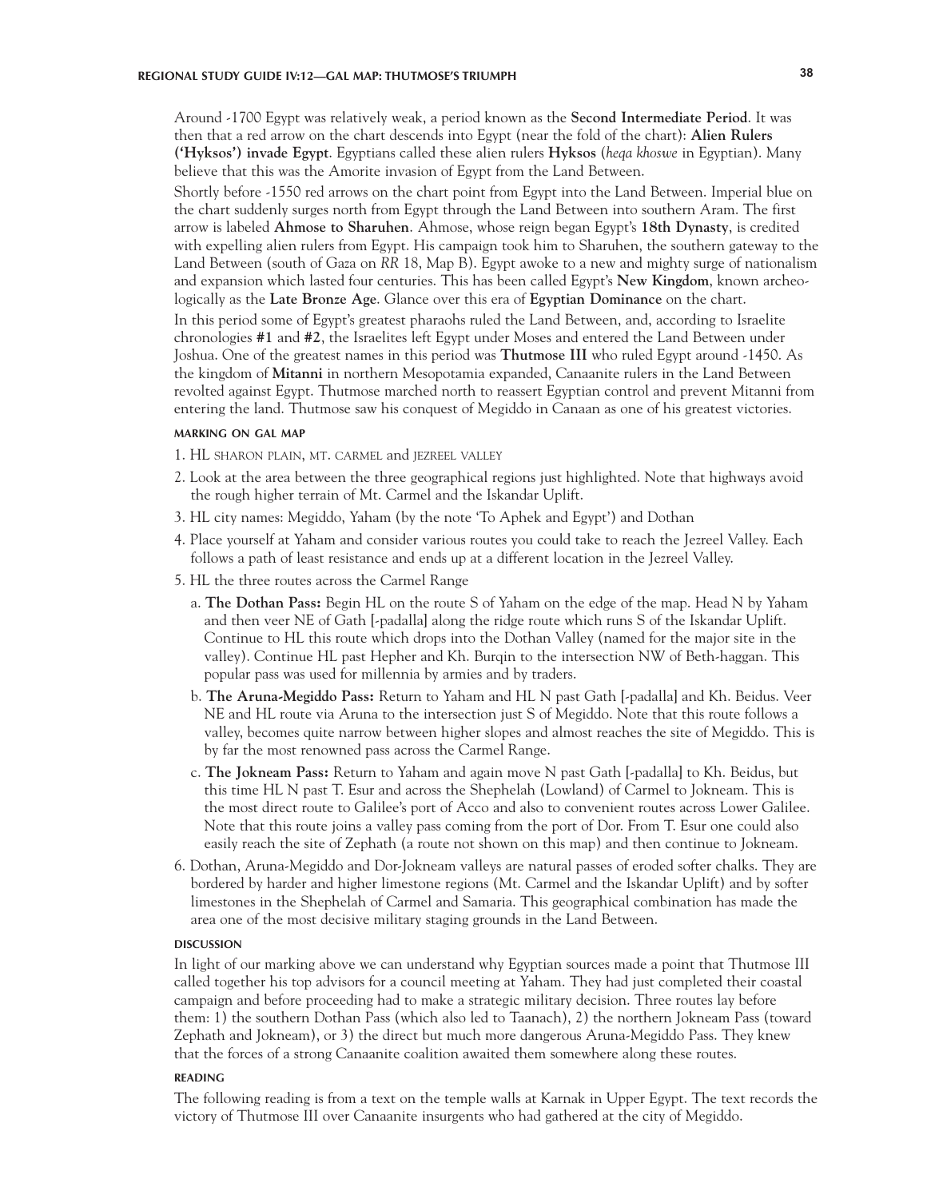Around -1700 Egypt was relatively weak, a period known as the **Second Intermediate Period**. It was then that a red arrow on the chart descends into Egypt (near the fold of the chart): **Alien Rulers ('Hyksos') invade Egypt**. Egyptians called these alien rulers **Hyksos** (*heqa khoswe* in Egyptian). Many believe that this was the Amorite invasion of Egypt from the Land Between.

Shortly before -1550 red arrows on the chart point from Egypt into the Land Between. Imperial blue on the chart suddenly surges north from Egypt through the Land Between into southern Aram. The first arrow is labeled **Ahmose to Sharuhen**. Ahmose, whose reign began Egypt's **18th Dynasty**, is credited with expelling alien rulers from Egypt. His campaign took him to Sharuhen, the southern gateway to the Land Between (south of Gaza on *RR* 18, Map B). Egypt awoke to a new and mighty surge of nationalism and expansion which lasted four centuries. This has been called Egypt's **New Kingdom**, known archeologically as the **Late Bronze Age**. Glance over this era of **Egyptian Dominance** on the chart.

In this period some of Egypt's greatest pharaohs ruled the Land Between, and, according to Israelite chronologies **#1** and **#2**, the Israelites left Egypt under Moses and entered the Land Between under Joshua. One of the greatest names in this period was **Thutmose III** who ruled Egypt around -1450. As the kingdom of **Mitanni** in northern Mesopotamia expanded, Canaanite rulers in the Land Between revolted against Egypt. Thutmose marched north to reassert Egyptian control and prevent Mitanni from entering the land. Thutmose saw his conquest of Megiddo in Canaan as one of his greatest victories.

#### MARKING ON GAL MAP

1. HL SHARON PLAIN, MT. CARMEL and JEZREEL VALLEY
2. Look at the area between the three geographical regions just highlighted. Note that highways avoid the rough higher terrain of Mt. Carmel and the Iskandar Uplift.
3. HL city names: Megiddo, Yaham (by the note 'To Aphek and Egypt') and Dothan
4. Place yourself at Yaham and consider various routes you could take to reach the Jezreel Valley. Each follows a path of least resistance and ends up at a different location in the Jezreel Valley.
5. HL the three routes across the Carmel Range
   a. **The Dothan Pass:** Begin HL on the route S of Yaham on the edge of the map. Head N by Yaham and then veer NE of Gath [-padalla] along the ridge route which runs S of the Iskandar Uplift. Continue to HL this route which drops into the Dothan Valley (named for the major site in the valley). Continue HL past Hepher and Kh. Burqin to the intersection NW of Beth-haggan. This popular pass was used for millennia by armies and by traders.
   b. **The Aruna-Megiddo Pass:** Return to Yaham and HL N past Gath [-padalla] and Kh. Beidus. Veer NE and HL route via Aruna to the intersection just S of Megiddo. Note that this route follows a valley, becomes quite narrow between higher slopes and almost reaches the site of Megiddo. This is by far the most renowned pass across the Carmel Range.
   c. **The Jokneam Pass:** Return to Yaham and again move N past Gath [-padalla] to Kh. Beidus, but this time HL N past T. Esur and across the Shephelah (Lowland) of Carmel to Jokneam. This is the most direct route to Galilee's port of Acco and also to convenient routes across Lower Galilee. Note that this route joins a valley pass coming from the port of Dor. From T. Esur one could also easily reach the site of Zephath (a route not shown on this map) and then continue to Jokneam.
6. Dothan, Aruna-Megiddo and Dor-Jokneam valleys are natural passes of eroded softer chalks. They are bordered by harder and higher limestone regions (Mt. Carmel and the Iskandar Uplift) and by softer limestones in the Shephelah of Carmel and Samaria. This geographical combination has made the area one of the most decisive military staging grounds in the Land Between.

#### DISCUSSION

In light of our marking above we can understand why Egyptian sources made a point that Thutmose III called together his top advisors for a council meeting at Yaham. They had just completed their coastal campaign and before proceeding had to make a strategic military decision. Three routes lay before them: 1) the southern Dothan Pass (which also led to Taanach), 2) the northern Jokneam Pass (toward Zephath and Jokneam), or 3) the direct but much more dangerous Aruna-Megiddo Pass. They knew that the forces of a strong Canaanite coalition awaited them somewhere along these routes.

#### READING

The following reading is from a text on the temple walls at Karnak in Upper Egypt. The text records the victory of Thutmose III over Canaanite insurgents who had gathered at the city of Megiddo.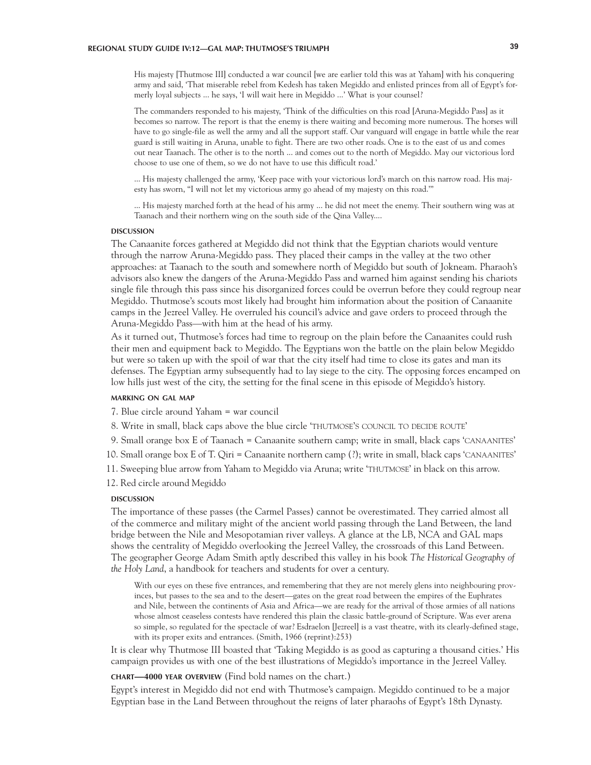His majesty [Thutmose III] conducted a war council [we are earlier told this was at Yaham] with his conquering army and said, 'That miserable rebel from Kedesh has taken Megiddo and enlisted princes from all of Egypt's formerly loyal subjects ... he says, 'I will wait here in Megiddo ...' What is your counsel?

The commanders responded to his majesty, 'Think of the difficulties on this road [Aruna-Megiddo Pass] as it becomes so narrow. The report is that the enemy is there waiting and becoming more numerous. The horses will have to go single-file as well the army and all the support staff. Our vanguard will engage in battle while the rear guard is still waiting in Aruna, unable to fight. There are two other roads. One is to the east of us and comes out near Taanach. The other is to the north ... and comes out to the north of Megiddo. May our victorious lord choose to use one of them, so we do not have to use this difficult road.'

... His majesty challenged the army, 'Keep pace with your victorious lord's march on this narrow road. His majesty has sworn, "I will not let my victorious army go ahead of my majesty on this road."'

... His majesty marched forth at the head of his army ... he did not meet the enemy. Their southern wing was at Taanach and their northern wing on the south side of the Qina Valley....

#### DISCUSSION

The Canaanite forces gathered at Megiddo did not think that the Egyptian chariots would venture through the narrow Aruna-Megiddo pass. They placed their camps in the valley at the two other approaches: at Taanach to the south and somewhere north of Megiddo but south of Jokneam. Pharaoh's advisors also knew the dangers of the Aruna-Megiddo Pass and warned him against sending his chariots single file through this pass since his disorganized forces could be overrun before they could regroup near Megiddo. Thutmose's scouts most likely had brought him information about the position of Canaanite camps in the Jezreel Valley. He overruled his council's advice and gave orders to proceed through the Aruna-Megiddo Pass—with him at the head of his army.

As it turned out, Thutmose's forces had time to regroup on the plain before the Canaanites could rush their men and equipment back to Megiddo. The Egyptians won the battle on the plain below Megiddo but were so taken up with the spoil of war that the city itself had time to close its gates and man its defenses. The Egyptian army subsequently had to lay siege to the city. The opposing forces encamped on low hills just west of the city, the setting for the final scene in this episode of Megiddo's history.

#### MARKING ON GAL MAP

7. Blue circle around Yaham = war council
8. Write in small, black caps above the blue circle 'THUTMOSE'S COUNCIL TO DECIDE ROUTE'
9. Small orange box E of Taanach = Canaanite southern camp; write in small, black caps 'CANAANITES'
10. Small orange box E of T. Qiri = Canaanite northern camp (?); write in small, black caps 'CANAANITES'
11. Sweeping blue arrow from Yaham to Megiddo via Aruna; write 'THUTMOSE' in black on this arrow.
12. Red circle around Megiddo

#### DISCUSSION

The importance of these passes (the Carmel Passes) cannot be overestimated. They carried almost all of the commerce and military might of the ancient world passing through the Land Between, the land bridge between the Nile and Mesopotamian river valleys. A glance at the LB, NCA and GAL maps shows the centrality of Megiddo overlooking the Jezreel Valley, the crossroads of this Land Between. The geographer George Adam Smith aptly described this valley in his book *The Historical Geography of the Holy Land*, a handbook for teachers and students for over a century.

With our eyes on these five entrances, and remembering that they are not merely glens into neighbouring provinces, but passes to the sea and to the desert—gates on the great road between the empires of the Euphrates and Nile, between the continents of Asia and Africa—we are ready for the arrival of those armies of all nations whose almost ceaseless contests have rendered this plain the classic battle-ground of Scripture. Was ever arena so simple, so regulated for the spectacle of war? Esdraelon [Jezreel] is a vast theatre, with its clearly-defined stage, with its proper exits and entrances. (Smith, 1966 (reprint):253)

It is clear why Thutmose III boasted that 'Taking Megiddo is as good as capturing a thousand cities.' His campaign provides us with one of the best illustrations of Megiddo's importance in the Jezreel Valley.

#### CHART—4000 YEAR OVERVIEW (Find bold names on the chart.)

Egypt's interest in Megiddo did not end with Thutmose's campaign. Megiddo continued to be a major Egyptian base in the Land Between throughout the reigns of later pharaohs of Egypt's 18th Dynasty.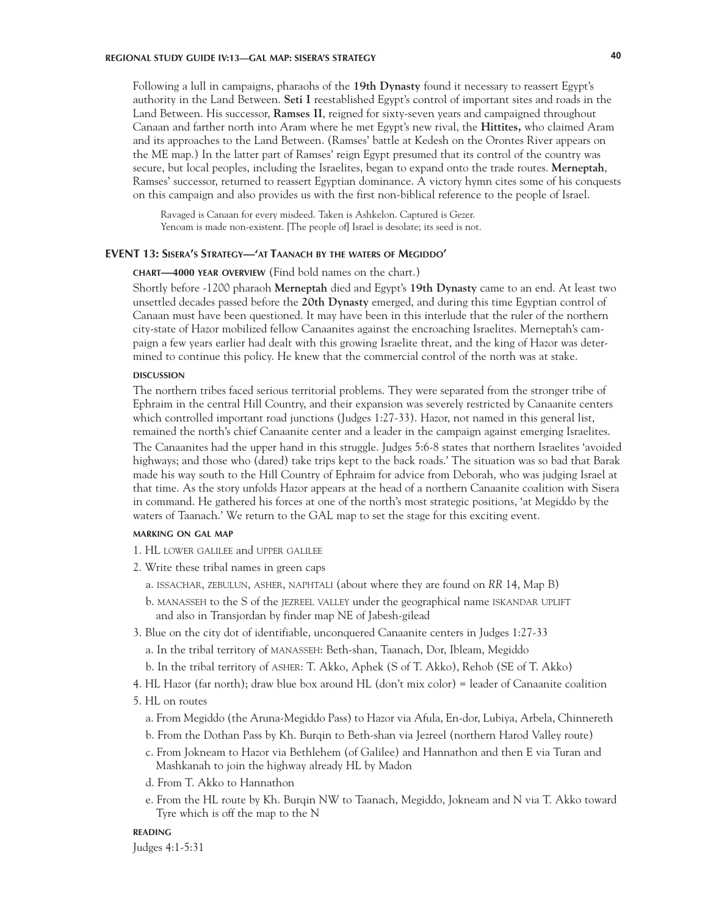Following a lull in campaigns, pharaohs of the **19th Dynasty** found it necessary to reassert Egypt's authority in the Land Between. **Seti I** reestablished Egypt's control of important sites and roads in the Land Between. His successor, **Ramses II**, reigned for sixty-seven years and campaigned throughout Canaan and farther north into Aram where he met Egypt's new rival, the **Hittites,** who claimed Aram and its approaches to the Land Between. (Ramses' battle at Kedesh on the Orontes River appears on the ME map.) In the latter part of Ramses' reign Egypt presumed that its control of the country was secure, but local peoples, including the Israelites, began to expand onto the trade routes. **Merneptah**, Ramses' successor, returned to reassert Egyptian dominance. A victory hymn cites some of his conquests on this campaign and also provides us with the first non-biblical reference to the people of Israel.

> Ravaged is Canaan for every misdeed. Taken is Ashkelon. Captured is Gezer.
> Yenoam is made non-existent. [The people of] Israel is desolate; its seed is not.

## EVENT 13: Sisera's Strategy—'at Taanach by the waters of Megiddo'

**CHART—4000 YEAR OVERVIEW** (Find bold names on the chart.)

Shortly before -1200 pharaoh **Merneptah** died and Egypt's **19th Dynasty** came to an end. At least two unsettled decades passed before the **20th Dynasty** emerged, and during this time Egyptian control of Canaan must have been questioned. It may have been in this interlude that the ruler of the northern city-state of Hazor mobilized fellow Canaanites against the encroaching Israelites. Merneptah's campaign a few years earlier had dealt with this growing Israelite threat, and the king of Hazor was determined to continue this policy. He knew that the commercial control of the north was at stake.

**DISCUSSION**

The northern tribes faced serious territorial problems. They were separated from the stronger tribe of Ephraim in the central Hill Country, and their expansion was severely restricted by Canaanite centers which controlled important road junctions (Judges 1:27-33). Hazor, not named in this general list, remained the north's chief Canaanite center and a leader in the campaign against emerging Israelites.

The Canaanites had the upper hand in this struggle. Judges 5:6-8 states that northern Israelites 'avoided highways; and those who (dared) take trips kept to the back roads.' The situation was so bad that Barak made his way south to the Hill Country of Ephraim for advice from Deborah, who was judging Israel at that time. As the story unfolds Hazor appears at the head of a northern Canaanite coalition with Sisera in command. He gathered his forces at one of the north's most strategic positions, 'at Megiddo by the waters of Taanach.' We return to the GAL map to set the stage for this exciting event.

**MARKING ON GAL MAP**

1. HL LOWER GALILEE and UPPER GALILEE
2. Write these tribal names in green caps
   a. ISSACHAR, ZEBULUN, ASHER, NAPHTALI (about where they are found on *RR* 14, Map B)
   b. MANASSEH to the S of the JEZREEL VALLEY under the geographical name ISKANDAR UPLIFT and also in Transjordan by finder map NE of Jabesh-gilead
3. Blue on the city dot of identifiable, unconquered Canaanite centers in Judges 1:27-33
   a. In the tribal territory of MANASSEH: Beth-shan, Taanach, Dor, Ibleam, Megiddo
   b. In the tribal territory of ASHER: T. Akko, Aphek (S of T. Akko), Rehob (SE of T. Akko)
4. HL Hazor (far north); draw blue box around HL (don't mix color) = leader of Canaanite coalition
5. HL on routes
   a. From Megiddo (the Aruna-Megiddo Pass) to Hazor via Afula, En-dor, Lubiya, Arbela, Chinnereth
   b. From the Dothan Pass by Kh. Burqin to Beth-shan via Jezreel (northern Harod Valley route)
   c. From Jokneam to Hazor via Bethlehem (of Galilee) and Hannathon and then E via Turan and Mashkanah to join the highway already HL by Madon
   d. From T. Akko to Hannathon
   e. From the HL route by Kh. Burqin NW to Taanach, Megiddo, Jokneam and N via T. Akko toward Tyre which is off the map to the N

**READING**

Judges 4:1-5:31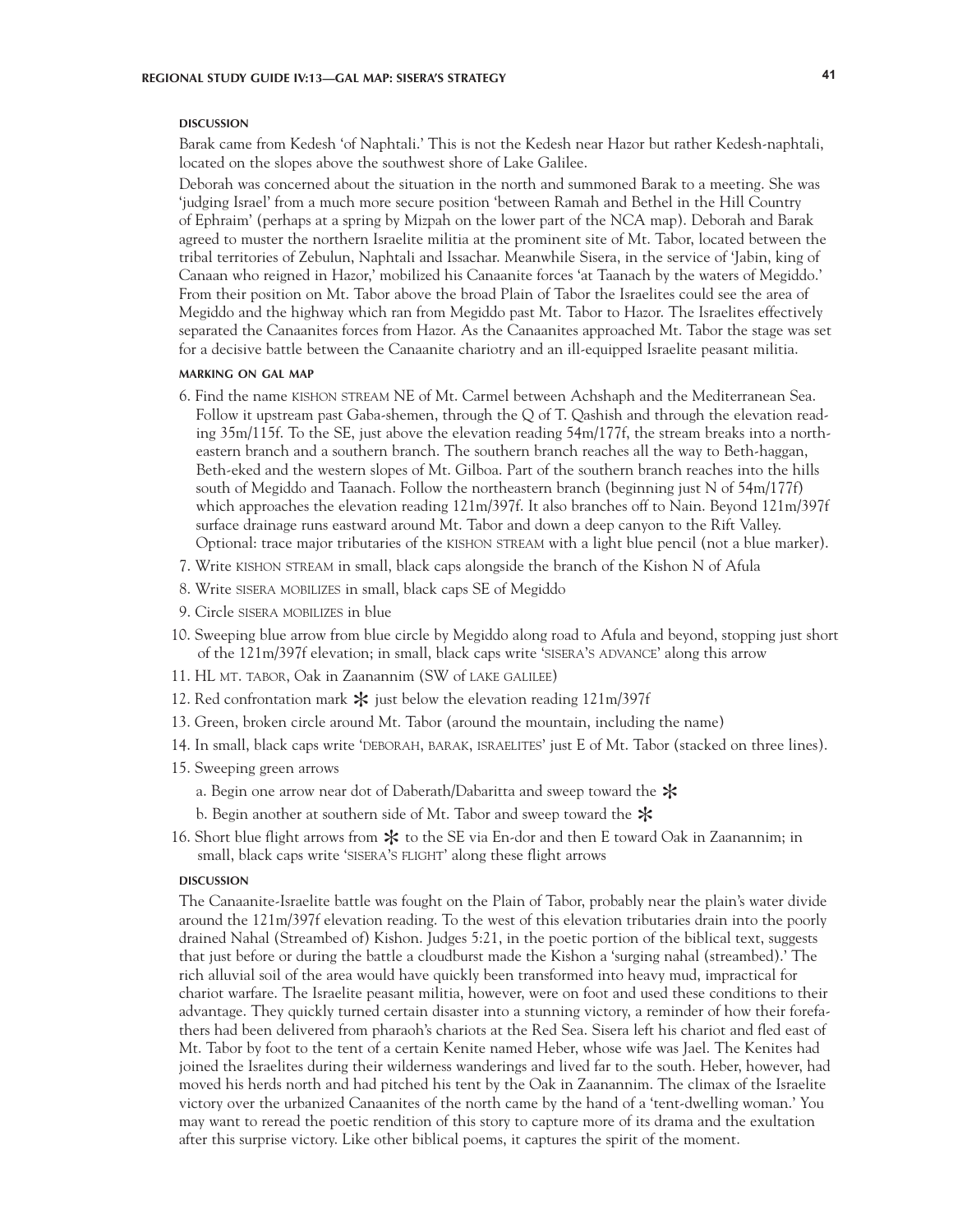#### DISCUSSION

Barak came from Kedesh 'of Naphtali.' This is not the Kedesh near Hazor but rather Kedesh-naphtali, located on the slopes above the southwest shore of Lake Galilee.

Deborah was concerned about the situation in the north and summoned Barak to a meeting. She was 'judging Israel' from a much more secure position 'between Ramah and Bethel in the Hill Country of Ephraim' (perhaps at a spring by Mizpah on the lower part of the NCA map). Deborah and Barak agreed to muster the northern Israelite militia at the prominent site of Mt. Tabor, located between the tribal territories of Zebulun, Naphtali and Issachar. Meanwhile Sisera, in the service of 'Jabin, king of Canaan who reigned in Hazor,' mobilized his Canaanite forces 'at Taanach by the waters of Megiddo.' From their position on Mt. Tabor above the broad Plain of Tabor the Israelites could see the area of Megiddo and the highway which ran from Megiddo past Mt. Tabor to Hazor. The Israelites effectively separated the Canaanites forces from Hazor. As the Canaanites approached Mt. Tabor the stage was set for a decisive battle between the Canaanite chariotry and an ill-equipped Israelite peasant militia.

#### MARKING ON GAL MAP

6. Find the name KISHON STREAM NE of Mt. Carmel between Achshaph and the Mediterranean Sea. Follow it upstream past Gaba-shemen, through the Q of T. Qashish and through the elevation reading 35m/115f. To the SE, just above the elevation reading 54m/177f, the stream breaks into a northeastern branch and a southern branch. The southern branch reaches all the way to Beth-haggan, Beth-eked and the western slopes of Mt. Gilboa. Part of the southern branch reaches into the hills south of Megiddo and Taanach. Follow the northeastern branch (beginning just N of 54m/177f) which approaches the elevation reading 121m/397f. It also branches off to Nain. Beyond 121m/397f surface drainage runs eastward around Mt. Tabor and down a deep canyon to the Rift Valley. Optional: trace major tributaries of the KISHON STREAM with a light blue pencil (not a blue marker).
7. Write KISHON STREAM in small, black caps alongside the branch of the Kishon N of Afula
8. Write SISERA MOBILIZES in small, black caps SE of Megiddo
9. Circle SISERA MOBILIZES in blue
10. Sweeping blue arrow from blue circle by Megiddo along road to Afula and beyond, stopping just short of the 121m/397f elevation; in small, black caps write 'SISERA'S ADVANCE' along this arrow
11. HL MT. TABOR, Oak in Zaanannim (SW of LAKE GALILEE)
12. Red confrontation mark ✻ just below the elevation reading 121m/397f
13. Green, broken circle around Mt. Tabor (around the mountain, including the name)
14. In small, black caps write 'DEBORAH, BARAK, ISRAELITES' just E of Mt. Tabor (stacked on three lines).
15. Sweeping green arrows
    a. Begin one arrow near dot of Daberath/Dabaritta and sweep toward the ✻
    b. Begin another at southern side of Mt. Tabor and sweep toward the ✻
16. Short blue flight arrows from ✻ to the SE via En-dor and then E toward Oak in Zaanannim; in small, black caps write 'SISERA'S FLIGHT' along these flight arrows

#### DISCUSSION

The Canaanite-Israelite battle was fought on the Plain of Tabor, probably near the plain's water divide around the 121m/397f elevation reading. To the west of this elevation tributaries drain into the poorly drained Nahal (Streambed of) Kishon. Judges 5:21, in the poetic portion of the biblical text, suggests that just before or during the battle a cloudburst made the Kishon a 'surging nahal (streambed).' The rich alluvial soil of the area would have quickly been transformed into heavy mud, impractical for chariot warfare. The Israelite peasant militia, however, were on foot and used these conditions to their advantage. They quickly turned certain disaster into a stunning victory, a reminder of how their forefathers had been delivered from pharaoh's chariots at the Red Sea. Sisera left his chariot and fled east of Mt. Tabor by foot to the tent of a certain Kenite named Heber, whose wife was Jael. The Kenites had joined the Israelites during their wilderness wanderings and lived far to the south. Heber, however, had moved his herds north and had pitched his tent by the Oak in Zaanannim. The climax of the Israelite victory over the urbanized Canaanites of the north came by the hand of a 'tent-dwelling woman.' You may want to reread the poetic rendition of this story to capture more of its drama and the exultation after this surprise victory. Like other biblical poems, it captures the spirit of the moment.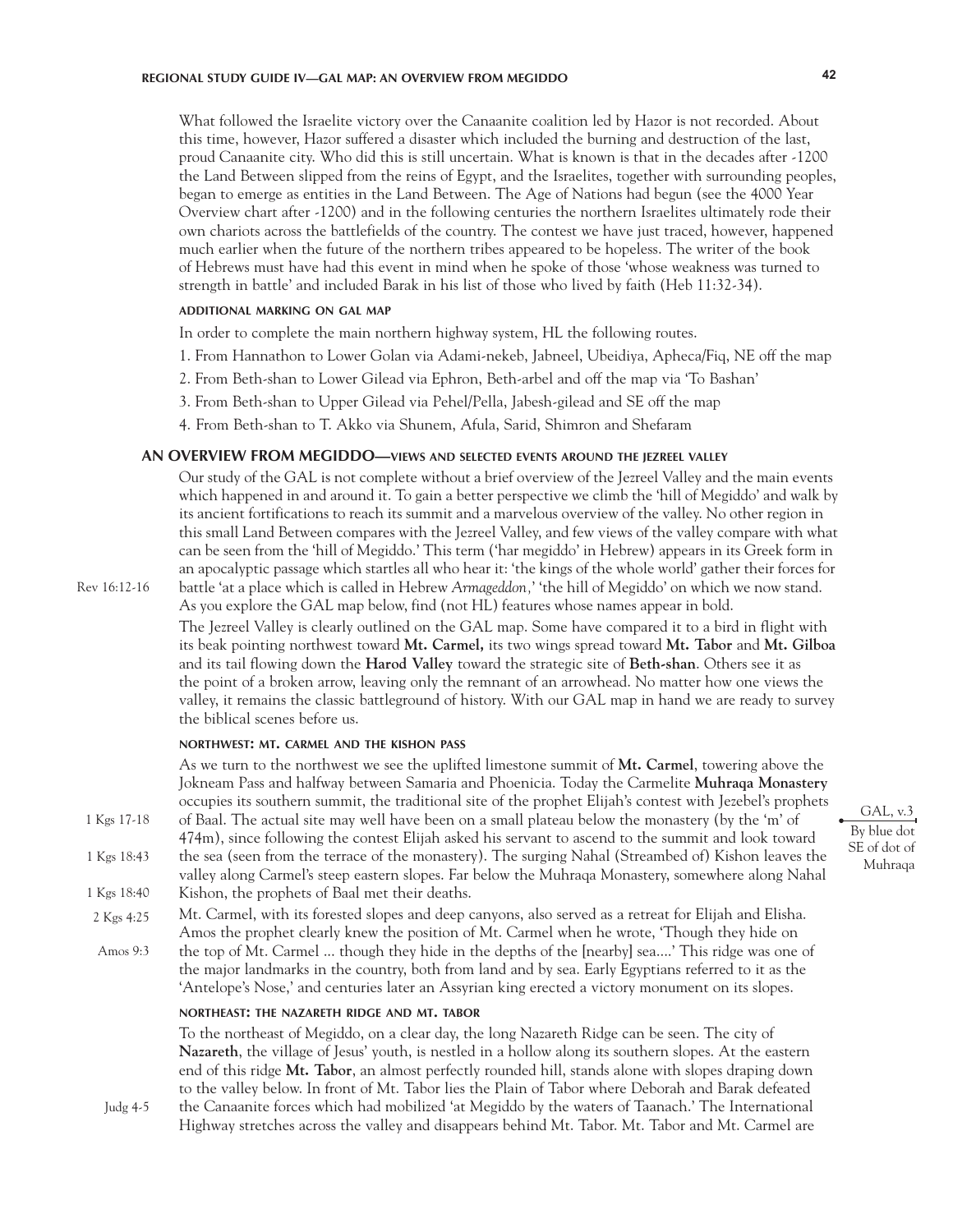What followed the Israelite victory over the Canaanite coalition led by Hazor is not recorded. About this time, however, Hazor suffered a disaster which included the burning and destruction of the last, proud Canaanite city. Who did this is still uncertain. What is known is that in the decades after -1200 the Land Between slipped from the reins of Egypt, and the Israelites, together with surrounding peoples, began to emerge as entities in the Land Between. The Age of Nations had begun (see the 4000 Year Overview chart after -1200) and in the following centuries the northern Israelites ultimately rode their own chariots across the battlefields of the country. The contest we have just traced, however, happened much earlier when the future of the northern tribes appeared to be hopeless. The writer of the book of Hebrews must have had this event in mind when he spoke of those 'whose weakness was turned to strength in battle' and included Barak in his list of those who lived by faith (Heb 11:32-34).

#### ADDITIONAL MARKING ON GAL MAP

In order to complete the main northern highway system, HL the following routes.

1. From Hannathon to Lower Golan via Adami-nekeb, Jabneel, Ubeidiya, Apheca/Fiq, NE off the map
2. From Beth-shan to Lower Gilead via Ephron, Beth-arbel and off the map via 'To Bashan'
3. From Beth-shan to Upper Gilead via Pehel/Pella, Jabesh-gilead and SE off the map
4. From Beth-shan to T. Akko via Shunem, Afula, Sarid, Shimron and Shefaram

### AN OVERVIEW FROM MEGIDDO—VIEWS AND SELECTED EVENTS AROUND THE JEZREEL VALLEY

Our study of the GAL is not complete without a brief overview of the Jezreel Valley and the main events which happened in and around it. To gain a better perspective we climb the 'hill of Megiddo' and walk by its ancient fortifications to reach its summit and a marvelous overview of the valley. No other region in this small Land Between compares with the Jezreel Valley, and few views of the valley compare with what can be seen from the 'hill of Megiddo.' This term ('har megiddo' in Hebrew) appears in its Greek form in an apocalyptic passage which startles all who hear it: 'the kings of the whole world' gather their forces for battle 'at a place which is called in Hebrew *Armageddon*,' 'the hill of Megiddo' on which we now stand. As you explore the GAL map below, find (not HL) features whose names appear in bold.

Rev 16:12-16

The Jezreel Valley is clearly outlined on the GAL map. Some have compared it to a bird in flight with its beak pointing northwest toward **Mt. Carmel,** its two wings spread toward **Mt. Tabor** and **Mt. Gilboa** and its tail flowing down the **Harod Valley** toward the strategic site of **Beth-shan**. Others see it as the point of a broken arrow, leaving only the remnant of an arrowhead. No matter how one views the valley, it remains the classic battleground of history. With our GAL map in hand we are ready to survey the biblical scenes before us.

#### NORTHWEST: MT. CARMEL AND THE KISHON PASS

As we turn to the northwest we see the uplifted limestone summit of **Mt. Carmel**, towering above the Jokneam Pass and halfway between Samaria and Phoenicia. Today the Carmelite **Muhraqa Monastery** occupies its southern summit, the traditional site of the prophet Elijah's contest with Jezebel's prophets of Baal. The actual site may well have been on a small plateau below the monastery (by the 'm' of 474m), since following the contest Elijah asked his servant to ascend to the summit and look toward the sea (seen from the terrace of the monastery). The surging Nahal (Streambed of) Kishon leaves the valley along Carmel's steep eastern slopes. Far below the Muhraqa Monastery, somewhere along Nahal Kishon, the prophets of Baal met their deaths.

1 Kgs 17-18; 1 Kgs 18:43; 1 Kgs 18:40

GAL, v.3 — By blue dot SE of dot of Muhraqa

Mt. Carmel, with its forested slopes and deep canyons, also served as a retreat for Elijah and Elisha. Amos the prophet clearly knew the position of Mt. Carmel when he wrote, 'Though they hide on the top of Mt. Carmel ... though they hide in the depths of the [nearby] sea....' This ridge was one of the major landmarks in the country, both from land and by sea. Early Egyptians referred to it as the 'Antelope's Nose,' and centuries later an Assyrian king erected a victory monument on its slopes.

2 Kgs 4:25; Amos 9:3

#### NORTHEAST: THE NAZARETH RIDGE AND MT. TABOR

To the northeast of Megiddo, on a clear day, the long Nazareth Ridge can be seen. The city of **Nazareth**, the village of Jesus' youth, is nestled in a hollow along its southern slopes. At the eastern end of this ridge **Mt. Tabor**, an almost perfectly rounded hill, stands alone with slopes draping down to the valley below. In front of Mt. Tabor lies the Plain of Tabor where Deborah and Barak defeated the Canaanite forces which had mobilized 'at Megiddo by the waters of Taanach.' The International Highway stretches across the valley and disappears behind Mt. Tabor. Mt. Tabor and Mt. Carmel are

Judg 4-5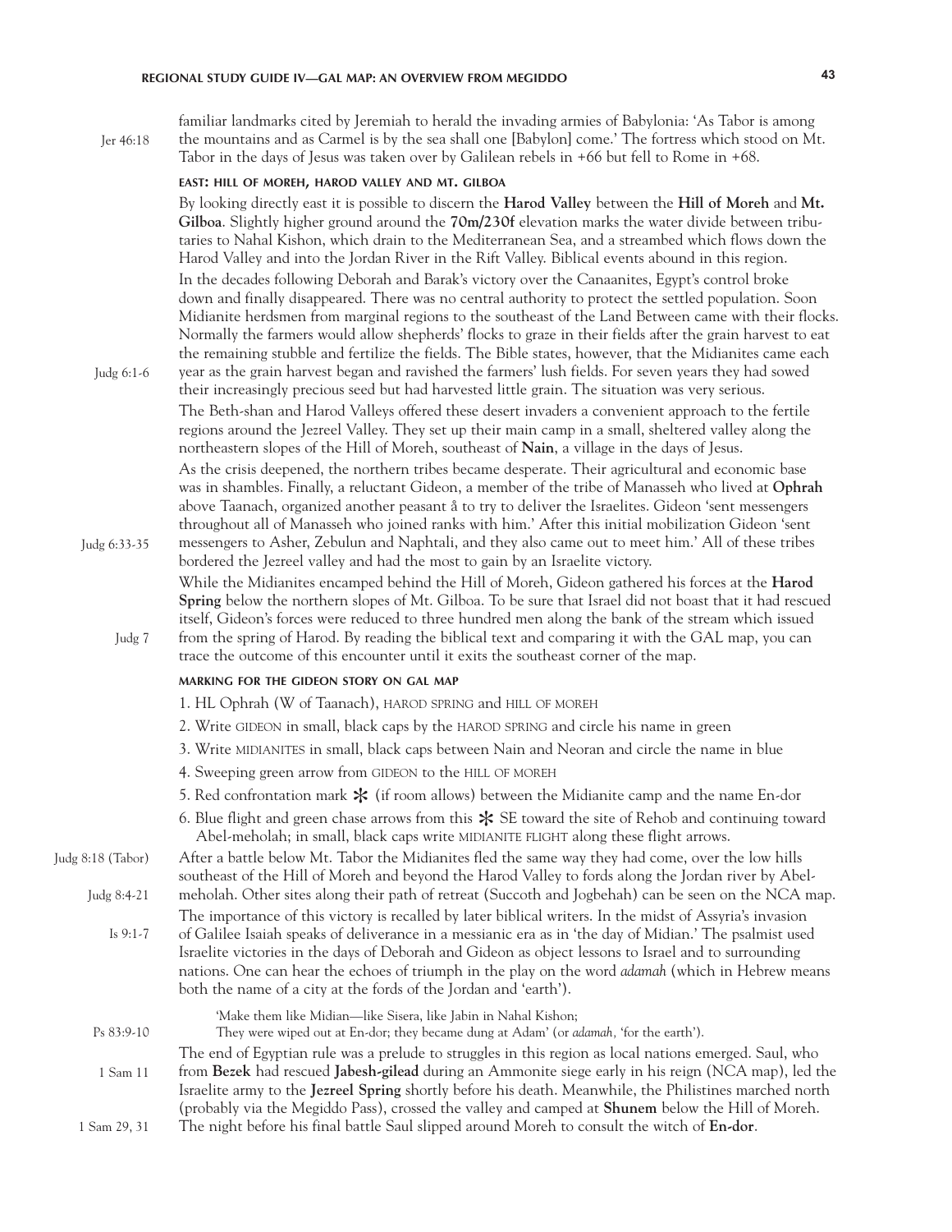familiar landmarks cited by Jeremiah to herald the invading armies of Babylonia: 'As Tabor is among the mountains and as Carmel is by the sea shall one [Babylon] come.' The fortress which stood on Mt. Tabor in the days of Jesus was taken over by Galilean rebels in +66 but fell to Rome in +68.

Jer 46:18

### EAST: HILL OF MOREH, HAROD VALLEY AND MT. GILBOA

By looking directly east it is possible to discern the **Harod Valley** between the **Hill of Moreh** and **Mt. Gilboa**. Slightly higher ground around the **70m/230f** elevation marks the water divide between tributaries to Nahal Kishon, which drain to the Mediterranean Sea, and a streambed which flows down the Harod Valley and into the Jordan River in the Rift Valley. Biblical events abound in this region.

In the decades following Deborah and Barak's victory over the Canaanites, Egypt's control broke down and finally disappeared. There was no central authority to protect the settled population. Soon Midianite herdsmen from marginal regions to the southeast of the Land Between came with their flocks. Normally the farmers would allow shepherds' flocks to graze in their fields after the grain harvest to eat the remaining stubble and fertilize the fields. The Bible states, however, that the Midianites came each year as the grain harvest began and ravished the farmers' lush fields. For seven years they had sowed their increasingly precious seed but had harvested little grain. The situation was very serious.

Judg 6:1-6

The Beth-shan and Harod Valleys offered these desert invaders a convenient approach to the fertile regions around the Jezreel Valley. They set up their main camp in a small, sheltered valley along the northeastern slopes of the Hill of Moreh, southeast of **Nain**, a village in the days of Jesus.

As the crisis deepened, the northern tribes became desperate. Their agricultural and economic base was in shambles. Finally, a reluctant Gideon, a member of the tribe of Manasseh who lived at **Ophrah** above Taanach, organized another peasant å to try to deliver the Israelites. Gideon 'sent messengers throughout all of Manasseh who joined ranks with him.' After this initial mobilization Gideon 'sent messengers to Asher, Zebulun and Naphtali, and they also came out to meet him.' All of these tribes bordered the Jezreel valley and had the most to gain by an Israelite victory.

Judg 6:33-35

While the Midianites encamped behind the Hill of Moreh, Gideon gathered his forces at the **Harod Spring** below the northern slopes of Mt. Gilboa. To be sure that Israel did not boast that it had rescued itself, Gideon's forces were reduced to three hundred men along the bank of the stream which issued from the spring of Harod. By reading the biblical text and comparing it with the GAL map, you can trace the outcome of this encounter until it exits the southeast corner of the map.

Judg 7

### MARKING FOR THE GIDEON STORY ON GAL MAP

1. HL Ophrah (W of Taanach), HAROD SPRING and HILL OF MOREH
2. Write GIDEON in small, black caps by the HAROD SPRING and circle his name in green
3. Write MIDIANITES in small, black caps between Nain and Neoran and circle the name in blue
4. Sweeping green arrow from GIDEON to the HILL OF MOREH
5. Red confrontation mark ✻ (if room allows) between the Midianite camp and the name En-dor
6. Blue flight and green chase arrows from this ✻ SE toward the site of Rehob and continuing toward Abel-meholah; in small, black caps write MIDIANITE FLIGHT along these flight arrows.

Judg 8:18 (Tabor)

Judg 8:4-21

After a battle below Mt. Tabor the Midianites fled the same way they had come, over the low hills southeast of the Hill of Moreh and beyond the Harod Valley to fords along the Jordan river by Abel-meholah. Other sites along their path of retreat (Succoth and Jogbehah) can be seen on the NCA map.

Is 9:1-7

The importance of this victory is recalled by later biblical writers. In the midst of Assyria's invasion of Galilee Isaiah speaks of deliverance in a messianic era as in 'the day of Midian.' The psalmist used Israelite victories in the days of Deborah and Gideon as object lessons to Israel and to surrounding nations. One can hear the echoes of triumph in the play on the word *adamah* (which in Hebrew means both the name of a city at the fords of the Jordan and 'earth').

> 'Make them like Midian—like Sisera, like Jabin in Nahal Kishon;
> They were wiped out at En-dor; they became dung at Adam' (or *adamah*, 'for the earth').

Ps 83:9-10

The end of Egyptian rule was a prelude to struggles in this region as local nations emerged. Saul, who from **Bezek** had rescued **Jabesh-gilead** during an Ammonite siege early in his reign (NCA map), led the Israelite army to the **Jezreel Spring** shortly before his death. Meanwhile, the Philistines marched north (probably via the Megiddo Pass), crossed the valley and camped at **Shunem** below the Hill of Moreh. The night before his final battle Saul slipped around Moreh to consult the witch of **En-dor**.

1 Sam 11

1 Sam 29, 31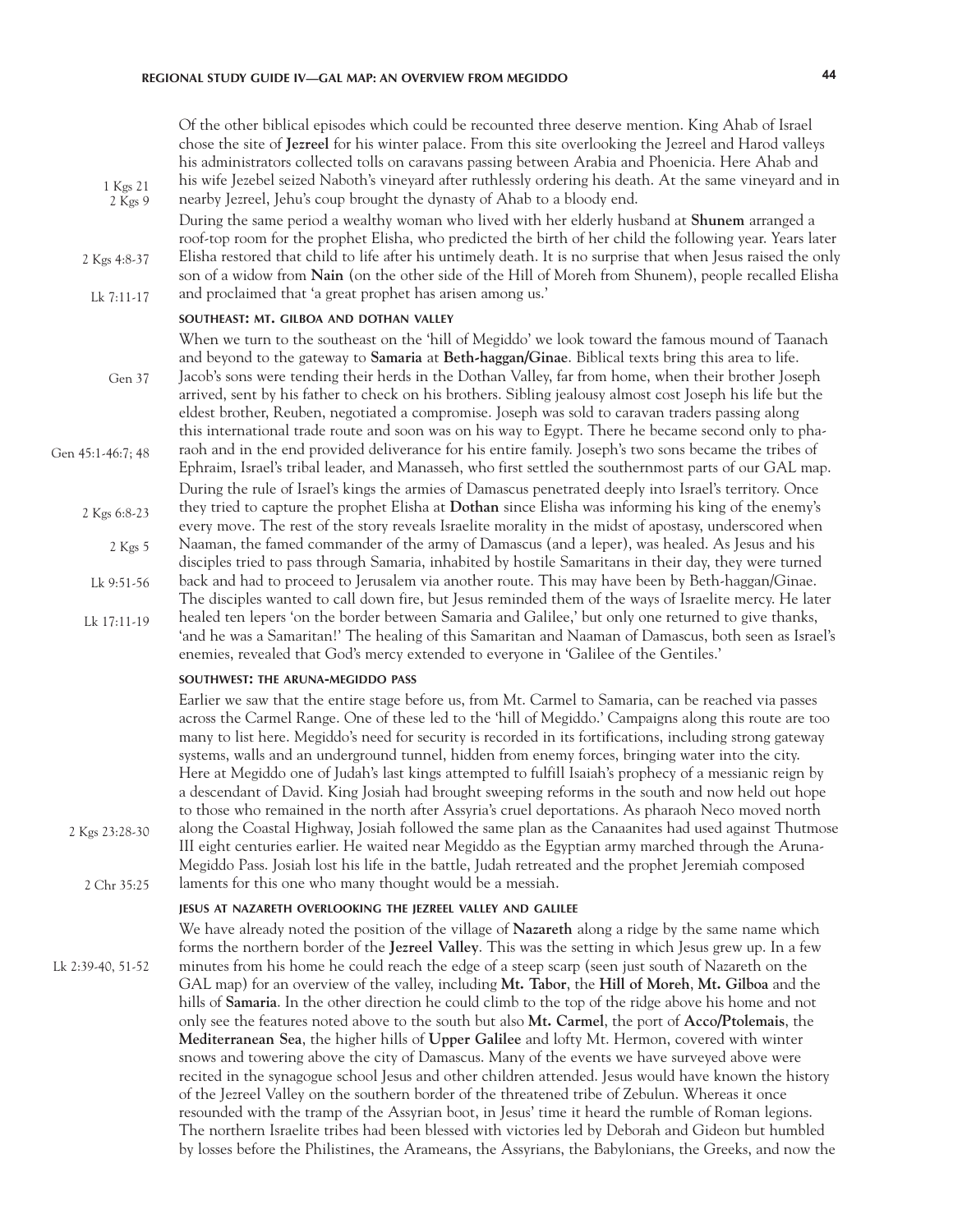Of the other biblical episodes which could be recounted three deserve mention. King Ahab of Israel chose the site of **Jezreel** for his winter palace. From this site overlooking the Jezreel and Harod valleys his administrators collected tolls on caravans passing between Arabia and Phoenicia. Here Ahab and his wife Jezebel seized Naboth's vineyard after ruthlessly ordering his death. At the same vineyard and in nearby Jezreel, Jehu's coup brought the dynasty of Ahab to a bloody end. (1 Kgs 21; 2 Kgs 9)

During the same period a wealthy woman who lived with her elderly husband at **Shunem** arranged a roof-top room for the prophet Elisha, who predicted the birth of her child the following year. Years later Elisha restored that child to life after his untimely death. (2 Kgs 4:8-37) It is no surprise that when Jesus raised the only son of a widow from **Nain** (on the other side of the Hill of Moreh from Shunem), people recalled Elisha and proclaimed that 'a great prophet has arisen among us.' (Lk 7:11-17)

### SOUTHEAST: MT. GILBOA AND DOTHAN VALLEY

When we turn to the southeast on the 'hill of Megiddo' we look toward the famous mound of Taanach and beyond to the gateway to **Samaria** at **Beth-haggan/Ginae**. Biblical texts bring this area to life. Jacob's sons were tending their herds in the Dothan Valley, far from home, when their brother Joseph arrived, sent by his father to check on his brothers. (Gen 37) Sibling jealousy almost cost Joseph his life but the eldest brother, Reuben, negotiated a compromise. Joseph was sold to caravan traders passing along this international trade route and soon was on his way to Egypt. There he became second only to pharaoh and in the end provided deliverance for his entire family. Joseph's two sons became the tribes of Ephraim, Israel's tribal leader, and Manasseh, who first settled the southernmost parts of our GAL map. (Gen 45:1-46:7; 48)

During the rule of Israel's kings the armies of Damascus penetrated deeply into Israel's territory. Once they tried to capture the prophet Elisha at **Dothan** since Elisha was informing his king of the enemy's every move. (2 Kgs 6:8-23) The rest of the story reveals Israelite morality in the midst of apostasy, underscored when Naaman, the famed commander of the army of Damascus (and a leper), was healed. (2 Kgs 5) As Jesus and his disciples tried to pass through Samaria, inhabited by hostile Samaritans in their day, they were turned back and had to proceed to Jerusalem via another route. (Lk 9:51-56) This may have been by Beth-haggan/Ginae. The disciples wanted to call down fire, but Jesus reminded them of the ways of Israelite mercy. He later healed ten lepers 'on the border between Samaria and Galilee,' but only one returned to give thanks, 'and he was a Samaritan!' (Lk 17:11-19) The healing of this Samaritan and Naaman of Damascus, both seen as Israel's enemies, revealed that God's mercy extended to everyone in 'Galilee of the Gentiles.'

### SOUTHWEST: THE ARUNA-MEGIDDO PASS

Earlier we saw that the entire stage before us, from Mt. Carmel to Samaria, can be reached via passes across the Carmel Range. One of these led to the 'hill of Megiddo.' Campaigns along this route are too many to list here. Megiddo's need for security is recorded in its fortifications, including strong gateway systems, walls and an underground tunnel, hidden from enemy forces, bringing water into the city. Here at Megiddo one of Judah's last kings attempted to fulfill Isaiah's prophecy of a messianic reign by a descendant of David. King Josiah had brought sweeping reforms in the south and now held out hope to those who remained in the north after Assyria's cruel deportations. As pharaoh Neco moved north along the Coastal Highway, Josiah followed the same plan as the Canaanites had used against Thutmose III eight centuries earlier. (2 Kgs 23:28-30) He waited near Megiddo as the Egyptian army marched through the Aruna-Megiddo Pass. Josiah lost his life in the battle, Judah retreated and the prophet Jeremiah composed laments for this one who many thought would be a messiah. (2 Chr 35:25)

### JESUS AT NAZARETH OVERLOOKING THE JEZREEL VALLEY AND GALILEE

We have already noted the position of the village of **Nazareth** along a ridge by the same name which forms the northern border of the **Jezreel Valley**. This was the setting in which Jesus grew up. (Lk 2:39-40, 51-52) In a few minutes from his home he could reach the edge of a steep scarp (seen just south of Nazareth on the GAL map) for an overview of the valley, including **Mt. Tabor**, the **Hill of Moreh**, **Mt. Gilboa** and the hills of **Samaria**. In the other direction he could climb to the top of the ridge above his home and not only see the features noted above to the south but also **Mt. Carmel**, the port of **Acco/Ptolemais**, the **Mediterranean Sea**, the higher hills of **Upper Galilee** and lofty Mt. Hermon, covered with winter snows and towering above the city of Damascus. Many of the events we have surveyed above were recited in the synagogue school Jesus and other children attended. Jesus would have known the history of the Jezreel Valley on the southern border of the threatened tribe of Zebulun. Whereas it once resounded with the tramp of the Assyrian boot, in Jesus' time it heard the rumble of Roman legions. The northern Israelite tribes had been blessed with victories led by Deborah and Gideon but humbled by losses before the Philistines, the Arameans, the Assyrians, the Babylonians, the Greeks, and now the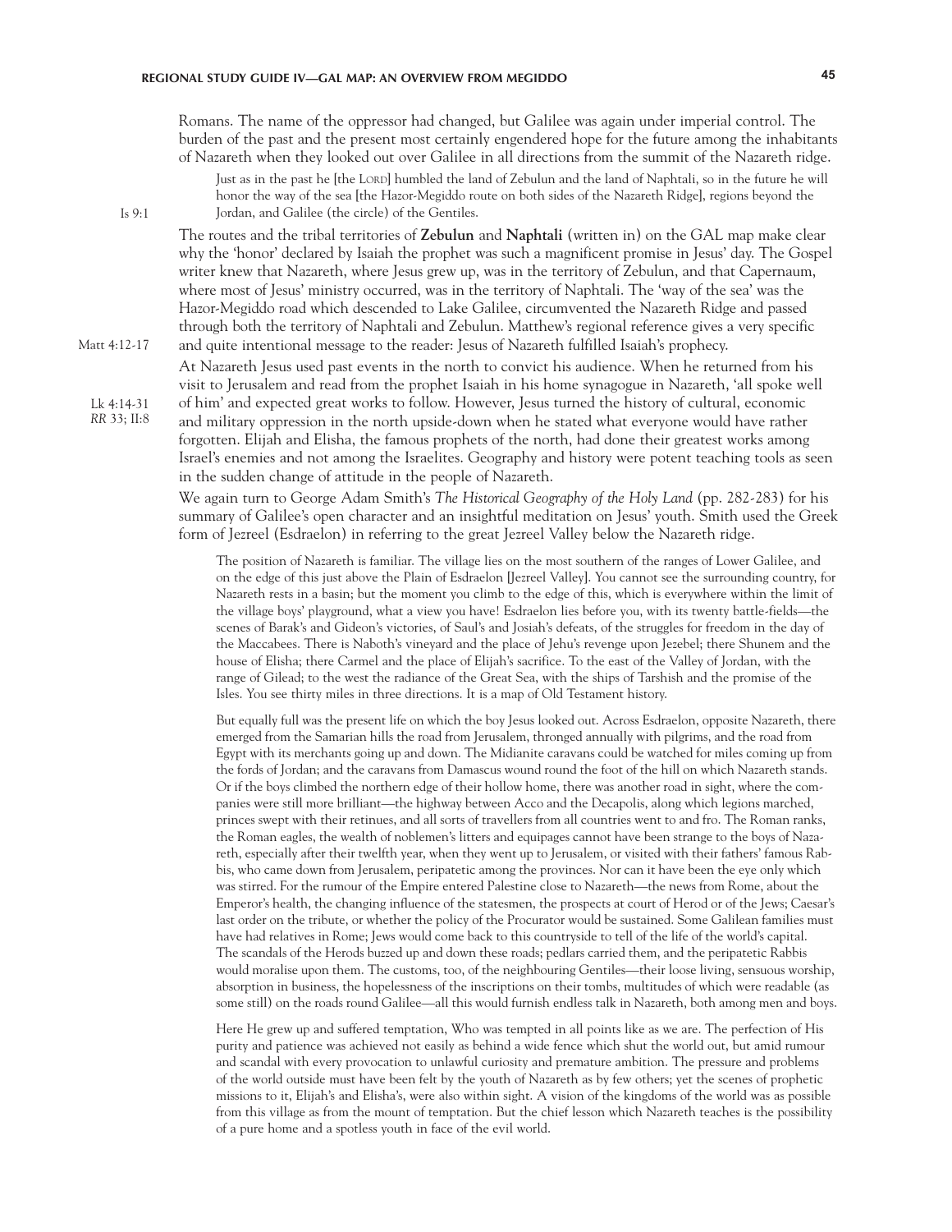Romans. The name of the oppressor had changed, but Galilee was again under imperial control. The burden of the past and the present most certainly engendered hope for the future among the inhabitants of Nazareth when they looked out over Galilee in all directions from the summit of the Nazareth ridge.

> Just as in the past he [the LORD] humbled the land of Zebulun and the land of Naphtali, so in the future he will honor the way of the sea [the Hazor-Megiddo route on both sides of the Nazareth Ridge], regions beyond the Jordan, and Galilee (the circle) of the Gentiles.

Is 9:1

The routes and the tribal territories of **Zebulun** and **Naphtali** (written in) on the GAL map make clear why the 'honor' declared by Isaiah the prophet was such a magnificent promise in Jesus' day. The Gospel writer knew that Nazareth, where Jesus grew up, was in the territory of Zebulun, and that Capernaum, where most of Jesus' ministry occurred, was in the territory of Naphtali. The 'way of the sea' was the Hazor-Megiddo road which descended to Lake Galilee, circumvented the Nazareth Ridge and passed through both the territory of Naphtali and Zebulun. Matthew's regional reference gives a very specific and quite intentional message to the reader: Jesus of Nazareth fulfilled Isaiah's prophecy.

Matt 4:12-17

At Nazareth Jesus used past events in the north to convict his audience. When he returned from his visit to Jerusalem and read from the prophet Isaiah in his home synagogue in Nazareth, 'all spoke well of him' and expected great works to follow. However, Jesus turned the history of cultural, economic and military oppression in the north upside-down when he stated what everyone would have rather forgotten. Elijah and Elisha, the famous prophets of the north, had done their greatest works among Israel's enemies and not among the Israelites. Geography and history were potent teaching tools as seen in the sudden change of attitude in the people of Nazareth.

Lk 4:14-31
*RR* 33; II:8

We again turn to George Adam Smith's *The Historical Geography of the Holy Land* (pp. 282-283) for his summary of Galilee's open character and an insightful meditation on Jesus' youth. Smith used the Greek form of Jezreel (Esdraelon) in referring to the great Jezreel Valley below the Nazareth ridge.

> The position of Nazareth is familiar. The village lies on the most southern of the ranges of Lower Galilee, and on the edge of this just above the Plain of Esdraelon [Jezreel Valley]. You cannot see the surrounding country, for Nazareth rests in a basin; but the moment you climb to the edge of this, which is everywhere within the limit of the village boys' playground, what a view you have! Esdraelon lies before you, with its twenty battle-fields—the scenes of Barak's and Gideon's victories, of Saul's and Josiah's defeats, of the struggles for freedom in the day of the Maccabees. There is Naboth's vineyard and the place of Jehu's revenge upon Jezebel; there Shunem and the house of Elisha; there Carmel and the place of Elijah's sacrifice. To the east of the Valley of Jordan, with the range of Gilead; to the west the radiance of the Great Sea, with the ships of Tarshish and the promise of the Isles. You see thirty miles in three directions. It is a map of Old Testament history.
>
> But equally full was the present life on which the boy Jesus looked out. Across Esdraelon, opposite Nazareth, there emerged from the Samarian hills the road from Jerusalem, thronged annually with pilgrims, and the road from Egypt with its merchants going up and down. The Midianite caravans could be watched for miles coming up from the fords of Jordan; and the caravans from Damascus wound round the foot of the hill on which Nazareth stands. Or if the boys climbed the northern edge of their hollow home, there was another road in sight, where the companies were still more brilliant—the highway between Acco and the Decapolis, along which legions marched, princes swept with their retinues, and all sorts of travellers from all countries went to and fro. The Roman ranks, the Roman eagles, the wealth of noblemen's litters and equipages cannot have been strange to the boys of Nazareth, especially after their twelfth year, when they went up to Jerusalem, or visited with their fathers' famous Rabbis, who came down from Jerusalem, peripatetic among the provinces. Nor can it have been the eye only which was stirred. For the rumour of the Empire entered Palestine close to Nazareth—the news from Rome, about the Emperor's health, the changing influence of the statesmen, the prospects at court of Herod or of the Jews; Caesar's last order on the tribute, or whether the policy of the Procurator would be sustained. Some Galilean families must have had relatives in Rome; Jews would come back to this countryside to tell of the life of the world's capital. The scandals of the Herods buzzed up and down these roads; pedlars carried them, and the peripatetic Rabbis would moralise upon them. The customs, too, of the neighbouring Gentiles—their loose living, sensuous worship, absorption in business, the hopelessness of the inscriptions on their tombs, multitudes of which were readable (as some still) on the roads round Galilee—all this would furnish endless talk in Nazareth, both among men and boys.
>
> Here He grew up and suffered temptation, Who was tempted in all points like as we are. The perfection of His purity and patience was achieved not easily as behind a wide fence which shut the world out, but amid rumour and scandal with every provocation to unlawful curiosity and premature ambition. The pressure and problems of the world outside must have been felt by the youth of Nazareth as by few others; yet the scenes of prophetic missions to it, Elijah's and Elisha's, were also within sight. A vision of the kingdoms of the world was as possible from this village as from the mount of temptation. But the chief lesson which Nazareth teaches is the possibility of a pure home and a spotless youth in face of the evil world.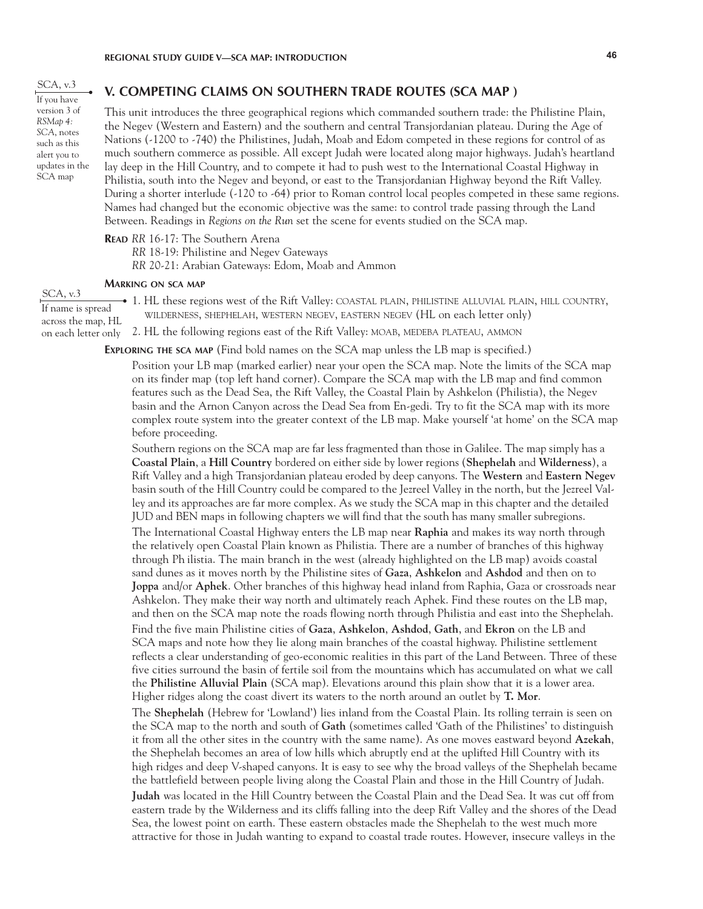SCA, v.3

If you have version 3 of *RSMap 4: SCA*, notes such as this alert you to updates in the SCA map

## V. COMPETING CLAIMS ON SOUTHERN TRADE ROUTES (SCA MAP )

This unit introduces the three geographical regions which commanded southern trade: the Philistine Plain, the Negev (Western and Eastern) and the southern and central Transjordanian plateau. During the Age of Nations (-1200 to -740) the Philistines, Judah, Moab and Edom competed in these regions for control of as much southern commerce as possible. All except Judah were located along major highways. Judah's heartland lay deep in the Hill Country, and to compete it had to push west to the International Coastal Highway in Philistia, south into the Negev and beyond, or east to the Transjordanian Highway beyond the Rift Valley. During a shorter interlude (-120 to -64) prior to Roman control local peoples competed in these same regions. Names had changed but the economic objective was the same: to control trade passing through the Land Between. Readings in *Regions on the Run* set the scene for events studied on the SCA map.

**READ** *RR* 16-17: The Southern Arena
*RR* 18-19: Philistine and Negev Gateways
*RR* 20-21: Arabian Gateways: Edom, Moab and Ammon

### MARKING ON SCA MAP

SCA, v.3

If name is spread across the map, HL on each letter only

1. HL these regions west of the Rift Valley: COASTAL PLAIN, PHILISTINE ALLUVIAL PLAIN, HILL COUNTRY, WILDERNESS, SHEPHELAH, WESTERN NEGEV, EASTERN NEGEV (HL on each letter only)
2. HL the following regions east of the Rift Valley: MOAB, MEDEBA PLATEAU, AMMON

**EXPLORING THE SCA MAP** (Find bold names on the SCA map unless the LB map is specified.)

Position your LB map (marked earlier) near your open the SCA map. Note the limits of the SCA map on its finder map (top left hand corner). Compare the SCA map with the LB map and find common features such as the Dead Sea, the Rift Valley, the Coastal Plain by Ashkelon (Philistia), the Negev basin and the Arnon Canyon across the Dead Sea from En-gedi. Try to fit the SCA map with its more complex route system into the greater context of the LB map. Make yourself 'at home' on the SCA map before proceeding.

Southern regions on the SCA map are far less fragmented than those in Galilee. The map simply has a **Coastal Plain**, a **Hill Country** bordered on either side by lower regions (**Shephelah** and **Wilderness**), a Rift Valley and a high Transjordanian plateau eroded by deep canyons. The **Western** and **Eastern Negev** basin south of the Hill Country could be compared to the Jezreel Valley in the north, but the Jezreel Valley and its approaches are far more complex. As we study the SCA map in this chapter and the detailed JUD and BEN maps in following chapters we will find that the south has many smaller subregions.

The International Coastal Highway enters the LB map near **Raphia** and makes its way north through the relatively open Coastal Plain known as Philistia. There are a number of branches of this highway through Ph ilistia. The main branch in the west (already highlighted on the LB map) avoids coastal sand dunes as it moves north by the Philistine sites of **Gaza**, **Ashkelon** and **Ashdod** and then on to **Joppa** and/or **Aphek**. Other branches of this highway head inland from Raphia, Gaza or crossroads near Ashkelon. They make their way north and ultimately reach Aphek. Find these routes on the LB map, and then on the SCA map note the roads flowing north through Philistia and east into the Shephelah.

Find the five main Philistine cities of **Gaza**, **Ashkelon**, **Ashdod**, **Gath**, and **Ekron** on the LB and SCA maps and note how they lie along main branches of the coastal highway. Philistine settlement reflects a clear understanding of geo-economic realities in this part of the Land Between. Three of these five cities surround the basin of fertile soil from the mountains which has accumulated on what we call the **Philistine Alluvial Plain** (SCA map). Elevations around this plain show that it is a lower area. Higher ridges along the coast divert its waters to the north around an outlet by **T. Mor**.

The **Shephelah** (Hebrew for 'Lowland') lies inland from the Coastal Plain. Its rolling terrain is seen on the SCA map to the north and south of **Gath** (sometimes called 'Gath of the Philistines' to distinguish it from all the other sites in the country with the same name). As one moves eastward beyond **Azekah**, the Shephelah becomes an area of low hills which abruptly end at the uplifted Hill Country with its high ridges and deep V-shaped canyons. It is easy to see why the broad valleys of the Shephelah became the battlefield between people living along the Coastal Plain and those in the Hill Country of Judah.

**Judah** was located in the Hill Country between the Coastal Plain and the Dead Sea. It was cut off from eastern trade by the Wilderness and its cliffs falling into the deep Rift Valley and the shores of the Dead Sea, the lowest point on earth. These eastern obstacles made the Shephelah to the west much more attractive for those in Judah wanting to expand to coastal trade routes. However, insecure valleys in the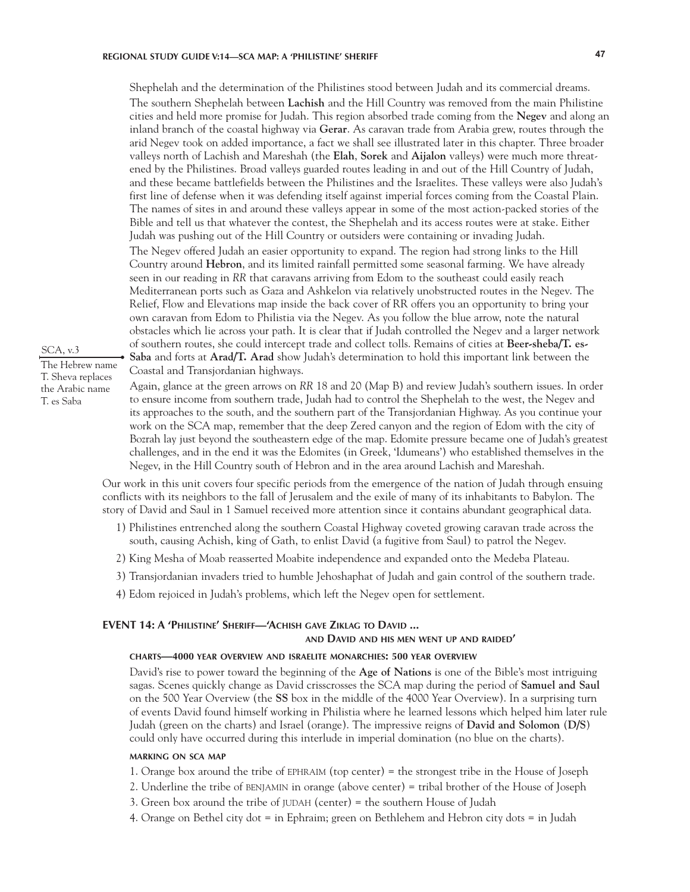Shephelah and the determination of the Philistines stood between Judah and its commercial dreams.

The southern Shephelah between **Lachish** and the Hill Country was removed from the main Philistine cities and held more promise for Judah. This region absorbed trade coming from the **Negev** and along an inland branch of the coastal highway via **Gerar**. As caravan trade from Arabia grew, routes through the arid Negev took on added importance, a fact we shall see illustrated later in this chapter. Three broader valleys north of Lachish and Mareshah (the **Elah**, **Sorek** and **Aijalon** valleys) were much more threatened by the Philistines. Broad valleys guarded routes leading in and out of the Hill Country of Judah, and these became battlefields between the Philistines and the Israelites. These valleys were also Judah's first line of defense when it was defending itself against imperial forces coming from the Coastal Plain. The names of sites in and around these valleys appear in some of the most action-packed stories of the Bible and tell us that whatever the contest, the Shephelah and its access routes were at stake. Either Judah was pushing out of the Hill Country or outsiders were containing or invading Judah.

The Negev offered Judah an easier opportunity to expand. The region had strong links to the Hill Country around **Hebron**, and its limited rainfall permitted some seasonal farming. We have already seen in our reading in *RR* that caravans arriving from Edom to the southeast could easily reach Mediterranean ports such as Gaza and Ashkelon via relatively unobstructed routes in the Negev. The Relief, Flow and Elevations map inside the back cover of RR offers you an opportunity to bring your own caravan from Edom to Philistia via the Negev. As you follow the blue arrow, note the natural obstacles which lie across your path. It is clear that if Judah controlled the Negev and a larger network of southern routes, she could intercept trade and collect tolls. Remains of cities at **Beer-sheba/T. es-Saba** and forts at **Arad/T. Arad** show Judah's determination to hold this important link between the Coastal and Transjordanian highways.

> SCA, v.3
> The Hebrew name T. Sheva replaces the Arabic name T. es Saba

Again, glance at the green arrows on *RR* 18 and 20 (Map B) and review Judah's southern issues. In order to ensure income from southern trade, Judah had to control the Shephelah to the west, the Negev and its approaches to the south, and the southern part of the Transjordanian Highway. As you continue your work on the SCA map, remember that the deep Zered canyon and the region of Edom with the city of Bozrah lay just beyond the southeastern edge of the map. Edomite pressure became one of Judah's greatest challenges, and in the end it was the Edomites (in Greek, 'Idumeans') who established themselves in the Negev, in the Hill Country south of Hebron and in the area around Lachish and Mareshah.

Our work in this unit covers four specific periods from the emergence of the nation of Judah through ensuing conflicts with its neighbors to the fall of Jerusalem and the exile of many of its inhabitants to Babylon. The story of David and Saul in 1 Samuel received more attention since it contains abundant geographical data.

1) Philistines entrenched along the southern Coastal Highway coveted growing caravan trade across the south, causing Achish, king of Gath, to enlist David (a fugitive from Saul) to patrol the Negev.
2) King Mesha of Moab reasserted Moabite independence and expanded onto the Medeba Plateau.
3) Transjordanian invaders tried to humble Jehoshaphat of Judah and gain control of the southern trade.
4) Edom rejoiced in Judah's problems, which left the Negev open for settlement.

## EVENT 14: A 'Philistine' Sheriff—'Achish gave Ziklag to David ... and David and his men went up and raided'

#### CHARTS—4000 YEAR OVERVIEW AND ISRAELITE MONARCHIES: 500 YEAR OVERVIEW

David's rise to power toward the beginning of the **Age of Nations** is one of the Bible's most intriguing sagas. Scenes quickly change as David crisscrosses the SCA map during the period of **Samuel and Saul** on the 500 Year Overview (the **SS** box in the middle of the 4000 Year Overview). In a surprising turn of events David found himself working in Philistia where he learned lessons which helped him later rule Judah (green on the charts) and Israel (orange). The impressive reigns of **David and Solomon** (**D/S**) could only have occurred during this interlude in imperial domination (no blue on the charts).

#### MARKING ON SCA MAP

1. Orange box around the tribe of EPHRAIM (top center) = the strongest tribe in the House of Joseph
2. Underline the tribe of BENJAMIN in orange (above center) = tribal brother of the House of Joseph
3. Green box around the tribe of JUDAH (center) = the southern House of Judah
4. Orange on Bethel city dot = in Ephraim; green on Bethlehem and Hebron city dots = in Judah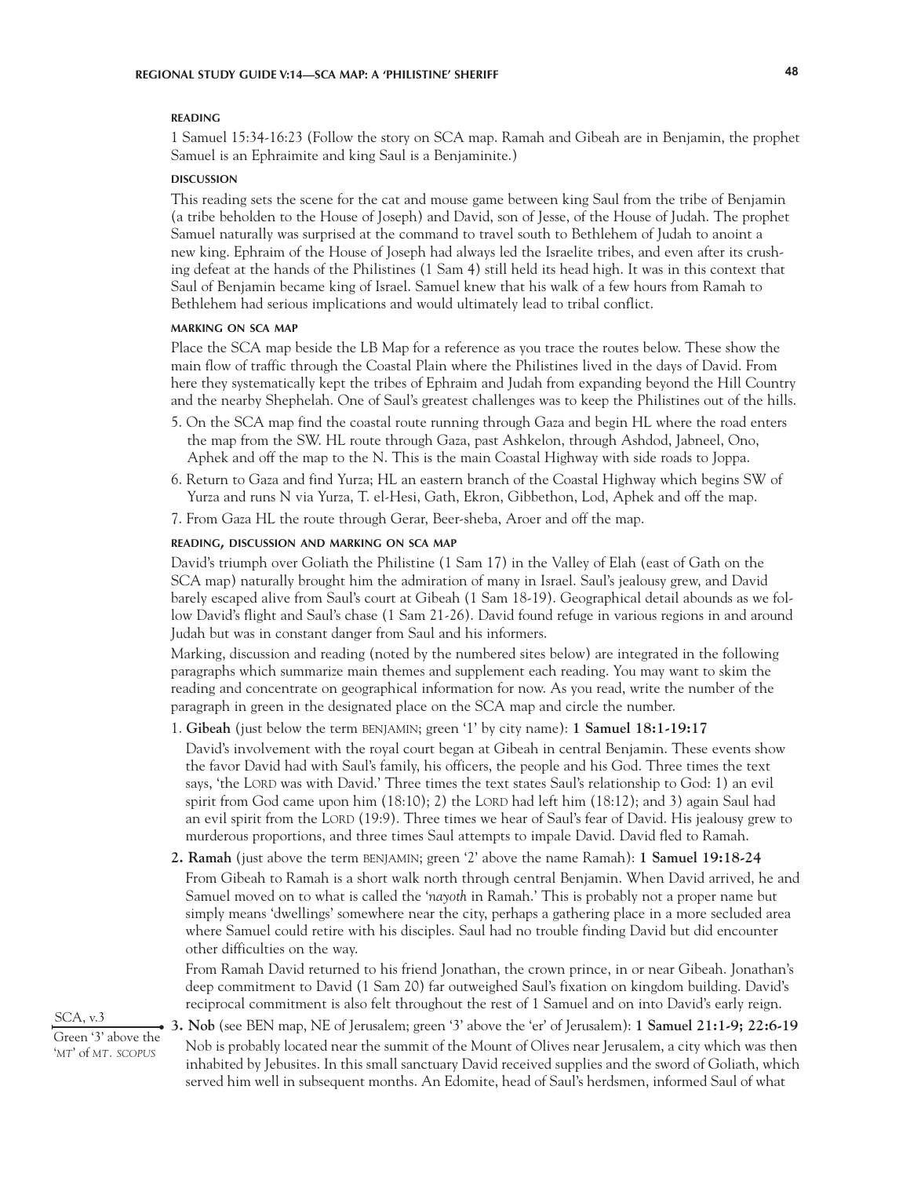## READING

1 Samuel 15:34-16:23 (Follow the story on SCA map. Ramah and Gibeah are in Benjamin, the prophet Samuel is an Ephraimite and king Saul is a Benjaminite.)

## DISCUSSION

This reading sets the scene for the cat and mouse game between king Saul from the tribe of Benjamin (a tribe beholden to the House of Joseph) and David, son of Jesse, of the House of Judah. The prophet Samuel naturally was surprised at the command to travel south to Bethlehem of Judah to anoint a new king. Ephraim of the House of Joseph had always led the Israelite tribes, and even after its crushing defeat at the hands of the Philistines (1 Sam 4) still held its head high. It was in this context that Saul of Benjamin became king of Israel. Samuel knew that his walk of a few hours from Ramah to Bethlehem had serious implications and would ultimately lead to tribal conflict.

## MARKING ON SCA MAP

Place the SCA map beside the LB Map for a reference as you trace the routes below. These show the main flow of traffic through the Coastal Plain where the Philistines lived in the days of David. From here they systematically kept the tribes of Ephraim and Judah from expanding beyond the Hill Country and the nearby Shephelah. One of Saul's greatest challenges was to keep the Philistines out of the hills.

5. On the SCA map find the coastal route running through Gaza and begin HL where the road enters the map from the SW. HL route through Gaza, past Ashkelon, through Ashdod, Jabneel, Ono, Aphek and off the map to the N. This is the main Coastal Highway with side roads to Joppa.
6. Return to Gaza and find Yurza; HL an eastern branch of the Coastal Highway which begins SW of Yurza and runs N via Yurza, T. el-Hesi, Gath, Ekron, Gibbethon, Lod, Aphek and off the map.
7. From Gaza HL the route through Gerar, Beer-sheba, Aroer and off the map.

## READING, DISCUSSION AND MARKING ON SCA MAP

David's triumph over Goliath the Philistine (1 Sam 17) in the Valley of Elah (east of Gath on the SCA map) naturally brought him the admiration of many in Israel. Saul's jealousy grew, and David barely escaped alive from Saul's court at Gibeah (1 Sam 18-19). Geographical detail abounds as we follow David's flight and Saul's chase (1 Sam 21-26). David found refuge in various regions in and around Judah but was in constant danger from Saul and his informers.

Marking, discussion and reading (noted by the numbered sites below) are integrated in the following paragraphs which summarize main themes and supplement each reading. You may want to skim the reading and concentrate on geographical information for now. As you read, write the number of the paragraph in green in the designated place on the SCA map and circle the number.

1. **Gibeah** (just below the term BENJAMIN; green '1' by city name): **1 Samuel 18:1-19:17**

   David's involvement with the royal court began at Gibeah in central Benjamin. These events show the favor David had with Saul's family, his officers, the people and his God. Three times the text says, 'the LORD was with David.' Three times the text states Saul's relationship to God: 1) an evil spirit from God came upon him (18:10); 2) the LORD had left him (18:12); and 3) again Saul had an evil spirit from the LORD (19:9). Three times we hear of Saul's fear of David. His jealousy grew to murderous proportions, and three times Saul attempts to impale David. David fled to Ramah.

2. **Ramah** (just above the term BENJAMIN; green '2' above the name Ramah): **1 Samuel 19:18-24**

   From Gibeah to Ramah is a short walk north through central Benjamin. When David arrived, he and Samuel moved on to what is called the '*nayoth* in Ramah.' This is probably not a proper name but simply means 'dwellings' somewhere near the city, perhaps a gathering place in a more secluded area where Samuel could retire with his disciples. Saul had no trouble finding David but did encounter other difficulties on the way.

   From Ramah David returned to his friend Jonathan, the crown prince, in or near Gibeah. Jonathan's deep commitment to David (1 Sam 20) far outweighed Saul's fixation on kingdom building. David's reciprocal commitment is also felt throughout the rest of 1 Samuel and on into David's early reign.

SCA, v.3
Green '3' above the 'MT' of MT. SCOPUS

3. **Nob** (see BEN map, NE of Jerusalem; green '3' above the 'er' of Jerusalem): **1 Samuel 21:1-9; 22:6-19**

   Nob is probably located near the summit of the Mount of Olives near Jerusalem, a city which was then inhabited by Jebusites. In this small sanctuary David received supplies and the sword of Goliath, which served him well in subsequent months. An Edomite, head of Saul's herdsmen, informed Saul of what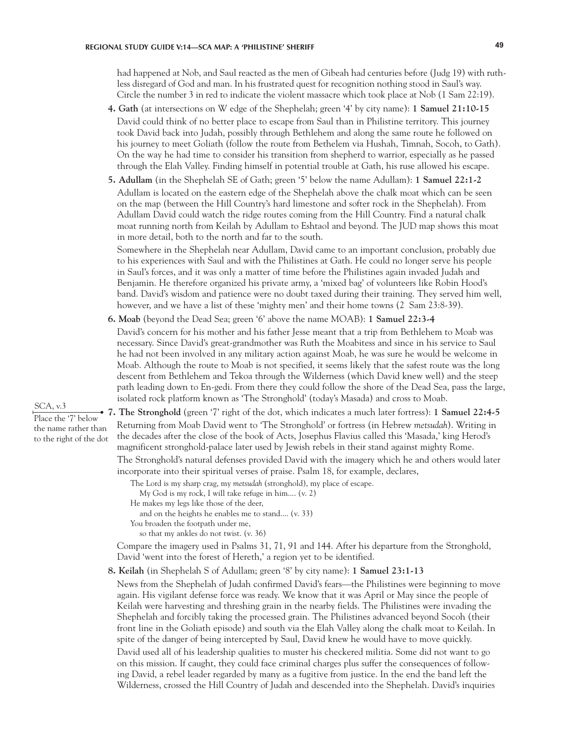had happened at Nob, and Saul reacted as the men of Gibeah had centuries before (Judg 19) with ruthless disregard of God and man. In his frustrated quest for recognition nothing stood in Saul's way. Circle the number 3 in red to indicate the violent massacre which took place at Nob (1 Sam 22:19).

**4. Gath** (at intersections on W edge of the Shephelah; green '4' by city name): **1 Samuel 21:10-15**

David could think of no better place to escape from Saul than in Philistine territory. This journey took David back into Judah, possibly through Bethlehem and along the same route he followed on his journey to meet Goliath (follow the route from Bethelem via Hushah, Timnah, Socoh, to Gath). On the way he had time to consider his transition from shepherd to warrior, especially as he passed through the Elah Valley. Finding himself in potential trouble at Gath, his ruse allowed his escape.

**5. Adullam** (in the Shephelah SE of Gath; green '5' below the name Adullam): **1 Samuel 22:1-2**

Adullam is located on the eastern edge of the Shephelah above the chalk moat which can be seen on the map (between the Hill Country's hard limestone and softer rock in the Shephelah). From Adullam David could watch the ridge routes coming from the Hill Country. Find a natural chalk moat running north from Keilah by Adullam to Eshtaol and beyond. The JUD map shows this moat in more detail, both to the north and far to the south.

Somewhere in the Shephelah near Adullam, David came to an important conclusion, probably due to his experiences with Saul and with the Philistines at Gath. He could no longer serve his people in Saul's forces, and it was only a matter of time before the Philistines again invaded Judah and Benjamin. He therefore organized his private army, a 'mixed bag' of volunteers like Robin Hood's band. David's wisdom and patience were no doubt taxed during their training. They served him well, however, and we have a list of these 'mighty men' and their home towns (2 Sam 23:8-39).

**6. Moab** (beyond the Dead Sea; green '6' above the name MOAB): **1 Samuel 22:3-4**

David's concern for his mother and his father Jesse meant that a trip from Bethlehem to Moab was necessary. Since David's great-grandmother was Ruth the Moabitess and since in his service to Saul he had not been involved in any military action against Moab, he was sure he would be welcome in Moab. Although the route to Moab is not specified, it seems likely that the safest route was the long descent from Bethlehem and Tekoa through the Wilderness (which David knew well) and the steep path leading down to En-gedi. From there they could follow the shore of the Dead Sea, pass the large, isolated rock platform known as 'The Stronghold' (today's Masada) and cross to Moab.

SCA, v.3
Place the '7' below the name rather than to the right of the dot

**7. The Stronghold** (green '7' right of the dot, which indicates a much later fortress): **1 Samuel 22:4-5**

Returning from Moab David went to 'The Stronghold' or fortress (in Hebrew *metsudah*). Writing in the decades after the close of the book of Acts, Josephus Flavius called this 'Masada,' king Herod's magnificent stronghold-palace later used by Jewish rebels in their stand against mighty Rome.

The Stronghold's natural defenses provided David with the imagery which he and others would later incorporate into their spiritual verses of praise. Psalm 18, for example, declares,

> The Lord is my sharp crag, my *metsudah* (stronghold), my place of escape.
> My God is my rock, I will take refuge in him.... (v. 2)
> He makes my legs like those of the deer,
> and on the heights he enables me to stand.... (v. 33)
> You broaden the footpath under me,
> so that my ankles do not twist. (v. 36)

Compare the imagery used in Psalms 31, 71, 91 and 144. After his departure from the Stronghold, David 'went into the forest of Hereth,' a region yet to be identified.

**8. Keilah** (in Shephelah S of Adullam; green '8' by city name): **1 Samuel 23:1-13**

News from the Shephelah of Judah confirmed David's fears—the Philistines were beginning to move again. His vigilant defense force was ready. We know that it was April or May since the people of Keilah were harvesting and threshing grain in the nearby fields. The Philistines were invading the Shephelah and forcibly taking the processed grain. The Philistines advanced beyond Socoh (their front line in the Goliath episode) and south via the Elah Valley along the chalk moat to Keilah. In spite of the danger of being intercepted by Saul, David knew he would have to move quickly.

David used all of his leadership qualities to muster his checkered militia. Some did not want to go on this mission. If caught, they could face criminal charges plus suffer the consequences of following David, a rebel leader regarded by many as a fugitive from justice. In the end the band left the Wilderness, crossed the Hill Country of Judah and descended into the Shephelah. David's inquiries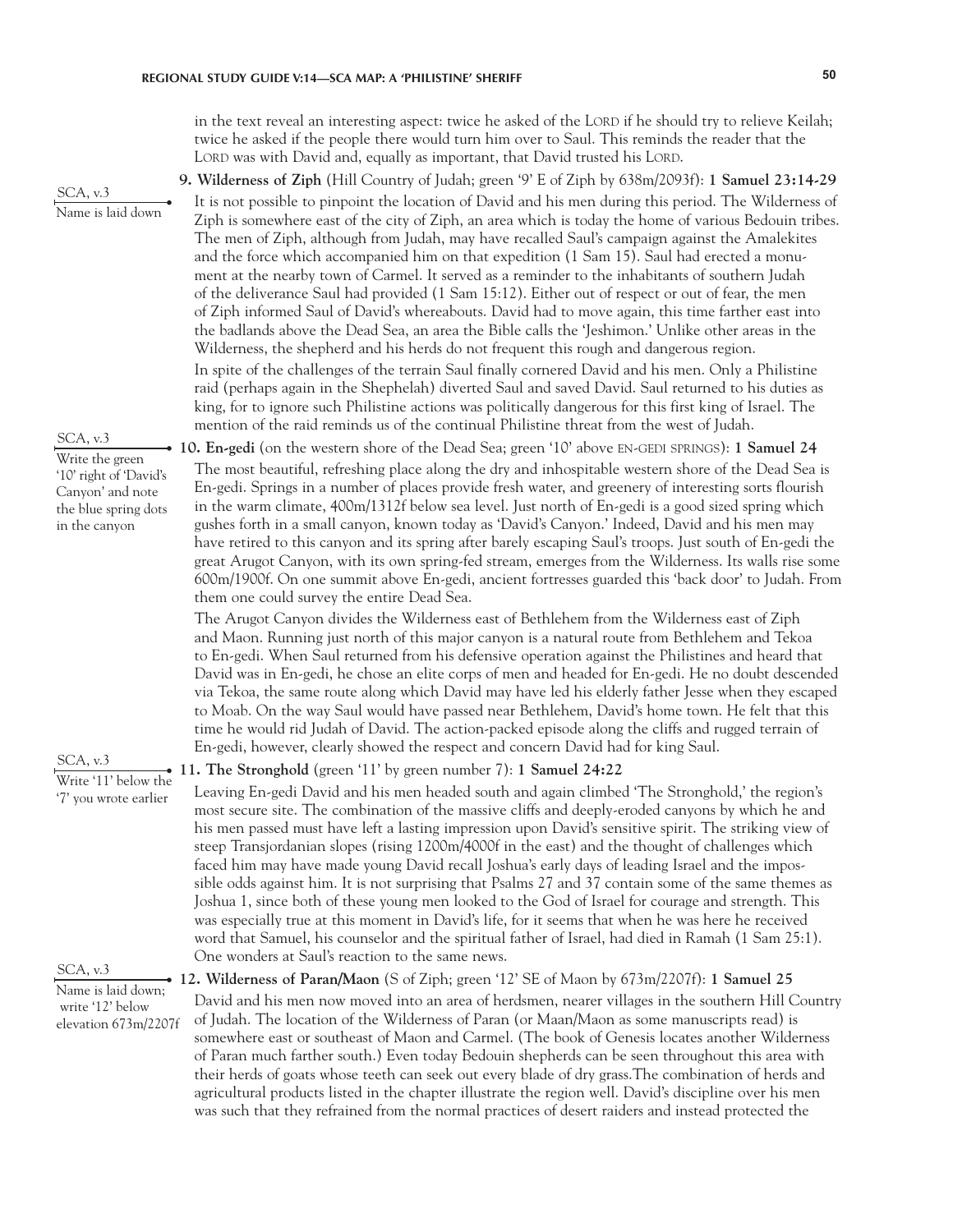in the text reveal an interesting aspect: twice he asked of the LORD if he should try to relieve Keilah; twice he asked if the people there would turn him over to Saul. This reminds the reader that the LORD was with David and, equally as important, that David trusted his LORD.

SCA, v.3
Name is laid down

**9. Wilderness of Ziph** (Hill Country of Judah; green '9' E of Ziph by 638m/2093f): **1 Samuel 23:14-29**

It is not possible to pinpoint the location of David and his men during this period. The Wilderness of Ziph is somewhere east of the city of Ziph, an area which is today the home of various Bedouin tribes. The men of Ziph, although from Judah, may have recalled Saul's campaign against the Amalekites and the force which accompanied him on that expedition (1 Sam 15). Saul had erected a monument at the nearby town of Carmel. It served as a reminder to the inhabitants of southern Judah of the deliverance Saul had provided (1 Sam 15:12). Either out of respect or out of fear, the men of Ziph informed Saul of David's whereabouts. David had to move again, this time farther east into the badlands above the Dead Sea, an area the Bible calls the 'Jeshimon.' Unlike other areas in the Wilderness, the shepherd and his herds do not frequent this rough and dangerous region.

In spite of the challenges of the terrain Saul finally cornered David and his men. Only a Philistine raid (perhaps again in the Shephelah) diverted Saul and saved David. Saul returned to his duties as king, for to ignore such Philistine actions was politically dangerous for this first king of Israel. The mention of the raid reminds us of the continual Philistine threat from the west of Judah.

SCA, v.3
Write the green '10' right of 'David's Canyon' and note the blue spring dots in the canyon

**10. En-gedi** (on the western shore of the Dead Sea; green '10' above EN-GEDI SPRINGS): **1 Samuel 24**

The most beautiful, refreshing place along the dry and inhospitable western shore of the Dead Sea is En-gedi. Springs in a number of places provide fresh water, and greenery of interesting sorts flourish in the warm climate, 400m/1312f below sea level. Just north of En-gedi is a good sized spring which gushes forth in a small canyon, known today as 'David's Canyon.' Indeed, David and his men may have retired to this canyon and its spring after barely escaping Saul's troops. Just south of En-gedi the great Arugot Canyon, with its own spring-fed stream, emerges from the Wilderness. Its walls rise some 600m/1900f. On one summit above En-gedi, ancient fortresses guarded this 'back door' to Judah. From them one could survey the entire Dead Sea.

The Arugot Canyon divides the Wilderness east of Bethlehem from the Wilderness east of Ziph and Maon. Running just north of this major canyon is a natural route from Bethlehem and Tekoa to En-gedi. When Saul returned from his defensive operation against the Philistines and heard that David was in En-gedi, he chose an elite corps of men and headed for En-gedi. He no doubt descended via Tekoa, the same route along which David may have led his elderly father Jesse when they escaped to Moab. On the way Saul would have passed near Bethlehem, David's home town. He felt that this time he would rid Judah of David. The action-packed episode along the cliffs and rugged terrain of En-gedi, however, clearly showed the respect and concern David had for king Saul.

SCA, v.3
Write '11' below the '7' you wrote earlier

**11. The Stronghold** (green '11' by green number 7): **1 Samuel 24:22**

Leaving En-gedi David and his men headed south and again climbed 'The Stronghold,' the region's most secure site. The combination of the massive cliffs and deeply-eroded canyons by which he and his men passed must have left a lasting impression upon David's sensitive spirit. The striking view of steep Transjordanian slopes (rising 1200m/4000f in the east) and the thought of challenges which faced him may have made young David recall Joshua's early days of leading Israel and the impossible odds against him. It is not surprising that Psalms 27 and 37 contain some of the same themes as Joshua 1, since both of these young men looked to the God of Israel for courage and strength. This was especially true at this moment in David's life, for it seems that when he was here he received word that Samuel, his counselor and the spiritual father of Israel, had died in Ramah (1 Sam 25:1). One wonders at Saul's reaction to the same news.

SCA, v.3
Name is laid down; write '12' below elevation 673m/2207f

**12. Wilderness of Paran/Maon** (S of Ziph; green '12' SE of Maon by 673m/2207f): **1 Samuel 25**

David and his men now moved into an area of herdsmen, nearer villages in the southern Hill Country of Judah. The location of the Wilderness of Paran (or Maan/Maon as some manuscripts read) is somewhere east or southeast of Maon and Carmel. (The book of Genesis locates another Wilderness of Paran much farther south.) Even today Bedouin shepherds can be seen throughout this area with their herds of goats whose teeth can seek out every blade of dry grass.The combination of herds and agricultural products listed in the chapter illustrate the region well. David's discipline over his men was such that they refrained from the normal practices of desert raiders and instead protected the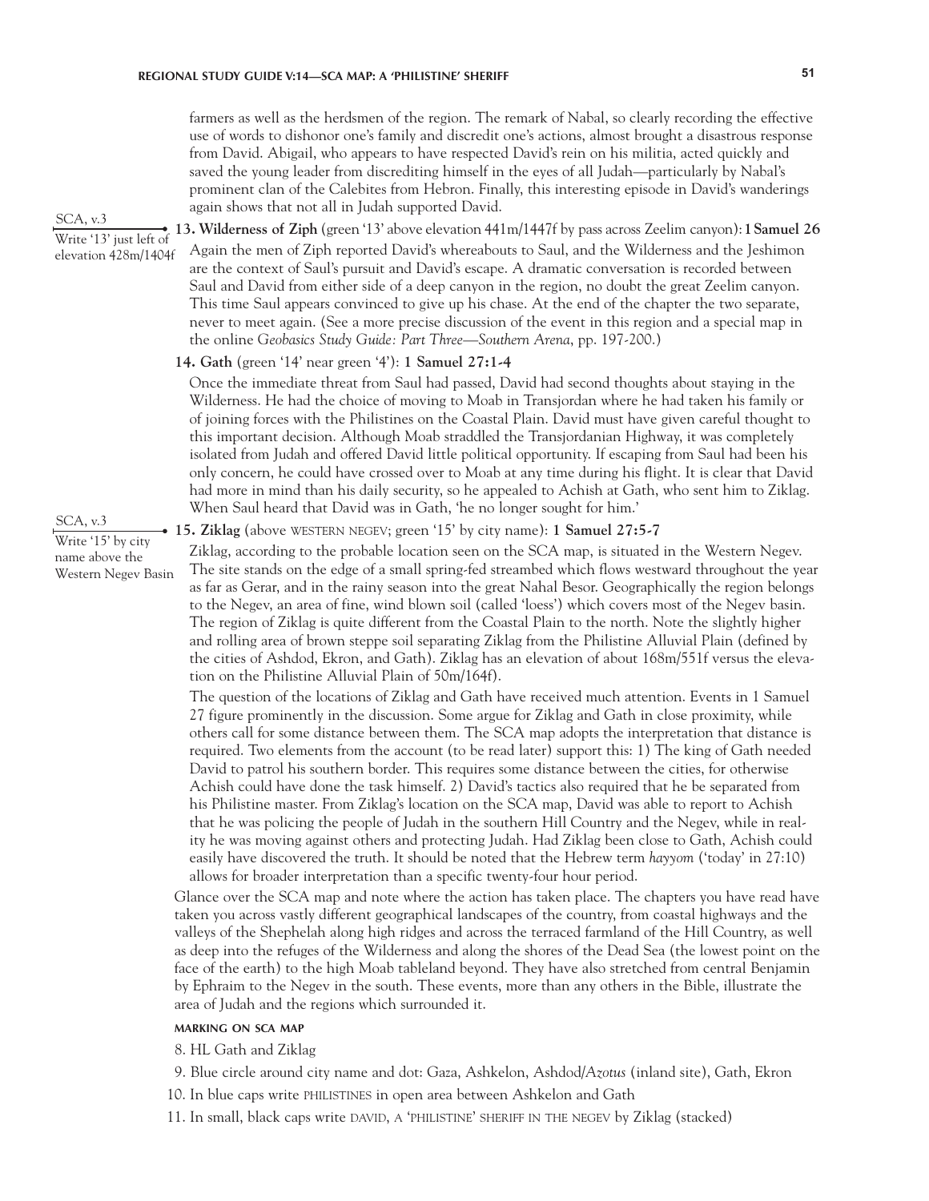farmers as well as the herdsmen of the region. The remark of Nabal, so clearly recording the effective use of words to dishonor one's family and discredit one's actions, almost brought a disastrous response from David. Abigail, who appears to have respected David's rein on his militia, acted quickly and saved the young leader from discrediting himself in the eyes of all Judah—particularly by Nabal's prominent clan of the Calebites from Hebron. Finally, this interesting episode in David's wanderings again shows that not all in Judah supported David.

SCA, v.3
Write '13' just left of elevation 428m/1404f

**13. Wilderness of Ziph** (green '13' above elevation 441m/1447f by pass across Zeelim canyon): **1 Samuel 26**

Again the men of Ziph reported David's whereabouts to Saul, and the Wilderness and the Jeshimon are the context of Saul's pursuit and David's escape. A dramatic conversation is recorded between Saul and David from either side of a deep canyon in the region, no doubt the great Zeelim canyon. This time Saul appears convinced to give up his chase. At the end of the chapter the two separate, never to meet again. (See a more precise discussion of the event in this region and a special map in the online *Geobasics Study Guide: Part Three—Southern Arena*, pp. 197-200.)

**14. Gath** (green '14' near green '4'): **1 Samuel 27:1-4**

Once the immediate threat from Saul had passed, David had second thoughts about staying in the Wilderness. He had the choice of moving to Moab in Transjordan where he had taken his family or of joining forces with the Philistines on the Coastal Plain. David must have given careful thought to this important decision. Although Moab straddled the Transjordanian Highway, it was completely isolated from Judah and offered David little political opportunity. If escaping from Saul had been his only concern, he could have crossed over to Moab at any time during his flight. It is clear that David had more in mind than his daily security, so he appealed to Achish at Gath, who sent him to Ziklag. When Saul heard that David was in Gath, 'he no longer sought for him.'

SCA, v.3
Write '15' by city name above the Western Negev Basin

**15. Ziklag** (above WESTERN NEGEV; green '15' by city name): **1 Samuel 27:5-7**

Ziklag, according to the probable location seen on the SCA map, is situated in the Western Negev. The site stands on the edge of a small spring-fed streambed which flows westward throughout the year as far as Gerar, and in the rainy season into the great Nahal Besor. Geographically the region belongs to the Negev, an area of fine, wind blown soil (called 'loess') which covers most of the Negev basin. The region of Ziklag is quite different from the Coastal Plain to the north. Note the slightly higher and rolling area of brown steppe soil separating Ziklag from the Philistine Alluvial Plain (defined by the cities of Ashdod, Ekron, and Gath). Ziklag has an elevation of about 168m/551f versus the elevation on the Philistine Alluvial Plain of 50m/164f).

The question of the locations of Ziklag and Gath have received much attention. Events in 1 Samuel 27 figure prominently in the discussion. Some argue for Ziklag and Gath in close proximity, while others call for some distance between them. The SCA map adopts the interpretation that distance is required. Two elements from the account (to be read later) support this: 1) The king of Gath needed David to patrol his southern border. This requires some distance between the cities, for otherwise Achish could have done the task himself. 2) David's tactics also required that he be separated from his Philistine master. From Ziklag's location on the SCA map, David was able to report to Achish that he was policing the people of Judah in the southern Hill Country and the Negev, while in reality he was moving against others and protecting Judah. Had Ziklag been close to Gath, Achish could easily have discovered the truth. It should be noted that the Hebrew term *hayyom* ('today' in 27:10) allows for broader interpretation than a specific twenty-four hour period.

Glance over the SCA map and note where the action has taken place. The chapters you have read have taken you across vastly different geographical landscapes of the country, from coastal highways and the valleys of the Shephelah along high ridges and across the terraced farmland of the Hill Country, as well as deep into the refuges of the Wilderness and along the shores of the Dead Sea (the lowest point on the face of the earth) to the high Moab tableland beyond. They have also stretched from central Benjamin by Ephraim to the Negev in the south. These events, more than any others in the Bible, illustrate the area of Judah and the regions which surrounded it.

#### MARKING ON SCA MAP

8. HL Gath and Ziklag
9. Blue circle around city name and dot: Gaza, Ashkelon, Ashdod/*Azotus* (inland site), Gath, Ekron
10. In blue caps write PHILISTINES in open area between Ashkelon and Gath
11. In small, black caps write DAVID, A 'PHILISTINE' SHERIFF IN THE NEGEV by Ziklag (stacked)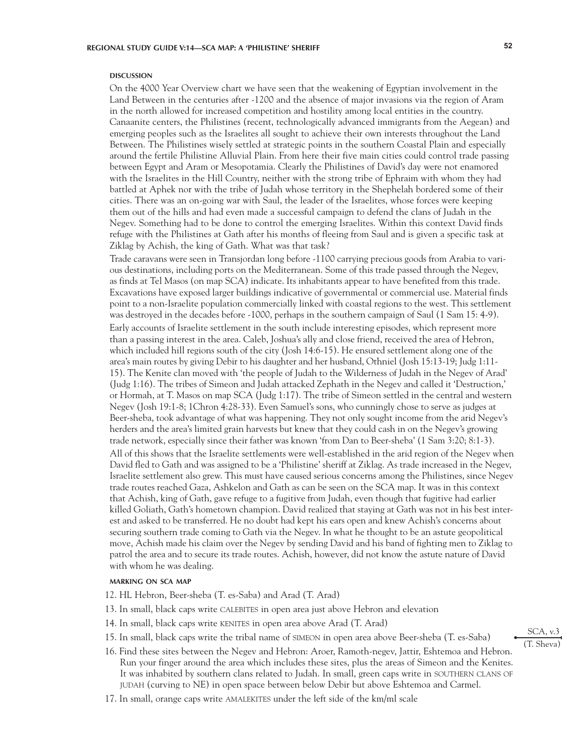#### DISCUSSION

On the 4000 Year Overview chart we have seen that the weakening of Egyptian involvement in the Land Between in the centuries after -1200 and the absence of major invasions via the region of Aram in the north allowed for increased competition and hostility among local entities in the country. Canaanite centers, the Philistines (recent, technologically advanced immigrants from the Aegean) and emerging peoples such as the Israelites all sought to achieve their own interests throughout the Land Between. The Philistines wisely settled at strategic points in the southern Coastal Plain and especially around the fertile Philistine Alluvial Plain. From here their five main cities could control trade passing between Egypt and Aram or Mesopotamia. Clearly the Philistines of David's day were not enamored with the Israelites in the Hill Country, neither with the strong tribe of Ephraim with whom they had battled at Aphek nor with the tribe of Judah whose territory in the Shephelah bordered some of their cities. There was an on-going war with Saul, the leader of the Israelites, whose forces were keeping them out of the hills and had even made a successful campaign to defend the clans of Judah in the Negev. Something had to be done to control the emerging Israelites. Within this context David finds refuge with the Philistines at Gath after his months of fleeing from Saul and is given a specific task at Ziklag by Achish, the king of Gath. What was that task?

Trade caravans were seen in Transjordan long before -1100 carrying precious goods from Arabia to various destinations, including ports on the Mediterranean. Some of this trade passed through the Negev, as finds at Tel Masos (on map SCA) indicate. Its inhabitants appear to have benefited from this trade. Excavations have exposed larger buildings indicative of governmental or commercial use. Material finds point to a non-Israelite population commercially linked with coastal regions to the west. This settlement was destroyed in the decades before -1000, perhaps in the southern campaign of Saul (1 Sam 15: 4-9).

Early accounts of Israelite settlement in the south include interesting episodes, which represent more than a passing interest in the area. Caleb, Joshua's ally and close friend, received the area of Hebron, which included hill regions south of the city (Josh 14:6-15). He ensured settlement along one of the area's main routes by giving Debir to his daughter and her husband, Othniel (Josh 15:13-19; Judg 1:11-15). The Kenite clan moved with 'the people of Judah to the Wilderness of Judah in the Negev of Arad' (Judg 1:16). The tribes of Simeon and Judah attacked Zephath in the Negev and called it 'Destruction,' or Hormah, at T. Masos on map SCA (Judg 1:17). The tribe of Simeon settled in the central and western Negev (Josh 19:1-8; 1Chron 4:28-33). Even Samuel's sons, who cunningly chose to serve as judges at Beer-sheba, took advantage of what was happening. They not only sought income from the arid Negev's herders and the area's limited grain harvests but knew that they could cash in on the Negev's growing trade network, especially since their father was known 'from Dan to Beer-sheba' (1 Sam 3:20; 8:1-3).

All of this shows that the Israelite settlements were well-established in the arid region of the Negev when David fled to Gath and was assigned to be a 'Philistine' sheriff at Ziklag. As trade increased in the Negev, Israelite settlement also grew. This must have caused serious concerns among the Philistines, since Negev trade routes reached Gaza, Ashkelon and Gath as can be seen on the SCA map. It was in this context that Achish, king of Gath, gave refuge to a fugitive from Judah, even though that fugitive had earlier killed Goliath, Gath's hometown champion. David realized that staying at Gath was not in his best interest and asked to be transferred. He no doubt had kept his ears open and knew Achish's concerns about securing southern trade coming to Gath via the Negev. In what he thought to be an astute geopolitical move, Achish made his claim over the Negev by sending David and his band of fighting men to Ziklag to patrol the area and to secure its trade routes. Achish, however, did not know the astute nature of David with whom he was dealing.

#### MARKING ON SCA MAP

12. HL Hebron, Beer-sheba (T. es-Saba) and Arad (T. Arad)
13. In small, black caps write CALEBITES in open area just above Hebron and elevation
14. In small, black caps write KENITES in open area above Arad (T. Arad)
15. In small, black caps write the tribal name of SIMEON in open area above Beer-sheba (T. es-Saba)

SCA, v.3 (T. Sheva)

16. Find these sites between the Negev and Hebron: Aroer, Ramoth-negev, Jattir, Eshtemoa and Hebron. Run your finger around the area which includes these sites, plus the areas of Simeon and the Kenites. It was inhabited by southern clans related to Judah. In small, green caps write in SOUTHERN CLANS OF JUDAH (curving to NE) in open space between below Debir but above Eshtemoa and Carmel.
17. In small, orange caps write AMALEKITES under the left side of the km/ml scale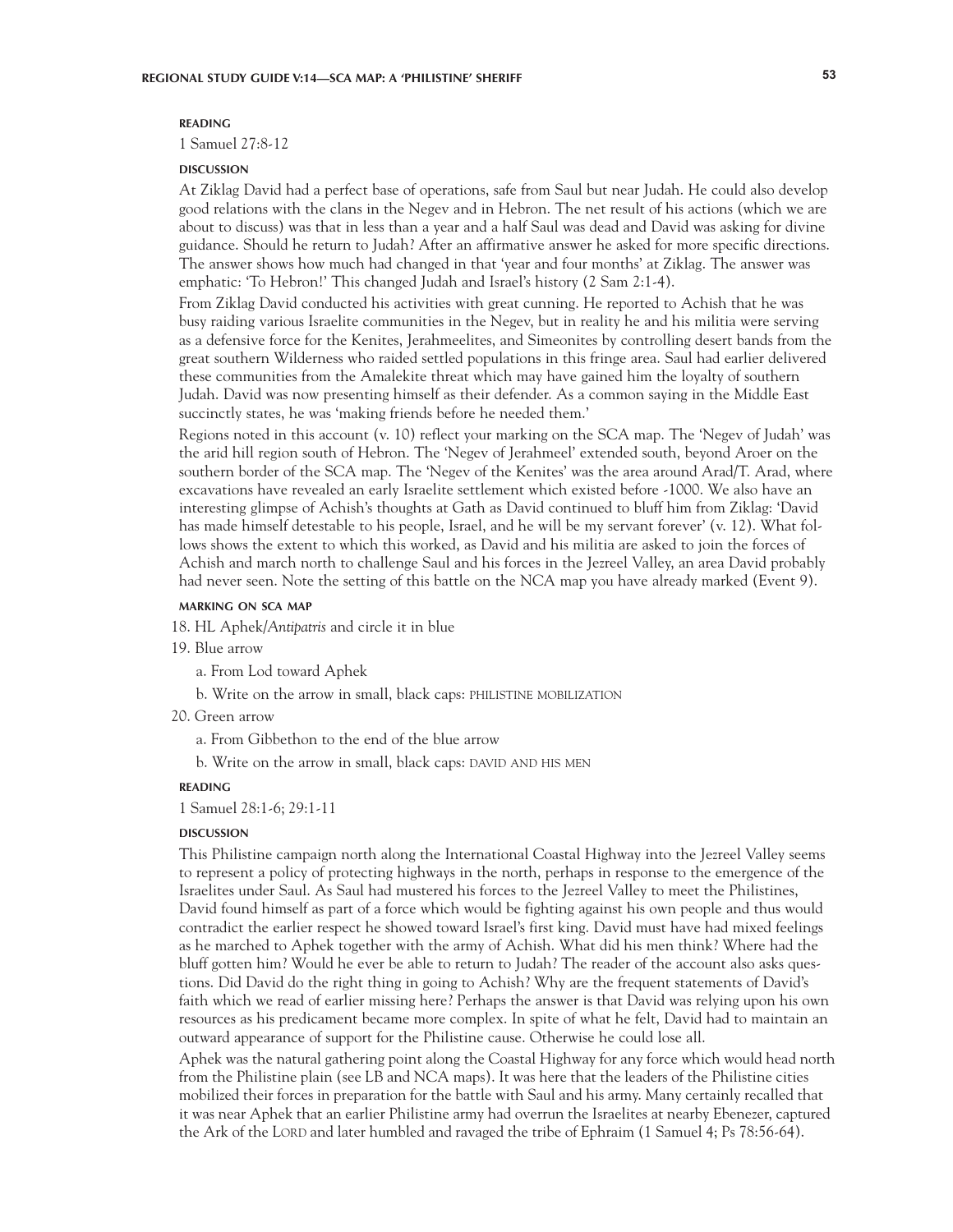#### READING

1 Samuel 27:8-12

#### DISCUSSION

At Ziklag David had a perfect base of operations, safe from Saul but near Judah. He could also develop good relations with the clans in the Negev and in Hebron. The net result of his actions (which we are about to discuss) was that in less than a year and a half Saul was dead and David was asking for divine guidance. Should he return to Judah? After an affirmative answer he asked for more specific directions. The answer shows how much had changed in that 'year and four months' at Ziklag. The answer was emphatic: 'To Hebron!' This changed Judah and Israel's history (2 Sam 2:1-4).

From Ziklag David conducted his activities with great cunning. He reported to Achish that he was busy raiding various Israelite communities in the Negev, but in reality he and his militia were serving as a defensive force for the Kenites, Jerahmeelites, and Simeonites by controlling desert bands from the great southern Wilderness who raided settled populations in this fringe area. Saul had earlier delivered these communities from the Amalekite threat which may have gained him the loyalty of southern Judah. David was now presenting himself as their defender. As a common saying in the Middle East succinctly states, he was 'making friends before he needed them.'

Regions noted in this account (v. 10) reflect your marking on the SCA map. The 'Negev of Judah' was the arid hill region south of Hebron. The 'Negev of Jerahmeel' extended south, beyond Aroer on the southern border of the SCA map. The 'Negev of the Kenites' was the area around Arad/T. Arad, where excavations have revealed an early Israelite settlement which existed before -1000. We also have an interesting glimpse of Achish's thoughts at Gath as David continued to bluff him from Ziklag: 'David has made himself detestable to his people, Israel, and he will be my servant forever' (v. 12). What follows shows the extent to which this worked, as David and his militia are asked to join the forces of Achish and march north to challenge Saul and his forces in the Jezreel Valley, an area David probably had never seen. Note the setting of this battle on the NCA map you have already marked (Event 9).

#### MARKING ON SCA MAP

18. HL Aphek/*Antipatris* and circle it in blue
19. Blue arrow
    a. From Lod toward Aphek
    b. Write on the arrow in small, black caps: PHILISTINE MOBILIZATION
20. Green arrow
    a. From Gibbethon to the end of the blue arrow
    b. Write on the arrow in small, black caps: DAVID AND HIS MEN

#### READING

1 Samuel 28:1-6; 29:1-11

#### DISCUSSION

This Philistine campaign north along the International Coastal Highway into the Jezreel Valley seems to represent a policy of protecting highways in the north, perhaps in response to the emergence of the Israelites under Saul. As Saul had mustered his forces to the Jezreel Valley to meet the Philistines, David found himself as part of a force which would be fighting against his own people and thus would contradict the earlier respect he showed toward Israel's first king. David must have had mixed feelings as he marched to Aphek together with the army of Achish. What did his men think? Where had the bluff gotten him? Would he ever be able to return to Judah? The reader of the account also asks questions. Did David do the right thing in going to Achish? Why are the frequent statements of David's faith which we read of earlier missing here? Perhaps the answer is that David was relying upon his own resources as his predicament became more complex. In spite of what he felt, David had to maintain an outward appearance of support for the Philistine cause. Otherwise he could lose all.

Aphek was the natural gathering point along the Coastal Highway for any force which would head north from the Philistine plain (see LB and NCA maps). It was here that the leaders of the Philistine cities mobilized their forces in preparation for the battle with Saul and his army. Many certainly recalled that it was near Aphek that an earlier Philistine army had overrun the Israelites at nearby Ebenezer, captured the Ark of the LORD and later humbled and ravaged the tribe of Ephraim (1 Samuel 4; Ps 78:56-64).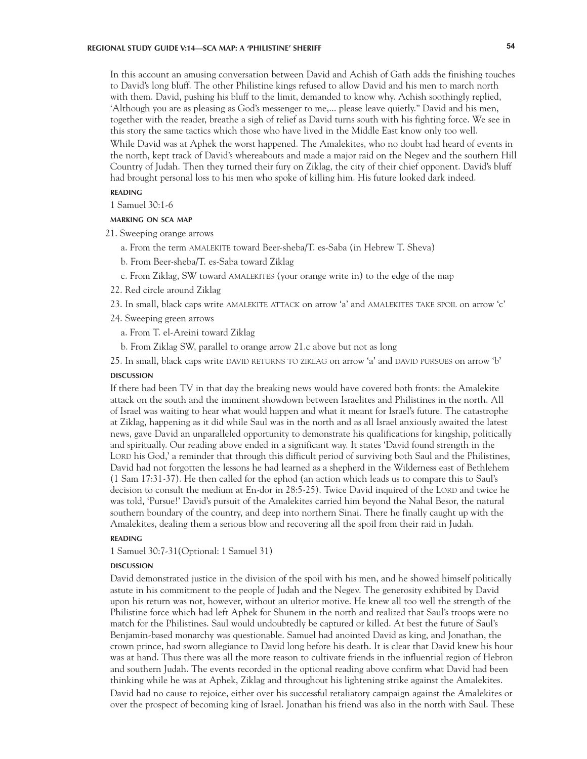In this account an amusing conversation between David and Achish of Gath adds the finishing touches to David's long bluff. The other Philistine kings refused to allow David and his men to march north with them. David, pushing his bluff to the limit, demanded to know why. Achish soothingly replied, 'Although you are as pleasing as God's messenger to me,... please leave quietly." David and his men, together with the reader, breathe a sigh of relief as David turns south with his fighting force. We see in this story the same tactics which those who have lived in the Middle East know only too well.

While David was at Aphek the worst happened. The Amalekites, who no doubt had heard of events in the north, kept track of David's whereabouts and made a major raid on the Negev and the southern Hill Country of Judah. Then they turned their fury on Ziklag, the city of their chief opponent. David's bluff had brought personal loss to his men who spoke of killing him. His future looked dark indeed.

#### READING

1 Samuel 30:1-6

#### MARKING ON SCA MAP

21. Sweeping orange arrows
    - a. From the term AMALEKITE toward Beer-sheba/T. es-Saba (in Hebrew T. Sheva)
    - b. From Beer-sheba/T. es-Saba toward Ziklag
    - c. From Ziklag, SW toward AMALEKITES (your orange write in) to the edge of the map
22. Red circle around Ziklag
23. In small, black caps write AMALEKITE ATTACK on arrow 'a' and AMALEKITES TAKE SPOIL on arrow 'c'
24. Sweeping green arrows
    - a. From T. el-Areini toward Ziklag
    - b. From Ziklag SW, parallel to orange arrow 21.c above but not as long
25. In small, black caps write DAVID RETURNS TO ZIKLAG on arrow 'a' and DAVID PURSUES on arrow 'b'

#### DISCUSSION

If there had been TV in that day the breaking news would have covered both fronts: the Amalekite attack on the south and the imminent showdown between Israelites and Philistines in the north. All of Israel was waiting to hear what would happen and what it meant for Israel's future. The catastrophe at Ziklag, happening as it did while Saul was in the north and as all Israel anxiously awaited the latest news, gave David an unparalleled opportunity to demonstrate his qualifications for kingship, politically and spiritually. Our reading above ended in a significant way. It states 'David found strength in the LORD his God,' a reminder that through this difficult period of surviving both Saul and the Philistines, David had not forgotten the lessons he had learned as a shepherd in the Wilderness east of Bethlehem (1 Sam 17:31-37). He then called for the ephod (an action which leads us to compare this to Saul's decision to consult the medium at En-dor in 28:5-25). Twice David inquired of the LORD and twice he was told, 'Pursue!' David's pursuit of the Amalekites carried him beyond the Nahal Besor, the natural southern boundary of the country, and deep into northern Sinai. There he finally caught up with the Amalekites, dealing them a serious blow and recovering all the spoil from their raid in Judah.

#### READING

1 Samuel 30:7-31(Optional: 1 Samuel 31)

#### DISCUSSION

David demonstrated justice in the division of the spoil with his men, and he showed himself politically astute in his commitment to the people of Judah and the Negev. The generosity exhibited by David upon his return was not, however, without an ulterior motive. He knew all too well the strength of the Philistine force which had left Aphek for Shunem in the north and realized that Saul's troops were no match for the Philistines. Saul would undoubtedly be captured or killed. At best the future of Saul's Benjamin-based monarchy was questionable. Samuel had anointed David as king, and Jonathan, the crown prince, had sworn allegiance to David long before his death. It is clear that David knew his hour was at hand. Thus there was all the more reason to cultivate friends in the influential region of Hebron and southern Judah. The events recorded in the optional reading above confirm what David had been thinking while he was at Aphek, Ziklag and throughout his lightening strike against the Amalekites.

David had no cause to rejoice, either over his successful retaliatory campaign against the Amalekites or over the prospect of becoming king of Israel. Jonathan his friend was also in the north with Saul. These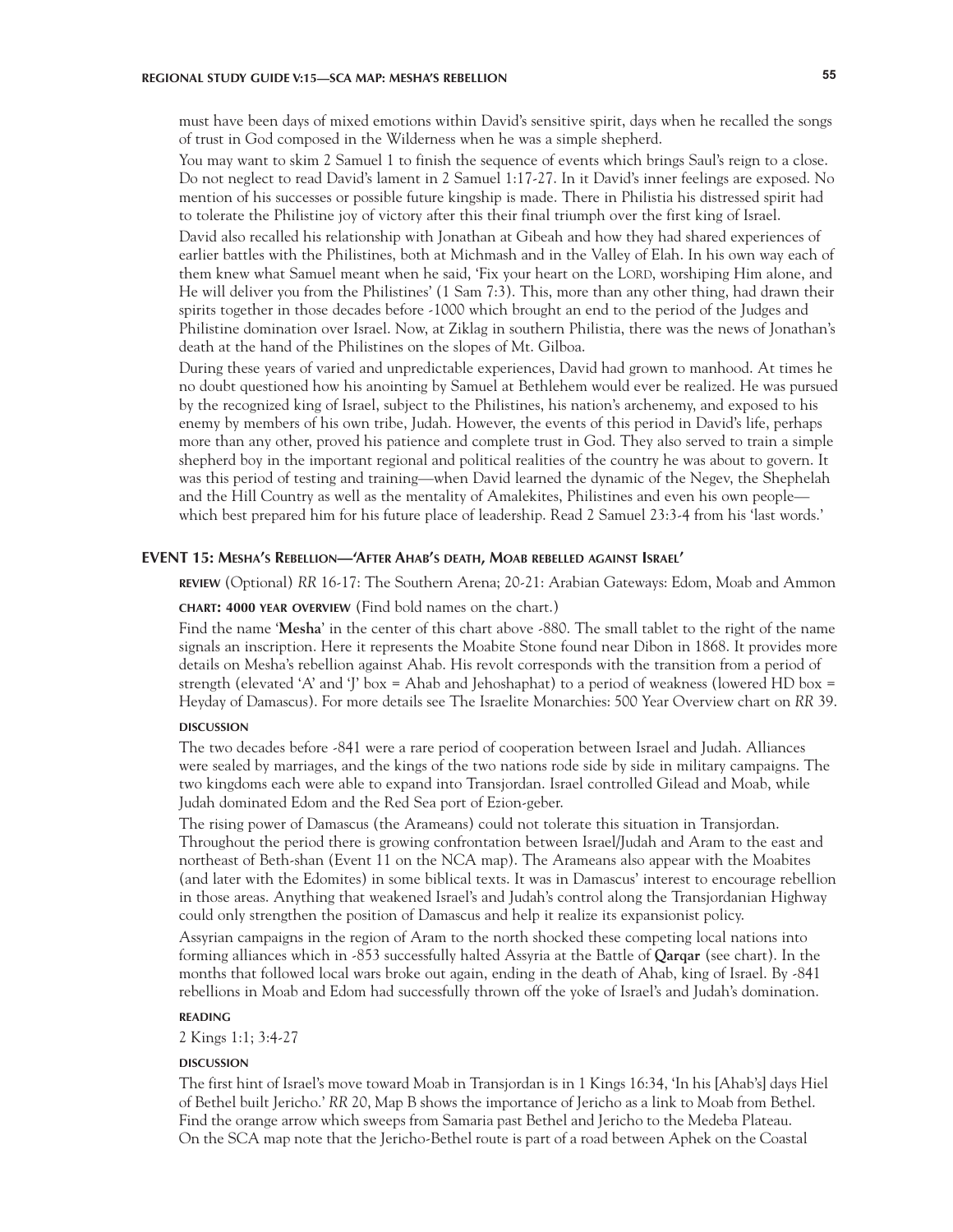must have been days of mixed emotions within David's sensitive spirit, days when he recalled the songs of trust in God composed in the Wilderness when he was a simple shepherd.

You may want to skim 2 Samuel 1 to finish the sequence of events which brings Saul's reign to a close. Do not neglect to read David's lament in 2 Samuel 1:17-27. In it David's inner feelings are exposed. No mention of his successes or possible future kingship is made. There in Philistia his distressed spirit had to tolerate the Philistine joy of victory after this their final triumph over the first king of Israel.

David also recalled his relationship with Jonathan at Gibeah and how they had shared experiences of earlier battles with the Philistines, both at Michmash and in the Valley of Elah. In his own way each of them knew what Samuel meant when he said, 'Fix your heart on the LORD, worshiping Him alone, and He will deliver you from the Philistines' (1 Sam 7:3). This, more than any other thing, had drawn their spirits together in those decades before -1000 which brought an end to the period of the Judges and Philistine domination over Israel. Now, at Ziklag in southern Philistia, there was the news of Jonathan's death at the hand of the Philistines on the slopes of Mt. Gilboa.

During these years of varied and unpredictable experiences, David had grown to manhood. At times he no doubt questioned how his anointing by Samuel at Bethlehem would ever be realized. He was pursued by the recognized king of Israel, subject to the Philistines, his nation's archenemy, and exposed to his enemy by members of his own tribe, Judah. However, the events of this period in David's life, perhaps more than any other, proved his patience and complete trust in God. They also served to train a simple shepherd boy in the important regional and political realities of the country he was about to govern. It was this period of testing and training—when David learned the dynamic of the Negev, the Shephelah and the Hill Country as well as the mentality of Amalekites, Philistines and even his own people—which best prepared him for his future place of leadership. Read 2 Samuel 23:3-4 from his 'last words.'

## EVENT 15: Mesha's Rebellion—'After Ahab's death, Moab rebelled against Israel'

**REVIEW** (Optional) *RR* 16-17: The Southern Arena; 20-21: Arabian Gateways: Edom, Moab and Ammon

**CHART: 4000 YEAR OVERVIEW** (Find bold names on the chart.)

Find the name '**Mesha**' in the center of this chart above -880. The small tablet to the right of the name signals an inscription. Here it represents the Moabite Stone found near Dibon in 1868. It provides more details on Mesha's rebellion against Ahab. His revolt corresponds with the transition from a period of strength (elevated 'A' and 'J' box = Ahab and Jehoshaphat) to a period of weakness (lowered HD box = Heyday of Damascus). For more details see The Israelite Monarchies: 500 Year Overview chart on *RR* 39.

**DISCUSSION**

The two decades before -841 were a rare period of cooperation between Israel and Judah. Alliances were sealed by marriages, and the kings of the two nations rode side by side in military campaigns. The two kingdoms each were able to expand into Transjordan. Israel controlled Gilead and Moab, while Judah dominated Edom and the Red Sea port of Ezion-geber.

The rising power of Damascus (the Arameans) could not tolerate this situation in Transjordan. Throughout the period there is growing confrontation between Israel/Judah and Aram to the east and northeast of Beth-shan (Event 11 on the NCA map). The Arameans also appear with the Moabites (and later with the Edomites) in some biblical texts. It was in Damascus' interest to encourage rebellion in those areas. Anything that weakened Israel's and Judah's control along the Transjordanian Highway could only strengthen the position of Damascus and help it realize its expansionist policy.

Assyrian campaigns in the region of Aram to the north shocked these competing local nations into forming alliances which in -853 successfully halted Assyria at the Battle of **Qarqar** (see chart). In the months that followed local wars broke out again, ending in the death of Ahab, king of Israel. By -841 rebellions in Moab and Edom had successfully thrown off the yoke of Israel's and Judah's domination.

**READING**

2 Kings 1:1; 3:4-27

**DISCUSSION**

The first hint of Israel's move toward Moab in Transjordan is in 1 Kings 16:34, 'In his [Ahab's] days Hiel of Bethel built Jericho.' *RR* 20, Map B shows the importance of Jericho as a link to Moab from Bethel. Find the orange arrow which sweeps from Samaria past Bethel and Jericho to the Medeba Plateau.
On the SCA map note that the Jericho-Bethel route is part of a road between Aphek on the Coastal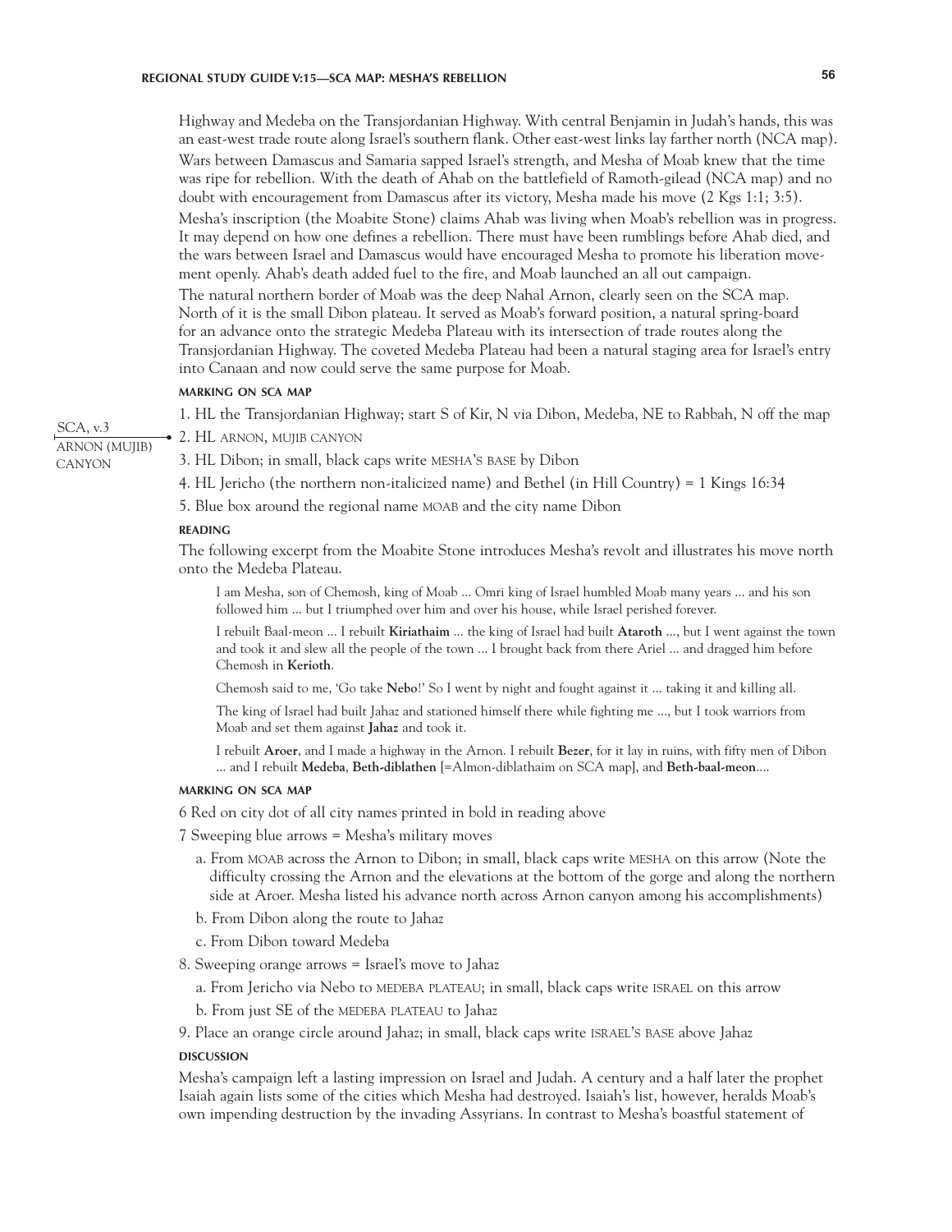Highway and Medeba on the Transjordanian Highway. With central Benjamin in Judah's hands, this was an east-west trade route along Israel's southern flank. Other east-west links lay farther north (NCA map).

Wars between Damascus and Samaria sapped Israel's strength, and Mesha of Moab knew that the time was ripe for rebellion. With the death of Ahab on the battlefield of Ramoth-gilead (NCA map) and no doubt with encouragement from Damascus after its victory, Mesha made his move (2 Kgs 1:1; 3:5).

Mesha's inscription (the Moabite Stone) claims Ahab was living when Moab's rebellion was in progress. It may depend on how one defines a rebellion. There must have been rumblings before Ahab died, and the wars between Israel and Damascus would have encouraged Mesha to promote his liberation movement openly. Ahab's death added fuel to the fire, and Moab launched an all out campaign.

The natural northern border of Moab was the deep Nahal Arnon, clearly seen on the SCA map. North of it is the small Dibon plateau. It served as Moab's forward position, a natural spring-board for an advance onto the strategic Medeba Plateau with its intersection of trade routes along the Transjordanian Highway. The coveted Medeba Plateau had been a natural staging area for Israel's entry into Canaan and now could serve the same purpose for Moab.

#### MARKING ON SCA MAP

1. HL the Transjordanian Highway; start S of Kir, N via Dibon, Medeba, NE to Rabbah, N off the map
2. HL ARNON, MUJIB CANYON *(SCA, v.3 — ARNON (MUJIB) CANYON)*
3. HL Dibon; in small, black caps write MESHA'S BASE by Dibon
4. HL Jericho (the northern non-italicized name) and Bethel (in Hill Country) = 1 Kings 16:34
5. Blue box around the regional name MOAB and the city name Dibon

#### READING

The following excerpt from the Moabite Stone introduces Mesha's revolt and illustrates his move north onto the Medeba Plateau.

> I am Mesha, son of Chemosh, king of Moab ... Omri king of Israel humbled Moab many years ... and his son followed him ... but I triumphed over him and over his house, while Israel perished forever.
>
> I rebuilt Baal-meon ... I rebuilt **Kiriathaim** ... the king of Israel had built **Ataroth** ..., but I went against the town and took it and slew all the people of the town ... I brought back from there Ariel ... and dragged him before Chemosh in **Kerioth**.
>
> Chemosh said to me, 'Go take **Nebo**!' So I went by night and fought against it ... taking it and killing all.
>
> The king of Israel had built Jahaz and stationed himself there while fighting me ..., but I took warriors from Moab and set them against **Jahaz** and took it.
>
> I rebuilt **Aroer**, and I made a highway in the Arnon. I rebuilt **Bezer**, for it lay in ruins, with fifty men of Dibon ... and I rebuilt **Medeba**, **Beth-diblathen** [=Almon-diblathaim on SCA map], and **Beth-baal-meon**....

#### MARKING ON SCA MAP

6 Red on city dot of all city names printed in bold in reading above

7 Sweeping blue arrows = Mesha's military moves

   a. From MOAB across the Arnon to Dibon; in small, black caps write MESHA on this arrow (Note the difficulty crossing the Arnon and the elevations at the bottom of the gorge and along the northern side at Aroer. Mesha listed his advance north across Arnon canyon among his accomplishments)

   b. From Dibon along the route to Jahaz

   c. From Dibon toward Medeba

8. Sweeping orange arrows = Israel's move to Jahaz

   a. From Jericho via Nebo to MEDEBA PLATEAU; in small, black caps write ISRAEL on this arrow

   b. From just SE of the MEDEBA PLATEAU to Jahaz

9. Place an orange circle around Jahaz; in small, black caps write ISRAEL'S BASE above Jahaz

#### DISCUSSION

Mesha's campaign left a lasting impression on Israel and Judah. A century and a half later the prophet Isaiah again lists some of the cities which Mesha had destroyed. Isaiah's list, however, heralds Moab's own impending destruction by the invading Assyrians. In contrast to Mesha's boastful statement of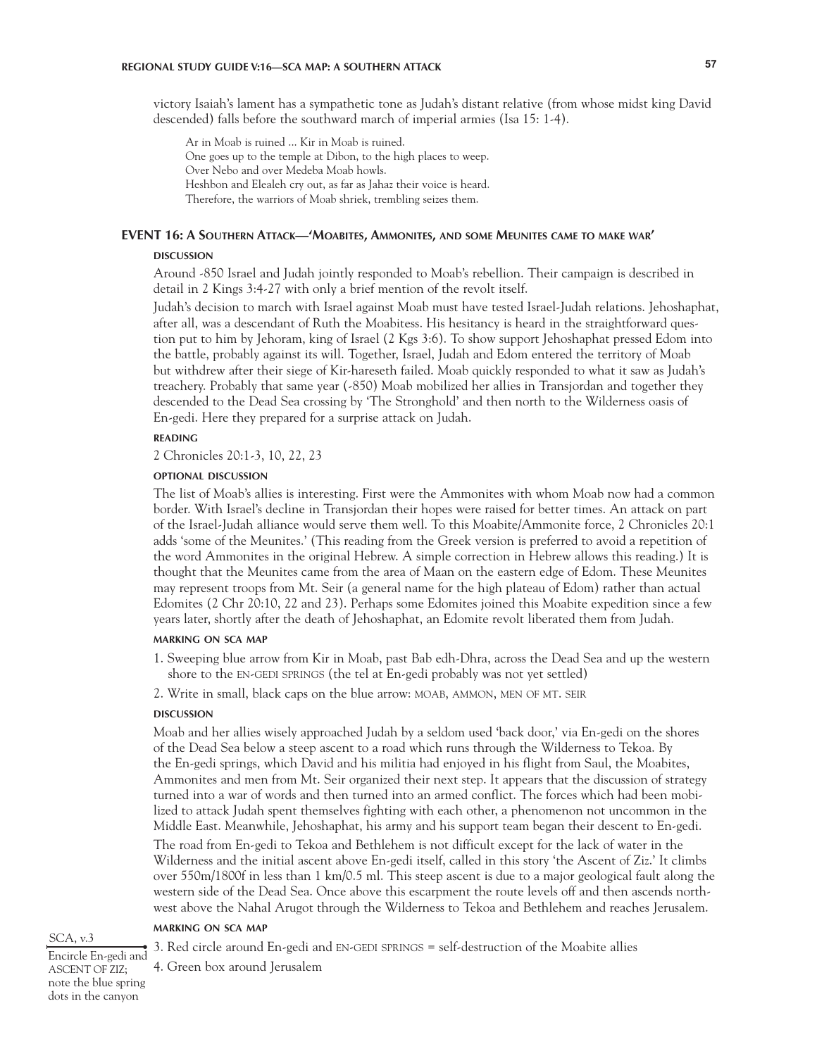victory Isaiah's lament has a sympathetic tone as Judah's distant relative (from whose midst king David descended) falls before the southward march of imperial armies (Isa 15: 1-4).

> Ar in Moab is ruined ... Kir in Moab is ruined.
> One goes up to the temple at Dibon, to the high places to weep.
> Over Nebo and over Medeba Moab howls.
> Heshbon and Elealeh cry out, as far as Jahaz their voice is heard.
> Therefore, the warriors of Moab shriek, trembling seizes them.

## EVENT 16: A Southern Attack—'Moabites, Ammonites, and some Meunites came to make war'

#### DISCUSSION

Around -850 Israel and Judah jointly responded to Moab's rebellion. Their campaign is described in detail in 2 Kings 3:4-27 with only a brief mention of the revolt itself.

Judah's decision to march with Israel against Moab must have tested Israel-Judah relations. Jehoshaphat, after all, was a descendant of Ruth the Moabitess. His hesitancy is heard in the straightforward question put to him by Jehoram, king of Israel (2 Kgs 3:6). To show support Jehoshaphat pressed Edom into the battle, probably against its will. Together, Israel, Judah and Edom entered the territory of Moab but withdrew after their siege of Kir-hareseth failed. Moab quickly responded to what it saw as Judah's treachery. Probably that same year (-850) Moab mobilized her allies in Transjordan and together they descended to the Dead Sea crossing by 'The Stronghold' and then north to the Wilderness oasis of En-gedi. Here they prepared for a surprise attack on Judah.

#### READING

2 Chronicles 20:1-3, 10, 22, 23

#### OPTIONAL DISCUSSION

The list of Moab's allies is interesting. First were the Ammonites with whom Moab now had a common border. With Israel's decline in Transjordan their hopes were raised for better times. An attack on part of the Israel-Judah alliance would serve them well. To this Moabite/Ammonite force, 2 Chronicles 20:1 adds 'some of the Meunites.' (This reading from the Greek version is preferred to avoid a repetition of the word Ammonites in the original Hebrew. A simple correction in Hebrew allows this reading.) It is thought that the Meunites came from the area of Maan on the eastern edge of Edom. These Meunites may represent troops from Mt. Seir (a general name for the high plateau of Edom) rather than actual Edomites (2 Chr 20:10, 22 and 23). Perhaps some Edomites joined this Moabite expedition since a few years later, shortly after the death of Jehoshaphat, an Edomite revolt liberated them from Judah.

#### MARKING ON SCA MAP

1. Sweeping blue arrow from Kir in Moab, past Bab edh-Dhra, across the Dead Sea and up the western shore to the EN-GEDI SPRINGS (the tel at En-gedi probably was not yet settled)
2. Write in small, black caps on the blue arrow: MOAB, AMMON, MEN OF MT. SEIR

#### DISCUSSION

Moab and her allies wisely approached Judah by a seldom used 'back door,' via En-gedi on the shores of the Dead Sea below a steep ascent to a road which runs through the Wilderness to Tekoa. By the En-gedi springs, which David and his militia had enjoyed in his flight from Saul, the Moabites, Ammonites and men from Mt. Seir organized their next step. It appears that the discussion of strategy turned into a war of words and then turned into an armed conflict. The forces which had been mobilized to attack Judah spent themselves fighting with each other, a phenomenon not uncommon in the Middle East. Meanwhile, Jehoshaphat, his army and his support team began their descent to En-gedi.

The road from En-gedi to Tekoa and Bethlehem is not difficult except for the lack of water in the Wilderness and the initial ascent above En-gedi itself, called in this story 'the Ascent of Ziz.' It climbs over 550m/1800f in less than 1 km/0.5 ml. This steep ascent is due to a major geological fault along the western side of the Dead Sea. Once above this escarpment the route levels off and then ascends northwest above the Nahal Arugot through the Wilderness to Tekoa and Bethlehem and reaches Jerusalem.

#### MARKING ON SCA MAP

SCA, v.3 — Encircle En-gedi and ASCENT OF ZIZ; note the blue spring dots in the canyon

3. Red circle around En-gedi and EN-GEDI SPRINGS = self-destruction of the Moabite allies
4. Green box around Jerusalem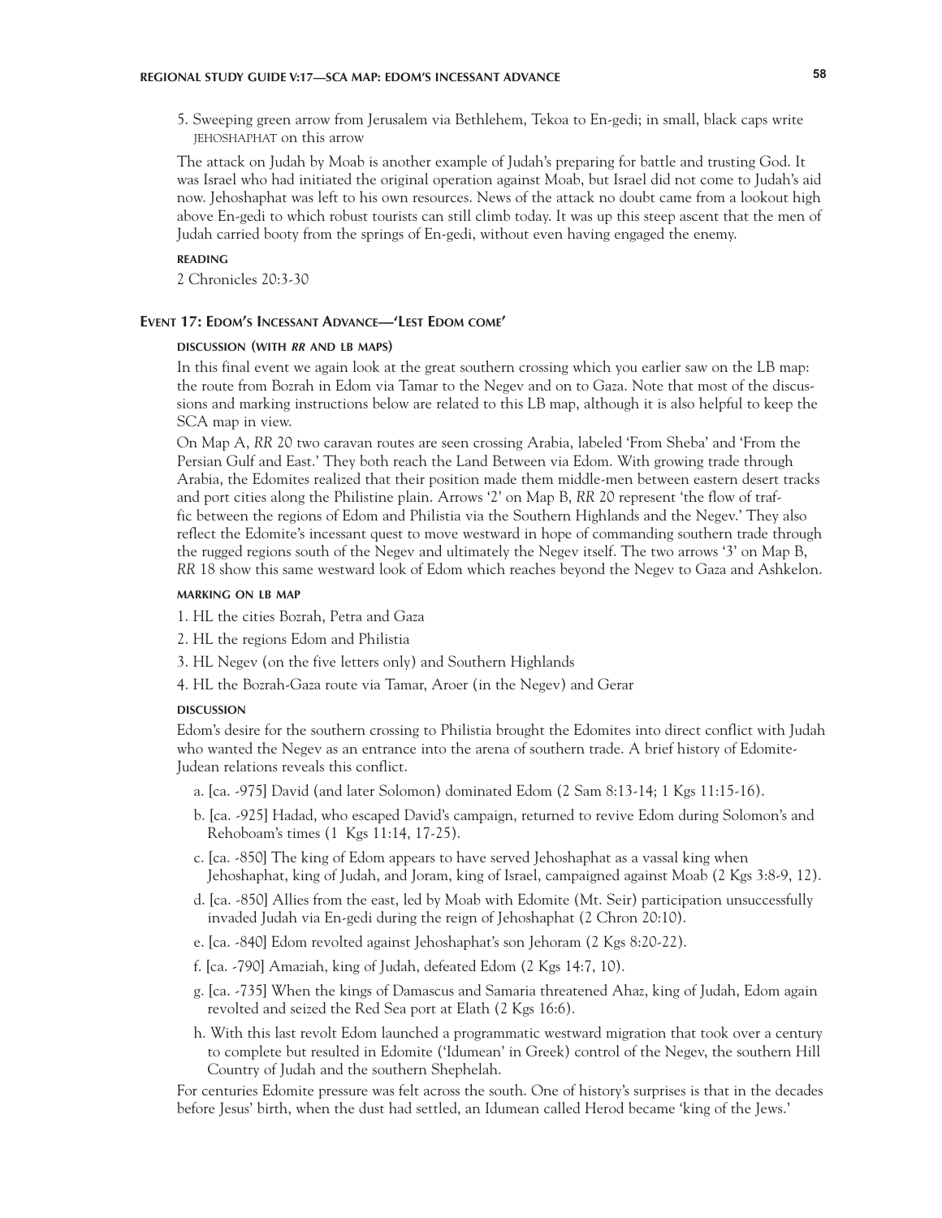5. Sweeping green arrow from Jerusalem via Bethlehem, Tekoa to En-gedi; in small, black caps write JEHOSHAPHAT on this arrow

The attack on Judah by Moab is another example of Judah's preparing for battle and trusting God. It was Israel who had initiated the original operation against Moab, but Israel did not come to Judah's aid now. Jehoshaphat was left to his own resources. News of the attack no doubt came from a lookout high above En-gedi to which robust tourists can still climb today. It was up this steep ascent that the men of Judah carried booty from the springs of En-gedi, without even having engaged the enemy.

#### READING

2 Chronicles 20:3-30

### EVENT 17: EDOM'S INCESSANT ADVANCE—'LEST EDOM COME'

#### DISCUSSION (WITH *RR* AND LB MAPS)

In this final event we again look at the great southern crossing which you earlier saw on the LB map: the route from Bozrah in Edom via Tamar to the Negev and on to Gaza. Note that most of the discussions and marking instructions below are related to this LB map, although it is also helpful to keep the SCA map in view.

On Map A, *RR* 20 two caravan routes are seen crossing Arabia, labeled 'From Sheba' and 'From the Persian Gulf and East.' They both reach the Land Between via Edom. With growing trade through Arabia, the Edomites realized that their position made them middle-men between eastern desert tracks and port cities along the Philistine plain. Arrows '2' on Map B, *RR* 20 represent 'the flow of traffic between the regions of Edom and Philistia via the Southern Highlands and the Negev.' They also reflect the Edomite's incessant quest to move westward in hope of commanding southern trade through the rugged regions south of the Negev and ultimately the Negev itself. The two arrows '3' on Map B, *RR* 18 show this same westward look of Edom which reaches beyond the Negev to Gaza and Ashkelon.

#### MARKING ON LB MAP

1. HL the cities Bozrah, Petra and Gaza
2. HL the regions Edom and Philistia
3. HL Negev (on the five letters only) and Southern Highlands
4. HL the Bozrah-Gaza route via Tamar, Aroer (in the Negev) and Gerar

#### DISCUSSION

Edom's desire for the southern crossing to Philistia brought the Edomites into direct conflict with Judah who wanted the Negev as an entrance into the arena of southern trade. A brief history of Edomite-Judean relations reveals this conflict.

a. [ca. -975] David (and later Solomon) dominated Edom (2 Sam 8:13-14; 1 Kgs 11:15-16).

b. [ca. -925] Hadad, who escaped David's campaign, returned to revive Edom during Solomon's and Rehoboam's times (1 Kgs 11:14, 17-25).

c. [ca. -850] The king of Edom appears to have served Jehoshaphat as a vassal king when Jehoshaphat, king of Judah, and Joram, king of Israel, campaigned against Moab (2 Kgs 3:8-9, 12).

d. [ca. -850] Allies from the east, led by Moab with Edomite (Mt. Seir) participation unsuccessfully invaded Judah via En-gedi during the reign of Jehoshaphat (2 Chron 20:10).

e. [ca. -840] Edom revolted against Jehoshaphat's son Jehoram (2 Kgs 8:20-22).

f. [ca. -790] Amaziah, king of Judah, defeated Edom (2 Kgs 14:7, 10).

g. [ca. -735] When the kings of Damascus and Samaria threatened Ahaz, king of Judah, Edom again revolted and seized the Red Sea port at Elath (2 Kgs 16:6).

h. With this last revolt Edom launched a programmatic westward migration that took over a century to complete but resulted in Edomite ('Idumean' in Greek) control of the Negev, the southern Hill Country of Judah and the southern Shephelah.

For centuries Edomite pressure was felt across the south. One of history's surprises is that in the decades before Jesus' birth, when the dust had settled, an Idumean called Herod became 'king of the Jews.'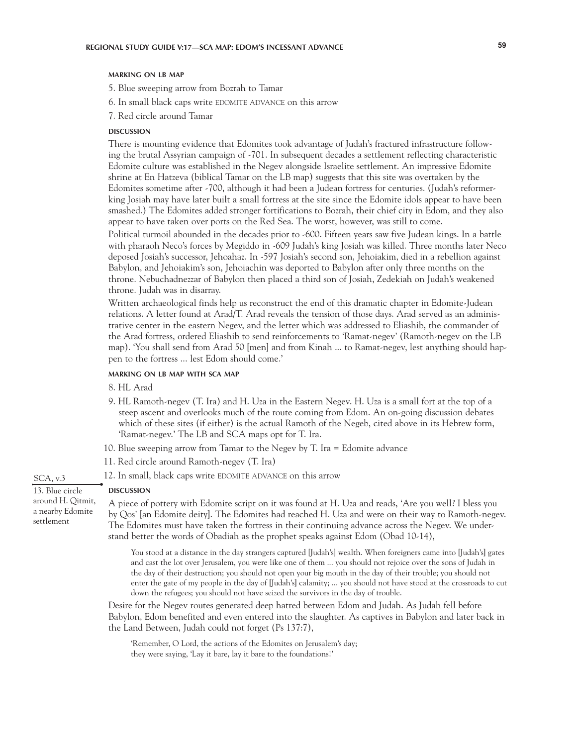#### MARKING ON LB MAP

5. Blue sweeping arrow from Bozrah to Tamar
6. In small black caps write EDOMITE ADVANCE on this arrow
7. Red circle around Tamar

#### DISCUSSION

There is mounting evidence that Edomites took advantage of Judah's fractured infrastructure following the brutal Assyrian campaign of -701. In subsequent decades a settlement reflecting characteristic Edomite culture was established in the Negev alongside Israelite settlement. An impressive Edomite shrine at En Hatzeva (biblical Tamar on the LB map) suggests that this site was overtaken by the Edomites sometime after -700, although it had been a Judean fortress for centuries. (Judah's reformer-king Josiah may have later built a small fortress at the site since the Edomite idols appear to have been smashed.) The Edomites added stronger fortifications to Bozrah, their chief city in Edom, and they also appear to have taken over ports on the Red Sea. The worst, however, was still to come.

Political turmoil abounded in the decades prior to -600. Fifteen years saw five Judean kings. In a battle with pharaoh Neco's forces by Megiddo in -609 Judah's king Josiah was killed. Three months later Neco deposed Josiah's successor, Jehoahaz. In -597 Josiah's second son, Jehoiakim, died in a rebellion against Babylon, and Jehoiakim's son, Jehoiachin was deported to Babylon after only three months on the throne. Nebuchadnezzar of Babylon then placed a third son of Josiah, Zedekiah on Judah's weakened throne. Judah was in disarray.

Written archaeological finds help us reconstruct the end of this dramatic chapter in Edomite-Judean relations. A letter found at Arad/T. Arad reveals the tension of those days. Arad served as an administrative center in the eastern Negev, and the letter which was addressed to Eliashib, the commander of the Arad fortress, ordered Eliashib to send reinforcements to 'Ramat-negev' (Ramoth-negev on the LB map). 'You shall send from Arad 50 [men] and from Kinah ... to Ramat-negev, lest anything should happen to the fortress ... lest Edom should come.'

#### MARKING ON LB MAP WITH SCA MAP

8. HL Arad
9. HL Ramoth-negev (T. Ira) and H. Uza in the Eastern Negev. H. Uza is a small fort at the top of a steep ascent and overlooks much of the route coming from Edom. An on-going discussion debates which of these sites (if either) is the actual Ramoth of the Negeb, cited above in its Hebrew form, 'Ramat-negev.' The LB and SCA maps opt for T. Ira.
10. Blue sweeping arrow from Tamar to the Negev by T. Ira = Edomite advance
11. Red circle around Ramoth-negev (T. Ira)
12. In small, black caps write EDOMITE ADVANCE on this arrow

SCA, v.3

13. Blue circle around H. Qitmit, a nearby Edomite settlement

#### DISCUSSION

A piece of pottery with Edomite script on it was found at H. Uza and reads, 'Are you well? I bless you by Qos' [an Edomite deity]. The Edomites had reached H. Uza and were on their way to Ramoth-negev. The Edomites must have taken the fortress in their continuing advance across the Negev. We understand better the words of Obadiah as the prophet speaks against Edom (Obad 10-14),

> You stood at a distance in the day strangers captured [Judah's] wealth. When foreigners came into [Judah's] gates and cast the lot over Jerusalem, you were like one of them ... you should not rejoice over the sons of Judah in the day of their destruction; you should not open your big mouth in the day of their trouble; you should not enter the gate of my people in the day of [Judah's] calamity; ... you should not have stood at the crossroads to cut down the refugees; you should not have seized the survivors in the day of trouble.

Desire for the Negev routes generated deep hatred between Edom and Judah. As Judah fell before Babylon, Edom benefited and even entered into the slaughter. As captives in Babylon and later back in the Land Between, Judah could not forget (Ps 137:7),

> 'Remember, O Lord, the actions of the Edomites on Jerusalem's day;
> they were saying, 'Lay it bare, lay it bare to the foundations!'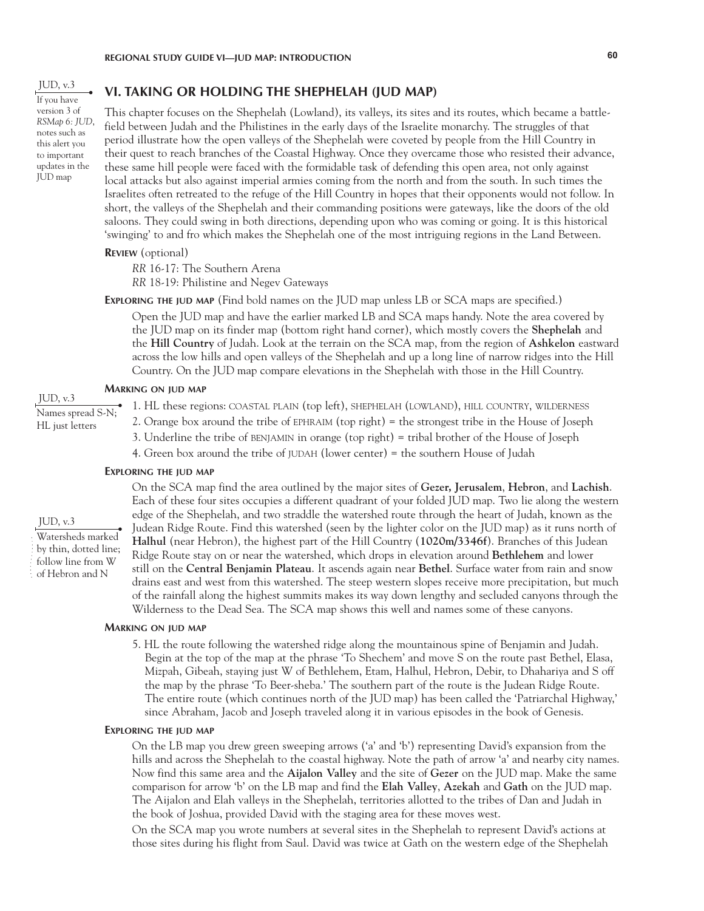JUD, v.3

If you have version 3 of *RSMap 6: JUD*, notes such as this alert you to important updates in the JUD map

## VI. TAKING OR HOLDING THE SHEPHELAH (JUD MAP)

This chapter focuses on the Shephelah (Lowland), its valleys, its sites and its routes, which became a battlefield between Judah and the Philistines in the early days of the Israelite monarchy. The struggles of that period illustrate how the open valleys of the Shephelah were coveted by people from the Hill Country in their quest to reach branches of the Coastal Highway. Once they overcame those who resisted their advance, these same hill people were faced with the formidable task of defending this open area, not only against local attacks but also against imperial armies coming from the north and from the south. In such times the Israelites often retreated to the refuge of the Hill Country in hopes that their opponents would not follow. In short, the valleys of the Shephelah and their commanding positions were gateways, like the doors of the old saloons. They could swing in both directions, depending upon who was coming or going. It is this historical 'swinging' to and fro which makes the Shephelah one of the most intriguing regions in the Land Between.

**Review** (optional)

*RR* 16-17: The Southern Arena

*RR* 18-19: Philistine and Negev Gateways

**Exploring the JUD map** (Find bold names on the JUD map unless LB or SCA maps are specified.)

Open the JUD map and have the earlier marked LB and SCA maps handy. Note the area covered by the JUD map on its finder map (bottom right hand corner), which mostly covers the **Shephelah** and the **Hill Country** of Judah. Look at the terrain on the SCA map, from the region of **Ashkelon** eastward across the low hills and open valleys of the Shephelah and up a long line of narrow ridges into the Hill Country. On the JUD map compare elevations in the Shephelah with those in the Hill Country.

**Marking on JUD map**

JUD, v.3

Names spread S-N; HL just letters

1. HL these regions: COASTAL PLAIN (top left), SHEPHELAH (LOWLAND), HILL COUNTRY, WILDERNESS
2. Orange box around the tribe of EPHRAIM (top right) = the strongest tribe in the House of Joseph
3. Underline the tribe of BENJAMIN in orange (top right) = tribal brother of the House of Joseph
4. Green box around the tribe of JUDAH (lower center) = the southern House of Judah

**Exploring the JUD map**

JUD, v.3

Watersheds marked by thin, dotted line; follow line from W of Hebron and N

On the SCA map find the area outlined by the major sites of **Gezer, Jerusalem**, **Hebron**, and **Lachish**. Each of these four sites occupies a different quadrant of your folded JUD map. Two lie along the western edge of the Shephelah, and two straddle the watershed route through the heart of Judah, known as the Judean Ridge Route. Find this watershed (seen by the lighter color on the JUD map) as it runs north of **Halhul** (near Hebron), the highest part of the Hill Country (**1020m/3346f**). Branches of this Judean Ridge Route stay on or near the watershed, which drops in elevation around **Bethlehem** and lower still on the **Central Benjamin Plateau**. It ascends again near **Bethel**. Surface water from rain and snow drains east and west from this watershed. The steep western slopes receive more precipitation, but much of the rainfall along the highest summits makes its way down lengthy and secluded canyons through the Wilderness to the Dead Sea. The SCA map shows this well and names some of these canyons.

**Marking on JUD map**

5. HL the route following the watershed ridge along the mountainous spine of Benjamin and Judah. Begin at the top of the map at the phrase 'To Shechem' and move S on the route past Bethel, Elasa, Mizpah, Gibeah, staying just W of Bethlehem, Etam, Halhul, Hebron, Debir, to Dhahariya and S off the map by the phrase 'To Beer-sheba.' The southern part of the route is the Judean Ridge Route. The entire route (which continues north of the JUD map) has been called the 'Patriarchal Highway,' since Abraham, Jacob and Joseph traveled along it in various episodes in the book of Genesis.

**Exploring the JUD map**

On the LB map you drew green sweeping arrows ('a' and 'b') representing David's expansion from the hills and across the Shephelah to the coastal highway. Note the path of arrow 'a' and nearby city names. Now find this same area and the **Aijalon Valley** and the site of **Gezer** on the JUD map. Make the same comparison for arrow 'b' on the LB map and find the **Elah Valley**, **Azekah** and **Gath** on the JUD map. The Aijalon and Elah valleys in the Shephelah, territories allotted to the tribes of Dan and Judah in the book of Joshua, provided David with the staging area for these moves west.

On the SCA map you wrote numbers at several sites in the Shephelah to represent David's actions at those sites during his flight from Saul. David was twice at Gath on the western edge of the Shephelah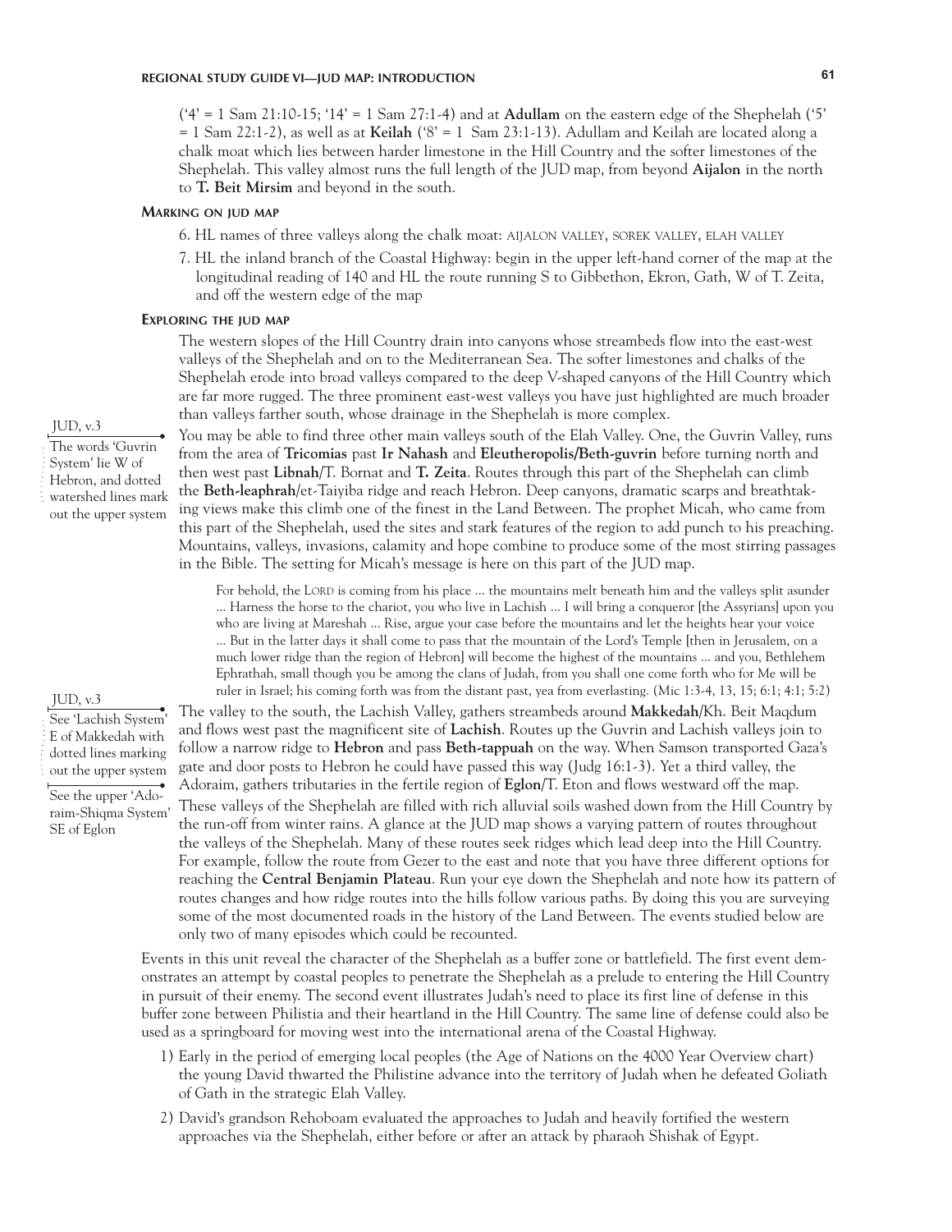('4' = 1 Sam 21:10-15; '14' = 1 Sam 27:1-4) and at **Adullam** on the eastern edge of the Shephelah ('5' = 1 Sam 22:1-2), as well as at **Keilah** ('8' = 1 Sam 23:1-13). Adullam and Keilah are located along a chalk moat which lies between harder limestone in the Hill Country and the softer limestones of the Shephelah. This valley almost runs the full length of the JUD map, from beyond **Aijalon** in the north to **T. Beit Mirsim** and beyond in the south.

### Marking on JUD map

6. HL names of three valleys along the chalk moat: AIJALON VALLEY, SOREK VALLEY, ELAH VALLEY
7. HL the inland branch of the Coastal Highway: begin in the upper left-hand corner of the map at the longitudinal reading of 140 and HL the route running S to Gibbethon, Ekron, Gath, W of T. Zeita, and off the western edge of the map

### Exploring the JUD map

The western slopes of the Hill Country drain into canyons whose streambeds flow into the east-west valleys of the Shephelah and on to the Mediterranean Sea. The softer limestones and chalks of the Shephelah erode into broad valleys compared to the deep V-shaped canyons of the Hill Country which are far more rugged. The three prominent east-west valleys you have just highlighted are much broader than valleys farther south, whose drainage in the Shephelah is more complex.

JUD, v.3 — The words 'Guvrin System' lie W of Hebron, and dotted watershed lines mark out the upper system

You may be able to find three other main valleys south of the Elah Valley. One, the Guvrin Valley, runs from the area of **Tricomias** past **Ir Nahash** and **Eleutheropolis/Beth-guvrin** before turning north and then west past **Libnah**/T. Bornat and **T. Zeita**. Routes through this part of the Shephelah can climb the **Beth-leaphrah**/et-Taiyiba ridge and reach Hebron. Deep canyons, dramatic scarps and breathtaking views make this climb one of the finest in the Land Between. The prophet Micah, who came from this part of the Shephelah, used the sites and stark features of the region to add punch to his preaching. Mountains, valleys, invasions, calamity and hope combine to produce some of the most stirring passages in the Bible. The setting for Micah's message is here on this part of the JUD map.

> For behold, the LORD is coming from his place ... the mountains melt beneath him and the valleys split asunder ... Harness the horse to the chariot, you who live in Lachish ... I will bring a conqueror [the Assyrians] upon you who are living at Mareshah ... Rise, argue your case before the mountains and let the heights hear your voice ... But in the latter days it shall come to pass that the mountain of the Lord's Temple [then in Jerusalem, on a much lower ridge than the region of Hebron] will become the highest of the mountains ... and you, Bethlehem Ephrathah, small though you be among the clans of Judah, from you shall one come forth who for Me will be ruler in Israel; his coming forth was from the distant past, yea from everlasting. (Mic 1:3-4, 13, 15; 6:1; 4:1; 5:2)

JUD, v.3 — See 'Lachish System' E of Makkedah with dotted lines marking out the upper system

See the upper 'Adoraim-Shiqma System' SE of Eglon

The valley to the south, the Lachish Valley, gathers streambeds around **Makkedah**/Kh. Beit Maqdum and flows west past the magnificent site of **Lachish**. Routes up the Guvrin and Lachish valleys join to follow a narrow ridge to **Hebron** and pass **Beth-tappuah** on the way. When Samson transported Gaza's gate and door posts to Hebron he could have passed this way (Judg 16:1-3). Yet a third valley, the Adoraim, gathers tributaries in the fertile region of **Eglon**/T. Eton and flows westward off the map. These valleys of the Shephelah are filled with rich alluvial soils washed down from the Hill Country by the run-off from winter rains. A glance at the JUD map shows a varying pattern of routes throughout the valleys of the Shephelah. Many of these routes seek ridges which lead deep into the Hill Country. For example, follow the route from Gezer to the east and note that you have three different options for reaching the **Central Benjamin Plateau**. Run your eye down the Shephelah and note how its pattern of routes changes and how ridge routes into the hills follow various paths. By doing this you are surveying some of the most documented roads in the history of the Land Between. The events studied below are only two of many episodes which could be recounted.

Events in this unit reveal the character of the Shephelah as a buffer zone or battlefield. The first event demonstrates an attempt by coastal peoples to penetrate the Shephelah as a prelude to entering the Hill Country in pursuit of their enemy. The second event illustrates Judah's need to place its first line of defense in this buffer zone between Philistia and their heartland in the Hill Country. The same line of defense could also be used as a springboard for moving west into the international arena of the Coastal Highway.

1) Early in the period of emerging local peoples (the Age of Nations on the 4000 Year Overview chart) the young David thwarted the Philistine advance into the territory of Judah when he defeated Goliath of Gath in the strategic Elah Valley.
2) David's grandson Rehoboam evaluated the approaches to Judah and heavily fortified the western approaches via the Shephelah, either before or after an attack by pharaoh Shishak of Egypt.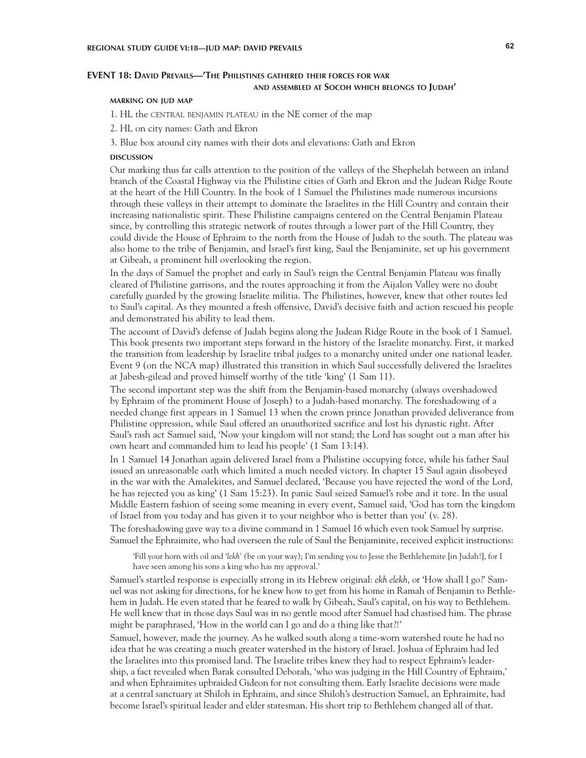## EVENT 18: David Prevails—'The Philistines gathered their forces for war and assembled at Socoh which belongs to Judah'

#### MARKING ON JUD MAP

1. HL the CENTRAL BENJAMIN PLATEAU in the NE corner of the map
2. HL on city names: Gath and Ekron
3. Blue box around city names with their dots and elevations: Gath and Ekron

#### DISCUSSION

Our marking thus far calls attention to the position of the valleys of the Shephelah between an inland branch of the Coastal Highway via the Philistine cities of Gath and Ekron and the Judean Ridge Route at the heart of the Hill Country. In the book of 1 Samuel the Philistines made numerous incursions through these valleys in their attempt to dominate the Israelites in the Hill Country and contain their increasing nationalistic spirit. These Philistine campaigns centered on the Central Benjamin Plateau since, by controlling this strategic network of routes through a lower part of the Hill Country, they could divide the House of Ephraim to the north from the House of Judah to the south. The plateau was also home to the tribe of Benjamin, and Israel's first king, Saul the Benjaminite, set up his government at Gibeah, a prominent hill overlooking the region.

In the days of Samuel the prophet and early in Saul's reign the Central Benjamin Plateau was finally cleared of Philistine garrisons, and the routes approaching it from the Aijalon Valley were no doubt carefully guarded by the growing Israelite militia. The Philistines, however, knew that other routes led to Saul's capital. As they mounted a fresh offensive, David's decisive faith and action rescued his people and demonstrated his ability to lead them.

The account of David's defense of Judah begins along the Judean Ridge Route in the book of 1 Samuel. This book presents two important steps forward in the history of the Israelite monarchy. First, it marked the transition from leadership by Israelite tribal judges to a monarchy united under one national leader. Event 9 (on the NCA map) illustrated this transition in which Saul successfully delivered the Israelites at Jabesh-gilead and proved himself worthy of the title 'king' (1 Sam 11).

The second important step was the shift from the Benjamin-based monarchy (always overshadowed by Ephraim of the prominent House of Joseph) to a Judah-based monarchy. The foreshadowing of a needed change first appears in 1 Samuel 13 when the crown prince Jonathan provided deliverance from Philistine oppression, while Saul offered an unauthorized sacrifice and lost his dynastic right. After Saul's rash act Samuel said, 'Now your kingdom will not stand; the Lord has sought out a man after his own heart and commanded him to lead his people' (1 Sam 13:14).

In 1 Samuel 14 Jonathan again delivered Israel from a Philistine occupying force, while his father Saul issued an unreasonable oath which limited a much needed victory. In chapter 15 Saul again disobeyed in the war with the Amalekites, and Samuel declared, 'Because you have rejected the word of the Lord, he has rejected you as king' (1 Sam 15:23). In panic Saul seized Samuel's robe and it tore. In the usual Middle Eastern fashion of seeing some meaning in every event, Samuel said, 'God has torn the kingdom of Israel from you today and has given it to your neighbor who is better than you' (v. 28).

The foreshadowing gave way to a divine command in 1 Samuel 16 which even took Samuel by surprise. Samuel the Ephraimite, who had overseen the rule of Saul the Benjaminite, received explicit instructions:

> 'Fill your horn with oil and '*lekh*' (be on your way); I'm sending you to Jesse the Bethlehemite [in Judah!], for I have seen among his sons a king who has my approval.'

Samuel's startled response is especially strong in its Hebrew original: *ekh elekh*, or 'How shall I go?' Samuel was not asking for directions, for he knew how to get from his home in Ramah of Benjamin to Bethlehem in Judah. He even stated that he feared to walk by Gibeah, Saul's capital, on his way to Bethlehem. He well knew that in those days Saul was in no gentle mood after Samuel had chastised him. The phrase might be paraphrased, 'How in the world can I go and do a thing like that?!'

Samuel, however, made the journey. As he walked south along a time-worn watershed route he had no idea that he was creating a much greater watershed in the history of Israel. Joshua of Ephraim had led the Israelites into this promised land. The Israelite tribes knew they had to respect Ephraim's leadership, a fact revealed when Barak consulted Deborah, 'who was judging in the Hill Country of Ephraim,' and when Ephraimites upbraided Gideon for not consulting them. Early Israelite decisions were made at a central sanctuary at Shiloh in Ephraim, and since Shiloh's destruction Samuel, an Ephraimite, had become Israel's spiritual leader and elder statesman. His short trip to Bethlehem changed all of that.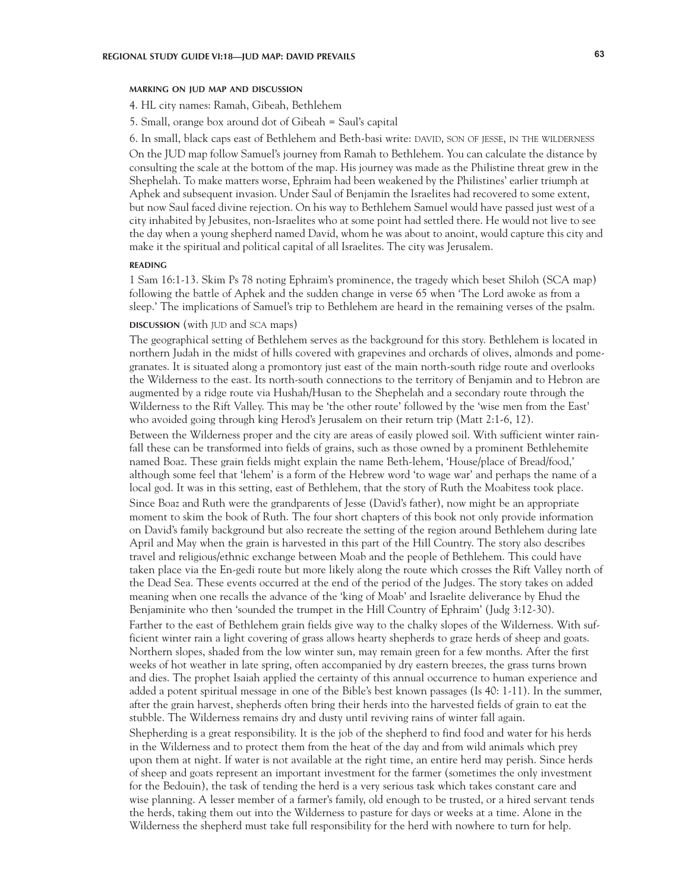#### MARKING ON JUD MAP AND DISCUSSION

4. HL city names: Ramah, Gibeah, Bethlehem

5. Small, orange box around dot of Gibeah = Saul's capital

6. In small, black caps east of Bethlehem and Beth-basi write: DAVID, SON OF JESSE, IN THE WILDERNESS

On the JUD map follow Samuel's journey from Ramah to Bethlehem. You can calculate the distance by consulting the scale at the bottom of the map. His journey was made as the Philistine threat grew in the Shephelah. To make matters worse, Ephraim had been weakened by the Philistines' earlier triumph at Aphek and subsequent invasion. Under Saul of Benjamin the Israelites had recovered to some extent, but now Saul faced divine rejection. On his way to Bethlehem Samuel would have passed just west of a city inhabited by Jebusites, non-Israelites who at some point had settled there. He would not live to see the day when a young shepherd named David, whom he was about to anoint, would capture this city and make it the spiritual and political capital of all Israelites. The city was Jerusalem.

#### READING

1 Sam 16:1-13. Skim Ps 78 noting Ephraim's prominence, the tragedy which beset Shiloh (SCA map) following the battle of Aphek and the sudden change in verse 65 when 'The Lord awoke as from a sleep.' The implications of Samuel's trip to Bethlehem are heard in the remaining verses of the psalm.

#### DISCUSSION (with JUD and SCA maps)

The geographical setting of Bethlehem serves as the background for this story. Bethlehem is located in northern Judah in the midst of hills covered with grapevines and orchards of olives, almonds and pomegranates. It is situated along a promontory just east of the main north-south ridge route and overlooks the Wilderness to the east. Its north-south connections to the territory of Benjamin and to Hebron are augmented by a ridge route via Hushah/Husan to the Shephelah and a secondary route through the Wilderness to the Rift Valley. This may be 'the other route' followed by the 'wise men from the East' who avoided going through king Herod's Jerusalem on their return trip (Matt 2:1-6, 12).

Between the Wilderness proper and the city are areas of easily plowed soil. With sufficient winter rainfall these can be transformed into fields of grains, such as those owned by a prominent Bethlehemite named Boaz. These grain fields might explain the name Beth-lehem, 'House/place of Bread/food,' although some feel that 'lehem' is a form of the Hebrew word 'to wage war' and perhaps the name of a local god. It was in this setting, east of Bethlehem, that the story of Ruth the Moabitess took place.

Since Boaz and Ruth were the grandparents of Jesse (David's father), now might be an appropriate moment to skim the book of Ruth. The four short chapters of this book not only provide information on David's family background but also recreate the setting of the region around Bethlehem during late April and May when the grain is harvested in this part of the Hill Country. The story also describes travel and religious/ethnic exchange between Moab and the people of Bethlehem. This could have taken place via the En-gedi route but more likely along the route which crosses the Rift Valley north of the Dead Sea. These events occurred at the end of the period of the Judges. The story takes on added meaning when one recalls the advance of the 'king of Moab' and Israelite deliverance by Ehud the Benjaminite who then 'sounded the trumpet in the Hill Country of Ephraim' (Judg 3:12-30).

Farther to the east of Bethlehem grain fields give way to the chalky slopes of the Wilderness. With sufficient winter rain a light covering of grass allows hearty shepherds to graze herds of sheep and goats. Northern slopes, shaded from the low winter sun, may remain green for a few months. After the first weeks of hot weather in late spring, often accompanied by dry eastern breezes, the grass turns brown and dies. The prophet Isaiah applied the certainty of this annual occurrence to human experience and added a potent spiritual message in one of the Bible's best known passages (Is 40: 1-11). In the summer, after the grain harvest, shepherds often bring their herds into the harvested fields of grain to eat the stubble. The Wilderness remains dry and dusty until reviving rains of winter fall again.

Shepherding is a great responsibility. It is the job of the shepherd to find food and water for his herds in the Wilderness and to protect them from the heat of the day and from wild animals which prey upon them at night. If water is not available at the right time, an entire herd may perish. Since herds of sheep and goats represent an important investment for the farmer (sometimes the only investment for the Bedouin), the task of tending the herd is a very serious task which takes constant care and wise planning. A lesser member of a farmer's family, old enough to be trusted, or a hired servant tends the herds, taking them out into the Wilderness to pasture for days or weeks at a time. Alone in the Wilderness the shepherd must take full responsibility for the herd with nowhere to turn for help.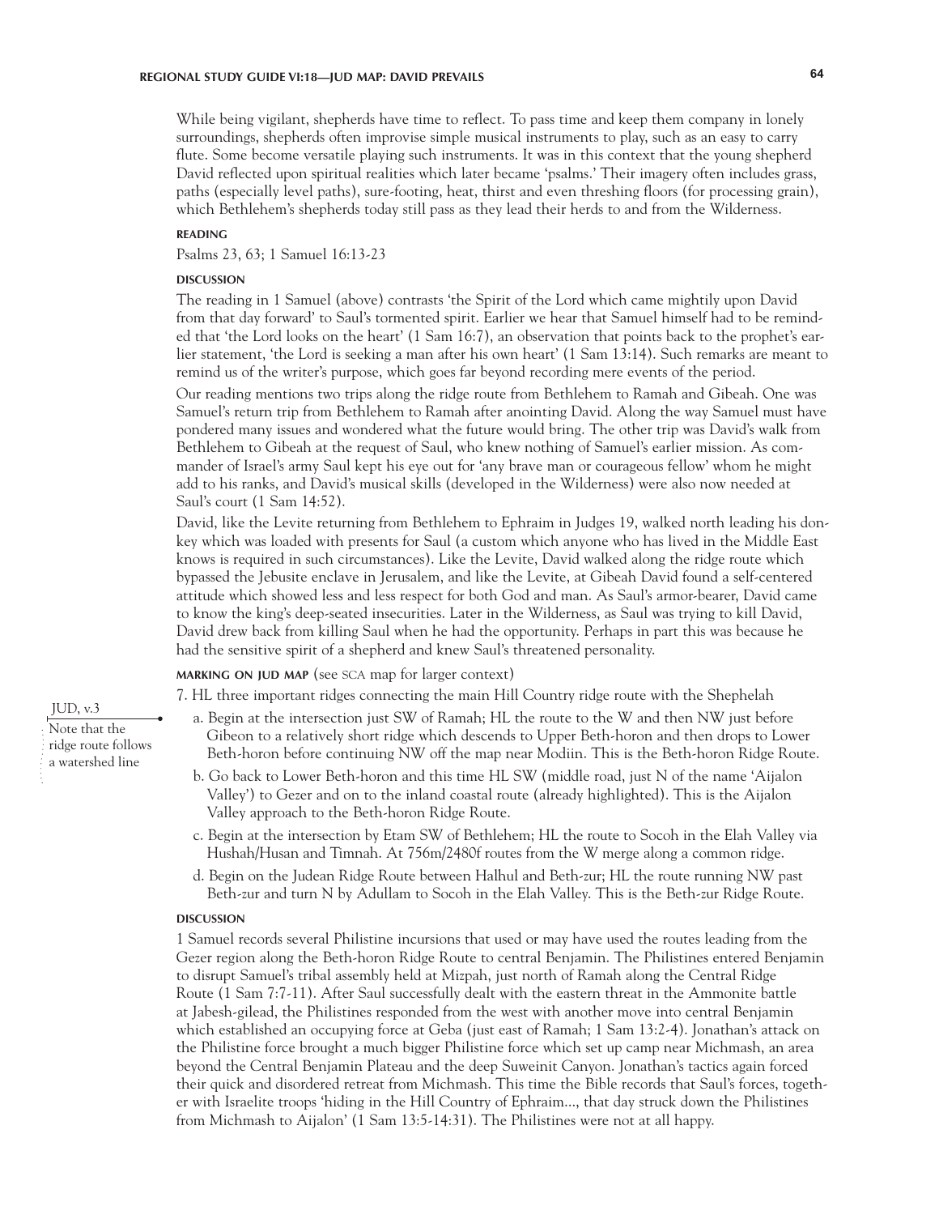While being vigilant, shepherds have time to reflect. To pass time and keep them company in lonely surroundings, shepherds often improvise simple musical instruments to play, such as an easy to carry flute. Some become versatile playing such instruments. It was in this context that the young shepherd David reflected upon spiritual realities which later became 'psalms.' Their imagery often includes grass, paths (especially level paths), sure-footing, heat, thirst and even threshing floors (for processing grain), which Bethlehem's shepherds today still pass as they lead their herds to and from the Wilderness.

**READING**

Psalms 23, 63; 1 Samuel 16:13-23

**DISCUSSION**

The reading in 1 Samuel (above) contrasts 'the Spirit of the Lord which came mightily upon David from that day forward' to Saul's tormented spirit. Earlier we hear that Samuel himself had to be reminded that 'the Lord looks on the heart' (1 Sam 16:7), an observation that points back to the prophet's earlier statement, 'the Lord is seeking a man after his own heart' (1 Sam 13:14). Such remarks are meant to remind us of the writer's purpose, which goes far beyond recording mere events of the period.

Our reading mentions two trips along the ridge route from Bethlehem to Ramah and Gibeah. One was Samuel's return trip from Bethlehem to Ramah after anointing David. Along the way Samuel must have pondered many issues and wondered what the future would bring. The other trip was David's walk from Bethlehem to Gibeah at the request of Saul, who knew nothing of Samuel's earlier mission. As commander of Israel's army Saul kept his eye out for 'any brave man or courageous fellow' whom he might add to his ranks, and David's musical skills (developed in the Wilderness) were also now needed at Saul's court (1 Sam 14:52).

David, like the Levite returning from Bethlehem to Ephraim in Judges 19, walked north leading his donkey which was loaded with presents for Saul (a custom which anyone who has lived in the Middle East knows is required in such circumstances). Like the Levite, David walked along the ridge route which bypassed the Jebusite enclave in Jerusalem, and like the Levite, at Gibeah David found a self-centered attitude which showed less and less respect for both God and man. As Saul's armor-bearer, David came to know the king's deep-seated insecurities. Later in the Wilderness, as Saul was trying to kill David, David drew back from killing Saul when he had the opportunity. Perhaps in part this was because he had the sensitive spirit of a shepherd and knew Saul's threatened personality.

**MARKING ON JUD MAP** (see SCA map for larger context)

7. HL three important ridges connecting the main Hill Country ridge route with the Shephelah

> JUD, v.3
> Note that the ridge route follows a watershed line

a. Begin at the intersection just SW of Ramah; HL the route to the W and then NW just before Gibeon to a relatively short ridge which descends to Upper Beth-horon and then drops to Lower Beth-horon before continuing NW off the map near Modiin. This is the Beth-horon Ridge Route.

b. Go back to Lower Beth-horon and this time HL SW (middle road, just N of the name 'Aijalon Valley') to Gezer and on to the inland coastal route (already highlighted). This is the Aijalon Valley approach to the Beth-horon Ridge Route.

c. Begin at the intersection by Etam SW of Bethlehem; HL the route to Socoh in the Elah Valley via Hushah/Husan and Timnah. At 756m/2480f routes from the W merge along a common ridge.

d. Begin on the Judean Ridge Route between Halhul and Beth-zur; HL the route running NW past Beth-zur and turn N by Adullam to Socoh in the Elah Valley. This is the Beth-zur Ridge Route.

**DISCUSSION**

1 Samuel records several Philistine incursions that used or may have used the routes leading from the Gezer region along the Beth-horon Ridge Route to central Benjamin. The Philistines entered Benjamin to disrupt Samuel's tribal assembly held at Mizpah, just north of Ramah along the Central Ridge Route (1 Sam 7:7-11). After Saul successfully dealt with the eastern threat in the Ammonite battle at Jabesh-gilead, the Philistines responded from the west with another move into central Benjamin which established an occupying force at Geba (just east of Ramah; 1 Sam 13:2-4). Jonathan's attack on the Philistine force brought a much bigger Philistine force which set up camp near Michmash, an area beyond the Central Benjamin Plateau and the deep Suweinit Canyon. Jonathan's tactics again forced their quick and disordered retreat from Michmash. This time the Bible records that Saul's forces, together with Israelite troops 'hiding in the Hill Country of Ephraim..., that day struck down the Philistines from Michmash to Aijalon' (1 Sam 13:5-14:31). The Philistines were not at all happy.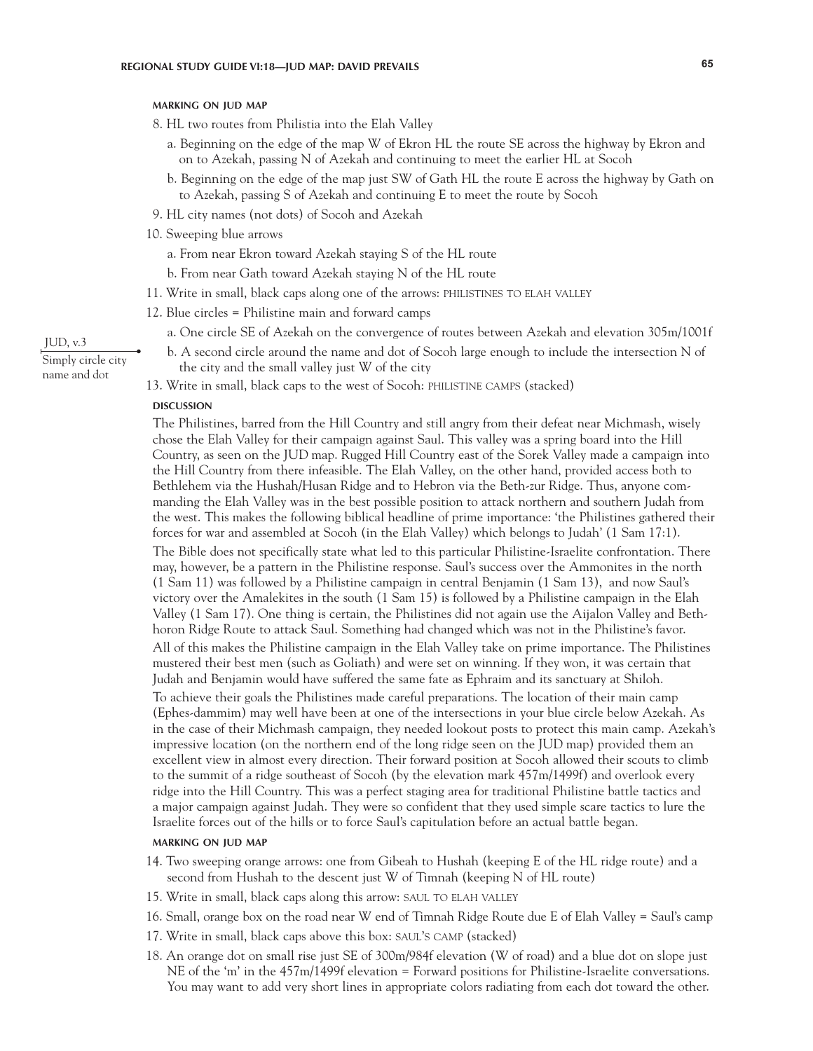#### MARKING ON JUD MAP

8. HL two routes from Philistia into the Elah Valley
   a. Beginning on the edge of the map W of Ekron HL the route SE across the highway by Ekron and on to Azekah, passing N of Azekah and continuing to meet the earlier HL at Socoh
   b. Beginning on the edge of the map just SW of Gath HL the route E across the highway by Gath on to Azekah, passing S of Azekah and continuing E to meet the route by Socoh
9. HL city names (not dots) of Socoh and Azekah
10. Sweeping blue arrows
    a. From near Ekron toward Azekah staying S of the HL route
    b. From near Gath toward Azekah staying N of the HL route
11. Write in small, black caps along one of the arrows: PHILISTINES TO ELAH VALLEY
12. Blue circles = Philistine main and forward camps
    a. One circle SE of Azekah on the convergence of routes between Azekah and elevation 305m/1001f
    b. A second circle around the name and dot of Socoh large enough to include the intersection N of the city and the small valley just W of the city
13. Write in small, black caps to the west of Socoh: PHILISTINE CAMPS (stacked)

JUD, v.3
Simply circle city name and dot

#### DISCUSSION

The Philistines, barred from the Hill Country and still angry from their defeat near Michmash, wisely chose the Elah Valley for their campaign against Saul. This valley was a spring board into the Hill Country, as seen on the JUD map. Rugged Hill Country east of the Sorek Valley made a campaign into the Hill Country from there infeasible. The Elah Valley, on the other hand, provided access both to Bethlehem via the Hushah/Husan Ridge and to Hebron via the Beth-zur Ridge. Thus, anyone commanding the Elah Valley was in the best possible position to attack northern and southern Judah from the west. This makes the following biblical headline of prime importance: 'the Philistines gathered their forces for war and assembled at Socoh (in the Elah Valley) which belongs to Judah' (1 Sam 17:1).

The Bible does not specifically state what led to this particular Philistine-Israelite confrontation. There may, however, be a pattern in the Philistine response. Saul's success over the Ammonites in the north (1 Sam 11) was followed by a Philistine campaign in central Benjamin (1 Sam 13), and now Saul's victory over the Amalekites in the south (1 Sam 15) is followed by a Philistine campaign in the Elah Valley (1 Sam 17). One thing is certain, the Philistines did not again use the Aijalon Valley and Beth-horon Ridge Route to attack Saul. Something had changed which was not in the Philistine's favor.

All of this makes the Philistine campaign in the Elah Valley take on prime importance. The Philistines mustered their best men (such as Goliath) and were set on winning. If they won, it was certain that Judah and Benjamin would have suffered the same fate as Ephraim and its sanctuary at Shiloh.

To achieve their goals the Philistines made careful preparations. The location of their main camp (Ephes-dammim) may well have been at one of the intersections in your blue circle below Azekah. As in the case of their Michmash campaign, they needed lookout posts to protect this main camp. Azekah's impressive location (on the northern end of the long ridge seen on the JUD map) provided them an excellent view in almost every direction. Their forward position at Socoh allowed their scouts to climb to the summit of a ridge southeast of Socoh (by the elevation mark 457m/1499f) and overlook every ridge into the Hill Country. This was a perfect staging area for traditional Philistine battle tactics and a major campaign against Judah. They were so confident that they used simple scare tactics to lure the Israelite forces out of the hills or to force Saul's capitulation before an actual battle began.

#### MARKING ON JUD MAP

14. Two sweeping orange arrows: one from Gibeah to Hushah (keeping E of the HL ridge route) and a second from Hushah to the descent just W of Timnah (keeping N of HL route)
15. Write in small, black caps along this arrow: SAUL TO ELAH VALLEY
16. Small, orange box on the road near W end of Timnah Ridge Route due E of Elah Valley = Saul's camp
17. Write in small, black caps above this box: SAUL'S CAMP (stacked)
18. An orange dot on small rise just SE of 300m/984f elevation (W of road) and a blue dot on slope just NE of the 'm' in the 457m/1499f elevation = Forward positions for Philistine-Israelite conversations. You may want to add very short lines in appropriate colors radiating from each dot toward the other.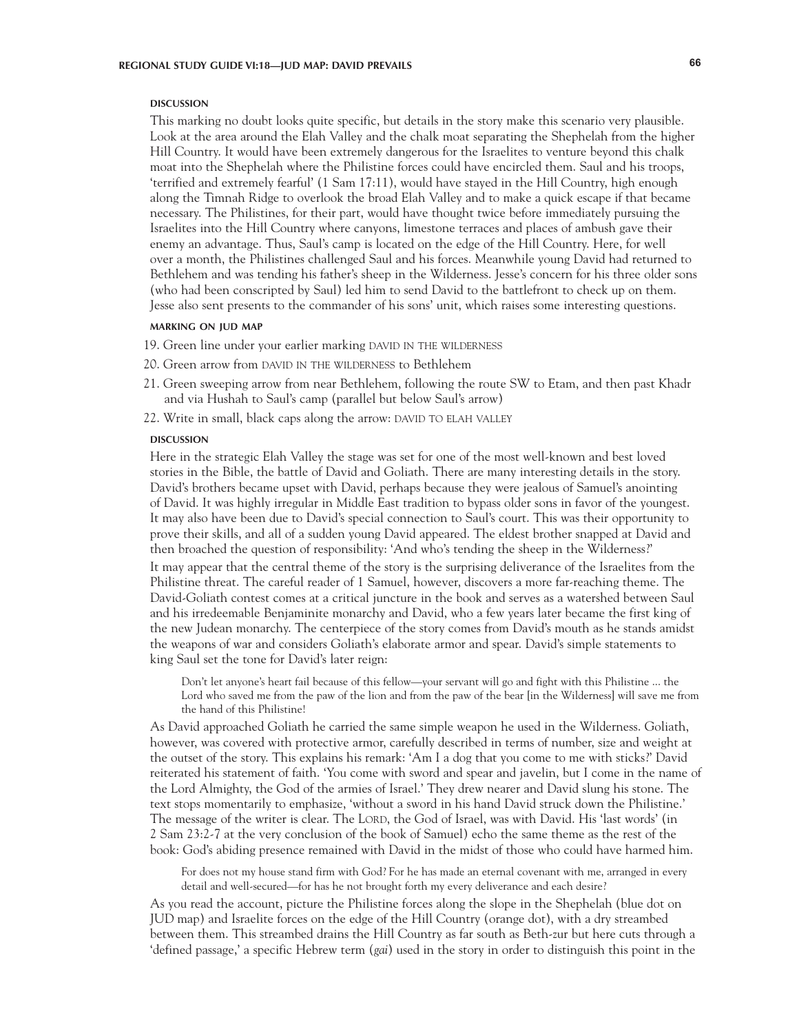#### DISCUSSION

This marking no doubt looks quite specific, but details in the story make this scenario very plausible. Look at the area around the Elah Valley and the chalk moat separating the Shephelah from the higher Hill Country. It would have been extremely dangerous for the Israelites to venture beyond this chalk moat into the Shephelah where the Philistine forces could have encircled them. Saul and his troops, 'terrified and extremely fearful' (1 Sam 17:11), would have stayed in the Hill Country, high enough along the Timnah Ridge to overlook the broad Elah Valley and to make a quick escape if that became necessary. The Philistines, for their part, would have thought twice before immediately pursuing the Israelites into the Hill Country where canyons, limestone terraces and places of ambush gave their enemy an advantage. Thus, Saul's camp is located on the edge of the Hill Country. Here, for well over a month, the Philistines challenged Saul and his forces. Meanwhile young David had returned to Bethlehem and was tending his father's sheep in the Wilderness. Jesse's concern for his three older sons (who had been conscripted by Saul) led him to send David to the battlefront to check up on them. Jesse also sent presents to the commander of his sons' unit, which raises some interesting questions.

#### MARKING ON JUD MAP

19. Green line under your earlier marking DAVID IN THE WILDERNESS
20. Green arrow from DAVID IN THE WILDERNESS to Bethlehem
21. Green sweeping arrow from near Bethlehem, following the route SW to Etam, and then past Khadr and via Hushah to Saul's camp (parallel but below Saul's arrow)
22. Write in small, black caps along the arrow: DAVID TO ELAH VALLEY

#### DISCUSSION

Here in the strategic Elah Valley the stage was set for one of the most well-known and best loved stories in the Bible, the battle of David and Goliath. There are many interesting details in the story. David's brothers became upset with David, perhaps because they were jealous of Samuel's anointing of David. It was highly irregular in Middle East tradition to bypass older sons in favor of the youngest. It may also have been due to David's special connection to Saul's court. This was their opportunity to prove their skills, and all of a sudden young David appeared. The eldest brother snapped at David and then broached the question of responsibility: 'And who's tending the sheep in the Wilderness?'

It may appear that the central theme of the story is the surprising deliverance of the Israelites from the Philistine threat. The careful reader of 1 Samuel, however, discovers a more far-reaching theme. The David-Goliath contest comes at a critical juncture in the book and serves as a watershed between Saul and his irredeemable Benjaminite monarchy and David, who a few years later became the first king of the new Judean monarchy. The centerpiece of the story comes from David's mouth as he stands amidst the weapons of war and considers Goliath's elaborate armor and spear. David's simple statements to king Saul set the tone for David's later reign:

> Don't let anyone's heart fail because of this fellow—your servant will go and fight with this Philistine ... the Lord who saved me from the paw of the lion and from the paw of the bear [in the Wilderness] will save me from the hand of this Philistine!

As David approached Goliath he carried the same simple weapon he used in the Wilderness. Goliath, however, was covered with protective armor, carefully described in terms of number, size and weight at the outset of the story. This explains his remark: 'Am I a dog that you come to me with sticks?' David reiterated his statement of faith. 'You come with sword and spear and javelin, but I come in the name of the Lord Almighty, the God of the armies of Israel.' They drew nearer and David slung his stone. The text stops momentarily to emphasize, 'without a sword in his hand David struck down the Philistine.' The message of the writer is clear. The LORD, the God of Israel, was with David. His 'last words' (in 2 Sam 23:2-7 at the very conclusion of the book of Samuel) echo the same theme as the rest of the book: God's abiding presence remained with David in the midst of those who could have harmed him.

> For does not my house stand firm with God? For he has made an eternal covenant with me, arranged in every detail and well-secured—for has he not brought forth my every deliverance and each desire?

As you read the account, picture the Philistine forces along the slope in the Shephelah (blue dot on JUD map) and Israelite forces on the edge of the Hill Country (orange dot), with a dry streambed between them. This streambed drains the Hill Country as far south as Beth-zur but here cuts through a 'defined passage,' a specific Hebrew term (*gai*) used in the story in order to distinguish this point in the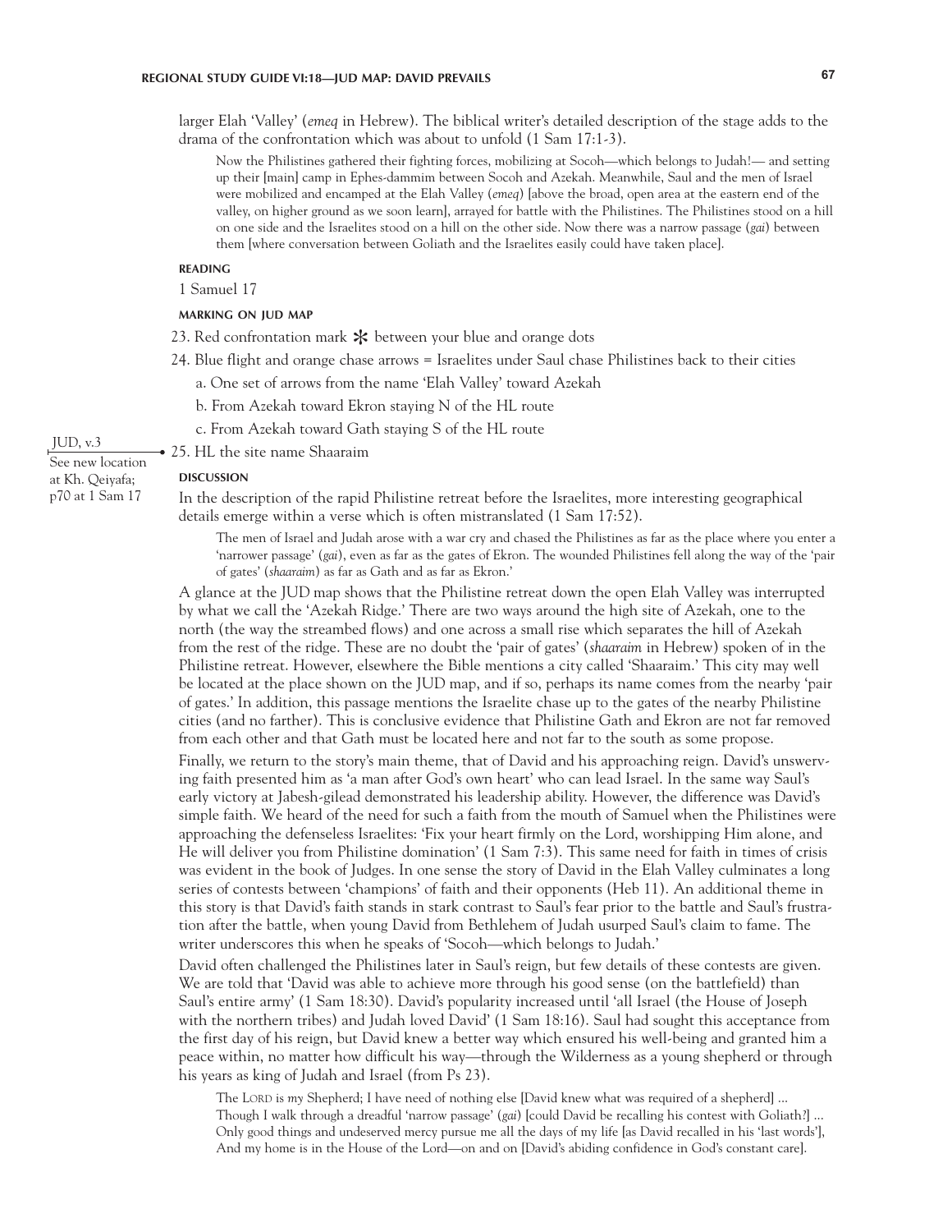larger Elah 'Valley' (*emeq* in Hebrew). The biblical writer's detailed description of the stage adds to the drama of the confrontation which was about to unfold (1 Sam 17:1-3).

> Now the Philistines gathered their fighting forces, mobilizing at Socoh—which belongs to Judah!— and setting up their [main] camp in Ephes-dammim between Socoh and Azekah. Meanwhile, Saul and the men of Israel were mobilized and encamped at the Elah Valley (*emeq*) [above the broad, open area at the eastern end of the valley, on higher ground as we soon learn], arrayed for battle with the Philistines. The Philistines stood on a hill on one side and the Israelites stood on a hill on the other side. Now there was a narrow passage (*gai*) between them [where conversation between Goliath and the Israelites easily could have taken place].

#### READING

1 Samuel 17

#### MARKING ON JUD MAP

23. Red confrontation mark ✻ between your blue and orange dots
24. Blue flight and orange chase arrows = Israelites under Saul chase Philistines back to their cities
    a. One set of arrows from the name 'Elah Valley' toward Azekah
    b. From Azekah toward Ekron staying N of the HL route
    c. From Azekah toward Gath staying S of the HL route
25. HL the site name Shaaraim

JUD, v.3 See new location at Kh. Qeiyafa; p70 at 1 Sam 17

#### DISCUSSION

In the description of the rapid Philistine retreat before the Israelites, more interesting geographical details emerge within a verse which is often mistranslated (1 Sam 17:52).

> The men of Israel and Judah arose with a war cry and chased the Philistines as far as the place where you enter a 'narrower passage' (*gai*), even as far as the gates of Ekron. The wounded Philistines fell along the way of the 'pair of gates' (*shaaraim*) as far as Gath and as far as Ekron.'

A glance at the JUD map shows that the Philistine retreat down the open Elah Valley was interrupted by what we call the 'Azekah Ridge.' There are two ways around the high site of Azekah, one to the north (the way the streambed flows) and one across a small rise which separates the hill of Azekah from the rest of the ridge. These are no doubt the 'pair of gates' (*shaaraim* in Hebrew) spoken of in the Philistine retreat. However, elsewhere the Bible mentions a city called 'Shaaraim.' This city may well be located at the place shown on the JUD map, and if so, perhaps its name comes from the nearby 'pair of gates.' In addition, this passage mentions the Israelite chase up to the gates of the nearby Philistine cities (and no farther). This is conclusive evidence that Philistine Gath and Ekron are not far removed from each other and that Gath must be located here and not far to the south as some propose.

Finally, we return to the story's main theme, that of David and his approaching reign. David's unswerving faith presented him as 'a man after God's own heart' who can lead Israel. In the same way Saul's early victory at Jabesh-gilead demonstrated his leadership ability. However, the difference was David's simple faith. We heard of the need for such a faith from the mouth of Samuel when the Philistines were approaching the defenseless Israelites: 'Fix your heart firmly on the Lord, worshipping Him alone, and He will deliver you from Philistine domination' (1 Sam 7:3). This same need for faith in times of crisis was evident in the book of Judges. In one sense the story of David in the Elah Valley culminates a long series of contests between 'champions' of faith and their opponents (Heb 11). An additional theme in this story is that David's faith stands in stark contrast to Saul's fear prior to the battle and Saul's frustration after the battle, when young David from Bethlehem of Judah usurped Saul's claim to fame. The writer underscores this when he speaks of 'Socoh—which belongs to Judah.'

David often challenged the Philistines later in Saul's reign, but few details of these contests are given. We are told that 'David was able to achieve more through his good sense (on the battlefield) than Saul's entire army' (1 Sam 18:30). David's popularity increased until 'all Israel (the House of Joseph with the northern tribes) and Judah loved David' (1 Sam 18:16). Saul had sought this acceptance from the first day of his reign, but David knew a better way which ensured his well-being and granted him a peace within, no matter how difficult his way—through the Wilderness as a young shepherd or through his years as king of Judah and Israel (from Ps 23).

> The LORD is *my* Shepherd; I have need of nothing else [David knew what was required of a shepherd] ...
> Though I walk through a dreadful 'narrow passage' (*gai*) [could David be recalling his contest with Goliath?] ...
> Only good things and undeserved mercy pursue me all the days of my life [as David recalled in his 'last words'],
> And my home is in the House of the Lord—on and on [David's abiding confidence in God's constant care].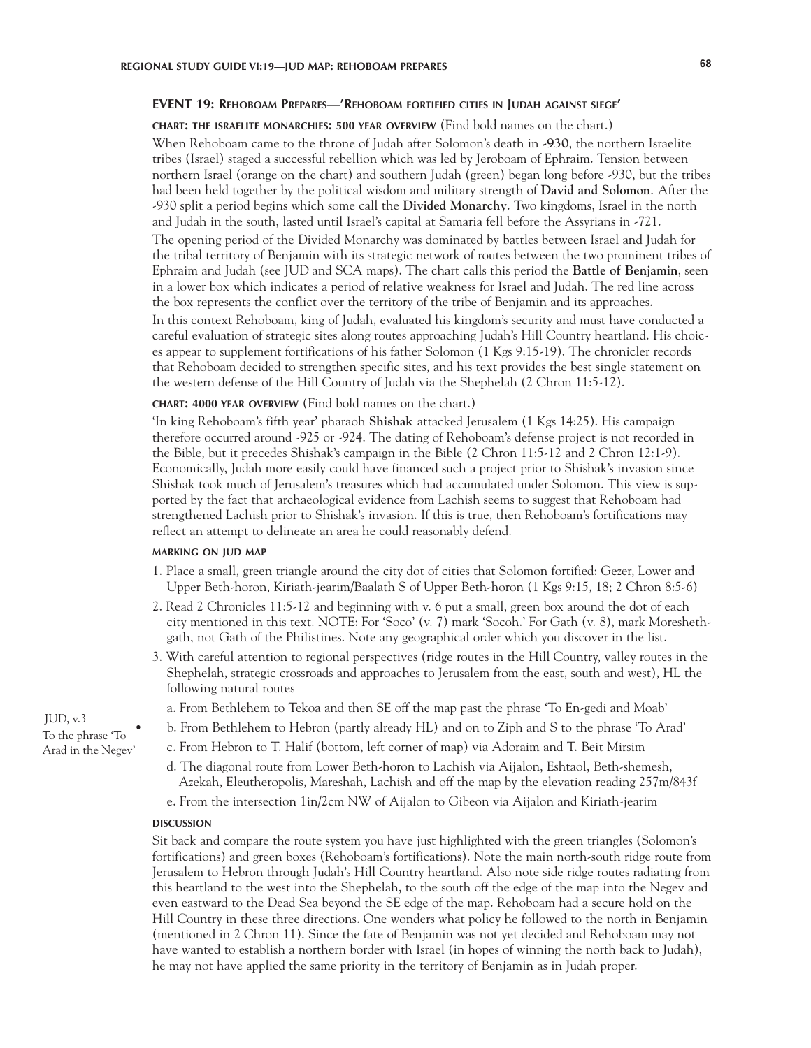## EVENT 19: Rehoboam Prepares—'Rehoboam fortified cities in Judah against siege'

**CHART: THE ISRAELITE MONARCHIES: 500 YEAR OVERVIEW** (Find bold names on the chart.)

When Rehoboam came to the throne of Judah after Solomon's death in **-930**, the northern Israelite tribes (Israel) staged a successful rebellion which was led by Jeroboam of Ephraim. Tension between northern Israel (orange on the chart) and southern Judah (green) began long before -930, but the tribes had been held together by the political wisdom and military strength of **David and Solomon**. After the -930 split a period begins which some call the **Divided Monarchy**. Two kingdoms, Israel in the north and Judah in the south, lasted until Israel's capital at Samaria fell before the Assyrians in -721.

The opening period of the Divided Monarchy was dominated by battles between Israel and Judah for the tribal territory of Benjamin with its strategic network of routes between the two prominent tribes of Ephraim and Judah (see JUD and SCA maps). The chart calls this period the **Battle of Benjamin**, seen in a lower box which indicates a period of relative weakness for Israel and Judah. The red line across the box represents the conflict over the territory of the tribe of Benjamin and its approaches.

In this context Rehoboam, king of Judah, evaluated his kingdom's security and must have conducted a careful evaluation of strategic sites along routes approaching Judah's Hill Country heartland. His choices appear to supplement fortifications of his father Solomon (1 Kgs 9:15-19). The chronicler records that Rehoboam decided to strengthen specific sites, and his text provides the best single statement on the western defense of the Hill Country of Judah via the Shephelah (2 Chron 11:5-12).

**CHART: 4000 YEAR OVERVIEW** (Find bold names on the chart.)

'In king Rehoboam's fifth year' pharaoh **Shishak** attacked Jerusalem (1 Kgs 14:25). His campaign therefore occurred around -925 or -924. The dating of Rehoboam's defense project is not recorded in the Bible, but it precedes Shishak's campaign in the Bible (2 Chron 11:5-12 and 2 Chron 12:1-9). Economically, Judah more easily could have financed such a project prior to Shishak's invasion since Shishak took much of Jerusalem's treasures which had accumulated under Solomon. This view is supported by the fact that archaeological evidence from Lachish seems to suggest that Rehoboam had strengthened Lachish prior to Shishak's invasion. If this is true, then Rehoboam's fortifications may reflect an attempt to delineate an area he could reasonably defend.

**MARKING ON JUD MAP**

1. Place a small, green triangle around the city dot of cities that Solomon fortified: Gezer, Lower and Upper Beth-horon, Kiriath-jearim/Baalath S of Upper Beth-horon (1 Kgs 9:15, 18; 2 Chron 8:5-6)
2. Read 2 Chronicles 11:5-12 and beginning with v. 6 put a small, green box around the dot of each city mentioned in this text. NOTE: For 'Soco' (v. 7) mark 'Socoh.' For Gath (v. 8), mark Moresheth-gath, not Gath of the Philistines. Note any geographical order which you discover in the list.
3. With careful attention to regional perspectives (ridge routes in the Hill Country, valley routes in the Shephelah, strategic crossroads and approaches to Jerusalem from the east, south and west), HL the following natural routes
   a. From Bethlehem to Tekoa and then SE off the map past the phrase 'To En-gedi and Moab'
   b. From Bethlehem to Hebron (partly already HL) and on to Ziph and S to the phrase 'To Arad'
   c. From Hebron to T. Halif (bottom, left corner of map) via Adoraim and T. Beit Mirsim
   d. The diagonal route from Lower Beth-horon to Lachish via Aijalon, Eshtaol, Beth-shemesh, Azekah, Eleutheropolis, Mareshah, Lachish and off the map by the elevation reading 257m/843f
   e. From the intersection 1in/2cm NW of Aijalon to Gibeon via Aijalon and Kiriath-jearim

JUD, v.3
To the phrase 'To Arad in the Negev'

**DISCUSSION**

Sit back and compare the route system you have just highlighted with the green triangles (Solomon's fortifications) and green boxes (Rehoboam's fortifications). Note the main north-south ridge route from Jerusalem to Hebron through Judah's Hill Country heartland. Also note side ridge routes radiating from this heartland to the west into the Shephelah, to the south off the edge of the map into the Negev and even eastward to the Dead Sea beyond the SE edge of the map. Rehoboam had a secure hold on the Hill Country in these three directions. One wonders what policy he followed to the north in Benjamin (mentioned in 2 Chron 11). Since the fate of Benjamin was not yet decided and Rehoboam may not have wanted to establish a northern border with Israel (in hopes of winning the north back to Judah), he may not have applied the same priority in the territory of Benjamin as in Judah proper.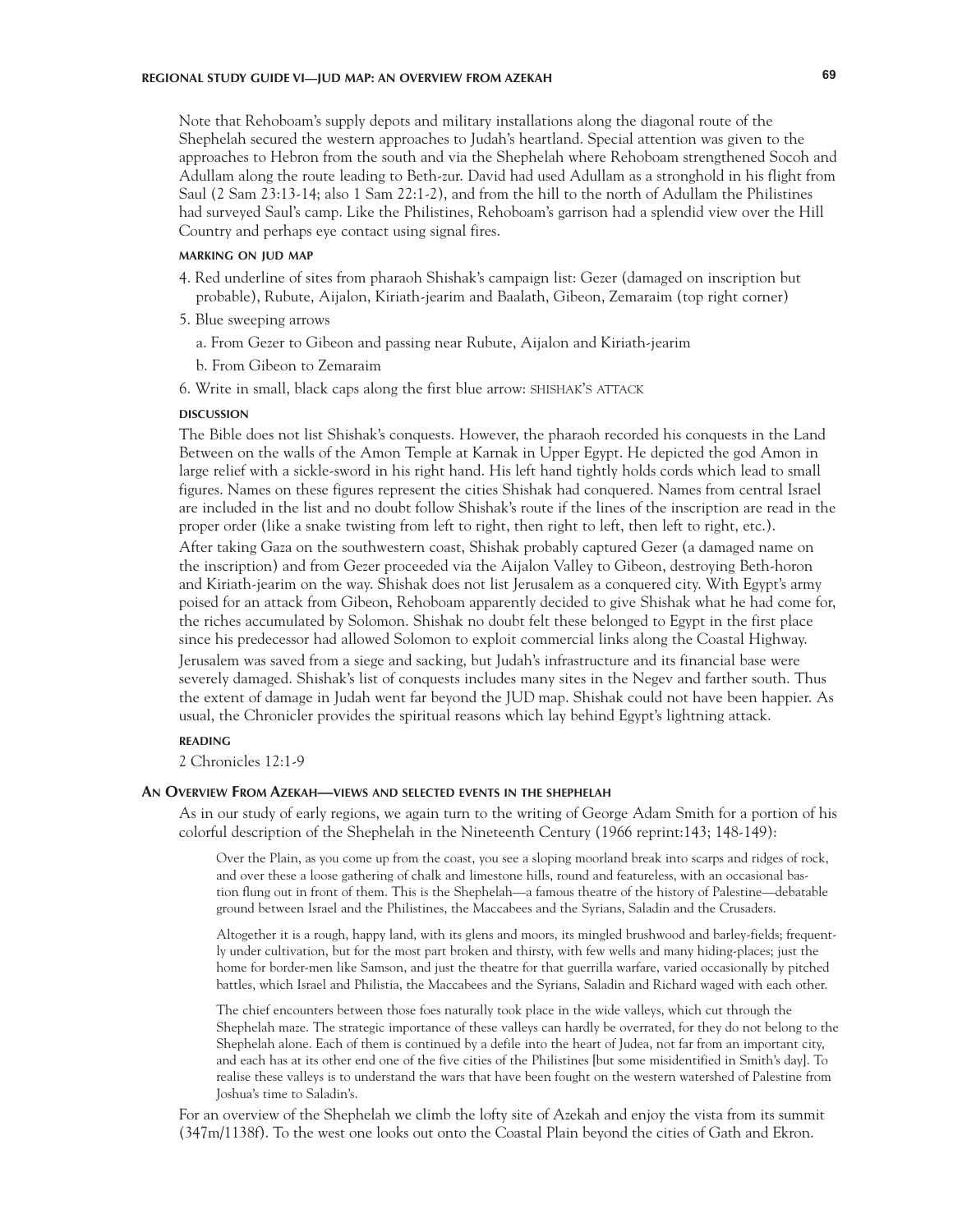Note that Rehoboam's supply depots and military installations along the diagonal route of the Shephelah secured the western approaches to Judah's heartland. Special attention was given to the approaches to Hebron from the south and via the Shephelah where Rehoboam strengthened Socoh and Adullam along the route leading to Beth-zur. David had used Adullam as a stronghold in his flight from Saul (2 Sam 23:13-14; also 1 Sam 22:1-2), and from the hill to the north of Adullam the Philistines had surveyed Saul's camp. Like the Philistines, Rehoboam's garrison had a splendid view over the Hill Country and perhaps eye contact using signal fires.

#### MARKING ON JUD MAP

4. Red underline of sites from pharaoh Shishak's campaign list: Gezer (damaged on inscription but probable), Rubute, Aijalon, Kiriath-jearim and Baalath, Gibeon, Zemaraim (top right corner)
5. Blue sweeping arrows
   a. From Gezer to Gibeon and passing near Rubute, Aijalon and Kiriath-jearim
   b. From Gibeon to Zemaraim
6. Write in small, black caps along the first blue arrow: SHISHAK'S ATTACK

#### DISCUSSION

The Bible does not list Shishak's conquests. However, the pharaoh recorded his conquests in the Land Between on the walls of the Amon Temple at Karnak in Upper Egypt. He depicted the god Amon in large relief with a sickle-sword in his right hand. His left hand tightly holds cords which lead to small figures. Names on these figures represent the cities Shishak had conquered. Names from central Israel are included in the list and no doubt follow Shishak's route if the lines of the inscription are read in the proper order (like a snake twisting from left to right, then right to left, then left to right, etc.).

After taking Gaza on the southwestern coast, Shishak probably captured Gezer (a damaged name on the inscription) and from Gezer proceeded via the Aijalon Valley to Gibeon, destroying Beth-horon and Kiriath-jearim on the way. Shishak does not list Jerusalem as a conquered city. With Egypt's army poised for an attack from Gibeon, Rehoboam apparently decided to give Shishak what he had come for, the riches accumulated by Solomon. Shishak no doubt felt these belonged to Egypt in the first place since his predecessor had allowed Solomon to exploit commercial links along the Coastal Highway.

Jerusalem was saved from a siege and sacking, but Judah's infrastructure and its financial base were severely damaged. Shishak's list of conquests includes many sites in the Negev and farther south. Thus the extent of damage in Judah went far beyond the JUD map. Shishak could not have been happier. As usual, the Chronicler provides the spiritual reasons which lay behind Egypt's lightning attack.

#### READING

2 Chronicles 12:1-9

### AN OVERVIEW FROM AZEKAH—VIEWS AND SELECTED EVENTS IN THE SHEPHELAH

As in our study of early regions, we again turn to the writing of George Adam Smith for a portion of his colorful description of the Shephelah in the Nineteenth Century (1966 reprint:143; 148-149):

> Over the Plain, as you come up from the coast, you see a sloping moorland break into scarps and ridges of rock, and over these a loose gathering of chalk and limestone hills, round and featureless, with an occasional bastion flung out in front of them. This is the Shephelah—a famous theatre of the history of Palestine—debatable ground between Israel and the Philistines, the Maccabees and the Syrians, Saladin and the Crusaders.
>
> Altogether it is a rough, happy land, with its glens and moors, its mingled brushwood and barley-fields; frequently under cultivation, but for the most part broken and thirsty, with few wells and many hiding-places; just the home for border-men like Samson, and just the theatre for that guerrilla warfare, varied occasionally by pitched battles, which Israel and Philistia, the Maccabees and the Syrians, Saladin and Richard waged with each other.
>
> The chief encounters between those foes naturally took place in the wide valleys, which cut through the Shephelah maze. The strategic importance of these valleys can hardly be overrated, for they do not belong to the Shephelah alone. Each of them is continued by a defile into the heart of Judea, not far from an important city, and each has at its other end one of the five cities of the Philistines [but some misidentified in Smith's day]. To realise these valleys is to understand the wars that have been fought on the western watershed of Palestine from Joshua's time to Saladin's.

For an overview of the Shephelah we climb the lofty site of Azekah and enjoy the vista from its summit (347m/1138f). To the west one looks out onto the Coastal Plain beyond the cities of Gath and Ekron.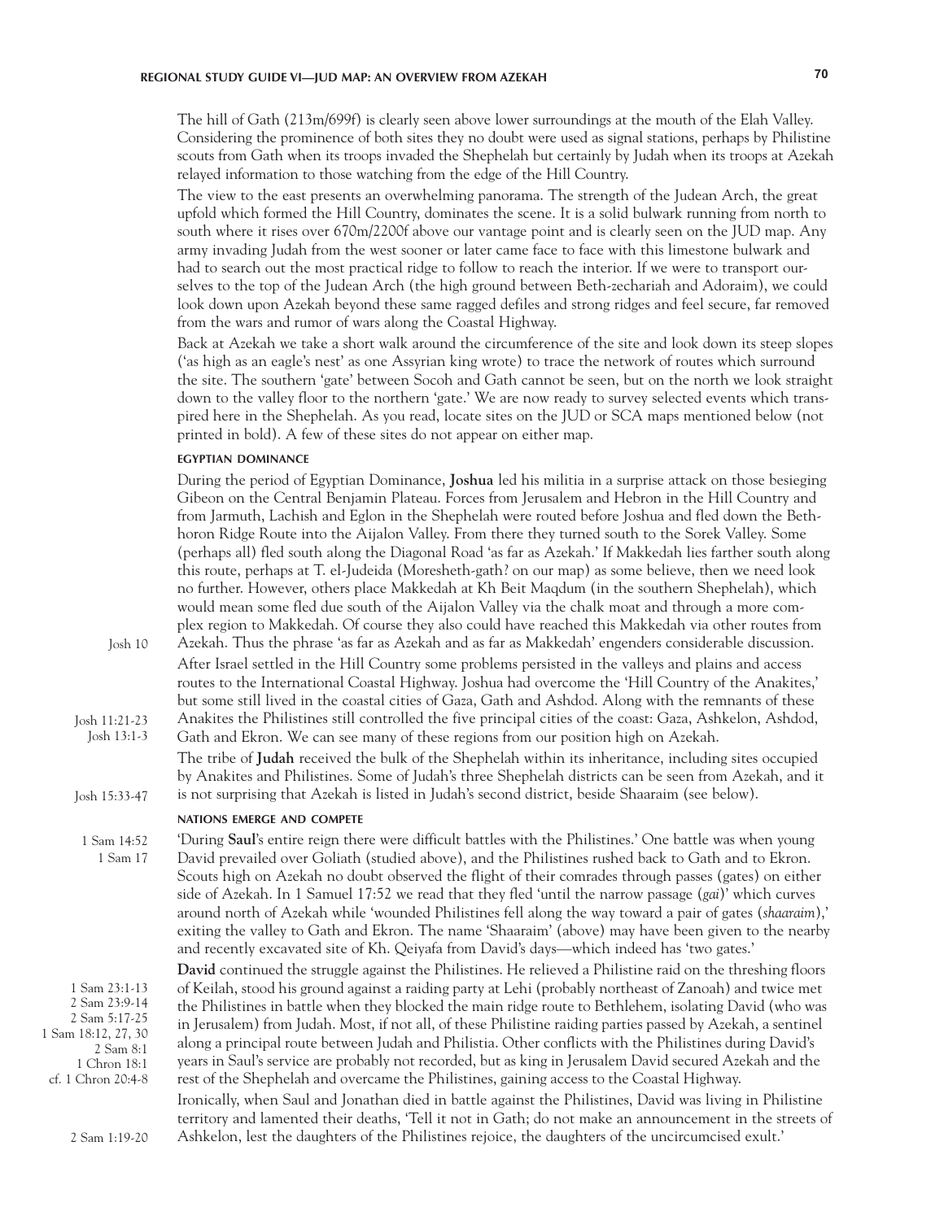The hill of Gath (213m/699f) is clearly seen above lower surroundings at the mouth of the Elah Valley. Considering the prominence of both sites they no doubt were used as signal stations, perhaps by Philistine scouts from Gath when its troops invaded the Shephelah but certainly by Judah when its troops at Azekah relayed information to those watching from the edge of the Hill Country.

The view to the east presents an overwhelming panorama. The strength of the Judean Arch, the great upfold which formed the Hill Country, dominates the scene. It is a solid bulwark running from north to south where it rises over 670m/2200f above our vantage point and is clearly seen on the JUD map. Any army invading Judah from the west sooner or later came face to face with this limestone bulwark and had to search out the most practical ridge to follow to reach the interior. If we were to transport ourselves to the top of the Judean Arch (the high ground between Beth-zechariah and Adoraim), we could look down upon Azekah beyond these same ragged defiles and strong ridges and feel secure, far removed from the wars and rumor of wars along the Coastal Highway.

Back at Azekah we take a short walk around the circumference of the site and look down its steep slopes ('as high as an eagle's nest' as one Assyrian king wrote) to trace the network of routes which surround the site. The southern 'gate' between Socoh and Gath cannot be seen, but on the north we look straight down to the valley floor to the northern 'gate.' We are now ready to survey selected events which transpired here in the Shephelah. As you read, locate sites on the JUD or SCA maps mentioned below (not printed in bold). A few of these sites do not appear on either map.

#### EGYPTIAN DOMINANCE

During the period of Egyptian Dominance, **Joshua** led his militia in a surprise attack on those besieging Gibeon on the Central Benjamin Plateau. Forces from Jerusalem and Hebron in the Hill Country and from Jarmuth, Lachish and Eglon in the Shephelah were routed before Joshua and fled down the Beth-horon Ridge Route into the Aijalon Valley. From there they turned south to the Sorek Valley. Some (perhaps all) fled south along the Diagonal Road 'as far as Azekah.' If Makkedah lies farther south along this route, perhaps at T. el-Judeida (Moresheth-gath? on our map) as some believe, then we need look no further. However, others place Makkedah at Kh Beit Maqdum (in the southern Shephelah), which would mean some fled due south of the Aijalon Valley via the chalk moat and through a more complex region to Makkedah. Of course they also could have reached this Makkedah via other routes from Azekah. Thus the phrase 'as far as Azekah and as far as Makkedah' engenders considerable discussion. (Josh 10)

After Israel settled in the Hill Country some problems persisted in the valleys and plains and access routes to the International Coastal Highway. Joshua had overcome the 'Hill Country of the Anakites,' but some still lived in the coastal cities of Gaza, Gath and Ashdod. Along with the remnants of these Anakites the Philistines still controlled the five principal cities of the coast: Gaza, Ashkelon, Ashdod, Gath and Ekron. We can see many of these regions from our position high on Azekah. (Josh 11:21-23; Josh 13:1-3)

The tribe of **Judah** received the bulk of the Shephelah within its inheritance, including sites occupied by Anakites and Philistines. Some of Judah's three Shephelah districts can be seen from Azekah, and it is not surprising that Azekah is listed in Judah's second district, beside Shaaraim (see below). (Josh 15:33-47)

#### NATIONS EMERGE AND COMPETE

'During **Saul**'s entire reign there were difficult battles with the Philistines.' One battle was when young David prevailed over Goliath (studied above), and the Philistines rushed back to Gath and to Ekron. Scouts high on Azekah no doubt observed the flight of their comrades through passes (gates) on either side of Azekah. In 1 Samuel 17:52 we read that they fled 'until the narrow passage (*gai*)' which curves around north of Azekah while 'wounded Philistines fell along the way toward a pair of gates (*shaaraim*),' exiting the valley to Gath and Ekron. The name 'Shaaraim' (above) may have been given to the nearby and recently excavated site of Kh. Qeiyafa from David's days—which indeed has 'two gates.' (1 Sam 14:52; 1 Sam 17)

**David** continued the struggle against the Philistines. He relieved a Philistine raid on the threshing floors of Keilah, stood his ground against a raiding party at Lehi (probably northeast of Zanoah) and twice met the Philistines in battle when they blocked the main ridge route to Bethlehem, isolating David (who was in Jerusalem) from Judah. Most, if not all, of these Philistine raiding parties passed by Azekah, a sentinel along a principal route between Judah and Philistia. Other conflicts with the Philistines during David's years in Saul's service are probably not recorded, but as king in Jerusalem David secured Azekah and the rest of the Shephelah and overcame the Philistines, gaining access to the Coastal Highway. (1 Sam 23:1-13; 2 Sam 23:9-14; 2 Sam 5:17-25; 1 Sam 18:12, 27, 30; 2 Sam 8:1; 1 Chron 18:1; cf. 1 Chron 20:4-8)

Ironically, when Saul and Jonathan died in battle against the Philistines, David was living in Philistine territory and lamented their deaths, 'Tell it not in Gath; do not make an announcement in the streets of Ashkelon, lest the daughters of the Philistines rejoice, the daughters of the uncircumcised exult.' (2 Sam 1:19-20)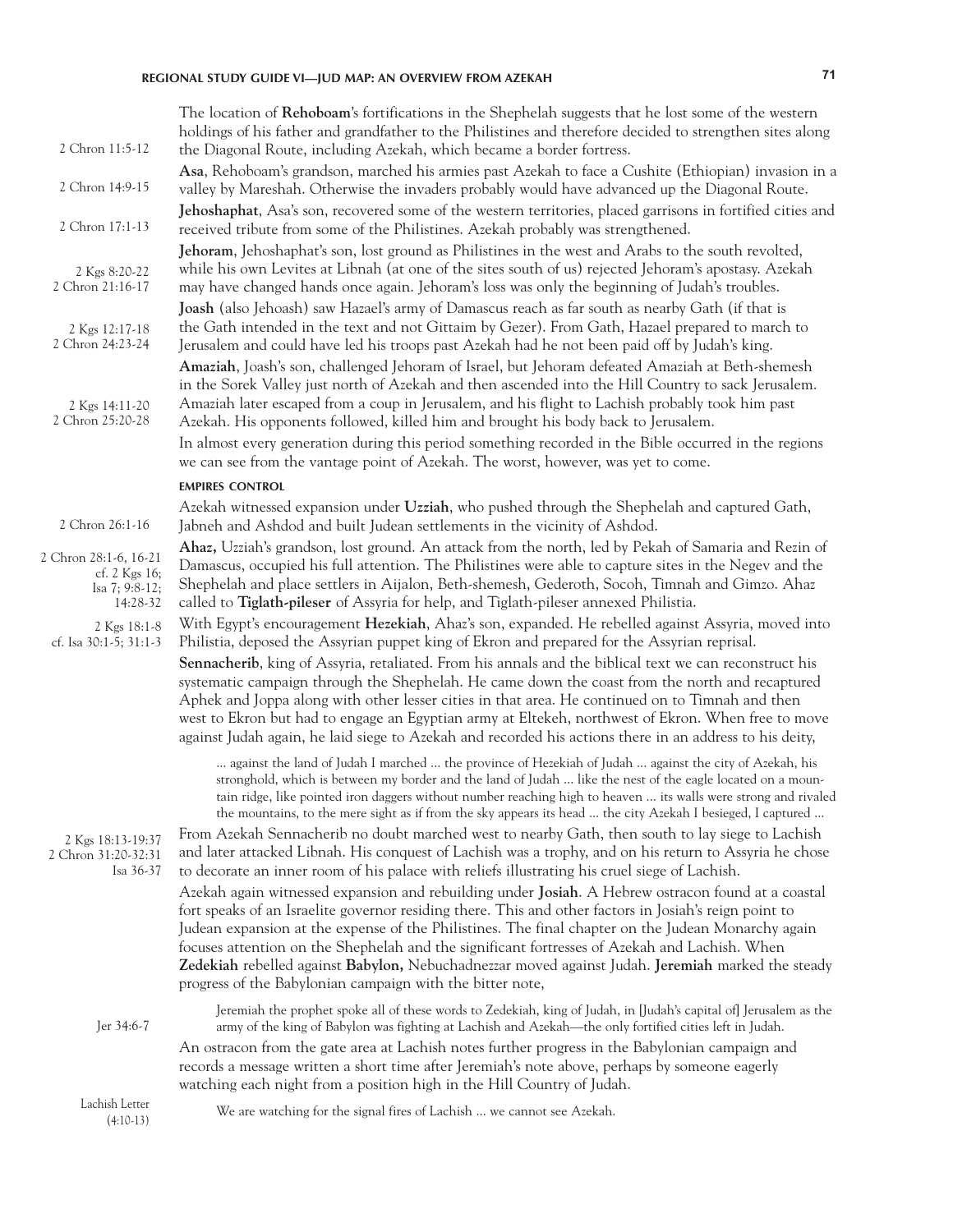The location of **Rehoboam**'s fortifications in the Shephelah suggests that he lost some of the western holdings of his father and grandfather to the Philistines and therefore decided to strengthen sites along the Diagonal Route, including Azekah, which became a border fortress.

2 Chron 11:5-12

**Asa**, Rehoboam's grandson, marched his armies past Azekah to face a Cushite (Ethiopian) invasion in a valley by Mareshah. Otherwise the invaders probably would have advanced up the Diagonal Route.

2 Chron 14:9-15

**Jehoshaphat**, Asa's son, recovered some of the western territories, placed garrisons in fortified cities and received tribute from some of the Philistines. Azekah probably was strengthened.

2 Chron 17:1-13

**Jehoram**, Jehoshaphat's son, lost ground as Philistines in the west and Arabs to the south revolted, while his own Levites at Libnah (at one of the sites south of us) rejected Jehoram's apostasy. Azekah may have changed hands once again. Jehoram's loss was only the beginning of Judah's troubles.

2 Kgs 8:20-22
2 Chron 21:16-17

**Joash** (also Jehoash) saw Hazael's army of Damascus reach as far south as nearby Gath (if that is the Gath intended in the text and not Gittaim by Gezer). From Gath, Hazael prepared to march to Jerusalem and could have led his troops past Azekah had he not been paid off by Judah's king.

2 Kgs 12:17-18
2 Chron 24:23-24

**Amaziah**, Joash's son, challenged Jehoram of Israel, but Jehoram defeated Amaziah at Beth-shemesh in the Sorek Valley just north of Azekah and then ascended into the Hill Country to sack Jerusalem. Amaziah later escaped from a coup in Jerusalem, and his flight to Lachish probably took him past Azekah. His opponents followed, killed him and brought his body back to Jerusalem.

2 Kgs 14:11-20
2 Chron 25:20-28

In almost every generation during this period something recorded in the Bible occurred in the regions we can see from the vantage point of Azekah. The worst, however, was yet to come.

#### EMPIRES CONTROL

Azekah witnessed expansion under **Uzziah**, who pushed through the Shephelah and captured Gath, Jabneh and Ashdod and built Judean settlements in the vicinity of Ashdod.

2 Chron 26:1-16

**Ahaz,** Uzziah's grandson, lost ground. An attack from the north, led by Pekah of Samaria and Rezin of Damascus, occupied his full attention. The Philistines were able to capture sites in the Negev and the Shephelah and place settlers in Aijalon, Beth-shemesh, Gederoth, Socoh, Timnah and Gimzo. Ahaz called to **Tiglath-pileser** of Assyria for help, and Tiglath-pileser annexed Philistia.

2 Chron 28:1-6, 16-21
cf. 2 Kgs 16;
Isa 7; 9:8-12;
14:28-32

With Egypt's encouragement **Hezekiah**, Ahaz's son, expanded. He rebelled against Assyria, moved into Philistia, deposed the Assyrian puppet king of Ekron and prepared for the Assyrian reprisal.

2 Kgs 18:1-8
cf. Isa 30:1-5; 31:1-3

**Sennacherib**, king of Assyria, retaliated. From his annals and the biblical text we can reconstruct his systematic campaign through the Shephelah. He came down the coast from the north and recaptured Aphek and Joppa along with other lesser cities in that area. He continued on to Timnah and then west to Ekron but had to engage an Egyptian army at Eltekeh, northwest of Ekron. When free to move against Judah again, he laid siege to Azekah and recorded his actions there in an address to his deity,

> ... against the land of Judah I marched ... the province of Hezekiah of Judah ... against the city of Azekah, his stronghold, which is between my border and the land of Judah ... like the nest of the eagle located on a mountain ridge, like pointed iron daggers without number reaching high to heaven ... its walls were strong and rivaled the mountains, to the mere sight as if from the sky appears its head ... the city Azekah I besieged, I captured ...

From Azekah Sennacherib no doubt marched west to nearby Gath, then south to lay siege to Lachish and later attacked Libnah. His conquest of Lachish was a trophy, and on his return to Assyria he chose to decorate an inner room of his palace with reliefs illustrating his cruel siege of Lachish.

2 Kgs 18:13-19:37
2 Chron 31:20-32:31
Isa 36-37

Azekah again witnessed expansion and rebuilding under **Josiah**. A Hebrew ostracon found at a coastal fort speaks of an Israelite governor residing there. This and other factors in Josiah's reign point to Judean expansion at the expense of the Philistines. The final chapter on the Judean Monarchy again focuses attention on the Shephelah and the significant fortresses of Azekah and Lachish. When **Zedekiah** rebelled against **Babylon,** Nebuchadnezzar moved against Judah. **Jeremiah** marked the steady progress of the Babylonian campaign with the bitter note,

> Jeremiah the prophet spoke all of these words to Zedekiah, king of Judah, in [Judah's capital of] Jerusalem as the army of the king of Babylon was fighting at Lachish and Azekah—the only fortified cities left in Judah.

Jer 34:6-7

An ostracon from the gate area at Lachish notes further progress in the Babylonian campaign and records a message written a short time after Jeremiah's note above, perhaps by someone eagerly watching each night from a position high in the Hill Country of Judah.

> We are watching for the signal fires of Lachish ... we cannot see Azekah.

Lachish Letter
(4:10-13)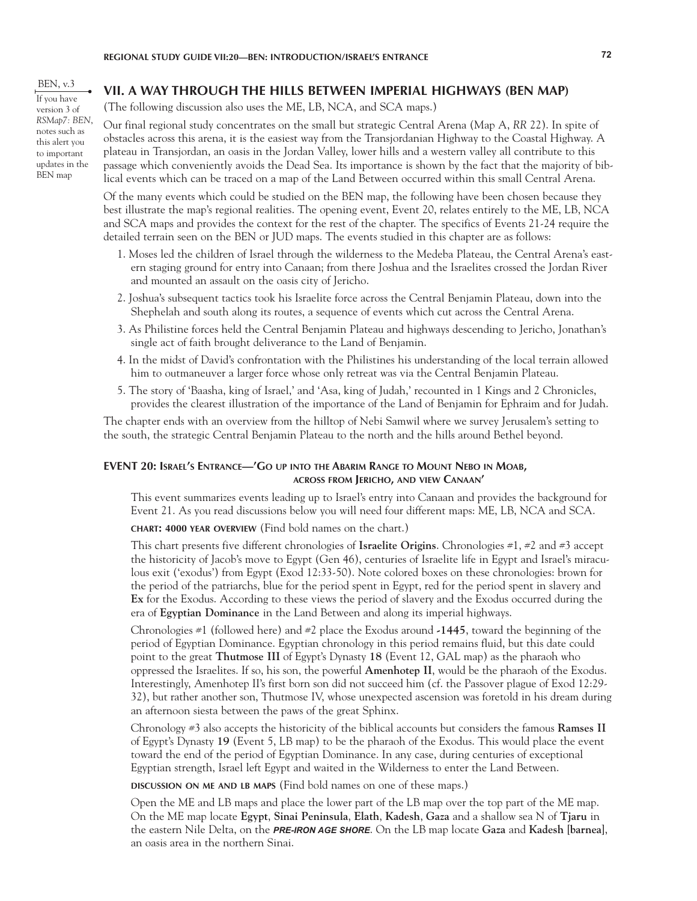BEN, v.3

If you have version 3 of *RSMap7: BEN*, notes such as this alert you to important updates in the BEN map

## VII. A WAY THROUGH THE HILLS BETWEEN IMPERIAL HIGHWAYS (BEN MAP)

(The following discussion also uses the ME, LB, NCA, and SCA maps.)

Our final regional study concentrates on the small but strategic Central Arena (Map A, *RR 22*). In spite of obstacles across this arena, it is the easiest way from the Transjordanian Highway to the Coastal Highway. A plateau in Transjordan, an oasis in the Jordan Valley, lower hills and a western valley all contribute to this passage which conveniently avoids the Dead Sea. Its importance is shown by the fact that the majority of biblical events which can be traced on a map of the Land Between occurred within this small Central Arena.

Of the many events which could be studied on the BEN map, the following have been chosen because they best illustrate the map's regional realities. The opening event, Event 20, relates entirely to the ME, LB, NCA and SCA maps and provides the context for the rest of the chapter. The specifics of Events 21-24 require the detailed terrain seen on the BEN or JUD maps. The events studied in this chapter are as follows:

1. Moses led the children of Israel through the wilderness to the Medeba Plateau, the Central Arena's eastern staging ground for entry into Canaan; from there Joshua and the Israelites crossed the Jordan River and mounted an assault on the oasis city of Jericho.
2. Joshua's subsequent tactics took his Israelite force across the Central Benjamin Plateau, down into the Shephelah and south along its routes, a sequence of events which cut across the Central Arena.
3. As Philistine forces held the Central Benjamin Plateau and highways descending to Jericho, Jonathan's single act of faith brought deliverance to the Land of Benjamin.
4. In the midst of David's confrontation with the Philistines his understanding of the local terrain allowed him to outmaneuver a larger force whose only retreat was via the Central Benjamin Plateau.
5. The story of 'Baasha, king of Israel,' and 'Asa, king of Judah,' recounted in 1 Kings and 2 Chronicles, provides the clearest illustration of the importance of the Land of Benjamin for Ephraim and for Judah.

The chapter ends with an overview from the hilltop of Nebi Samwil where we survey Jerusalem's setting to the south, the strategic Central Benjamin Plateau to the north and the hills around Bethel beyond.

### EVENT 20: Israel's Entrance—'Go up into the Abarim Range to Mount Nebo in Moab, across from Jericho, and view Canaan'

This event summarizes events leading up to Israel's entry into Canaan and provides the background for Event 21. As you read discussions below you will need four different maps: ME, LB, NCA and SCA.

**CHART: 4000 YEAR OVERVIEW** (Find bold names on the chart.)

This chart presents five different chronologies of **Israelite Origins**. Chronologies #1, #2 and #3 accept the historicity of Jacob's move to Egypt (Gen 46), centuries of Israelite life in Egypt and Israel's miraculous exit ('exodus') from Egypt (Exod 12:33-50). Note colored boxes on these chronologies: brown for the period of the patriarchs, blue for the period spent in Egypt, red for the period spent in slavery and **Ex** for the Exodus. According to these views the period of slavery and the Exodus occurred during the era of **Egyptian Dominance** in the Land Between and along its imperial highways.

Chronologies #1 (followed here) and #2 place the Exodus around **-1445**, toward the beginning of the period of Egyptian Dominance. Egyptian chronology in this period remains fluid, but this date could point to the great **Thutmose III** of Egypt's Dynasty **18** (Event 12, GAL map) as the pharaoh who oppressed the Israelites. If so, his son, the powerful **Amenhotep II**, would be the pharaoh of the Exodus. Interestingly, Amenhotep II's first born son did not succeed him (cf. the Passover plague of Exod 12:29-32), but rather another son, Thutmose IV, whose unexpected ascension was foretold in his dream during an afternoon siesta between the paws of the great Sphinx.

Chronology #3 also accepts the historicity of the biblical accounts but considers the famous **Ramses II** of Egypt's Dynasty **19** (Event 5, LB map) to be the pharaoh of the Exodus. This would place the event toward the end of the period of Egyptian Dominance. In any case, during centuries of exceptional Egyptian strength, Israel left Egypt and waited in the Wilderness to enter the Land Between.

**DISCUSSION ON ME AND LB MAPS** (Find bold names on one of these maps.)

Open the ME and LB maps and place the lower part of the LB map over the top part of the ME map. On the ME map locate **Egypt**, **Sinai Peninsula**, **Elath**, **Kadesh**, **Gaza** and a shallow sea N of **Tjaru** in the eastern Nile Delta, on the ***PRE-IRON AGE SHORE***. On the LB map locate **Gaza** and **Kadesh [barnea]**, an oasis area in the northern Sinai.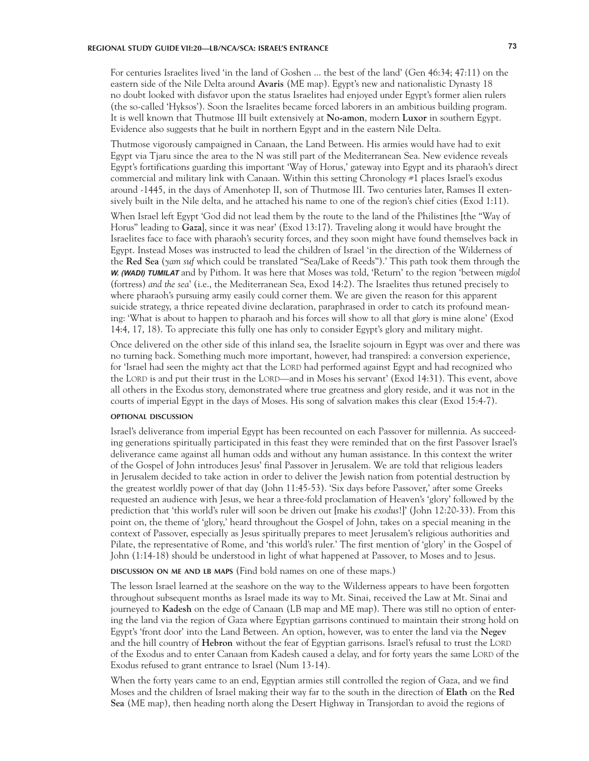For centuries Israelites lived 'in the land of Goshen … the best of the land' (Gen 46:34; 47:11) on the eastern side of the Nile Delta around **Avaris** (ME map). Egypt's new and nationalistic Dynasty 18 no doubt looked with disfavor upon the status Israelites had enjoyed under Egypt's former alien rulers (the so-called 'Hyksos'). Soon the Israelites became forced laborers in an ambitious building program. It is well known that Thutmose III built extensively at **No-amon**, modern **Luxor** in southern Egypt. Evidence also suggests that he built in northern Egypt and in the eastern Nile Delta.

Thutmose vigorously campaigned in Canaan, the Land Between. His armies would have had to exit Egypt via Tjaru since the area to the N was still part of the Mediterranean Sea. New evidence reveals Egypt's fortifications guarding this important 'Way of Horus,' gateway into Egypt and its pharaoh's direct commercial and military link with Canaan. Within this setting Chronology #1 places Israel's exodus around -1445, in the days of Amenhotep II, son of Thutmose III. Two centuries later, Ramses II extensively built in the Nile delta, and he attached his name to one of the region's chief cities (Exod 1:11).

When Israel left Egypt 'God did not lead them by the route to the land of the Philistines [the "Way of Horus" leading to **Gaza**], since it was near' (Exod 13:17). Traveling along it would have brought the Israelites face to face with pharaoh's security forces, and they soon might have found themselves back in Egypt. Instead Moses was instructed to lead the children of Israel 'in the direction of the Wilderness of the **Red Sea** (*yam suf* which could be translated "Sea/Lake of Reeds").' This path took them through the ***W. (WADI) TUMILAT*** and by Pithom. It was here that Moses was told, 'Return' to the region 'between *migdol* (fortress) *and the sea*' (i.e., the Mediterranean Sea, Exod 14:2). The Israelites thus retuned precisely to where pharaoh's pursuing army easily could corner them. We are given the reason for this apparent suicide strategy, a thrice repeated divine declaration, paraphrased in order to catch its profound meaning: 'What is about to happen to pharaoh and his forces will show to all that *glory* is mine alone' (Exod 14:4, 17, 18). To appreciate this fully one has only to consider Egypt's glory and military might.

Once delivered on the other side of this inland sea, the Israelite sojourn in Egypt was over and there was no turning back. Something much more important, however, had transpired: a conversion experience, for 'Israel had seen the mighty act that the LORD had performed against Egypt and had recognized who the LORD is and put their trust in the LORD—and in Moses his servant' (Exod 14:31). This event, above all others in the Exodus story, demonstrated where true greatness and glory reside, and it was not in the courts of imperial Egypt in the days of Moses. His song of salvation makes this clear (Exod 15:4-7).

#### OPTIONAL DISCUSSION

Israel's deliverance from imperial Egypt has been recounted on each Passover for millennia. As succeeding generations spiritually participated in this feast they were reminded that on the first Passover Israel's deliverance came against all human odds and without any human assistance. In this context the writer of the Gospel of John introduces Jesus' final Passover in Jerusalem. We are told that religious leaders in Jerusalem decided to take action in order to deliver the Jewish nation from potential destruction by the greatest worldly power of that day (John 11:45-53). 'Six days before Passover,' after some Greeks requested an audience with Jesus, we hear a three-fold proclamation of Heaven's 'glory' followed by the prediction that 'this world's ruler will soon be driven out [make his *exodus*!]' (John 12:20-33). From this point on, the theme of 'glory,' heard throughout the Gospel of John, takes on a special meaning in the context of Passover, especially as Jesus spiritually prepares to meet Jerusalem's religious authorities and Pilate, the representative of Rome, and 'this world's ruler.' The first mention of 'glory' in the Gospel of John (1:14-18) should be understood in light of what happened at Passover, to Moses and to Jesus.

**DISCUSSION ON ME AND LB MAPS** (Find bold names on one of these maps.)

The lesson Israel learned at the seashore on the way to the Wilderness appears to have been forgotten throughout subsequent months as Israel made its way to Mt. Sinai, received the Law at Mt. Sinai and journeyed to **Kadesh** on the edge of Canaan (LB map and ME map). There was still no option of entering the land via the region of Gaza where Egyptian garrisons continued to maintain their strong hold on Egypt's 'front door' into the Land Between. An option, however, was to enter the land via the **Negev** and the hill country of **Hebron** without the fear of Egyptian garrisons. Israel's refusal to trust the LORD of the Exodus and to enter Canaan from Kadesh caused a delay, and for forty years the same LORD of the Exodus refused to grant entrance to Israel (Num 13-14).

When the forty years came to an end, Egyptian armies still controlled the region of Gaza, and we find Moses and the children of Israel making their way far to the south in the direction of **Elath** on the **Red Sea** (ME map), then heading north along the Desert Highway in Transjordan to avoid the regions of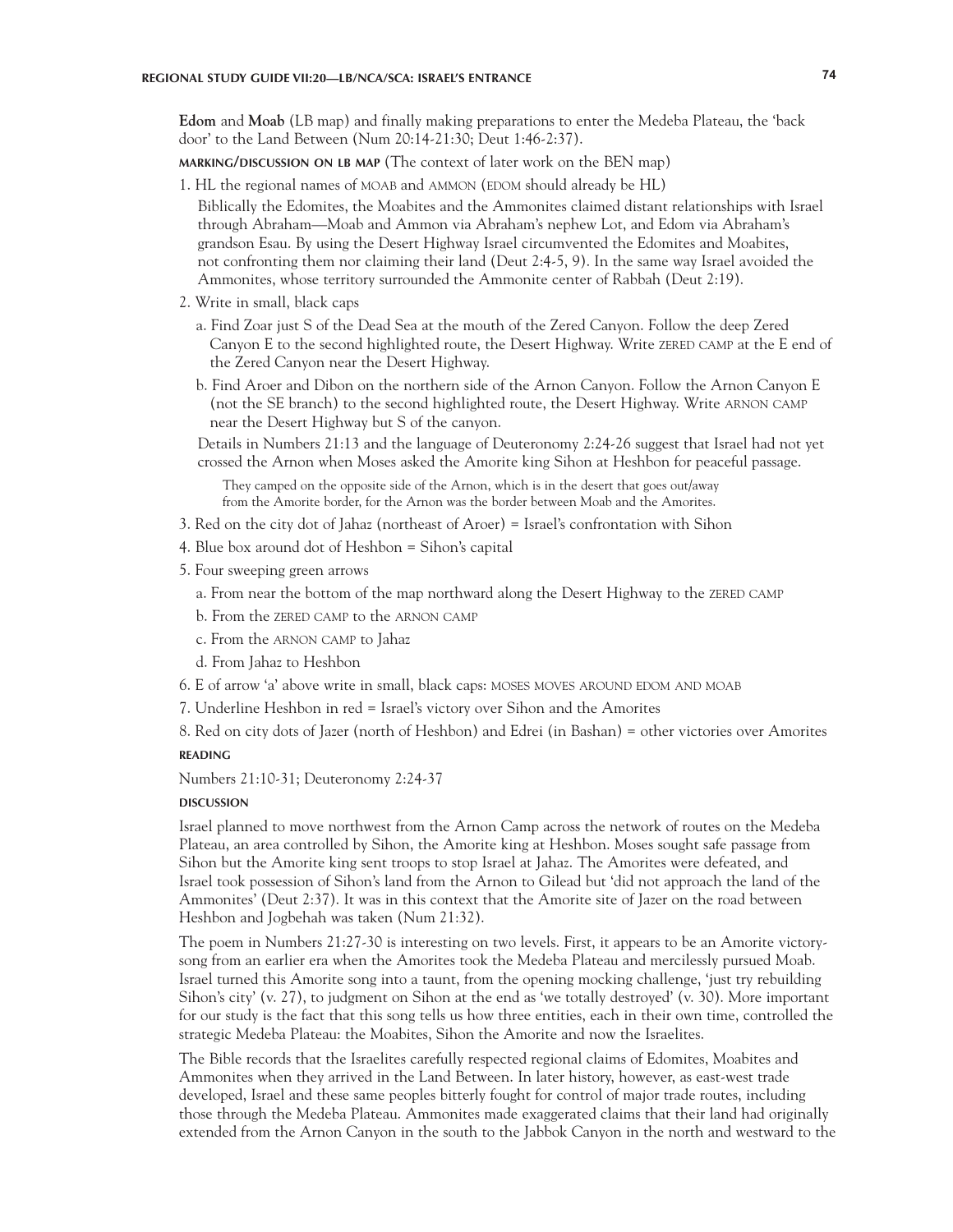**Edom** and **Moab** (LB map) and finally making preparations to enter the Medeba Plateau, the 'back door' to the Land Between (Num 20:14-21:30; Deut 1:46-2:37).

**MARKING/DISCUSSION ON LB MAP** (The context of later work on the BEN map)

1. HL the regional names of MOAB and AMMON (EDOM should already be HL)

   Biblically the Edomites, the Moabites and the Ammonites claimed distant relationships with Israel through Abraham—Moab and Ammon via Abraham's nephew Lot, and Edom via Abraham's grandson Esau. By using the Desert Highway Israel circumvented the Edomites and Moabites, not confronting them nor claiming their land (Deut 2:4-5, 9). In the same way Israel avoided the Ammonites, whose territory surrounded the Ammonite center of Rabbah (Deut 2:19).

2. Write in small, black caps

   a. Find Zoar just S of the Dead Sea at the mouth of the Zered Canyon. Follow the deep Zered Canyon E to the second highlighted route, the Desert Highway. Write ZERED CAMP at the E end of the Zered Canyon near the Desert Highway.

   b. Find Aroer and Dibon on the northern side of the Arnon Canyon. Follow the Arnon Canyon E (not the SE branch) to the second highlighted route, the Desert Highway. Write ARNON CAMP near the Desert Highway but S of the canyon.

   Details in Numbers 21:13 and the language of Deuteronomy 2:24-26 suggest that Israel had not yet crossed the Arnon when Moses asked the Amorite king Sihon at Heshbon for peaceful passage.

   > They camped on the opposite side of the Arnon, which is in the desert that goes out/away from the Amorite border, for the Arnon was the border between Moab and the Amorites.

3. Red on the city dot of Jahaz (northeast of Aroer) = Israel's confrontation with Sihon
4. Blue box around dot of Heshbon = Sihon's capital
5. Four sweeping green arrows

   a. From near the bottom of the map northward along the Desert Highway to the ZERED CAMP

   b. From the ZERED CAMP to the ARNON CAMP

   c. From the ARNON CAMP to Jahaz

   d. From Jahaz to Heshbon

6. E of arrow 'a' above write in small, black caps: MOSES MOVES AROUND EDOM AND MOAB
7. Underline Heshbon in red = Israel's victory over Sihon and the Amorites
8. Red on city dots of Jazer (north of Heshbon) and Edrei (in Bashan) = other victories over Amorites

**READING**

Numbers 21:10-31; Deuteronomy 2:24-37

**DISCUSSION**

Israel planned to move northwest from the Arnon Camp across the network of routes on the Medeba Plateau, an area controlled by Sihon, the Amorite king at Heshbon. Moses sought safe passage from Sihon but the Amorite king sent troops to stop Israel at Jahaz. The Amorites were defeated, and Israel took possession of Sihon's land from the Arnon to Gilead but 'did not approach the land of the Ammonites' (Deut 2:37). It was in this context that the Amorite site of Jazer on the road between Heshbon and Jogbehah was taken (Num 21:32).

The poem in Numbers 21:27-30 is interesting on two levels. First, it appears to be an Amorite victory-song from an earlier era when the Amorites took the Medeba Plateau and mercilessly pursued Moab. Israel turned this Amorite song into a taunt, from the opening mocking challenge, 'just try rebuilding Sihon's city' (v. 27), to judgment on Sihon at the end as 'we totally destroyed' (v. 30). More important for our study is the fact that this song tells us how three entities, each in their own time, controlled the strategic Medeba Plateau: the Moabites, Sihon the Amorite and now the Israelites.

The Bible records that the Israelites carefully respected regional claims of Edomites, Moabites and Ammonites when they arrived in the Land Between. In later history, however, as east-west trade developed, Israel and these same peoples bitterly fought for control of major trade routes, including those through the Medeba Plateau. Ammonites made exaggerated claims that their land had originally extended from the Arnon Canyon in the south to the Jabbok Canyon in the north and westward to the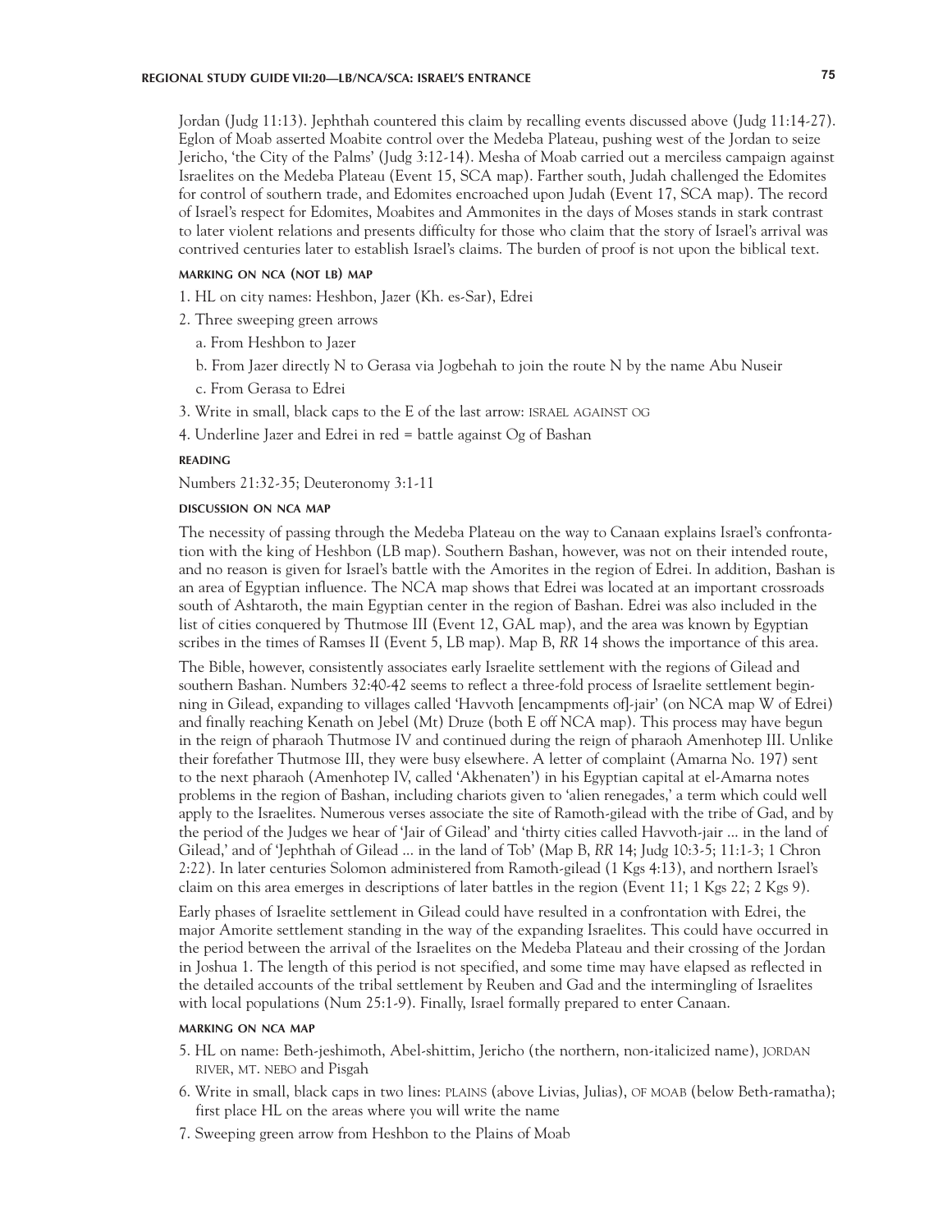Jordan (Judg 11:13). Jephthah countered this claim by recalling events discussed above (Judg 11:14-27). Eglon of Moab asserted Moabite control over the Medeba Plateau, pushing west of the Jordan to seize Jericho, 'the City of the Palms' (Judg 3:12-14). Mesha of Moab carried out a merciless campaign against Israelites on the Medeba Plateau (Event 15, SCA map). Farther south, Judah challenged the Edomites for control of southern trade, and Edomites encroached upon Judah (Event 17, SCA map). The record of Israel's respect for Edomites, Moabites and Ammonites in the days of Moses stands in stark contrast to later violent relations and presents difficulty for those who claim that the story of Israel's arrival was contrived centuries later to establish Israel's claims. The burden of proof is not upon the biblical text.

#### MARKING ON NCA (NOT LB) MAP

1. HL on city names: Heshbon, Jazer (Kh. es-Sar), Edrei
2. Three sweeping green arrows
   a. From Heshbon to Jazer
   b. From Jazer directly N to Gerasa via Jogbehah to join the route N by the name Abu Nuseir
   c. From Gerasa to Edrei
3. Write in small, black caps to the E of the last arrow: ISRAEL AGAINST OG
4. Underline Jazer and Edrei in red = battle against Og of Bashan

#### READING

Numbers 21:32-35; Deuteronomy 3:1-11

#### DISCUSSION ON NCA MAP

The necessity of passing through the Medeba Plateau on the way to Canaan explains Israel's confrontation with the king of Heshbon (LB map). Southern Bashan, however, was not on their intended route, and no reason is given for Israel's battle with the Amorites in the region of Edrei. In addition, Bashan is an area of Egyptian influence. The NCA map shows that Edrei was located at an important crossroads south of Ashtaroth, the main Egyptian center in the region of Bashan. Edrei was also included in the list of cities conquered by Thutmose III (Event 12, GAL map), and the area was known by Egyptian scribes in the times of Ramses II (Event 5, LB map). Map B, *RR* 14 shows the importance of this area.

The Bible, however, consistently associates early Israelite settlement with the regions of Gilead and southern Bashan. Numbers 32:40-42 seems to reflect a three-fold process of Israelite settlement beginning in Gilead, expanding to villages called 'Havvoth [encampments of]-jair' (on NCA map W of Edrei) and finally reaching Kenath on Jebel (Mt) Druze (both E off NCA map). This process may have begun in the reign of pharaoh Thutmose IV and continued during the reign of pharaoh Amenhotep III. Unlike their forefather Thutmose III, they were busy elsewhere. A letter of complaint (Amarna No. 197) sent to the next pharaoh (Amenhotep IV, called 'Akhenaten') in his Egyptian capital at el-Amarna notes problems in the region of Bashan, including chariots given to 'alien renegades,' a term which could well apply to the Israelites. Numerous verses associate the site of Ramoth-gilead with the tribe of Gad, and by the period of the Judges we hear of 'Jair of Gilead' and 'thirty cities called Havvoth-jair ... in the land of Gilead,' and of 'Jephthah of Gilead ... in the land of Tob' (Map B, *RR* 14; Judg 10:3-5; 11:1-3; 1 Chron 2:22). In later centuries Solomon administered from Ramoth-gilead (1 Kgs 4:13), and northern Israel's claim on this area emerges in descriptions of later battles in the region (Event 11; 1 Kgs 22; 2 Kgs 9).

Early phases of Israelite settlement in Gilead could have resulted in a confrontation with Edrei, the major Amorite settlement standing in the way of the expanding Israelites. This could have occurred in the period between the arrival of the Israelites on the Medeba Plateau and their crossing of the Jordan in Joshua 1. The length of this period is not specified, and some time may have elapsed as reflected in the detailed accounts of the tribal settlement by Reuben and Gad and the intermingling of Israelites with local populations (Num 25:1-9). Finally, Israel formally prepared to enter Canaan.

#### MARKING ON NCA MAP

5. HL on name: Beth-jeshimoth, Abel-shittim, Jericho (the northern, non-italicized name), JORDAN RIVER, MT. NEBO and Pisgah
6. Write in small, black caps in two lines: PLAINS (above Livias, Julias), OF MOAB (below Beth-ramatha); first place HL on the areas where you will write the name
7. Sweeping green arrow from Heshbon to the Plains of Moab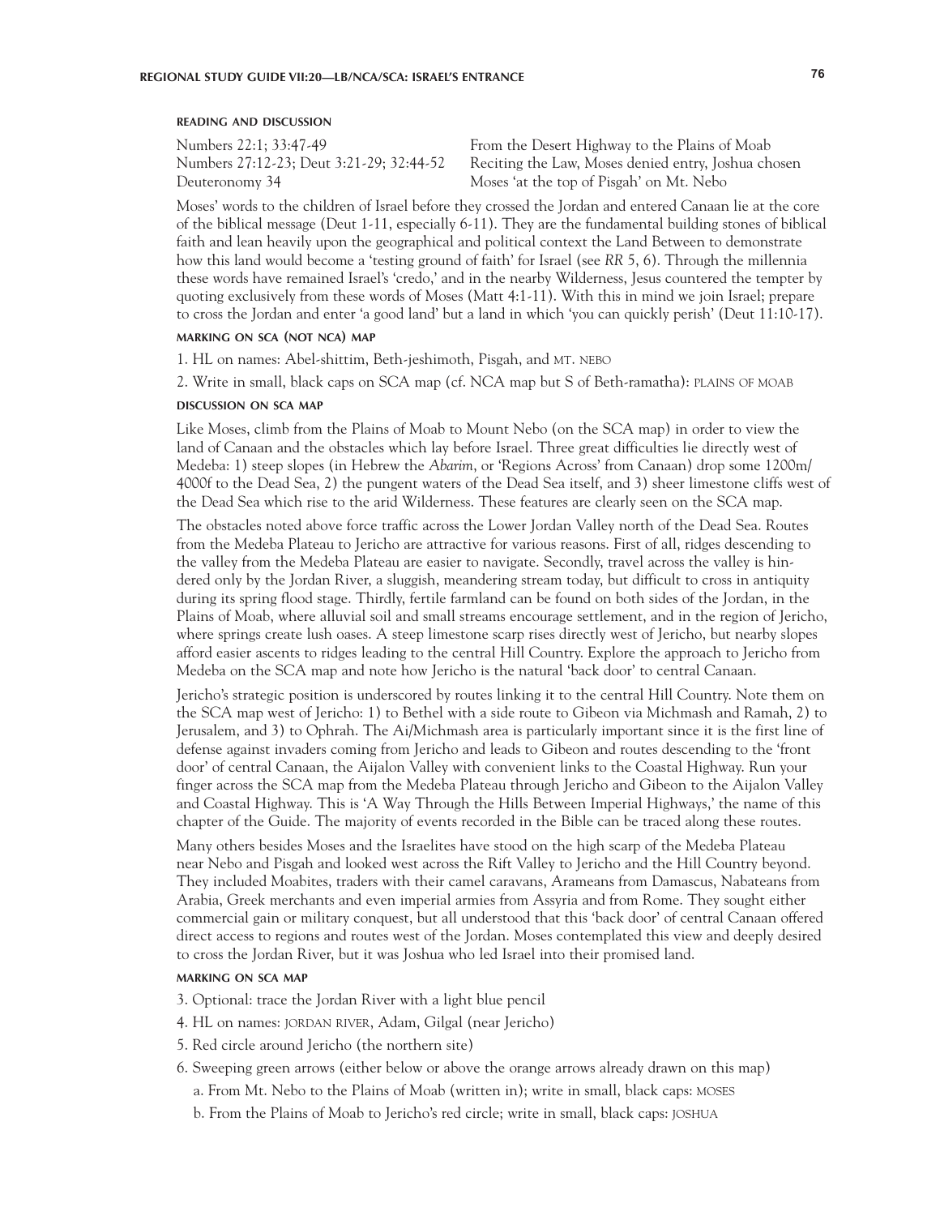#### READING AND DISCUSSION

| | |
|---|---|
| Numbers 22:1; 33:47-49 | From the Desert Highway to the Plains of Moab |
| Numbers 27:12-23; Deut 3:21-29; 32:44-52 | Reciting the Law, Moses denied entry, Joshua chosen |
| Deuteronomy 34 | Moses 'at the top of Pisgah' on Mt. Nebo |

Moses' words to the children of Israel before they crossed the Jordan and entered Canaan lie at the core of the biblical message (Deut 1-11, especially 6-11). They are the fundamental building stones of biblical faith and lean heavily upon the geographical and political context the Land Between to demonstrate how this land would become a 'testing ground of faith' for Israel (see *RR* 5, 6). Through the millennia these words have remained Israel's 'credo,' and in the nearby Wilderness, Jesus countered the tempter by quoting exclusively from these words of Moses (Matt 4:1-11). With this in mind we join Israel; prepare to cross the Jordan and enter 'a good land' but a land in which 'you can quickly perish' (Deut 11:10-17).

#### MARKING ON SCA (NOT NCA) MAP

1. HL on names: Abel-shittim, Beth-jeshimoth, Pisgah, and MT. NEBO
2. Write in small, black caps on SCA map (cf. NCA map but S of Beth-ramatha): PLAINS OF MOAB

#### DISCUSSION ON SCA MAP

Like Moses, climb from the Plains of Moab to Mount Nebo (on the SCA map) in order to view the land of Canaan and the obstacles which lay before Israel. Three great difficulties lie directly west of Medeba: 1) steep slopes (in Hebrew the *Abarim*, or 'Regions Across' from Canaan) drop some 1200m/ 4000f to the Dead Sea, 2) the pungent waters of the Dead Sea itself, and 3) sheer limestone cliffs west of the Dead Sea which rise to the arid Wilderness. These features are clearly seen on the SCA map.

The obstacles noted above force traffic across the Lower Jordan Valley north of the Dead Sea. Routes from the Medeba Plateau to Jericho are attractive for various reasons. First of all, ridges descending to the valley from the Medeba Plateau are easier to navigate. Secondly, travel across the valley is hindered only by the Jordan River, a sluggish, meandering stream today, but difficult to cross in antiquity during its spring flood stage. Thirdly, fertile farmland can be found on both sides of the Jordan, in the Plains of Moab, where alluvial soil and small streams encourage settlement, and in the region of Jericho, where springs create lush oases. A steep limestone scarp rises directly west of Jericho, but nearby slopes afford easier ascents to ridges leading to the central Hill Country. Explore the approach to Jericho from Medeba on the SCA map and note how Jericho is the natural 'back door' to central Canaan.

Jericho's strategic position is underscored by routes linking it to the central Hill Country. Note them on the SCA map west of Jericho: 1) to Bethel with a side route to Gibeon via Michmash and Ramah, 2) to Jerusalem, and 3) to Ophrah. The Ai/Michmash area is particularly important since it is the first line of defense against invaders coming from Jericho and leads to Gibeon and routes descending to the 'front door' of central Canaan, the Aijalon Valley with convenient links to the Coastal Highway. Run your finger across the SCA map from the Medeba Plateau through Jericho and Gibeon to the Aijalon Valley and Coastal Highway. This is 'A Way Through the Hills Between Imperial Highways,' the name of this chapter of the Guide. The majority of events recorded in the Bible can be traced along these routes.

Many others besides Moses and the Israelites have stood on the high scarp of the Medeba Plateau near Nebo and Pisgah and looked west across the Rift Valley to Jericho and the Hill Country beyond. They included Moabites, traders with their camel caravans, Arameans from Damascus, Nabateans from Arabia, Greek merchants and even imperial armies from Assyria and from Rome. They sought either commercial gain or military conquest, but all understood that this 'back door' of central Canaan offered direct access to regions and routes west of the Jordan. Moses contemplated this view and deeply desired to cross the Jordan River, but it was Joshua who led Israel into their promised land.

#### MARKING ON SCA MAP

3. Optional: trace the Jordan River with a light blue pencil
4. HL on names: JORDAN RIVER, Adam, Gilgal (near Jericho)
5. Red circle around Jericho (the northern site)
6. Sweeping green arrows (either below or above the orange arrows already drawn on this map)
   a. From Mt. Nebo to the Plains of Moab (written in); write in small, black caps: MOSES
   b. From the Plains of Moab to Jericho's red circle; write in small, black caps: JOSHUA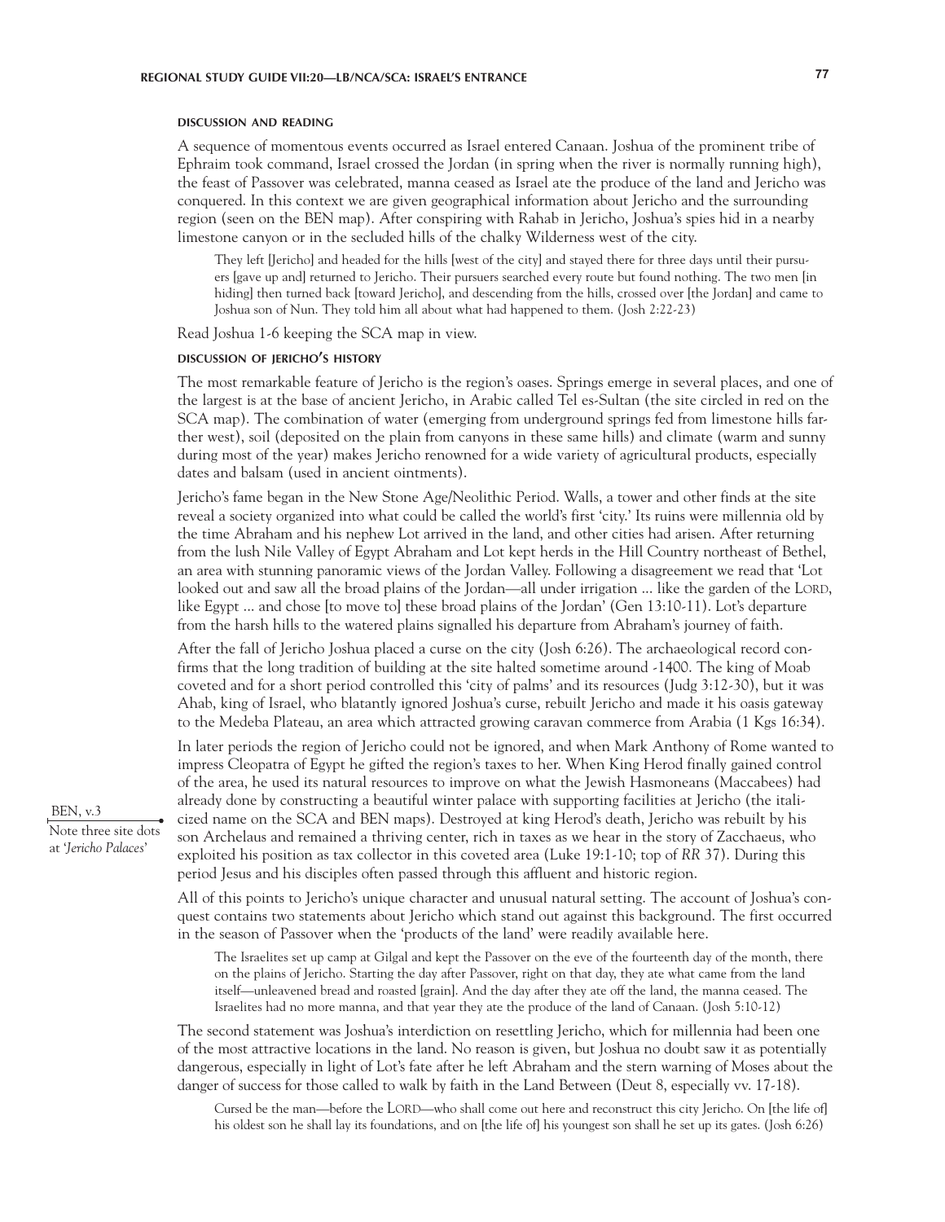#### DISCUSSION AND READING

A sequence of momentous events occurred as Israel entered Canaan. Joshua of the prominent tribe of Ephraim took command, Israel crossed the Jordan (in spring when the river is normally running high), the feast of Passover was celebrated, manna ceased as Israel ate the produce of the land and Jericho was conquered. In this context we are given geographical information about Jericho and the surrounding region (seen on the BEN map). After conspiring with Rahab in Jericho, Joshua's spies hid in a nearby limestone canyon or in the secluded hills of the chalky Wilderness west of the city.

> They left [Jericho] and headed for the hills [west of the city] and stayed there for three days until their pursuers [gave up and] returned to Jericho. Their pursuers searched every route but found nothing. The two men [in hiding] then turned back [toward Jericho], and descending from the hills, crossed over [the Jordan] and came to Joshua son of Nun. They told him all about what had happened to them. (Josh 2:22-23)

Read Joshua 1-6 keeping the SCA map in view.

#### DISCUSSION OF JERICHO'S HISTORY

The most remarkable feature of Jericho is the region's oases. Springs emerge in several places, and one of the largest is at the base of ancient Jericho, in Arabic called Tel es-Sultan (the site circled in red on the SCA map). The combination of water (emerging from underground springs fed from limestone hills farther west), soil (deposited on the plain from canyons in these same hills) and climate (warm and sunny during most of the year) makes Jericho renowned for a wide variety of agricultural products, especially dates and balsam (used in ancient ointments).

Jericho's fame began in the New Stone Age/Neolithic Period. Walls, a tower and other finds at the site reveal a society organized into what could be called the world's first 'city.' Its ruins were millennia old by the time Abraham and his nephew Lot arrived in the land, and other cities had arisen. After returning from the lush Nile Valley of Egypt Abraham and Lot kept herds in the Hill Country northeast of Bethel, an area with stunning panoramic views of the Jordan Valley. Following a disagreement we read that 'Lot looked out and saw all the broad plains of the Jordan—all under irrigation ... like the garden of the LORD, like Egypt ... and chose [to move to] these broad plains of the Jordan' (Gen 13:10-11). Lot's departure from the harsh hills to the watered plains signalled his departure from Abraham's journey of faith.

After the fall of Jericho Joshua placed a curse on the city (Josh 6:26). The archaeological record confirms that the long tradition of building at the site halted sometime around -1400. The king of Moab coveted and for a short period controlled this 'city of palms' and its resources (Judg 3:12-30), but it was Ahab, king of Israel, who blatantly ignored Joshua's curse, rebuilt Jericho and made it his oasis gateway to the Medeba Plateau, an area which attracted growing caravan commerce from Arabia (1 Kgs 16:34).

In later periods the region of Jericho could not be ignored, and when Mark Anthony of Rome wanted to impress Cleopatra of Egypt he gifted the region's taxes to her. When King Herod finally gained control of the area, he used its natural resources to improve on what the Jewish Hasmoneans (Maccabees) had already done by constructing a beautiful winter palace with supporting facilities at Jericho (the italicized name on the SCA and BEN maps). Destroyed at king Herod's death, Jericho was rebuilt by his son Archelaus and remained a thriving center, rich in taxes as we hear in the story of Zacchaeus, who exploited his position as tax collector in this coveted area (Luke 19:1-10; top of *RR* 37). During this period Jesus and his disciples often passed through this affluent and historic region.

BEN, v.3
Note three site dots at '*Jericho Palaces*'

All of this points to Jericho's unique character and unusual natural setting. The account of Joshua's conquest contains two statements about Jericho which stand out against this background. The first occurred in the season of Passover when the 'products of the land' were readily available here.

> The Israelites set up camp at Gilgal and kept the Passover on the eve of the fourteenth day of the month, there on the plains of Jericho. Starting the day after Passover, right on that day, they ate what came from the land itself—unleavened bread and roasted [grain]. And the day after they ate off the land, the manna ceased. The Israelites had no more manna, and that year they ate the produce of the land of Canaan. (Josh 5:10-12)

The second statement was Joshua's interdiction on resettling Jericho, which for millennia had been one of the most attractive locations in the land. No reason is given, but Joshua no doubt saw it as potentially dangerous, especially in light of Lot's fate after he left Abraham and the stern warning of Moses about the danger of success for those called to walk by faith in the Land Between (Deut 8, especially vv. 17-18).

> Cursed be the man—before the LORD—who shall come out here and reconstruct this city Jericho. On [the life of] his oldest son he shall lay its foundations, and on [the life of] his youngest son shall he set up its gates. (Josh 6:26)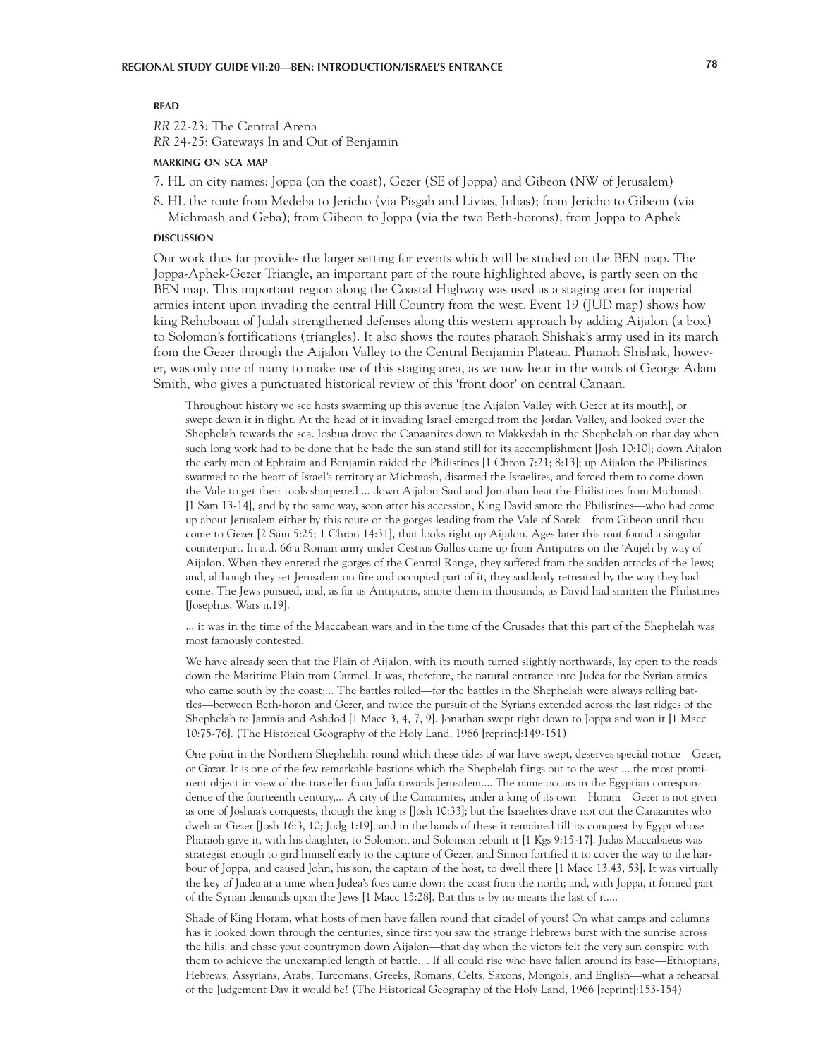#### READ

*RR* 22-23: The Central Arena
*RR* 24-25: Gateways In and Out of Benjamin

#### MARKING ON SCA MAP

7. HL on city names: Joppa (on the coast), Gezer (SE of Joppa) and Gibeon (NW of Jerusalem)
8. HL the route from Medeba to Jericho (via Pisgah and Livias, Julias); from Jericho to Gibeon (via Michmash and Geba); from Gibeon to Joppa (via the two Beth-horons); from Joppa to Aphek

#### DISCUSSION

Our work thus far provides the larger setting for events which will be studied on the BEN map. The Joppa-Aphek-Gezer Triangle, an important part of the route highlighted above, is partly seen on the BEN map. This important region along the Coastal Highway was used as a staging area for imperial armies intent upon invading the central Hill Country from the west. Event 19 (JUD map) shows how king Rehoboam of Judah strengthened defenses along this western approach by adding Aijalon (a box) to Solomon's fortifications (triangles). It also shows the routes pharaoh Shishak's army used in its march from the Gezer through the Aijalon Valley to the Central Benjamin Plateau. Pharaoh Shishak, however, was only one of many to make use of this staging area, as we now hear in the words of George Adam Smith, who gives a punctuated historical review of this 'front door' on central Canaan.

> Throughout history we see hosts swarming up this avenue [the Aijalon Valley with Gezer at its mouth], or swept down it in flight. At the head of it invading Israel emerged from the Jordan Valley, and looked over the Shephelah towards the sea. Joshua drove the Canaanites down to Makkedah in the Shephelah on that day when such long work had to be done that he bade the sun stand still for its accomplishment [Josh 10:10]; down Aijalon the early men of Ephraim and Benjamin raided the Philistines [1 Chron 7:21; 8:13]; up Aijalon the Philistines swarmed to the heart of Israel's territory at Michmash, disarmed the Israelites, and forced them to come down the Vale to get their tools sharpened ... down Aijalon Saul and Jonathan beat the Philistines from Michmash [1 Sam 13-14], and by the same way, soon after his accession, King David smote the Philistines—who had come up about Jerusalem either by this route or the gorges leading from the Vale of Sorek—from Gibeon until thou come to Gezer [2 Sam 5:25; 1 Chron 14:31], that looks right up Aijalon. Ages later this rout found a singular counterpart. In a.d. 66 a Roman army under Cestius Gallus came up from Antipatris on the 'Aujeh by way of Aijalon. When they entered the gorges of the Central Range, they suffered from the sudden attacks of the Jews; and, although they set Jerusalem on fire and occupied part of it, they suddenly retreated by the way they had come. The Jews pursued, and, as far as Antipatris, smote them in thousands, as David had smitten the Philistines [Josephus, Wars ii.19].
>
> ... it was in the time of the Maccabean wars and in the time of the Crusades that this part of the Shephelah was most famously contested.
>
> We have already seen that the Plain of Aijalon, with its mouth turned slightly northwards, lay open to the roads down the Maritime Plain from Carmel. It was, therefore, the natural entrance into Judea for the Syrian armies who came south by the coast;... The battles rolled—for the battles in the Shephelah were always rolling battles—between Beth-horon and Gezer, and twice the pursuit of the Syrians extended across the last ridges of the Shephelah to Jamnia and Ashdod [1 Macc 3, 4, 7, 9]. Jonathan swept right down to Joppa and won it [1 Macc 10:75-76]. (The Historical Geography of the Holy Land, 1966 [reprint]:149-151)
>
> One point in the Northern Shephelah, round which these tides of war have swept, deserves special notice—Gezer, or Gazar. It is one of the few remarkable bastions which the Shephelah flings out to the west ... the most prominent object in view of the traveller from Jaffa towards Jerusalem.... The name occurs in the Egyptian correspondence of the fourteenth century,... A city of the Canaanites, under a king of its own—Horam—Gezer is not given as one of Joshua's conquests, though the king is [Josh 10:33]; but the Israelites drave not out the Canaanites who dwelt at Gezer [Josh 16:3, 10; Judg 1:19], and in the hands of these it remained till its conquest by Egypt whose Pharaoh gave it, with his daughter, to Solomon, and Solomon rebuilt it [1 Kgs 9:15-17]. Judas Maccabaeus was strategist enough to gird himself early to the capture of Gezer, and Simon fortified it to cover the way to the harbour of Joppa, and caused John, his son, the captain of the host, to dwell there [1 Macc 13:43, 53]. It was virtually the key of Judea at a time when Judea's foes came down the coast from the north; and, with Joppa, it formed part of the Syrian demands upon the Jews [1 Macc 15:28]. But this is by no means the last of it....
>
> Shade of King Horam, what hosts of men have fallen round that citadel of yours! On what camps and columns has it looked down through the centuries, since first you saw the strange Hebrews burst with the sunrise across the hills, and chase your countrymen down Aijalon—that day when the victors felt the very sun conspire with them to achieve the unexampled length of battle.... If all could rise who have fallen around its base—Ethiopians, Hebrews, Assyrians, Arabs, Turcomans, Greeks, Romans, Celts, Saxons, Mongols, and English—what a rehearsal of the Judgement Day it would be! (The Historical Geography of the Holy Land, 1966 [reprint]:153-154)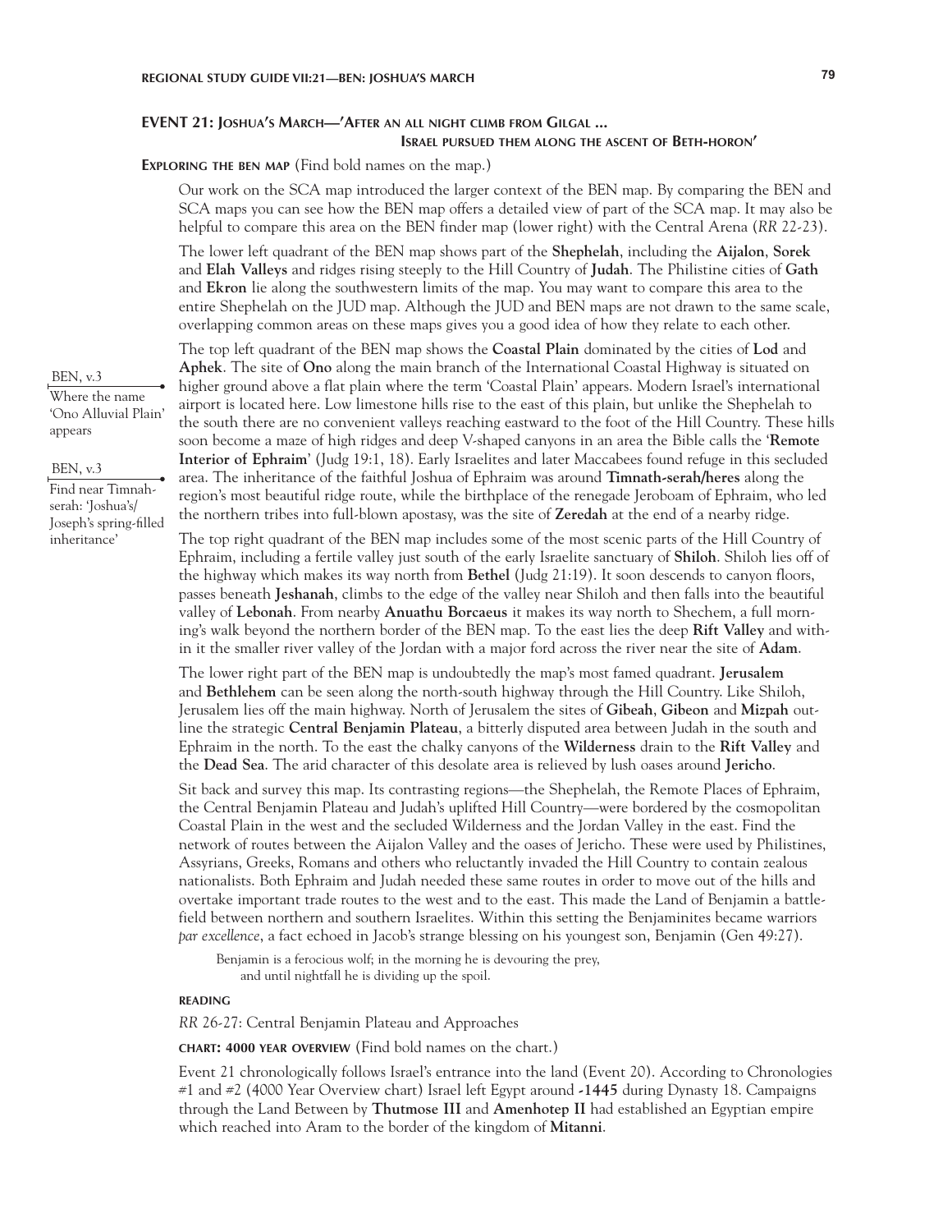## EVENT 21: Joshua's March—'After an all night climb from Gilgal ... Israel pursued them along the ascent of Beth-horon'

**Exploring the BEN map** (Find bold names on the map.)

Our work on the SCA map introduced the larger context of the BEN map. By comparing the BEN and SCA maps you can see how the BEN map offers a detailed view of part of the SCA map. It may also be helpful to compare this area on the BEN finder map (lower right) with the Central Arena (*RR* 22-23).

The lower left quadrant of the BEN map shows part of the **Shephelah**, including the **Aijalon**, **Sorek** and **Elah Valleys** and ridges rising steeply to the Hill Country of **Judah**. The Philistine cities of **Gath** and **Ekron** lie along the southwestern limits of the map. You may want to compare this area to the entire Shephelah on the JUD map. Although the JUD and BEN maps are not drawn to the same scale, overlapping common areas on these maps gives you a good idea of how they relate to each other.

> BEN, v.3
> Where the name 'Ono Alluvial Plain' appears

> BEN, v.3
> Find near Timnah-serah: 'Joshua's/Joseph's spring-filled inheritance'

The top left quadrant of the BEN map shows the **Coastal Plain** dominated by the cities of **Lod** and **Aphek**. The site of **Ono** along the main branch of the International Coastal Highway is situated on higher ground above a flat plain where the term 'Coastal Plain' appears. Modern Israel's international airport is located here. Low limestone hills rise to the east of this plain, but unlike the Shephelah to the south there are no convenient valleys reaching eastward to the foot of the Hill Country. These hills soon become a maze of high ridges and deep V-shaped canyons in an area the Bible calls the '**Remote Interior of Ephraim**' (Judg 19:1, 18). Early Israelites and later Maccabees found refuge in this secluded area. The inheritance of the faithful Joshua of Ephraim was around **Timnath-serah/heres** along the region's most beautiful ridge route, while the birthplace of the renegade Jeroboam of Ephraim, who led the northern tribes into full-blown apostasy, was the site of **Zeredah** at the end of a nearby ridge.

The top right quadrant of the BEN map includes some of the most scenic parts of the Hill Country of Ephraim, including a fertile valley just south of the early Israelite sanctuary of **Shiloh**. Shiloh lies off of the highway which makes its way north from **Bethel** (Judg 21:19). It soon descends to canyon floors, passes beneath **Jeshanah**, climbs to the edge of the valley near Shiloh and then falls into the beautiful valley of **Lebonah**. From nearby **Anuathu Borcaeus** it makes its way north to Shechem, a full morning's walk beyond the northern border of the BEN map. To the east lies the deep **Rift Valley** and within it the smaller river valley of the Jordan with a major ford across the river near the site of **Adam**.

The lower right part of the BEN map is undoubtedly the map's most famed quadrant. **Jerusalem** and **Bethlehem** can be seen along the north-south highway through the Hill Country. Like Shiloh, Jerusalem lies off the main highway. North of Jerusalem the sites of **Gibeah**, **Gibeon** and **Mizpah** outline the strategic **Central Benjamin Plateau**, a bitterly disputed area between Judah in the south and Ephraim in the north. To the east the chalky canyons of the **Wilderness** drain to the **Rift Valley** and the **Dead Sea**. The arid character of this desolate area is relieved by lush oases around **Jericho**.

Sit back and survey this map. Its contrasting regions—the Shephelah, the Remote Places of Ephraim, the Central Benjamin Plateau and Judah's uplifted Hill Country—were bordered by the cosmopolitan Coastal Plain in the west and the secluded Wilderness and the Jordan Valley in the east. Find the network of routes between the Aijalon Valley and the oases of Jericho. These were used by Philistines, Assyrians, Greeks, Romans and others who reluctantly invaded the Hill Country to contain zealous nationalists. Both Ephraim and Judah needed these same routes in order to move out of the hills and overtake important trade routes to the west and to the east. This made the Land of Benjamin a battlefield between northern and southern Israelites. Within this setting the Benjaminites became warriors *par excellence*, a fact echoed in Jacob's strange blessing on his youngest son, Benjamin (Gen 49:27).

> Benjamin is a ferocious wolf; in the morning he is devouring the prey,
> and until nightfall he is dividing up the spoil.

**Reading**

*RR* 26-27: Central Benjamin Plateau and Approaches

**Chart: 4000 year overview** (Find bold names on the chart.)

Event 21 chronologically follows Israel's entrance into the land (Event 20). According to Chronologies #1 and #2 (4000 Year Overview chart) Israel left Egypt around **-1445** during Dynasty 18. Campaigns through the Land Between by **Thutmose III** and **Amenhotep II** had established an Egyptian empire which reached into Aram to the border of the kingdom of **Mitanni**.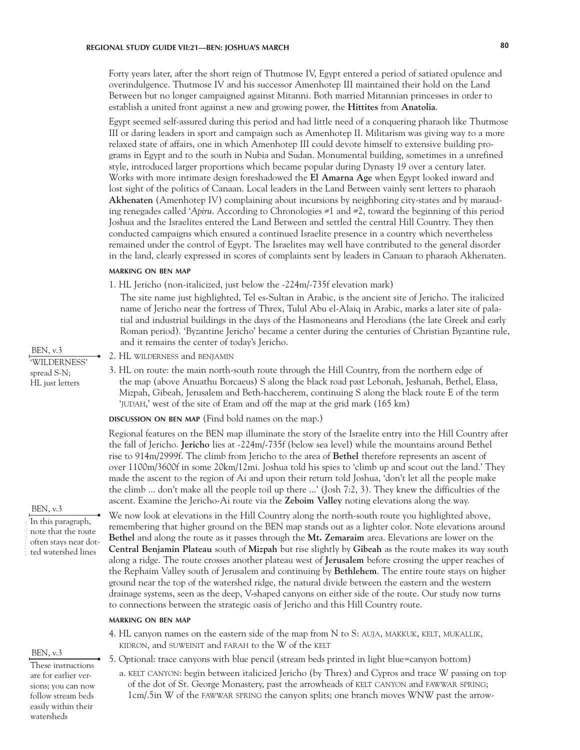Forty years later, after the short reign of Thutmose IV, Egypt entered a period of satiated opulence and overindulgence. Thutmose IV and his successor Amenhotep III maintained their hold on the Land Between but no longer campaigned against Mitanni. Both married Mitannian princesses in order to establish a united front against a new and growing power, the **Hittites** from **Anatolia**.

Egypt seemed self-assured during this period and had little need of a conquering pharaoh like Thutmose III or daring leaders in sport and campaign such as Amenhotep II. Militarism was giving way to a more relaxed state of affairs, one in which Amenhotep III could devote himself to extensive building programs in Egypt and to the south in Nubia and Sudan. Monumental building, sometimes in a unrefined style, introduced larger proportions which became popular during Dynasty 19 over a century later. Works with more intimate design foreshadowed the **El Amarna Age** when Egypt looked inward and lost sight of the politics of Canaan. Local leaders in the Land Between vainly sent letters to pharaoh **Akhenaten** (Amenhotep IV) complaining about incursions by neighboring city-states and by marauding renegades called *'Apiru*. According to Chronologies #1 and #2, toward the beginning of this period Joshua and the Israelites entered the Land Between and settled the central Hill Country. They then conducted campaigns which ensured a continued Israelite presence in a country which nevertheless remained under the control of Egypt. The Israelites may well have contributed to the general disorder in the land, clearly expressed in scores of complaints sent by leaders in Canaan to pharaoh Akhenaten.

#### MARKING ON BEN MAP

1. HL Jericho (non-italicized, just below the -224m/-735f elevation mark)

   The site name just highlighted, Tel es-Sultan in Arabic, is the ancient site of Jericho. The italicized name of Jericho near the fortress of Threx, Tulul Abu el-Alaiq in Arabic, marks a later site of palatial and industrial buildings in the days of the Hasmoneans and Herodians (the late Greek and early Roman period). 'Byzantine Jericho' became a center during the centuries of Christian Byzantine rule, and it remains the center of today's Jericho.

> BEN, v.3 — 'WILDERNESS' spread S-N; HL just letters

2. HL WILDERNESS and BENJAMIN
3. HL on route: the main north-south route through the Hill Country, from the northern edge of the map (above Anuathu Borcaeus) S along the black road past Lebonah, Jeshanah, Bethel, Elasa, Mizpah, Gibeah, Jerusalem and Beth-haccherem, continuing S along the black route E of the term 'JUDAH,' west of the site of Etam and off the map at the grid mark (165 km)

#### DISCUSSION ON BEN MAP (Find bold names on the map.)

Regional features on the BEN map illuminate the story of the Israelite entry into the Hill Country after the fall of Jericho. **Jericho** lies at -224m/-735f (below sea level) while the mountains around Bethel rise to 914m/2999f. The climb from Jericho to the area of **Bethel** therefore represents an ascent of over 1100m/3600f in some 20km/12mi. Joshua told his spies to 'climb up and scout out the land.' They made the ascent to the region of Ai and upon their return told Joshua, 'don't let all the people make the climb ... don't make all the people toil up there ...' (Josh 7:2, 3). They knew the difficulties of the ascent. Examine the Jericho-Ai route via the **Zeboim Valley** noting elevations along the way.

> BEN, v.3 — In this paragraph, note that the route often stays near dotted watershed lines

We now look at elevations in the Hill Country along the north-south route you highlighted above, remembering that higher ground on the BEN map stands out as a lighter color. Note elevations around **Bethel** and along the route as it passes through the **Mt. Zemaraim** area. Elevations are lower on the **Central Benjamin Plateau** south of **Mizpah** but rise slightly by **Gibeah** as the route makes its way south along a ridge. The route crosses another plateau west of **Jerusalem** before crossing the upper reaches of the Rephaim Valley south of Jerusalem and continuing by **Bethlehem**. The entire route stays on higher ground near the top of the watershed ridge, the natural divide between the eastern and the western drainage systems, seen as the deep, V-shaped canyons on either side of the route. Our study now turns to connections between the strategic oasis of Jericho and this Hill Country route.

#### MARKING ON BEN MAP

4. HL canyon names on the eastern side of the map from N to S: AUJA, MAKKUK, KELT, MUKALLIK, KIDRON, and SUWEINIT and FARAH to the W of the KELT

> BEN, v.3 — These instructions are for earlier versions; you can now follow stream beds easily within their watersheds

5. Optional: trace canyons with blue pencil (stream beds printed in light blue=canyon bottom)
   a. KELT CANYON: begin between italicized Jericho (by Threx) and Cypros and trace W passing on top of the dot of St. George Monastery, past the arrowheads of KELT CANYON and FAWWAR SPRING; 1cm/.5in W of the FAWWAR SPRING the canyon splits; one branch moves WNW past the arrow-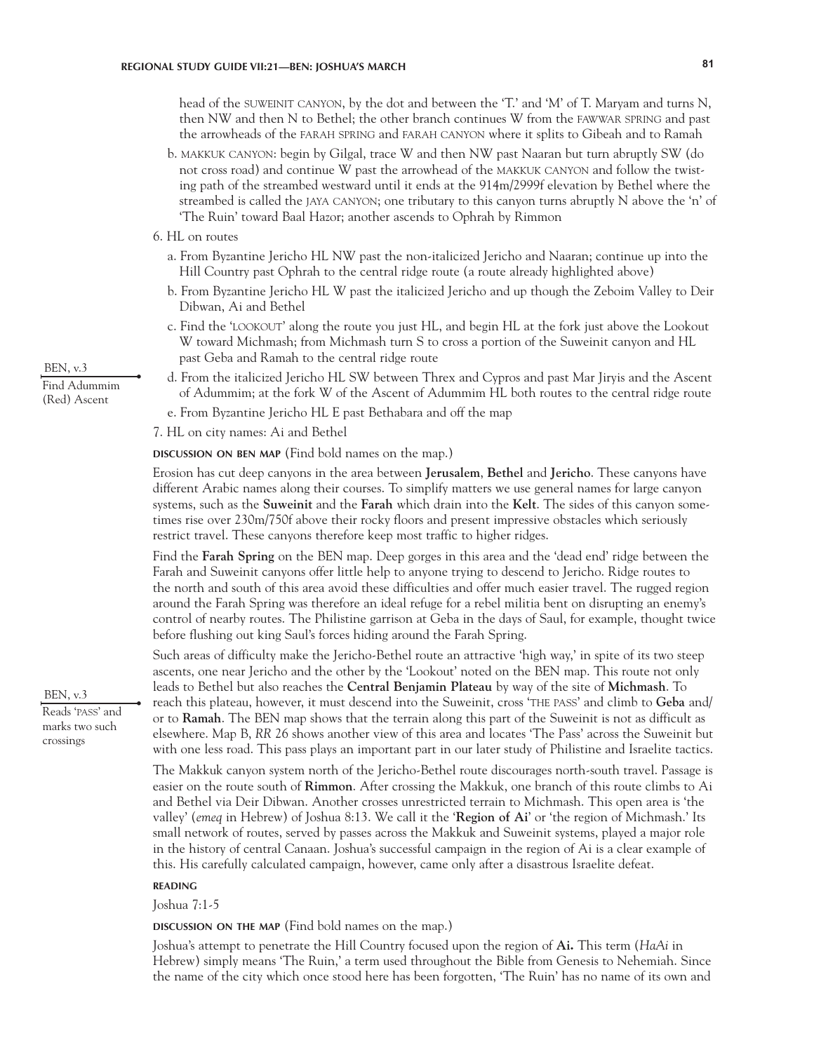head of the SUWEINIT CANYON, by the dot and between the 'T.' and 'M' of T. Maryam and turns N, then NW and then N to Bethel; the other branch continues W from the FAWWAR SPRING and past the arrowheads of the FARAH SPRING and FARAH CANYON where it splits to Gibeah and to Ramah

b. MAKKUK CANYON: begin by Gilgal, trace W and then NW past Naaran but turn abruptly SW (do not cross road) and continue W past the arrowhead of the MAKKUK CANYON and follow the twisting path of the streambed westward until it ends at the 914m/2999f elevation by Bethel where the streambed is called the JAYA CANYON; one tributary to this canyon turns abruptly N above the 'n' of 'The Ruin' toward Baal Hazor; another ascends to Ophrah by Rimmon

6. HL on routes

a. From Byzantine Jericho HL NW past the non-italicized Jericho and Naaran; continue up into the Hill Country past Ophrah to the central ridge route (a route already highlighted above)

b. From Byzantine Jericho HL W past the italicized Jericho and up though the Zeboim Valley to Deir Dibwan, Ai and Bethel

c. Find the 'LOOKOUT' along the route you just HL, and begin HL at the fork just above the Lookout W toward Michmash; from Michmash turn S to cross a portion of the Suweinit canyon and HL past Geba and Ramah to the central ridge route

d. From the italicized Jericho HL SW between Threx and Cypros and past Mar Jiryis and the Ascent of Adummim; at the fork W of the Ascent of Adummim HL both routes to the central ridge route

BEN, v.3
Find Adummim (Red) Ascent

e. From Byzantine Jericho HL E past Bethabara and off the map

7. HL on city names: Ai and Bethel

**DISCUSSION ON BEN MAP** (Find bold names on the map.)

Erosion has cut deep canyons in the area between **Jerusalem**, **Bethel** and **Jericho**. These canyons have different Arabic names along their courses. To simplify matters we use general names for large canyon systems, such as the **Suweinit** and the **Farah** which drain into the **Kelt**. The sides of this canyon sometimes rise over 230m/750f above their rocky floors and present impressive obstacles which seriously restrict travel. These canyons therefore keep most traffic to higher ridges.

Find the **Farah Spring** on the BEN map. Deep gorges in this area and the 'dead end' ridge between the Farah and Suweinit canyons offer little help to anyone trying to descend to Jericho. Ridge routes to the north and south of this area avoid these difficulties and offer much easier travel. The rugged region around the Farah Spring was therefore an ideal refuge for a rebel militia bent on disrupting an enemy's control of nearby routes. The Philistine garrison at Geba in the days of Saul, for example, thought twice before flushing out king Saul's forces hiding around the Farah Spring.

Such areas of difficulty make the Jericho-Bethel route an attractive 'high way,' in spite of its two steep ascents, one near Jericho and the other by the 'Lookout' noted on the BEN map. This route not only leads to Bethel but also reaches the **Central Benjamin Plateau** by way of the site of **Michmash**. To reach this plateau, however, it must descend into the Suweinit, cross 'THE PASS' and climb to **Geba** and/or to **Ramah**. The BEN map shows that the terrain along this part of the Suweinit is not as difficult as elsewhere. Map B, *RR* 26 shows another view of this area and locates 'The Pass' across the Suweinit but with one less road. This pass plays an important part in our later study of Philistine and Israelite tactics.

BEN, v.3
Reads 'PASS' and marks two such crossings

The Makkuk canyon system north of the Jericho-Bethel route discourages north-south travel. Passage is easier on the route south of **Rimmon**. After crossing the Makkuk, one branch of this route climbs to Ai and Bethel via Deir Dibwan. Another crosses unrestricted terrain to Michmash. This open area is 'the valley' (*emeq* in Hebrew) of Joshua 8:13. We call it the '**Region of Ai**' or 'the region of Michmash.' Its small network of routes, served by passes across the Makkuk and Suweinit systems, played a major role in the history of central Canaan. Joshua's successful campaign in the region of Ai is a clear example of this. His carefully calculated campaign, however, came only after a disastrous Israelite defeat.

**READING**

Joshua 7:1-5

**DISCUSSION ON THE MAP** (Find bold names on the map.)

Joshua's attempt to penetrate the Hill Country focused upon the region of **Ai.** This term (*HaAi* in Hebrew) simply means 'The Ruin,' a term used throughout the Bible from Genesis to Nehemiah. Since the name of the city which once stood here has been forgotten, 'The Ruin' has no name of its own and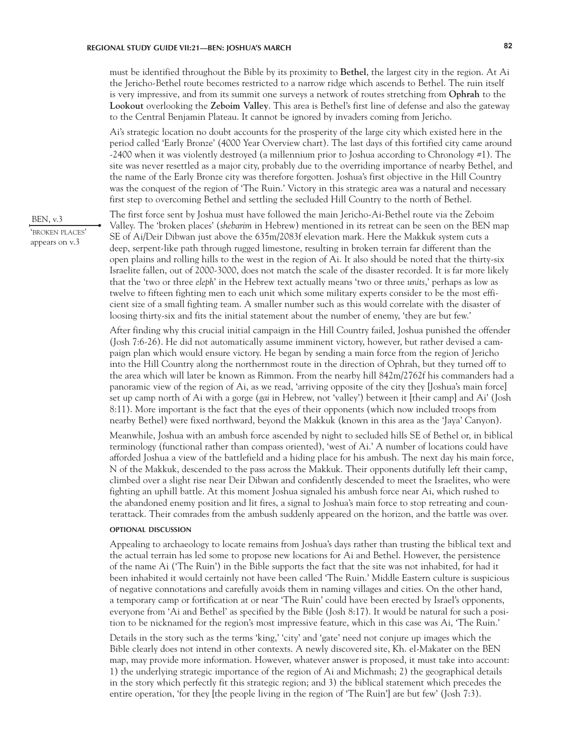must be identified throughout the Bible by its proximity to **Bethel**, the largest city in the region. At Ai the Jericho-Bethel route becomes restricted to a narrow ridge which ascends to Bethel. The ruin itself is very impressive, and from its summit one surveys a network of routes stretching from **Ophrah** to the **Lookout** overlooking the **Zeboim Valley**. This area is Bethel's first line of defense and also the gateway to the Central Benjamin Plateau. It cannot be ignored by invaders coming from Jericho.

Ai's strategic location no doubt accounts for the prosperity of the large city which existed here in the period called 'Early Bronze' (4000 Year Overview chart). The last days of this fortified city came around -2400 when it was violently destroyed (a millennium prior to Joshua according to Chronology #1). The site was never resettled as a major city, probably due to the overriding importance of nearby Bethel, and the name of the Early Bronze city was therefore forgotten. Joshua's first objective in the Hill Country was the conquest of the region of 'The Ruin.' Victory in this strategic area was a natural and necessary first step to overcoming Bethel and settling the secluded Hill Country to the north of Bethel.

BEN, v.3 — 'BROKEN PLACES' appears on v.3

The first force sent by Joshua must have followed the main Jericho-Ai-Bethel route via the Zeboim Valley. The 'broken places' (*shebarim* in Hebrew) mentioned in its retreat can be seen on the BEN map SE of Ai/Deir Dibwan just above the 635m/2083f elevation mark. Here the Makkuk system cuts a deep, serpent-like path through rugged limestone, resulting in broken terrain far different than the open plains and rolling hills to the west in the region of Ai. It also should be noted that the thirty-six Israelite fallen, out of 2000-3000, does not match the scale of the disaster recorded. It is far more likely that the 'two or three *eleph*' in the Hebrew text actually means 'two or three *units*,' perhaps as low as twelve to fifteen fighting men to each unit which some military experts consider to be the most efficient size of a small fighting team. A smaller number such as this would correlate with the disaster of loosing thirty-six and fits the initial statement about the number of enemy, 'they are but few.'

After finding why this crucial initial campaign in the Hill Country failed, Joshua punished the offender (Josh 7:6-26). He did not automatically assume imminent victory, however, but rather devised a campaign plan which would ensure victory. He began by sending a main force from the region of Jericho into the Hill Country along the northernmost route in the direction of Ophrah, but they turned off to the area which will later be known as Rimmon. From the nearby hill 842m/2762f his commanders had a panoramic view of the region of Ai, as we read, 'arriving opposite of the city they [Joshua's main force] set up camp north of Ai with a gorge (*gai* in Hebrew, not 'valley') between it [their camp] and Ai' (Josh 8:11). More important is the fact that the eyes of their opponents (which now included troops from nearby Bethel) were fixed northward, beyond the Makkuk (known in this area as the 'Jaya' Canyon).

Meanwhile, Joshua with an ambush force ascended by night to secluded hills SE of Bethel or, in biblical terminology (functional rather than compass oriented), 'west of Ai.' A number of locations could have afforded Joshua a view of the battlefield and a hiding place for his ambush. The next day his main force, N of the Makkuk, descended to the pass across the Makkuk. Their opponents dutifully left their camp, climbed over a slight rise near Deir Dibwan and confidently descended to meet the Israelites, who were fighting an uphill battle. At this moment Joshua signaled his ambush force near Ai, which rushed to the abandoned enemy position and lit fires, a signal to Joshua's main force to stop retreating and counterattack. Their comrades from the ambush suddenly appeared on the horizon, and the battle was over.

#### OPTIONAL DISCUSSION

Appealing to archaeology to locate remains from Joshua's days rather than trusting the biblical text and the actual terrain has led some to propose new locations for Ai and Bethel. However, the persistence of the name Ai ('The Ruin') in the Bible supports the fact that the site was not inhabited, for had it been inhabited it would certainly not have been called 'The Ruin.' Middle Eastern culture is suspicious of negative connotations and carefully avoids them in naming villages and cities. On the other hand, a temporary camp or fortification at or near 'The Ruin' could have been erected by Israel's opponents, everyone from 'Ai and Bethel' as specified by the Bible (Josh 8:17). It would be natural for such a position to be nicknamed for the region's most impressive feature, which in this case was Ai, 'The Ruin.'

Details in the story such as the terms 'king,' 'city' and 'gate' need not conjure up images which the Bible clearly does not intend in other contexts. A newly discovered site, Kh. el-Makater on the BEN map, may provide more information. However, whatever answer is proposed, it must take into account: 1) the underlying strategic importance of the region of Ai and Michmash; 2) the geographical details in the story which perfectly fit this strategic region; and 3) the biblical statement which precedes the entire operation, 'for they [the people living in the region of 'The Ruin'] are but few' (Josh 7:3).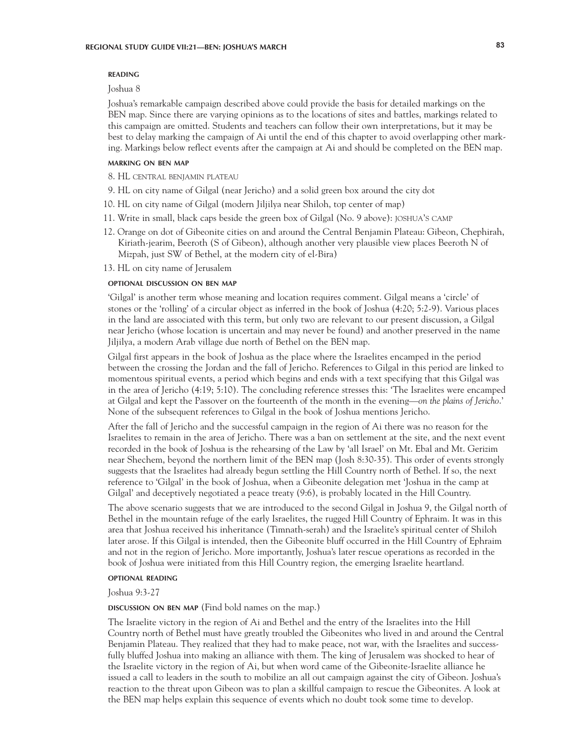### READING

Joshua 8

Joshua's remarkable campaign described above could provide the basis for detailed markings on the BEN map. Since there are varying opinions as to the locations of sites and battles, markings related to this campaign are omitted. Students and teachers can follow their own interpretations, but it may be best to delay marking the campaign of Ai until the end of this chapter to avoid overlapping other marking. Markings below reflect events after the campaign at Ai and should be completed on the BEN map.

### MARKING ON BEN MAP

8. HL CENTRAL BENJAMIN PLATEAU
9. HL on city name of Gilgal (near Jericho) and a solid green box around the city dot
10. HL on city name of Gilgal (modern Jiljilya near Shiloh, top center of map)
11. Write in small, black caps beside the green box of Gilgal (No. 9 above): JOSHUA'S CAMP
12. Orange on dot of Gibeonite cities on and around the Central Benjamin Plateau: Gibeon, Chephirah, Kiriath-jearim, Beeroth (S of Gibeon), although another very plausible view places Beeroth N of Mizpah, just SW of Bethel, at the modern city of el-Bira)
13. HL on city name of Jerusalem

### OPTIONAL DISCUSSION ON BEN MAP

'Gilgal' is another term whose meaning and location requires comment. Gilgal means a 'circle' of stones or the 'rolling' of a circular object as inferred in the book of Joshua (4:20; 5:2-9). Various places in the land are associated with this term, but only two are relevant to our present discussion, a Gilgal near Jericho (whose location is uncertain and may never be found) and another preserved in the name Jiljilya, a modern Arab village due north of Bethel on the BEN map.

Gilgal first appears in the book of Joshua as the place where the Israelites encamped in the period between the crossing the Jordan and the fall of Jericho. References to Gilgal in this period are linked to momentous spiritual events, a period which begins and ends with a text specifying that this Gilgal was in the area of Jericho (4:19; 5:10). The concluding reference stresses this: 'The Israelites were encamped at Gilgal and kept the Passover on the fourteenth of the month in the evening—*on the plains of Jericho*.' None of the subsequent references to Gilgal in the book of Joshua mentions Jericho.

After the fall of Jericho and the successful campaign in the region of Ai there was no reason for the Israelites to remain in the area of Jericho. There was a ban on settlement at the site, and the next event recorded in the book of Joshua is the rehearsing of the Law by 'all Israel' on Mt. Ebal and Mt. Gerizim near Shechem, beyond the northern limit of the BEN map (Josh 8:30-35). This order of events strongly suggests that the Israelites had already begun settling the Hill Country north of Bethel. If so, the next reference to 'Gilgal' in the book of Joshua, when a Gibeonite delegation met 'Joshua in the camp at Gilgal' and deceptively negotiated a peace treaty (9:6), is probably located in the Hill Country.

The above scenario suggests that we are introduced to the second Gilgal in Joshua 9, the Gilgal north of Bethel in the mountain refuge of the early Israelites, the rugged Hill Country of Ephraim. It was in this area that Joshua received his inheritance (Timnath-serah) and the Israelite's spiritual center of Shiloh later arose. If this Gilgal is intended, then the Gibeonite bluff occurred in the Hill Country of Ephraim and not in the region of Jericho. More importantly, Joshua's later rescue operations as recorded in the book of Joshua were initiated from this Hill Country region, the emerging Israelite heartland.

### OPTIONAL READING

Joshua 9:3-27

### DISCUSSION ON BEN MAP (Find bold names on the map.)

The Israelite victory in the region of Ai and Bethel and the entry of the Israelites into the Hill Country north of Bethel must have greatly troubled the Gibeonites who lived in and around the Central Benjamin Plateau. They realized that they had to make peace, not war, with the Israelites and successfully bluffed Joshua into making an alliance with them. The king of Jerusalem was shocked to hear of the Israelite victory in the region of Ai, but when word came of the Gibeonite-Israelite alliance he issued a call to leaders in the south to mobilize an all out campaign against the city of Gibeon. Joshua's reaction to the threat upon Gibeon was to plan a skillful campaign to rescue the Gibeonites. A look at the BEN map helps explain this sequence of events which no doubt took some time to develop.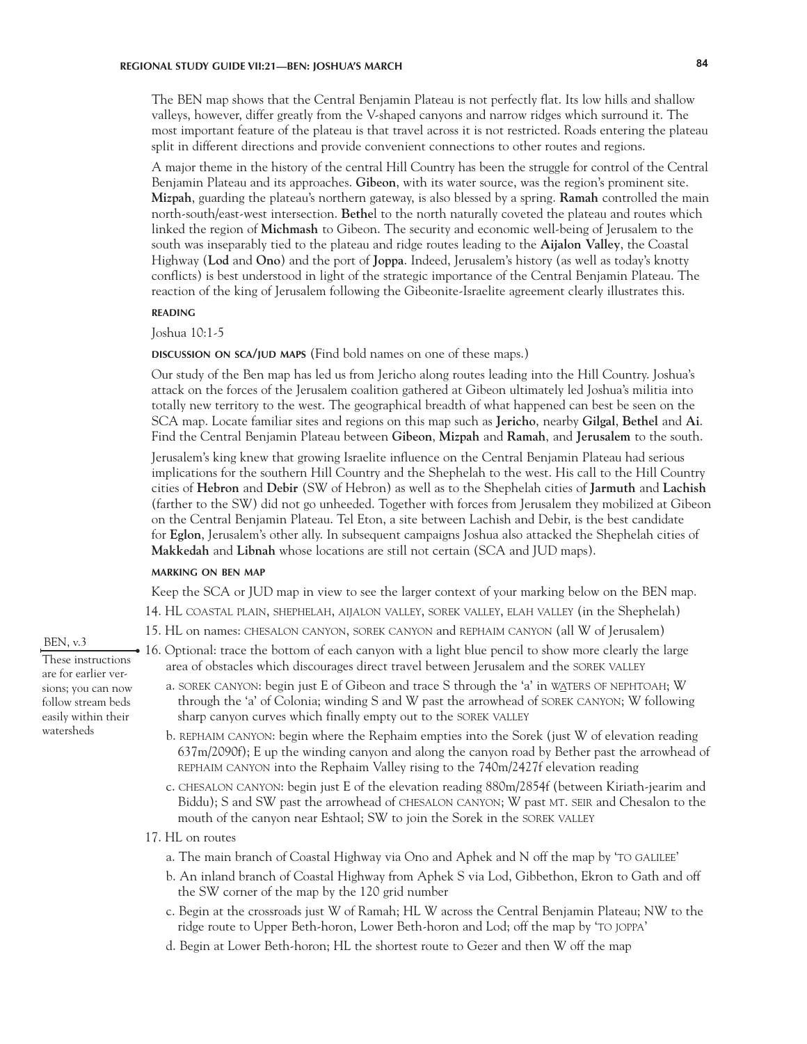The BEN map shows that the Central Benjamin Plateau is not perfectly flat. Its low hills and shallow valleys, however, differ greatly from the V-shaped canyons and narrow ridges which surround it. The most important feature of the plateau is that travel across it is not restricted. Roads entering the plateau split in different directions and provide convenient connections to other routes and regions.

A major theme in the history of the central Hill Country has been the struggle for control of the Central Benjamin Plateau and its approaches. **Gibeon**, with its water source, was the region's prominent site. **Mizpah**, guarding the plateau's northern gateway, is also blessed by a spring. **Ramah** controlled the main north-south/east-west intersection. **Bethe**l to the north naturally coveted the plateau and routes which linked the region of **Michmash** to Gibeon. The security and economic well-being of Jerusalem to the south was inseparably tied to the plateau and ridge routes leading to the **Aijalon Valley**, the Coastal Highway (**Lod** and **Ono**) and the port of **Joppa**. Indeed, Jerusalem's history (as well as today's knotty conflicts) is best understood in light of the strategic importance of the Central Benjamin Plateau. The reaction of the king of Jerusalem following the Gibeonite-Israelite agreement clearly illustrates this.

#### READING

Joshua 10:1-5

#### DISCUSSION ON SCA/JUD MAPS (Find bold names on one of these maps.)

Our study of the Ben map has led us from Jericho along routes leading into the Hill Country. Joshua's attack on the forces of the Jerusalem coalition gathered at Gibeon ultimately led Joshua's militia into totally new territory to the west. The geographical breadth of what happened can best be seen on the SCA map. Locate familiar sites and regions on this map such as **Jericho**, nearby **Gilgal**, **Bethel** and **Ai**. Find the Central Benjamin Plateau between **Gibeon**, **Mizpah** and **Ramah**, and **Jerusalem** to the south.

Jerusalem's king knew that growing Israelite influence on the Central Benjamin Plateau had serious implications for the southern Hill Country and the Shephelah to the west. His call to the Hill Country cities of **Hebron** and **Debir** (SW of Hebron) as well as to the Shephelah cities of **Jarmuth** and **Lachish** (farther to the SW) did not go unheeded. Together with forces from Jerusalem they mobilized at Gibeon on the Central Benjamin Plateau. Tel Eton, a site between Lachish and Debir, is the best candidate for **Eglon**, Jerusalem's other ally. In subsequent campaigns Joshua also attacked the Shephelah cities of **Makkedah** and **Libnah** whose locations are still not certain (SCA and JUD maps).

#### MARKING ON BEN MAP

Keep the SCA or JUD map in view to see the larger context of your marking below on the BEN map.

14. HL COASTAL PLAIN, SHEPHELAH, AIJALON VALLEY, SOREK VALLEY, ELAH VALLEY (in the Shephelah)
15. HL on names: CHESALON CANYON, SOREK CANYON and REPHAIM CANYON (all W of Jerusalem)
16. Optional: trace the bottom of each canyon with a light blue pencil to show more clearly the large area of obstacles which discourages direct travel between Jerusalem and the SOREK VALLEY
    a. SOREK CANYON: begin just E of Gibeon and trace S through the 'a' in WATERS OF NEPHTOAH; W through the 'a' of Colonia; winding S and W past the arrowhead of SOREK CANYON; W following sharp canyon curves which finally empty out to the SOREK VALLEY
    b. REPHAIM CANYON: begin where the Rephaim empties into the Sorek (just W of elevation reading 637m/2090f); E up the winding canyon and along the canyon road by Bether past the arrowhead of REPHAIM CANYON into the Rephaim Valley rising to the 740m/2427f elevation reading
    c. CHESALON CANYON: begin just E of the elevation reading 880m/2854f (between Kiriath-jearim and Biddu); S and SW past the arrowhead of CHESALON CANYON; W past MT. SEIR and Chesalon to the mouth of the canyon near Eshtaol; SW to join the Sorek in the SOREK VALLEY

BEN, v.3 — These instructions are for earlier versions; you can now follow stream beds easily within their watersheds

17. HL on routes
    a. The main branch of Coastal Highway via Ono and Aphek and N off the map by 'TO GALILEE'
    b. An inland branch of Coastal Highway from Aphek S via Lod, Gibbethon, Ekron to Gath and off the SW corner of the map by the 120 grid number
    c. Begin at the crossroads just W of Ramah; HL W across the Central Benjamin Plateau; NW to the ridge route to Upper Beth-horon, Lower Beth-horon and Lod; off the map by 'TO JOPPA'
    d. Begin at Lower Beth-horon; HL the shortest route to Gezer and then W off the map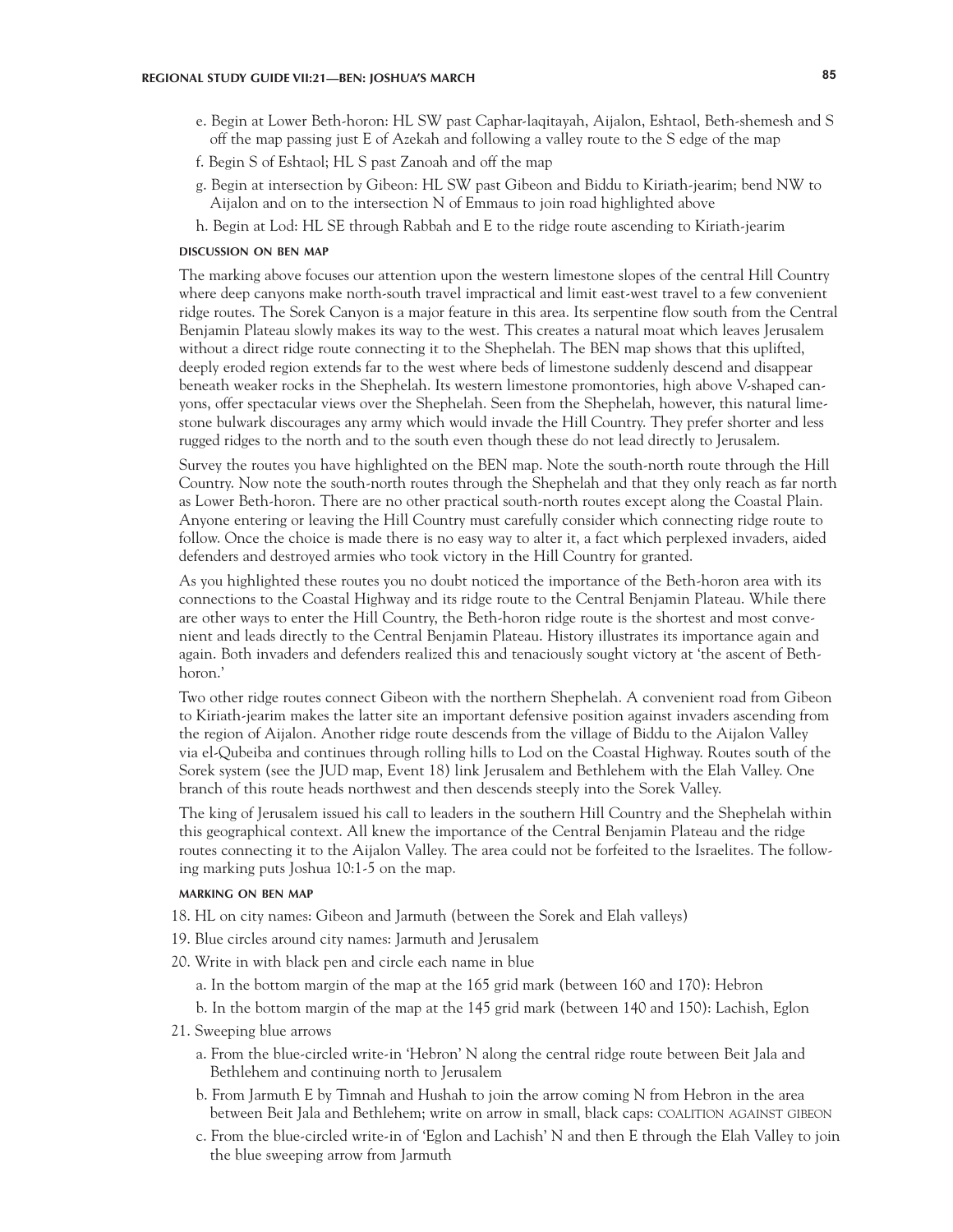e. Begin at Lower Beth-horon: HL SW past Caphar-laqitayah, Aijalon, Eshtaol, Beth-shemesh and S off the map passing just E of Azekah and following a valley route to the S edge of the map

f. Begin S of Eshtaol; HL S past Zanoah and off the map

g. Begin at intersection by Gibeon: HL SW past Gibeon and Biddu to Kiriath-jearim; bend NW to Aijalon and on to the intersection N of Emmaus to join road highlighted above

h. Begin at Lod: HL SE through Rabbah and E to the ridge route ascending to Kiriath-jearim

#### DISCUSSION ON BEN MAP

The marking above focuses our attention upon the western limestone slopes of the central Hill Country where deep canyons make north-south travel impractical and limit east-west travel to a few convenient ridge routes. The Sorek Canyon is a major feature in this area. Its serpentine flow south from the Central Benjamin Plateau slowly makes its way to the west. This creates a natural moat which leaves Jerusalem without a direct ridge route connecting it to the Shephelah. The BEN map shows that this uplifted, deeply eroded region extends far to the west where beds of limestone suddenly descend and disappear beneath weaker rocks in the Shephelah. Its western limestone promontories, high above V-shaped canyons, offer spectacular views over the Shephelah. Seen from the Shephelah, however, this natural limestone bulwark discourages any army which would invade the Hill Country. They prefer shorter and less rugged ridges to the north and to the south even though these do not lead directly to Jerusalem.

Survey the routes you have highlighted on the BEN map. Note the south-north route through the Hill Country. Now note the south-north routes through the Shephelah and that they only reach as far north as Lower Beth-horon. There are no other practical south-north routes except along the Coastal Plain. Anyone entering or leaving the Hill Country must carefully consider which connecting ridge route to follow. Once the choice is made there is no easy way to alter it, a fact which perplexed invaders, aided defenders and destroyed armies who took victory in the Hill Country for granted.

As you highlighted these routes you no doubt noticed the importance of the Beth-horon area with its connections to the Coastal Highway and its ridge route to the Central Benjamin Plateau. While there are other ways to enter the Hill Country, the Beth-horon ridge route is the shortest and most convenient and leads directly to the Central Benjamin Plateau. History illustrates its importance again and again. Both invaders and defenders realized this and tenaciously sought victory at 'the ascent of Beth-horon.'

Two other ridge routes connect Gibeon with the northern Shephelah. A convenient road from Gibeon to Kiriath-jearim makes the latter site an important defensive position against invaders ascending from the region of Aijalon. Another ridge route descends from the village of Biddu to the Aijalon Valley via el-Qubeiba and continues through rolling hills to Lod on the Coastal Highway. Routes south of the Sorek system (see the JUD map, Event 18) link Jerusalem and Bethlehem with the Elah Valley. One branch of this route heads northwest and then descends steeply into the Sorek Valley.

The king of Jerusalem issued his call to leaders in the southern Hill Country and the Shephelah within this geographical context. All knew the importance of the Central Benjamin Plateau and the ridge routes connecting it to the Aijalon Valley. The area could not be forfeited to the Israelites. The following marking puts Joshua 10:1-5 on the map.

#### MARKING ON BEN MAP

18. HL on city names: Gibeon and Jarmuth (between the Sorek and Elah valleys)
19. Blue circles around city names: Jarmuth and Jerusalem
20. Write in with black pen and circle each name in blue
    a. In the bottom margin of the map at the 165 grid mark (between 160 and 170): Hebron
    b. In the bottom margin of the map at the 145 grid mark (between 140 and 150): Lachish, Eglon
21. Sweeping blue arrows
    a. From the blue-circled write-in 'Hebron' N along the central ridge route between Beit Jala and Bethlehem and continuing north to Jerusalem
    b. From Jarmuth E by Timnah and Hushah to join the arrow coming N from Hebron in the area between Beit Jala and Bethlehem; write on arrow in small, black caps: COALITION AGAINST GIBEON
    c. From the blue-circled write-in of 'Eglon and Lachish' N and then E through the Elah Valley to join the blue sweeping arrow from Jarmuth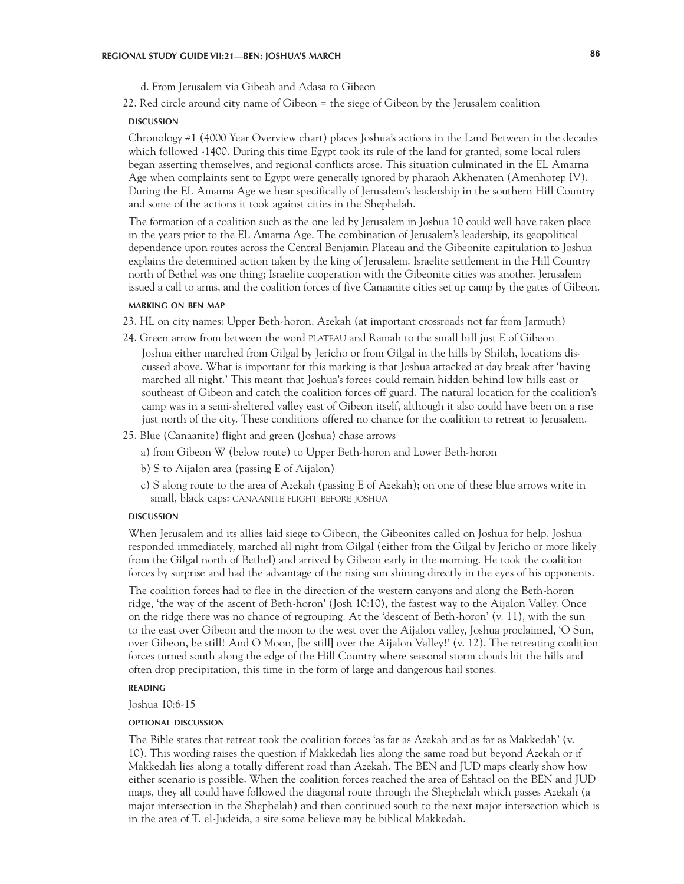d. From Jerusalem via Gibeah and Adasa to Gibeon

22. Red circle around city name of Gibeon = the siege of Gibeon by the Jerusalem coalition

#### DISCUSSION

Chronology #1 (4000 Year Overview chart) places Joshua's actions in the Land Between in the decades which followed -1400. During this time Egypt took its rule of the land for granted, some local rulers began asserting themselves, and regional conflicts arose. This situation culminated in the EL Amarna Age when complaints sent to Egypt were generally ignored by pharaoh Akhenaten (Amenhotep IV). During the EL Amarna Age we hear specifically of Jerusalem's leadership in the southern Hill Country and some of the actions it took against cities in the Shephelah.

The formation of a coalition such as the one led by Jerusalem in Joshua 10 could well have taken place in the years prior to the EL Amarna Age. The combination of Jerusalem's leadership, its geopolitical dependence upon routes across the Central Benjamin Plateau and the Gibeonite capitulation to Joshua explains the determined action taken by the king of Jerusalem. Israelite settlement in the Hill Country north of Bethel was one thing; Israelite cooperation with the Gibeonite cities was another. Jerusalem issued a call to arms, and the coalition forces of five Canaanite cities set up camp by the gates of Gibeon.

#### MARKING ON BEN MAP

23. HL on city names: Upper Beth-horon, Azekah (at important crossroads not far from Jarmuth)

24. Green arrow from between the word PLATEAU and Ramah to the small hill just E of Gibeon

    Joshua either marched from Gilgal by Jericho or from Gilgal in the hills by Shiloh, locations discussed above. What is important for this marking is that Joshua attacked at day break after 'having marched all night.' This meant that Joshua's forces could remain hidden behind low hills east or southeast of Gibeon and catch the coalition forces off guard. The natural location for the coalition's camp was in a semi-sheltered valley east of Gibeon itself, although it also could have been on a rise just north of the city. These conditions offered no chance for the coalition to retreat to Jerusalem.

25. Blue (Canaanite) flight and green (Joshua) chase arrows

    a) from Gibeon W (below route) to Upper Beth-horon and Lower Beth-horon

    b) S to Aijalon area (passing E of Aijalon)

    c) S along route to the area of Azekah (passing E of Azekah); on one of these blue arrows write in small, black caps: CANAANITE FLIGHT BEFORE JOSHUA

#### DISCUSSION

When Jerusalem and its allies laid siege to Gibeon, the Gibeonites called on Joshua for help. Joshua responded immediately, marched all night from Gilgal (either from the Gilgal by Jericho or more likely from the Gilgal north of Bethel) and arrived by Gibeon early in the morning. He took the coalition forces by surprise and had the advantage of the rising sun shining directly in the eyes of his opponents.

The coalition forces had to flee in the direction of the western canyons and along the Beth-horon ridge, 'the way of the ascent of Beth-horon' (Josh 10:10), the fastest way to the Aijalon Valley. Once on the ridge there was no chance of regrouping. At the 'descent of Beth-horon' (v. 11), with the sun to the east over Gibeon and the moon to the west over the Aijalon valley, Joshua proclaimed, 'O Sun, over Gibeon, be still! And O Moon, [be still] over the Aijalon Valley!' (v. 12). The retreating coalition forces turned south along the edge of the Hill Country where seasonal storm clouds hit the hills and often drop precipitation, this time in the form of large and dangerous hail stones.

#### READING

Joshua 10:6-15

#### OPTIONAL DISCUSSION

The Bible states that retreat took the coalition forces 'as far as Azekah and as far as Makkedah' (v. 10). This wording raises the question if Makkedah lies along the same road but beyond Azekah or if Makkedah lies along a totally different road than Azekah. The BEN and JUD maps clearly show how either scenario is possible. When the coalition forces reached the area of Eshtaol on the BEN and JUD maps, they all could have followed the diagonal route through the Shephelah which passes Azekah (a major intersection in the Shephelah) and then continued south to the next major intersection which is in the area of T. el-Judeida, a site some believe may be biblical Makkedah.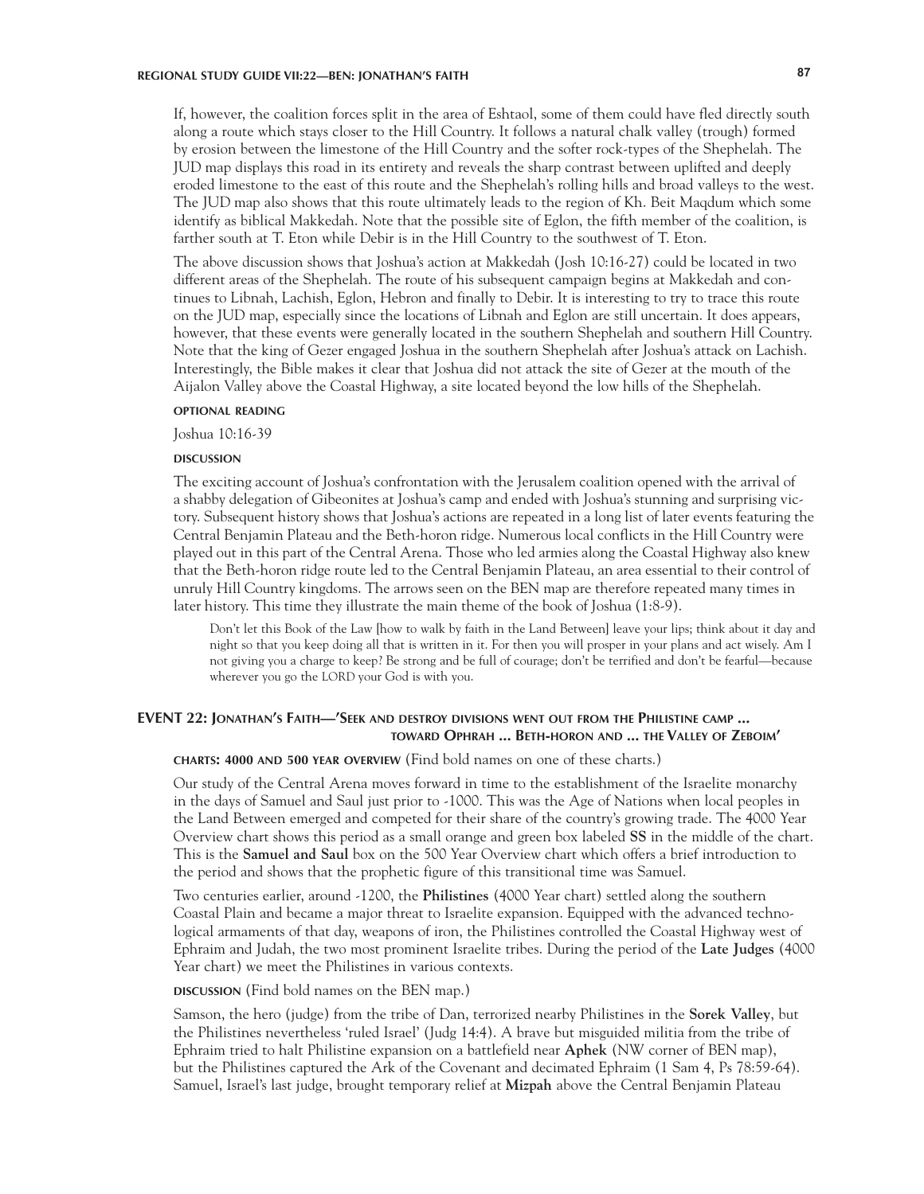If, however, the coalition forces split in the area of Eshtaol, some of them could have fled directly south along a route which stays closer to the Hill Country. It follows a natural chalk valley (trough) formed by erosion between the limestone of the Hill Country and the softer rock-types of the Shephelah. The JUD map displays this road in its entirety and reveals the sharp contrast between uplifted and deeply eroded limestone to the east of this route and the Shephelah's rolling hills and broad valleys to the west. The JUD map also shows that this route ultimately leads to the region of Kh. Beit Maqdum which some identify as biblical Makkedah. Note that the possible site of Eglon, the fifth member of the coalition, is farther south at T. Eton while Debir is in the Hill Country to the southwest of T. Eton.

The above discussion shows that Joshua's action at Makkedah (Josh 10:16-27) could be located in two different areas of the Shephelah. The route of his subsequent campaign begins at Makkedah and continues to Libnah, Lachish, Eglon, Hebron and finally to Debir. It is interesting to try to trace this route on the JUD map, especially since the locations of Libnah and Eglon are still uncertain. It does appears, however, that these events were generally located in the southern Shephelah and southern Hill Country. Note that the king of Gezer engaged Joshua in the southern Shephelah after Joshua's attack on Lachish. Interestingly, the Bible makes it clear that Joshua did not attack the site of Gezer at the mouth of the Aijalon Valley above the Coastal Highway, a site located beyond the low hills of the Shephelah.

**OPTIONAL READING**

Joshua 10:16-39

**DISCUSSION**

The exciting account of Joshua's confrontation with the Jerusalem coalition opened with the arrival of a shabby delegation of Gibeonites at Joshua's camp and ended with Joshua's stunning and surprising victory. Subsequent history shows that Joshua's actions are repeated in a long list of later events featuring the Central Benjamin Plateau and the Beth-horon ridge. Numerous local conflicts in the Hill Country were played out in this part of the Central Arena. Those who led armies along the Coastal Highway also knew that the Beth-horon ridge route led to the Central Benjamin Plateau, an area essential to their control of unruly Hill Country kingdoms. The arrows seen on the BEN map are therefore repeated many times in later history. This time they illustrate the main theme of the book of Joshua (1:8-9).

> Don't let this Book of the Law [how to walk by faith in the Land Between] leave your lips; think about it day and night so that you keep doing all that is written in it. For then you will prosper in your plans and act wisely. Am I not giving you a charge to keep? Be strong and be full of courage; don't be terrified and don't be fearful—because wherever you go the LORD your God is with you.

## EVENT 22: Jonathan's Faith—'Seek and destroy divisions went out from the Philistine camp ... toward Ophrah ... Beth-horon and ... the Valley of Zeboim'

**CHARTS: 4000 AND 500 YEAR OVERVIEW** (Find bold names on one of these charts.)

Our study of the Central Arena moves forward in time to the establishment of the Israelite monarchy in the days of Samuel and Saul just prior to -1000. This was the Age of Nations when local peoples in the Land Between emerged and competed for their share of the country's growing trade. The 4000 Year Overview chart shows this period as a small orange and green box labeled **SS** in the middle of the chart. This is the **Samuel and Saul** box on the 500 Year Overview chart which offers a brief introduction to the period and shows that the prophetic figure of this transitional time was Samuel.

Two centuries earlier, around -1200, the **Philistines** (4000 Year chart) settled along the southern Coastal Plain and became a major threat to Israelite expansion. Equipped with the advanced technological armaments of that day, weapons of iron, the Philistines controlled the Coastal Highway west of Ephraim and Judah, the two most prominent Israelite tribes. During the period of the **Late Judges** (4000 Year chart) we meet the Philistines in various contexts.

**DISCUSSION** (Find bold names on the BEN map.)

Samson, the hero (judge) from the tribe of Dan, terrorized nearby Philistines in the **Sorek Valley**, but the Philistines nevertheless 'ruled Israel' (Judg 14:4). A brave but misguided militia from the tribe of Ephraim tried to halt Philistine expansion on a battlefield near **Aphek** (NW corner of BEN map), but the Philistines captured the Ark of the Covenant and decimated Ephraim (1 Sam 4, Ps 78:59-64). Samuel, Israel's last judge, brought temporary relief at **Mizpah** above the Central Benjamin Plateau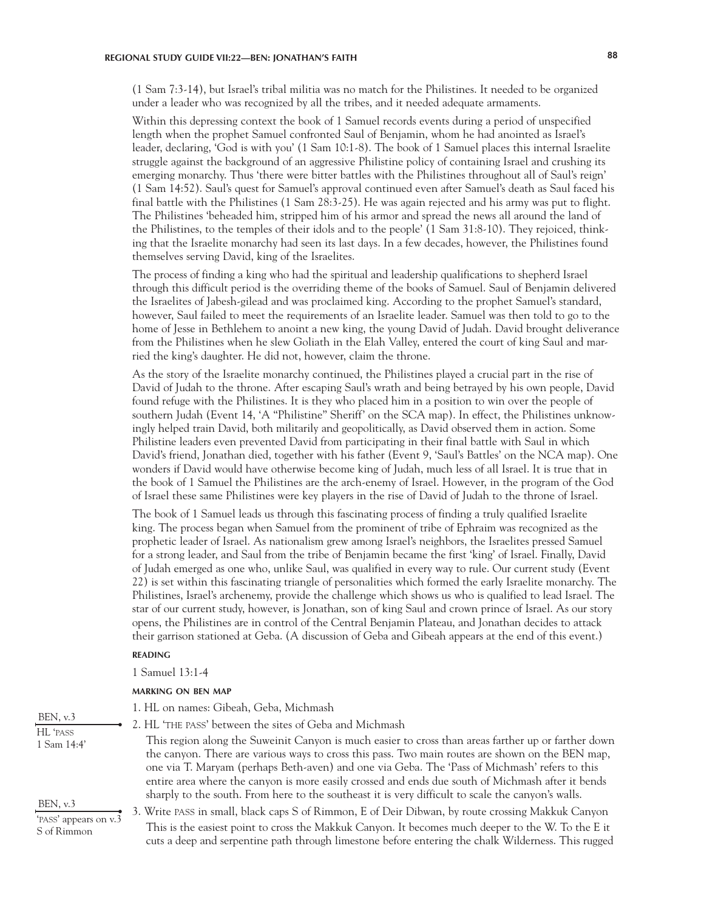(1 Sam 7:3-14), but Israel's tribal militia was no match for the Philistines. It needed to be organized under a leader who was recognized by all the tribes, and it needed adequate armaments.

Within this depressing context the book of 1 Samuel records events during a period of unspecified length when the prophet Samuel confronted Saul of Benjamin, whom he had anointed as Israel's leader, declaring, 'God is with you' (1 Sam 10:1-8). The book of 1 Samuel places this internal Israelite struggle against the background of an aggressive Philistine policy of containing Israel and crushing its emerging monarchy. Thus 'there were bitter battles with the Philistines throughout all of Saul's reign' (1 Sam 14:52). Saul's quest for Samuel's approval continued even after Samuel's death as Saul faced his final battle with the Philistines (1 Sam 28:3-25). He was again rejected and his army was put to flight. The Philistines 'beheaded him, stripped him of his armor and spread the news all around the land of the Philistines, to the temples of their idols and to the people' (1 Sam 31:8-10). They rejoiced, thinking that the Israelite monarchy had seen its last days. In a few decades, however, the Philistines found themselves serving David, king of the Israelites.

The process of finding a king who had the spiritual and leadership qualifications to shepherd Israel through this difficult period is the overriding theme of the books of Samuel. Saul of Benjamin delivered the Israelites of Jabesh-gilead and was proclaimed king. According to the prophet Samuel's standard, however, Saul failed to meet the requirements of an Israelite leader. Samuel was then told to go to the home of Jesse in Bethlehem to anoint a new king, the young David of Judah. David brought deliverance from the Philistines when he slew Goliath in the Elah Valley, entered the court of king Saul and married the king's daughter. He did not, however, claim the throne.

As the story of the Israelite monarchy continued, the Philistines played a crucial part in the rise of David of Judah to the throne. After escaping Saul's wrath and being betrayed by his own people, David found refuge with the Philistines. It is they who placed him in a position to win over the people of southern Judah (Event 14, 'A "Philistine" Sheriff' on the SCA map). In effect, the Philistines unknowingly helped train David, both militarily and geopolitically, as David observed them in action. Some Philistine leaders even prevented David from participating in their final battle with Saul in which David's friend, Jonathan died, together with his father (Event 9, 'Saul's Battles' on the NCA map). One wonders if David would have otherwise become king of Judah, much less of all Israel. It is true that in the book of 1 Samuel the Philistines are the arch-enemy of Israel. However, in the program of the God of Israel these same Philistines were key players in the rise of David of Judah to the throne of Israel.

The book of 1 Samuel leads us through this fascinating process of finding a truly qualified Israelite king. The process began when Samuel from the prominent of tribe of Ephraim was recognized as the prophetic leader of Israel. As nationalism grew among Israel's neighbors, the Israelites pressed Samuel for a strong leader, and Saul from the tribe of Benjamin became the first 'king' of Israel. Finally, David of Judah emerged as one who, unlike Saul, was qualified in every way to rule. Our current study (Event 22) is set within this fascinating triangle of personalities which formed the early Israelite monarchy. The Philistines, Israel's archenemy, provide the challenge which shows us who is qualified to lead Israel. The star of our current study, however, is Jonathan, son of king Saul and crown prince of Israel. As our story opens, the Philistines are in control of the Central Benjamin Plateau, and Jonathan decides to attack their garrison stationed at Geba. (A discussion of Geba and Gibeah appears at the end of this event.)

#### READING

1 Samuel 13:1-4

#### MARKING ON BEN MAP

1. HL on names: Gibeah, Geba, Michmash

2. HL 'THE PASS' between the sites of Geba and Michmash

   *[Margin: BEN, v.3 — HL 'PASS 1 Sam 14:4']*

   This region along the Suweinit Canyon is much easier to cross than areas farther up or farther down the canyon. There are various ways to cross this pass. Two main routes are shown on the BEN map, one via T. Maryam (perhaps Beth-aven) and one via Geba. The 'Pass of Michmash' refers to this entire area where the canyon is more easily crossed and ends due south of Michmash after it bends sharply to the south. From here to the southeast it is very difficult to scale the canyon's walls.

3. Write PASS in small, black caps S of Rimmon, E of Deir Dibwan, by route crossing Makkuk Canyon

   *[Margin: BEN, v.3 — 'PASS' appears on v.3 S of Rimmon]*

   This is the easiest point to cross the Makkuk Canyon. It becomes much deeper to the W. To the E it cuts a deep and serpentine path through limestone before entering the chalk Wilderness. This rugged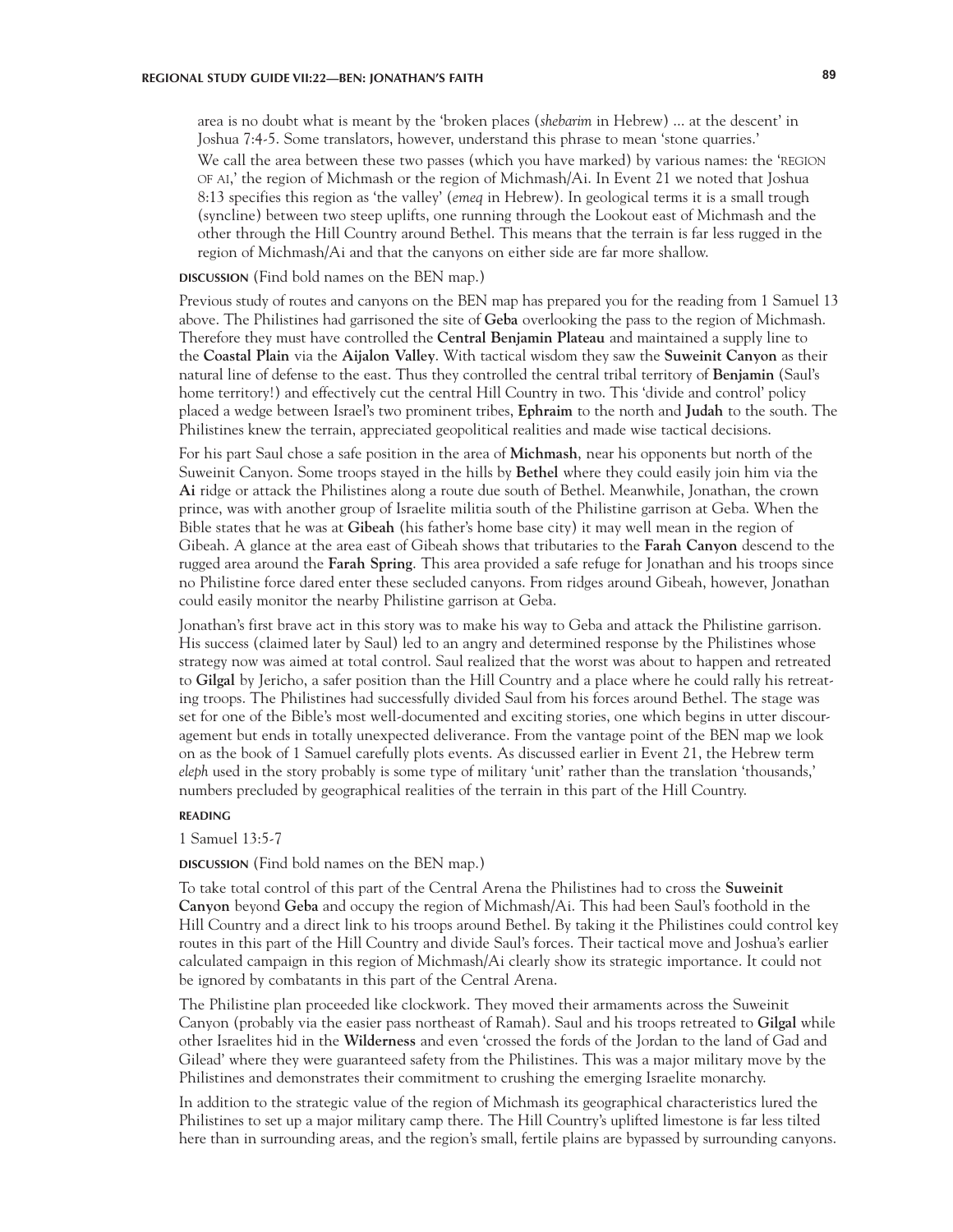area is no doubt what is meant by the 'broken places (*shebarim* in Hebrew) ... at the descent' in Joshua 7:4-5. Some translators, however, understand this phrase to mean 'stone quarries.'

We call the area between these two passes (which you have marked) by various names: the 'REGION OF AI,' the region of Michmash or the region of Michmash/Ai. In Event 21 we noted that Joshua 8:13 specifies this region as 'the valley' (*emeq* in Hebrew). In geological terms it is a small trough (syncline) between two steep uplifts, one running through the Lookout east of Michmash and the other through the Hill Country around Bethel. This means that the terrain is far less rugged in the region of Michmash/Ai and that the canyons on either side are far more shallow.

**DISCUSSION** (Find bold names on the BEN map.)

Previous study of routes and canyons on the BEN map has prepared you for the reading from 1 Samuel 13 above. The Philistines had garrisoned the site of **Geba** overlooking the pass to the region of Michmash. Therefore they must have controlled the **Central Benjamin Plateau** and maintained a supply line to the **Coastal Plain** via the **Aijalon Valley**. With tactical wisdom they saw the **Suweinit Canyon** as their natural line of defense to the east. Thus they controlled the central tribal territory of **Benjamin** (Saul's home territory!) and effectively cut the central Hill Country in two. This 'divide and control' policy placed a wedge between Israel's two prominent tribes, **Ephraim** to the north and **Judah** to the south. The Philistines knew the terrain, appreciated geopolitical realities and made wise tactical decisions.

For his part Saul chose a safe position in the area of **Michmash**, near his opponents but north of the Suweinit Canyon. Some troops stayed in the hills by **Bethel** where they could easily join him via the **Ai** ridge or attack the Philistines along a route due south of Bethel. Meanwhile, Jonathan, the crown prince, was with another group of Israelite militia south of the Philistine garrison at Geba. When the Bible states that he was at **Gibeah** (his father's home base city) it may well mean in the region of Gibeah. A glance at the area east of Gibeah shows that tributaries to the **Farah Canyon** descend to the rugged area around the **Farah Spring**. This area provided a safe refuge for Jonathan and his troops since no Philistine force dared enter these secluded canyons. From ridges around Gibeah, however, Jonathan could easily monitor the nearby Philistine garrison at Geba.

Jonathan's first brave act in this story was to make his way to Geba and attack the Philistine garrison. His success (claimed later by Saul) led to an angry and determined response by the Philistines whose strategy now was aimed at total control. Saul realized that the worst was about to happen and retreated to **Gilgal** by Jericho, a safer position than the Hill Country and a place where he could rally his retreating troops. The Philistines had successfully divided Saul from his forces around Bethel. The stage was set for one of the Bible's most well-documented and exciting stories, one which begins in utter discouragement but ends in totally unexpected deliverance. From the vantage point of the BEN map we look on as the book of 1 Samuel carefully plots events. As discussed earlier in Event 21, the Hebrew term *eleph* used in the story probably is some type of military 'unit' rather than the translation 'thousands,' numbers precluded by geographical realities of the terrain in this part of the Hill Country.

**READING**

1 Samuel 13:5-7

**DISCUSSION** (Find bold names on the BEN map.)

To take total control of this part of the Central Arena the Philistines had to cross the **Suweinit Canyon** beyond **Geba** and occupy the region of Michmash/Ai. This had been Saul's foothold in the Hill Country and a direct link to his troops around Bethel. By taking it the Philistines could control key routes in this part of the Hill Country and divide Saul's forces. Their tactical move and Joshua's earlier calculated campaign in this region of Michmash/Ai clearly show its strategic importance. It could not be ignored by combatants in this part of the Central Arena.

The Philistine plan proceeded like clockwork. They moved their armaments across the Suweinit Canyon (probably via the easier pass northeast of Ramah). Saul and his troops retreated to **Gilgal** while other Israelites hid in the **Wilderness** and even 'crossed the fords of the Jordan to the land of Gad and Gilead' where they were guaranteed safety from the Philistines. This was a major military move by the Philistines and demonstrates their commitment to crushing the emerging Israelite monarchy.

In addition to the strategic value of the region of Michmash its geographical characteristics lured the Philistines to set up a major military camp there. The Hill Country's uplifted limestone is far less tilted here than in surrounding areas, and the region's small, fertile plains are bypassed by surrounding canyons.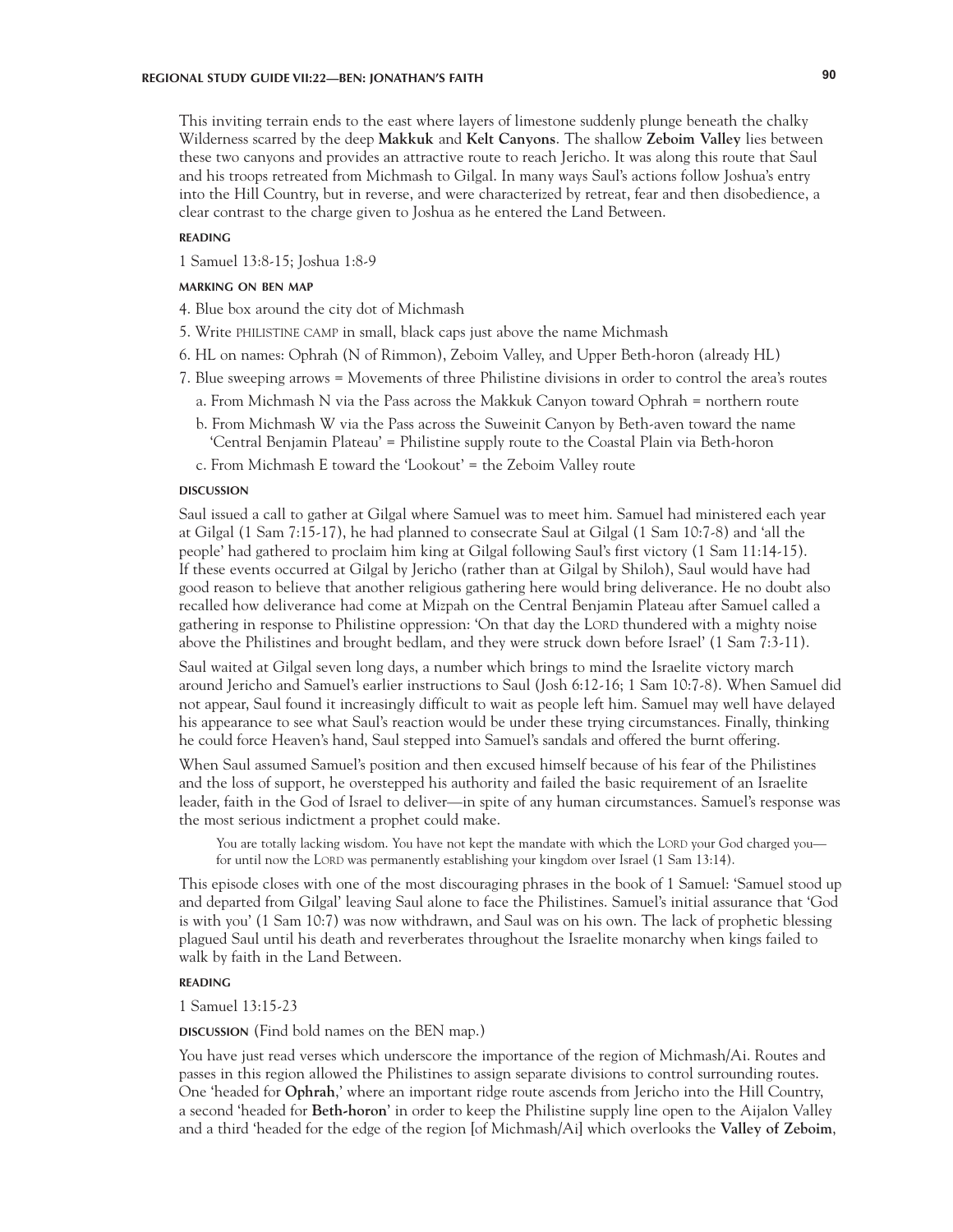This inviting terrain ends to the east where layers of limestone suddenly plunge beneath the chalky Wilderness scarred by the deep **Makkuk** and **Kelt Canyons**. The shallow **Zeboim Valley** lies between these two canyons and provides an attractive route to reach Jericho. It was along this route that Saul and his troops retreated from Michmash to Gilgal. In many ways Saul's actions follow Joshua's entry into the Hill Country, but in reverse, and were characterized by retreat, fear and then disobedience, a clear contrast to the charge given to Joshua as he entered the Land Between.

#### READING

1 Samuel 13:8-15; Joshua 1:8-9

#### MARKING ON BEN MAP

4. Blue box around the city dot of Michmash
5. Write PHILISTINE CAMP in small, black caps just above the name Michmash
6. HL on names: Ophrah (N of Rimmon), Zeboim Valley, and Upper Beth-horon (already HL)
7. Blue sweeping arrows = Movements of three Philistine divisions in order to control the area's routes
   a. From Michmash N via the Pass across the Makkuk Canyon toward Ophrah = northern route
   b. From Michmash W via the Pass across the Suweinit Canyon by Beth-aven toward the name 'Central Benjamin Plateau' = Philistine supply route to the Coastal Plain via Beth-horon
   c. From Michmash E toward the 'Lookout' = the Zeboim Valley route

#### DISCUSSION

Saul issued a call to gather at Gilgal where Samuel was to meet him. Samuel had ministered each year at Gilgal (1 Sam 7:15-17), he had planned to consecrate Saul at Gilgal (1 Sam 10:7-8) and 'all the people' had gathered to proclaim him king at Gilgal following Saul's first victory (1 Sam 11:14-15). If these events occurred at Gilgal by Jericho (rather than at Gilgal by Shiloh), Saul would have had good reason to believe that another religious gathering here would bring deliverance. He no doubt also recalled how deliverance had come at Mizpah on the Central Benjamin Plateau after Samuel called a gathering in response to Philistine oppression: 'On that day the LORD thundered with a mighty noise above the Philistines and brought bedlam, and they were struck down before Israel' (1 Sam 7:3-11).

Saul waited at Gilgal seven long days, a number which brings to mind the Israelite victory march around Jericho and Samuel's earlier instructions to Saul (Josh 6:12-16; 1 Sam 10:7-8). When Samuel did not appear, Saul found it increasingly difficult to wait as people left him. Samuel may well have delayed his appearance to see what Saul's reaction would be under these trying circumstances. Finally, thinking he could force Heaven's hand, Saul stepped into Samuel's sandals and offered the burnt offering.

When Saul assumed Samuel's position and then excused himself because of his fear of the Philistines and the loss of support, he overstepped his authority and failed the basic requirement of an Israelite leader, faith in the God of Israel to deliver—in spite of any human circumstances. Samuel's response was the most serious indictment a prophet could make.

> You are totally lacking wisdom. You have not kept the mandate with which the LORD your God charged you—for until now the LORD was permanently establishing your kingdom over Israel (1 Sam 13:14).

This episode closes with one of the most discouraging phrases in the book of 1 Samuel: 'Samuel stood up and departed from Gilgal' leaving Saul alone to face the Philistines. Samuel's initial assurance that 'God is with you' (1 Sam 10:7) was now withdrawn, and Saul was on his own. The lack of prophetic blessing plagued Saul until his death and reverberates throughout the Israelite monarchy when kings failed to walk by faith in the Land Between.

#### READING

1 Samuel 13:15-23

#### DISCUSSION (Find bold names on the BEN map.)

You have just read verses which underscore the importance of the region of Michmash/Ai. Routes and passes in this region allowed the Philistines to assign separate divisions to control surrounding routes. One 'headed for **Ophrah**,' where an important ridge route ascends from Jericho into the Hill Country, a second 'headed for **Beth-horon**' in order to keep the Philistine supply line open to the Aijalon Valley and a third 'headed for the edge of the region [of Michmash/Ai] which overlooks the **Valley of Zeboim**,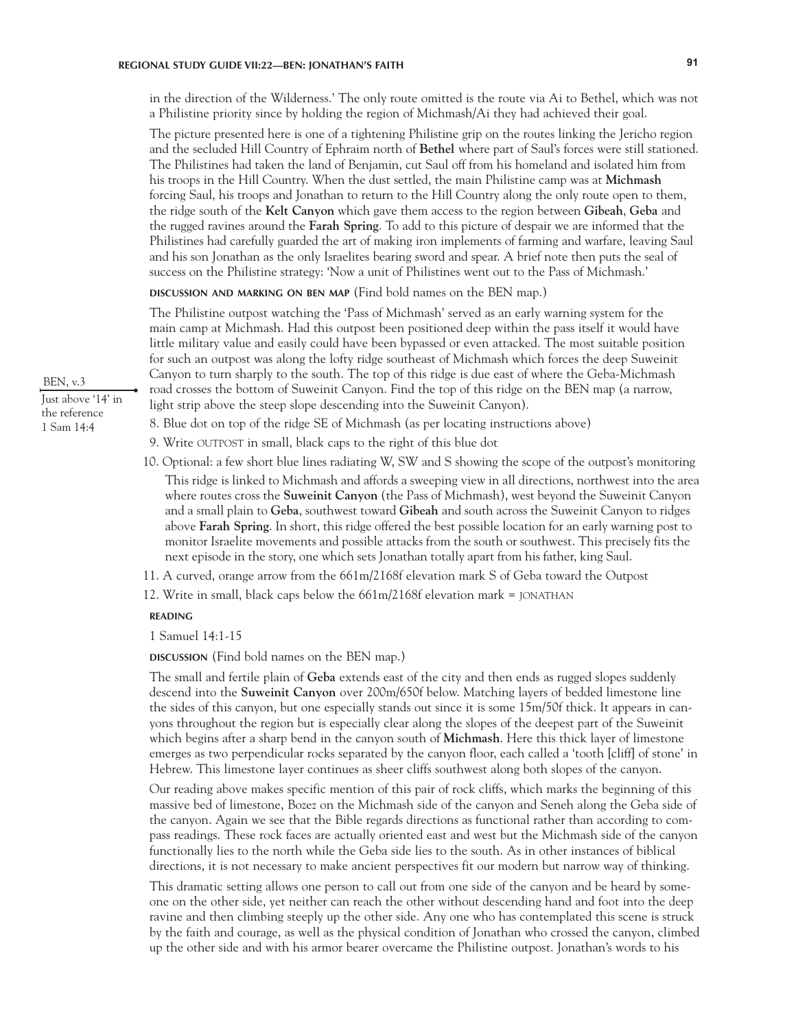in the direction of the Wilderness.' The only route omitted is the route via Ai to Bethel, which was not a Philistine priority since by holding the region of Michmash/Ai they had achieved their goal.

The picture presented here is one of a tightening Philistine grip on the routes linking the Jericho region and the secluded Hill Country of Ephraim north of **Bethel** where part of Saul's forces were still stationed. The Philistines had taken the land of Benjamin, cut Saul off from his homeland and isolated him from his troops in the Hill Country. When the dust settled, the main Philistine camp was at **Michmash** forcing Saul, his troops and Jonathan to return to the Hill Country along the only route open to them, the ridge south of the **Kelt Canyon** which gave them access to the region between **Gibeah**, **Geba** and the rugged ravines around the **Farah Spring**. To add to this picture of despair we are informed that the Philistines had carefully guarded the art of making iron implements of farming and warfare, leaving Saul and his son Jonathan as the only Israelites bearing sword and spear. A brief note then puts the seal of success on the Philistine strategy: 'Now a unit of Philistines went out to the Pass of Michmash.'

**DISCUSSION AND MARKING ON BEN MAP** (Find bold names on the BEN map.)

The Philistine outpost watching the 'Pass of Michmash' served as an early warning system for the main camp at Michmash. Had this outpost been positioned deep within the pass itself it would have little military value and easily could have been bypassed or even attacked. The most suitable position for such an outpost was along the lofty ridge southeast of Michmash which forces the deep Suweinit Canyon to turn sharply to the south. The top of this ridge is due east of where the Geba-Michmash road crosses the bottom of Suweinit Canyon. Find the top of this ridge on the BEN map (a narrow, light strip above the steep slope descending into the Suweinit Canyon).

BEN, v.3
Just above '14' in the reference 1 Sam 14:4

8. Blue dot on top of the ridge SE of Michmash (as per locating instructions above)
9. Write OUTPOST in small, black caps to the right of this blue dot
10. Optional: a few short blue lines radiating W, SW and S showing the scope of the outpost's monitoring

    This ridge is linked to Michmash and affords a sweeping view in all directions, northwest into the area where routes cross the **Suweinit Canyon** (the Pass of Michmash), west beyond the Suweinit Canyon and a small plain to **Geba**, southwest toward **Gibeah** and south across the Suweinit Canyon to ridges above **Farah Spring**. In short, this ridge offered the best possible location for an early warning post to monitor Israelite movements and possible attacks from the south or southwest. This precisely fits the next episode in the story, one which sets Jonathan totally apart from his father, king Saul.

11. A curved, orange arrow from the 661m/2168f elevation mark S of Geba toward the Outpost
12. Write in small, black caps below the 661m/2168f elevation mark = JONATHAN

**READING**

1 Samuel 14:1-15

**DISCUSSION** (Find bold names on the BEN map.)

The small and fertile plain of **Geba** extends east of the city and then ends as rugged slopes suddenly descend into the **Suweinit Canyon** over 200m/650f below. Matching layers of bedded limestone line the sides of this canyon, but one especially stands out since it is some 15m/50f thick. It appears in canyons throughout the region but is especially clear along the slopes of the deepest part of the Suweinit which begins after a sharp bend in the canyon south of **Michmash**. Here this thick layer of limestone emerges as two perpendicular rocks separated by the canyon floor, each called a 'tooth [cliff] of stone' in Hebrew. This limestone layer continues as sheer cliffs southwest along both slopes of the canyon.

Our reading above makes specific mention of this pair of rock cliffs, which marks the beginning of this massive bed of limestone, Bozez on the Michmash side of the canyon and Seneh along the Geba side of the canyon. Again we see that the Bible regards directions as functional rather than according to compass readings. These rock faces are actually oriented east and west but the Michmash side of the canyon functionally lies to the north while the Geba side lies to the south. As in other instances of biblical directions, it is not necessary to make ancient perspectives fit our modern but narrow way of thinking.

This dramatic setting allows one person to call out from one side of the canyon and be heard by someone on the other side, yet neither can reach the other without descending hand and foot into the deep ravine and then climbing steeply up the other side. Any one who has contemplated this scene is struck by the faith and courage, as well as the physical condition of Jonathan who crossed the canyon, climbed up the other side and with his armor bearer overcame the Philistine outpost. Jonathan's words to his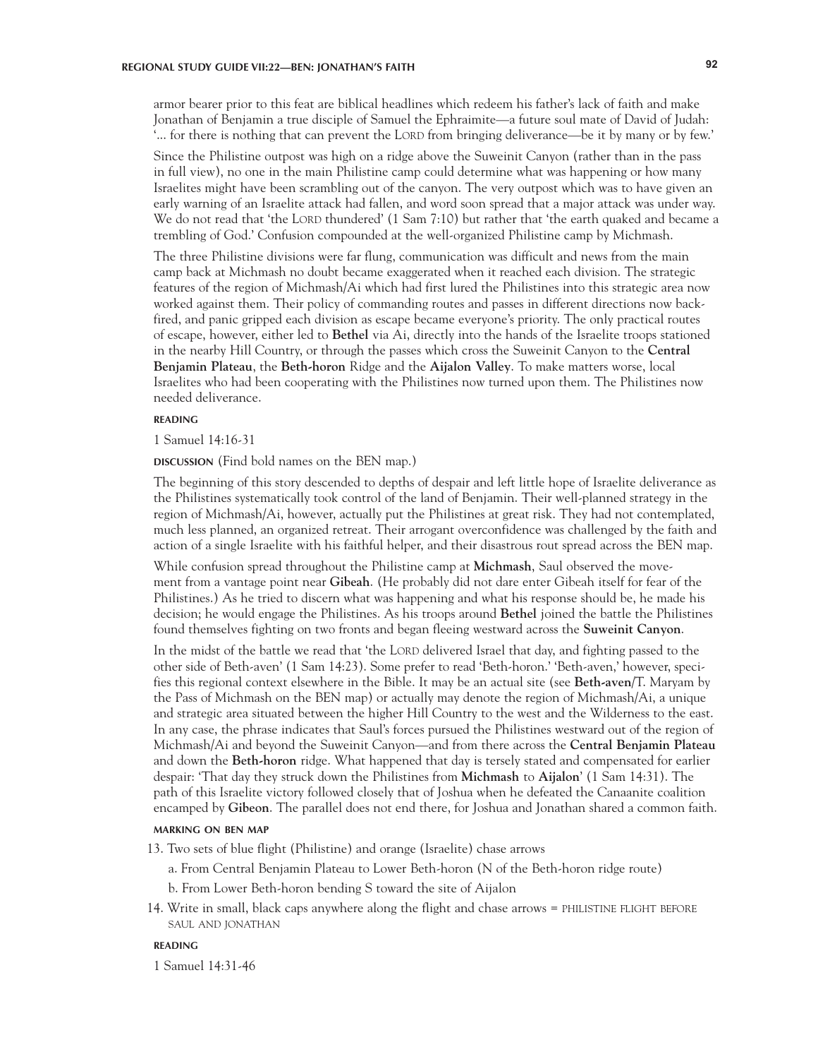armor bearer prior to this feat are biblical headlines which redeem his father's lack of faith and make Jonathan of Benjamin a true disciple of Samuel the Ephraimite—a future soul mate of David of Judah: '... for there is nothing that can prevent the LORD from bringing deliverance—be it by many or by few.'

Since the Philistine outpost was high on a ridge above the Suweinit Canyon (rather than in the pass in full view), no one in the main Philistine camp could determine what was happening or how many Israelites might have been scrambling out of the canyon. The very outpost which was to have given an early warning of an Israelite attack had fallen, and word soon spread that a major attack was under way. We do not read that 'the LORD thundered' (1 Sam 7:10) but rather that 'the earth quaked and became a trembling of God.' Confusion compounded at the well-organized Philistine camp by Michmash.

The three Philistine divisions were far flung, communication was difficult and news from the main camp back at Michmash no doubt became exaggerated when it reached each division. The strategic features of the region of Michmash/Ai which had first lured the Philistines into this strategic area now worked against them. Their policy of commanding routes and passes in different directions now backfired, and panic gripped each division as escape became everyone's priority. The only practical routes of escape, however, either led to **Bethel** via Ai, directly into the hands of the Israelite troops stationed in the nearby Hill Country, or through the passes which cross the Suweinit Canyon to the **Central Benjamin Plateau**, the **Beth-horon** Ridge and the **Aijalon Valley**. To make matters worse, local Israelites who had been cooperating with the Philistines now turned upon them. The Philistines now needed deliverance.

**READING**

1 Samuel 14:16-31

**DISCUSSION** (Find bold names on the BEN map.)

The beginning of this story descended to depths of despair and left little hope of Israelite deliverance as the Philistines systematically took control of the land of Benjamin. Their well-planned strategy in the region of Michmash/Ai, however, actually put the Philistines at great risk. They had not contemplated, much less planned, an organized retreat. Their arrogant overconfidence was challenged by the faith and action of a single Israelite with his faithful helper, and their disastrous rout spread across the BEN map.

While confusion spread throughout the Philistine camp at **Michmash**, Saul observed the movement from a vantage point near **Gibeah**. (He probably did not dare enter Gibeah itself for fear of the Philistines.) As he tried to discern what was happening and what his response should be, he made his decision; he would engage the Philistines. As his troops around **Bethel** joined the battle the Philistines found themselves fighting on two fronts and began fleeing westward across the **Suweinit Canyon**.

In the midst of the battle we read that 'the LORD delivered Israel that day, and fighting passed to the other side of Beth-aven' (1 Sam 14:23). Some prefer to read 'Beth-horon.' 'Beth-aven,' however, specifies this regional context elsewhere in the Bible. It may be an actual site (see **Beth-aven**/T. Maryam by the Pass of Michmash on the BEN map) or actually may denote the region of Michmash/Ai, a unique and strategic area situated between the higher Hill Country to the west and the Wilderness to the east. In any case, the phrase indicates that Saul's forces pursued the Philistines westward out of the region of Michmash/Ai and beyond the Suweinit Canyon—and from there across the **Central Benjamin Plateau** and down the **Beth-horon** ridge. What happened that day is tersely stated and compensated for earlier despair: 'That day they struck down the Philistines from **Michmash** to **Aijalon**' (1 Sam 14:31). The path of this Israelite victory followed closely that of Joshua when he defeated the Canaanite coalition encamped by **Gibeon**. The parallel does not end there, for Joshua and Jonathan shared a common faith.

**MARKING ON BEN MAP**

13. Two sets of blue flight (Philistine) and orange (Israelite) chase arrows
    a. From Central Benjamin Plateau to Lower Beth-horon (N of the Beth-horon ridge route)
    b. From Lower Beth-horon bending S toward the site of Aijalon
14. Write in small, black caps anywhere along the flight and chase arrows = PHILISTINE FLIGHT BEFORE SAUL AND JONATHAN

**READING**

1 Samuel 14:31-46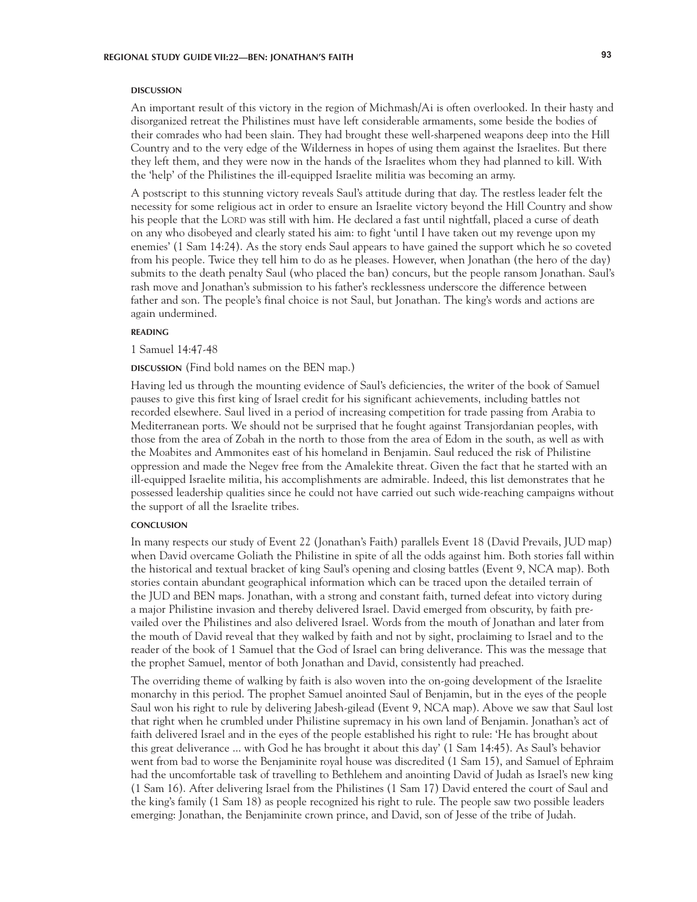#### DISCUSSION

An important result of this victory in the region of Michmash/Ai is often overlooked. In their hasty and disorganized retreat the Philistines must have left considerable armaments, some beside the bodies of their comrades who had been slain. They had brought these well-sharpened weapons deep into the Hill Country and to the very edge of the Wilderness in hopes of using them against the Israelites. But there they left them, and they were now in the hands of the Israelites whom they had planned to kill. With the 'help' of the Philistines the ill-equipped Israelite militia was becoming an army.

A postscript to this stunning victory reveals Saul's attitude during that day. The restless leader felt the necessity for some religious act in order to ensure an Israelite victory beyond the Hill Country and show his people that the LORD was still with him. He declared a fast until nightfall, placed a curse of death on any who disobeyed and clearly stated his aim: to fight 'until I have taken out my revenge upon my enemies' (1 Sam 14:24). As the story ends Saul appears to have gained the support which he so coveted from his people. Twice they tell him to do as he pleases. However, when Jonathan (the hero of the day) submits to the death penalty Saul (who placed the ban) concurs, but the people ransom Jonathan. Saul's rash move and Jonathan's submission to his father's recklessness underscore the difference between father and son. The people's final choice is not Saul, but Jonathan. The king's words and actions are again undermined.

#### READING

1 Samuel 14:47-48

#### DISCUSSION (Find bold names on the BEN map.)

Having led us through the mounting evidence of Saul's deficiencies, the writer of the book of Samuel pauses to give this first king of Israel credit for his significant achievements, including battles not recorded elsewhere. Saul lived in a period of increasing competition for trade passing from Arabia to Mediterranean ports. We should not be surprised that he fought against Transjordanian peoples, with those from the area of Zobah in the north to those from the area of Edom in the south, as well as with the Moabites and Ammonites east of his homeland in Benjamin. Saul reduced the risk of Philistine oppression and made the Negev free from the Amalekite threat. Given the fact that he started with an ill-equipped Israelite militia, his accomplishments are admirable. Indeed, this list demonstrates that he possessed leadership qualities since he could not have carried out such wide-reaching campaigns without the support of all the Israelite tribes.

#### CONCLUSION

In many respects our study of Event 22 (Jonathan's Faith) parallels Event 18 (David Prevails, JUD map) when David overcame Goliath the Philistine in spite of all the odds against him. Both stories fall within the historical and textual bracket of king Saul's opening and closing battles (Event 9, NCA map). Both stories contain abundant geographical information which can be traced upon the detailed terrain of the JUD and BEN maps. Jonathan, with a strong and constant faith, turned defeat into victory during a major Philistine invasion and thereby delivered Israel. David emerged from obscurity, by faith prevailed over the Philistines and also delivered Israel. Words from the mouth of Jonathan and later from the mouth of David reveal that they walked by faith and not by sight, proclaiming to Israel and to the reader of the book of 1 Samuel that the God of Israel can bring deliverance. This was the message that the prophet Samuel, mentor of both Jonathan and David, consistently had preached.

The overriding theme of walking by faith is also woven into the on-going development of the Israelite monarchy in this period. The prophet Samuel anointed Saul of Benjamin, but in the eyes of the people Saul won his right to rule by delivering Jabesh-gilead (Event 9, NCA map). Above we saw that Saul lost that right when he crumbled under Philistine supremacy in his own land of Benjamin. Jonathan's act of faith delivered Israel and in the eyes of the people established his right to rule: 'He has brought about this great deliverance ... with God he has brought it about this day' (1 Sam 14:45). As Saul's behavior went from bad to worse the Benjaminite royal house was discredited (1 Sam 15), and Samuel of Ephraim had the uncomfortable task of travelling to Bethlehem and anointing David of Judah as Israel's new king (1 Sam 16). After delivering Israel from the Philistines (1 Sam 17) David entered the court of Saul and the king's family (1 Sam 18) as people recognized his right to rule. The people saw two possible leaders emerging: Jonathan, the Benjaminite crown prince, and David, son of Jesse of the tribe of Judah.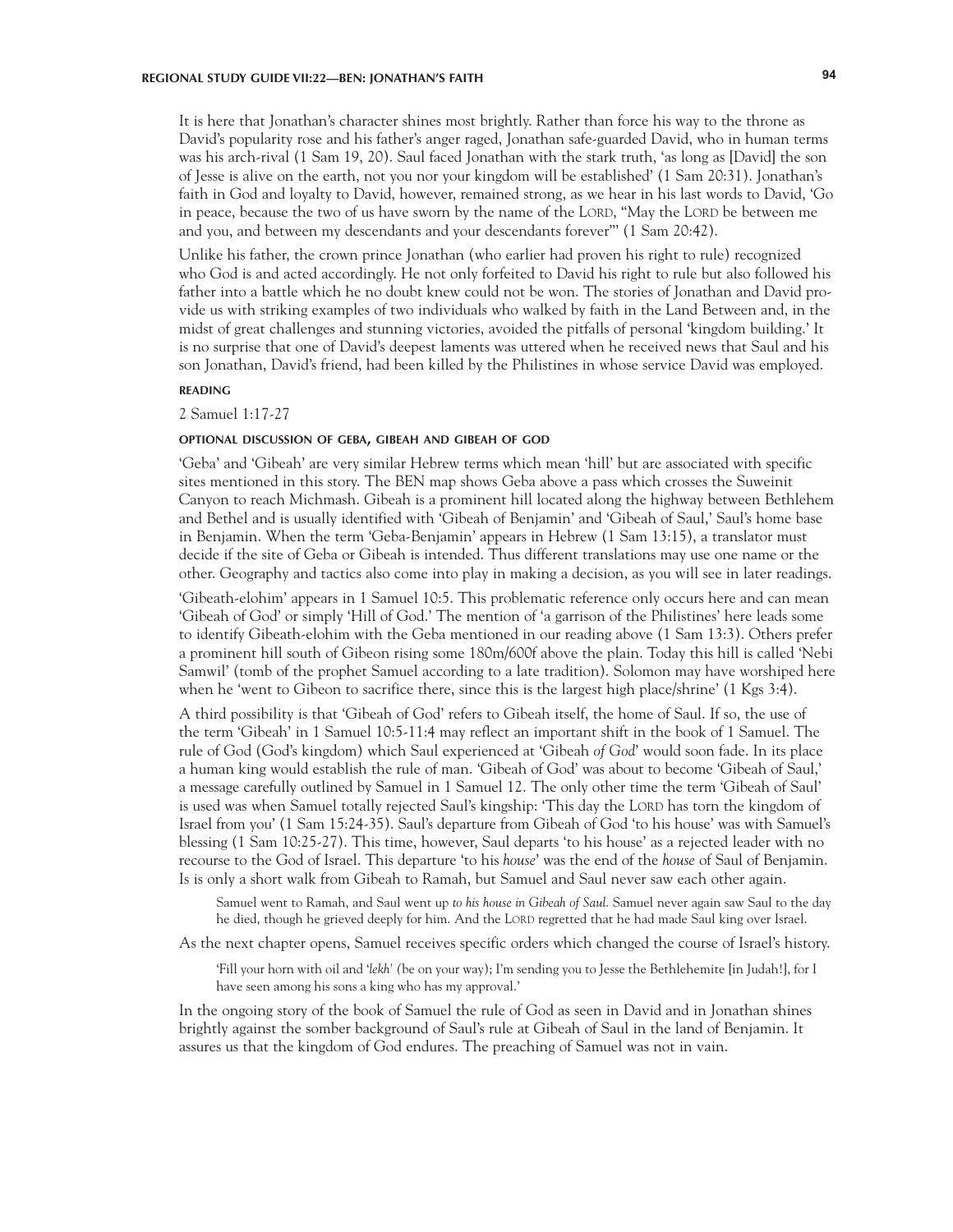It is here that Jonathan's character shines most brightly. Rather than force his way to the throne as David's popularity rose and his father's anger raged, Jonathan safe-guarded David, who in human terms was his arch-rival (1 Sam 19, 20). Saul faced Jonathan with the stark truth, 'as long as [David] the son of Jesse is alive on the earth, not you nor your kingdom will be established' (1 Sam 20:31). Jonathan's faith in God and loyalty to David, however, remained strong, as we hear in his last words to David, 'Go in peace, because the two of us have sworn by the name of the LORD, "May the LORD be between me and you, and between my descendants and your descendants forever"' (1 Sam 20:42).

Unlike his father, the crown prince Jonathan (who earlier had proven his right to rule) recognized who God is and acted accordingly. He not only forfeited to David his right to rule but also followed his father into a battle which he no doubt knew could not be won. The stories of Jonathan and David provide us with striking examples of two individuals who walked by faith in the Land Between and, in the midst of great challenges and stunning victories, avoided the pitfalls of personal 'kingdom building.' It is no surprise that one of David's deepest laments was uttered when he received news that Saul and his son Jonathan, David's friend, had been killed by the Philistines in whose service David was employed.

#### READING

2 Samuel 1:17-27

#### OPTIONAL DISCUSSION OF GEBA, GIBEAH AND GIBEAH OF GOD

'Geba' and 'Gibeah' are very similar Hebrew terms which mean 'hill' but are associated with specific sites mentioned in this story. The BEN map shows Geba above a pass which crosses the Suweinit Canyon to reach Michmash. Gibeah is a prominent hill located along the highway between Bethlehem and Bethel and is usually identified with 'Gibeah of Benjamin' and 'Gibeah of Saul,' Saul's home base in Benjamin. When the term 'Geba-Benjamin' appears in Hebrew (1 Sam 13:15), a translator must decide if the site of Geba or Gibeah is intended. Thus different translations may use one name or the other. Geography and tactics also come into play in making a decision, as you will see in later readings.

'Gibeath-elohim' appears in 1 Samuel 10:5. This problematic reference only occurs here and can mean 'Gibeah of God' or simply 'Hill of God.' The mention of 'a garrison of the Philistines' here leads some to identify Gibeath-elohim with the Geba mentioned in our reading above (1 Sam 13:3). Others prefer a prominent hill south of Gibeon rising some 180m/600f above the plain. Today this hill is called 'Nebi Samwil' (tomb of the prophet Samuel according to a late tradition). Solomon may have worshiped here when he 'went to Gibeon to sacrifice there, since this is the largest high place/shrine' (1 Kgs 3:4).

A third possibility is that 'Gibeah of God' refers to Gibeah itself, the home of Saul. If so, the use of the term 'Gibeah' in 1 Samuel 10:5-11:4 may reflect an important shift in the book of 1 Samuel. The rule of God (God's kingdom) which Saul experienced at 'Gibeah *of God*' would soon fade. In its place a human king would establish the rule of man. 'Gibeah of God' was about to become 'Gibeah of Saul,' a message carefully outlined by Samuel in 1 Samuel 12. The only other time the term 'Gibeah of Saul' is used was when Samuel totally rejected Saul's kingship: 'This day the LORD has torn the kingdom of Israel from you' (1 Sam 15:24-35). Saul's departure from Gibeah of God 'to his house' was with Samuel's blessing (1 Sam 10:25-27). This time, however, Saul departs 'to his house' as a rejected leader with no recourse to the God of Israel. This departure 'to his *house*' was the end of the *house* of Saul of Benjamin. Is is only a short walk from Gibeah to Ramah, but Samuel and Saul never saw each other again.

> Samuel went to Ramah, and Saul went up *to his house in Gibeah of Saul*. Samuel never again saw Saul to the day he died, though he grieved deeply for him. And the LORD regretted that he had made Saul king over Israel.

As the next chapter opens, Samuel receives specific orders which changed the course of Israel's history.

> 'Fill your horn with oil and '*lekh*' (be on your way); I'm sending you to Jesse the Bethlehemite [in Judah!], for I have seen among his sons a king who has my approval.'

In the ongoing story of the book of Samuel the rule of God as seen in David and in Jonathan shines brightly against the somber background of Saul's rule at Gibeah of Saul in the land of Benjamin. It assures us that the kingdom of God endures. The preaching of Samuel was not in vain.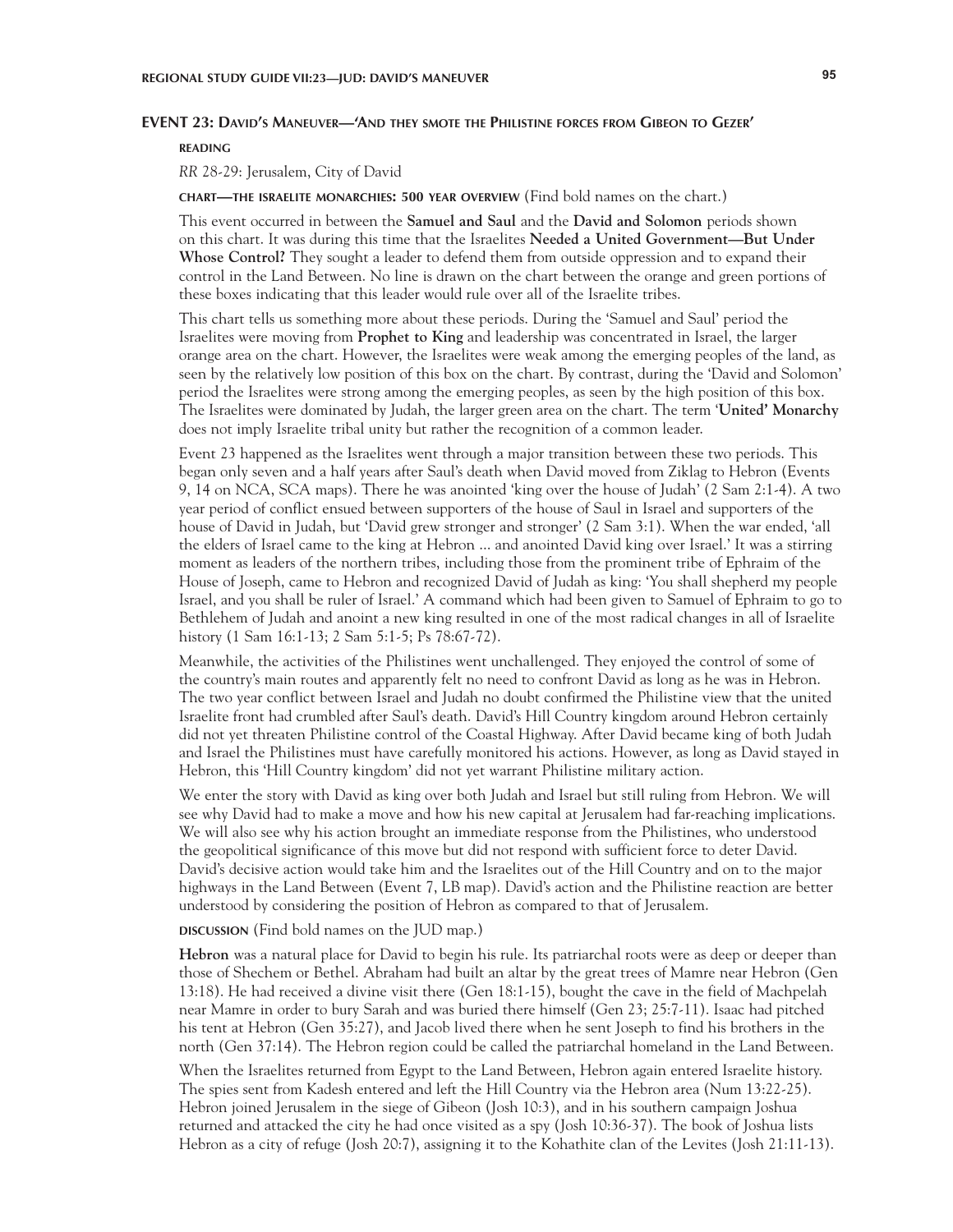## EVENT 23: David's Maneuver—'And they smote the Philistine forces from Gibeon to Gezer'

**READING**

*RR* 28-29: Jerusalem, City of David

**CHART—THE ISRAELITE MONARCHIES: 500 YEAR OVERVIEW** (Find bold names on the chart.)

This event occurred in between the **Samuel and Saul** and the **David and Solomon** periods shown on this chart. It was during this time that the Israelites **Needed a United Government—But Under Whose Control?** They sought a leader to defend them from outside oppression and to expand their control in the Land Between. No line is drawn on the chart between the orange and green portions of these boxes indicating that this leader would rule over all of the Israelite tribes.

This chart tells us something more about these periods. During the 'Samuel and Saul' period the Israelites were moving from **Prophet to King** and leadership was concentrated in Israel, the larger orange area on the chart. However, the Israelites were weak among the emerging peoples of the land, as seen by the relatively low position of this box on the chart. By contrast, during the 'David and Solomon' period the Israelites were strong among the emerging peoples, as seen by the high position of this box. The Israelites were dominated by Judah, the larger green area on the chart. The term **'United' Monarchy** does not imply Israelite tribal unity but rather the recognition of a common leader.

Event 23 happened as the Israelites went through a major transition between these two periods. This began only seven and a half years after Saul's death when David moved from Ziklag to Hebron (Events 9, 14 on NCA, SCA maps). There he was anointed 'king over the house of Judah' (2 Sam 2:1-4). A two year period of conflict ensued between supporters of the house of Saul in Israel and supporters of the house of David in Judah, but 'David grew stronger and stronger' (2 Sam 3:1). When the war ended, 'all the elders of Israel came to the king at Hebron ... and anointed David king over Israel.' It was a stirring moment as leaders of the northern tribes, including those from the prominent tribe of Ephraim of the House of Joseph, came to Hebron and recognized David of Judah as king: 'You shall shepherd my people Israel, and you shall be ruler of Israel.' A command which had been given to Samuel of Ephraim to go to Bethlehem of Judah and anoint a new king resulted in one of the most radical changes in all of Israelite history (1 Sam 16:1-13; 2 Sam 5:1-5; Ps 78:67-72).

Meanwhile, the activities of the Philistines went unchallenged. They enjoyed the control of some of the country's main routes and apparently felt no need to confront David as long as he was in Hebron. The two year conflict between Israel and Judah no doubt confirmed the Philistine view that the united Israelite front had crumbled after Saul's death. David's Hill Country kingdom around Hebron certainly did not yet threaten Philistine control of the Coastal Highway. After David became king of both Judah and Israel the Philistines must have carefully monitored his actions. However, as long as David stayed in Hebron, this 'Hill Country kingdom' did not yet warrant Philistine military action.

We enter the story with David as king over both Judah and Israel but still ruling from Hebron. We will see why David had to make a move and how his new capital at Jerusalem had far-reaching implications. We will also see why his action brought an immediate response from the Philistines, who understood the geopolitical significance of this move but did not respond with sufficient force to deter David. David's decisive action would take him and the Israelites out of the Hill Country and on to the major highways in the Land Between (Event 7, LB map). David's action and the Philistine reaction are better understood by considering the position of Hebron as compared to that of Jerusalem.

**DISCUSSION** (Find bold names on the JUD map.)

**Hebron** was a natural place for David to begin his rule. Its patriarchal roots were as deep or deeper than those of Shechem or Bethel. Abraham had built an altar by the great trees of Mamre near Hebron (Gen 13:18). He had received a divine visit there (Gen 18:1-15), bought the cave in the field of Machpelah near Mamre in order to bury Sarah and was buried there himself (Gen 23; 25:7-11). Isaac had pitched his tent at Hebron (Gen 35:27), and Jacob lived there when he sent Joseph to find his brothers in the north (Gen 37:14). The Hebron region could be called the patriarchal homeland in the Land Between.

When the Israelites returned from Egypt to the Land Between, Hebron again entered Israelite history. The spies sent from Kadesh entered and left the Hill Country via the Hebron area (Num 13:22-25). Hebron joined Jerusalem in the siege of Gibeon (Josh 10:3), and in his southern campaign Joshua returned and attacked the city he had once visited as a spy (Josh 10:36-37). The book of Joshua lists Hebron as a city of refuge (Josh 20:7), assigning it to the Kohathite clan of the Levites (Josh 21:11-13).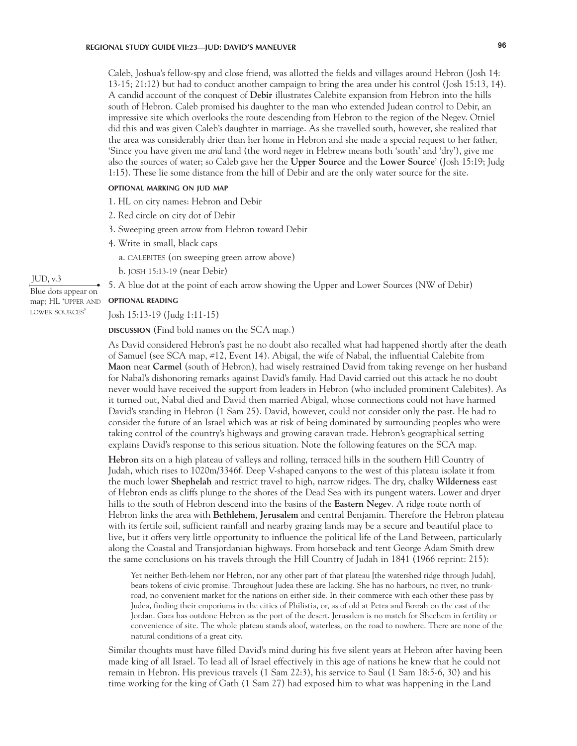Caleb, Joshua's fellow-spy and close friend, was allotted the fields and villages around Hebron (Josh 14: 13-15; 21:12) but had to conduct another campaign to bring the area under his control (Josh 15:13, 14). A candid account of the conquest of **Debir** illustrates Calebite expansion from Hebron into the hills south of Hebron. Caleb promised his daughter to the man who extended Judean control to Debir, an impressive site which overlooks the route descending from Hebron to the region of the Negev. Otniel did this and was given Caleb's daughter in marriage. As she travelled south, however, she realized that the area was considerably drier than her home in Hebron and she made a special request to her father, 'Since you have given me *arid* land (the word *negev* in Hebrew means both 'south' and 'dry'), give me also the sources of water; so Caleb gave her the **Upper Source** and the **Lower Source**' (Josh 15:19; Judg 1:15). These lie some distance from the hill of Debir and are the only water source for the site.

#### OPTIONAL MARKING ON JUD MAP

1. HL on city names: Hebron and Debir
2. Red circle on city dot of Debir
3. Sweeping green arrow from Hebron toward Debir
4. Write in small, black caps
   a. CALEBITES (on sweeping green arrow above)
   b. JOSH 15:13-19 (near Debir)
5. A blue dot at the point of each arrow showing the Upper and Lower Sources (NW of Debir)

JUD, v.3 — Blue dots appear on map; HL 'UPPER AND LOWER SOURCES'

#### OPTIONAL READING

Josh 15:13-19 (Judg 1:11-15)

**DISCUSSION** (Find bold names on the SCA map.)

As David considered Hebron's past he no doubt also recalled what had happened shortly after the death of Samuel (see SCA map, #12, Event 14). Abigal, the wife of Nabal, the influential Calebite from **Maon** near **Carmel** (south of Hebron), had wisely restrained David from taking revenge on her husband for Nabal's dishonoring remarks against David's family. Had David carried out this attack he no doubt never would have received the support from leaders in Hebron (who included prominent Calebites). As it turned out, Nabal died and David then married Abigal, whose connections could not have harmed David's standing in Hebron (1 Sam 25). David, however, could not consider only the past. He had to consider the future of an Israel which was at risk of being dominated by surrounding peoples who were taking control of the country's highways and growing caravan trade. Hebron's geographical setting explains David's response to this serious situation. Note the following features on the SCA map.

**Hebron** sits on a high plateau of valleys and rolling, terraced hills in the southern Hill Country of Judah, which rises to 1020m/3346f. Deep V-shaped canyons to the west of this plateau isolate it from the much lower **Shephelah** and restrict travel to high, narrow ridges. The dry, chalky **Wilderness** east of Hebron ends as cliffs plunge to the shores of the Dead Sea with its pungent waters. Lower and dryer hills to the south of Hebron descend into the basins of the **Eastern Negev**. A ridge route north of Hebron links the area with **Bethlehem**, **Jerusalem** and central Benjamin. Therefore the Hebron plateau with its fertile soil, sufficient rainfall and nearby grazing lands may be a secure and beautiful place to live, but it offers very little opportunity to influence the political life of the Land Between, particularly along the Coastal and Transjordanian highways. From horseback and tent George Adam Smith drew the same conclusions on his travels through the Hill Country of Judah in 1841 (1966 reprint: 215):

> Yet neither Beth-lehem nor Hebron, nor any other part of that plateau [the watershed ridge through Judah], bears tokens of civic promise. Throughout Judea these are lacking. She has no harbours, no river, no trunk-road, no convenient market for the nations on either side. In their commerce with each other these pass by Judea, finding their emporiums in the cities of Philistia, or, as of old at Petra and Bozrah on the east of the Jordan. Gaza has outdone Hebron as the port of the desert. Jerusalem is no match for Shechem in fertility or convenience of site. The whole plateau stands aloof, waterless, on the road to nowhere. There are none of the natural conditions of a great city.

Similar thoughts must have filled David's mind during his five silent years at Hebron after having been made king of all Israel. To lead all of Israel effectively in this age of nations he knew that he could not remain in Hebron. His previous travels (1 Sam 22:3), his service to Saul (1 Sam 18:5-6, 30) and his time working for the king of Gath (1 Sam 27) had exposed him to what was happening in the Land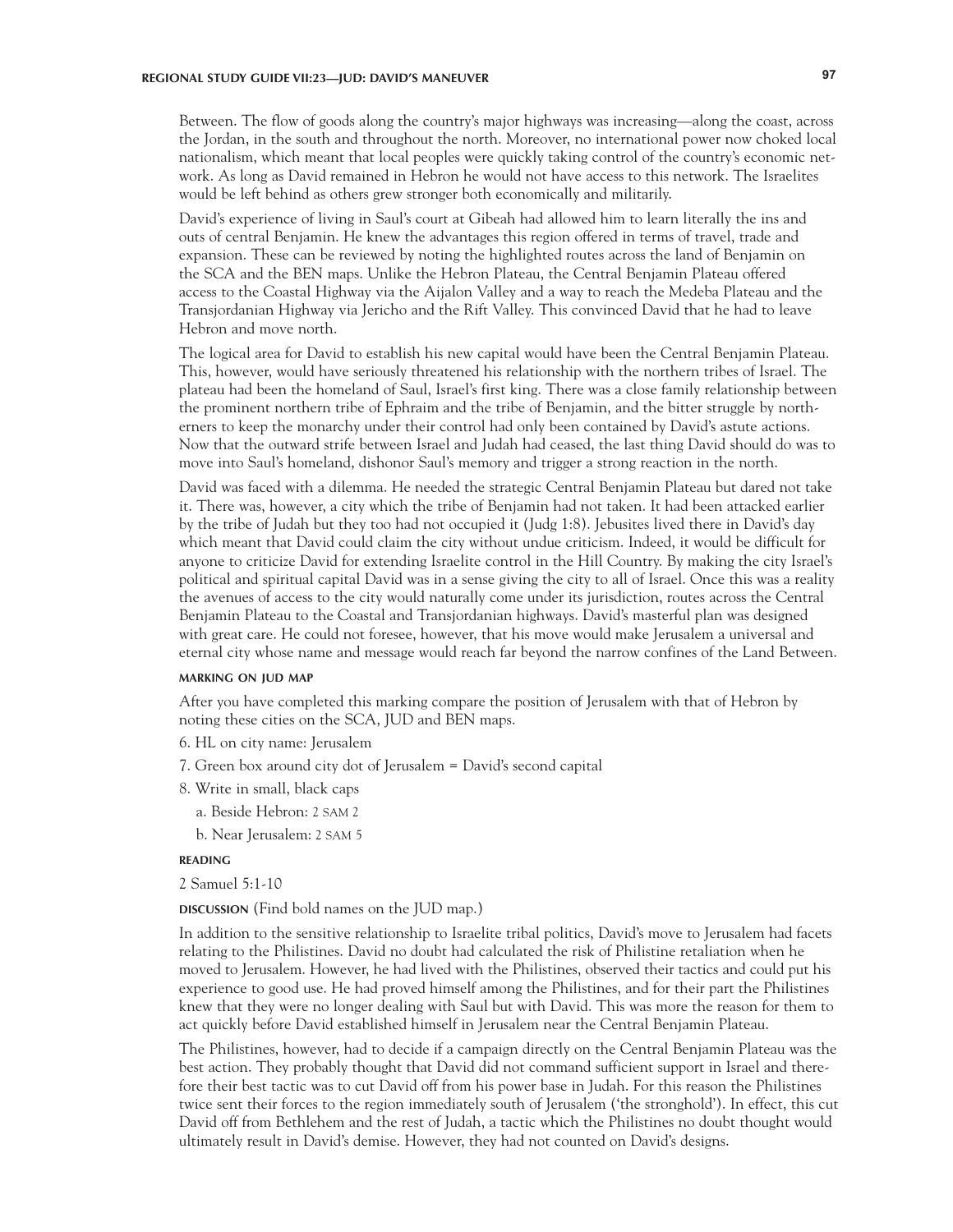Between. The flow of goods along the country's major highways was increasing—along the coast, across the Jordan, in the south and throughout the north. Moreover, no international power now choked local nationalism, which meant that local peoples were quickly taking control of the country's economic network. As long as David remained in Hebron he would not have access to this network. The Israelites would be left behind as others grew stronger both economically and militarily.

David's experience of living in Saul's court at Gibeah had allowed him to learn literally the ins and outs of central Benjamin. He knew the advantages this region offered in terms of travel, trade and expansion. These can be reviewed by noting the highlighted routes across the land of Benjamin on the SCA and the BEN maps. Unlike the Hebron Plateau, the Central Benjamin Plateau offered access to the Coastal Highway via the Aijalon Valley and a way to reach the Medeba Plateau and the Transjordanian Highway via Jericho and the Rift Valley. This convinced David that he had to leave Hebron and move north.

The logical area for David to establish his new capital would have been the Central Benjamin Plateau. This, however, would have seriously threatened his relationship with the northern tribes of Israel. The plateau had been the homeland of Saul, Israel's first king. There was a close family relationship between the prominent northern tribe of Ephraim and the tribe of Benjamin, and the bitter struggle by northerners to keep the monarchy under their control had only been contained by David's astute actions. Now that the outward strife between Israel and Judah had ceased, the last thing David should do was to move into Saul's homeland, dishonor Saul's memory and trigger a strong reaction in the north.

David was faced with a dilemma. He needed the strategic Central Benjamin Plateau but dared not take it. There was, however, a city which the tribe of Benjamin had not taken. It had been attacked earlier by the tribe of Judah but they too had not occupied it (Judg 1:8). Jebusites lived there in David's day which meant that David could claim the city without undue criticism. Indeed, it would be difficult for anyone to criticize David for extending Israelite control in the Hill Country. By making the city Israel's political and spiritual capital David was in a sense giving the city to all of Israel. Once this was a reality the avenues of access to the city would naturally come under its jurisdiction, routes across the Central Benjamin Plateau to the Coastal and Transjordanian highways. David's masterful plan was designed with great care. He could not foresee, however, that his move would make Jerusalem a universal and eternal city whose name and message would reach far beyond the narrow confines of the Land Between.

#### MARKING ON JUD MAP

After you have completed this marking compare the position of Jerusalem with that of Hebron by noting these cities on the SCA, JUD and BEN maps.

6. HL on city name: Jerusalem
7. Green box around city dot of Jerusalem = David's second capital
8. Write in small, black caps
   a. Beside Hebron: 2 SAM 2
   b. Near Jerusalem: 2 SAM 5

#### READING

2 Samuel 5:1-10

#### DISCUSSION (Find bold names on the JUD map.)

In addition to the sensitive relationship to Israelite tribal politics, David's move to Jerusalem had facets relating to the Philistines. David no doubt had calculated the risk of Philistine retaliation when he moved to Jerusalem. However, he had lived with the Philistines, observed their tactics and could put his experience to good use. He had proved himself among the Philistines, and for their part the Philistines knew that they were no longer dealing with Saul but with David. This was more the reason for them to act quickly before David established himself in Jerusalem near the Central Benjamin Plateau.

The Philistines, however, had to decide if a campaign directly on the Central Benjamin Plateau was the best action. They probably thought that David did not command sufficient support in Israel and therefore their best tactic was to cut David off from his power base in Judah. For this reason the Philistines twice sent their forces to the region immediately south of Jerusalem ('the stronghold'). In effect, this cut David off from Bethlehem and the rest of Judah, a tactic which the Philistines no doubt thought would ultimately result in David's demise. However, they had not counted on David's designs.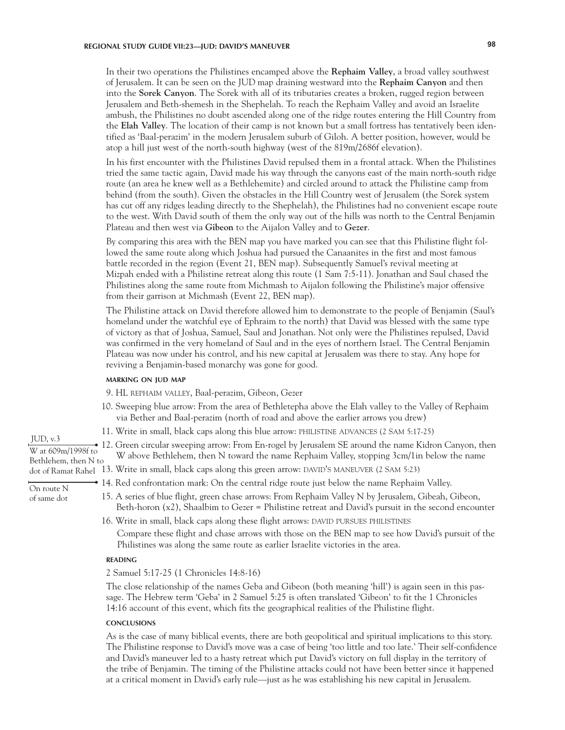In their two operations the Philistines encamped above the **Rephaim Valley**, a broad valley southwest of Jerusalem. It can be seen on the JUD map draining westward into the **Rephaim Canyon** and then into the **Sorek Canyon**. The Sorek with all of its tributaries creates a broken, rugged region between Jerusalem and Beth-shemesh in the Shephelah. To reach the Rephaim Valley and avoid an Israelite ambush, the Philistines no doubt ascended along one of the ridge routes entering the Hill Country from the **Elah Valley**. The location of their camp is not known but a small fortress has tentatively been identified as 'Baal-perazim' in the modern Jerusalem suburb of Giloh. A better position, however, would be atop a hill just west of the north-south highway (west of the 819m/2686f elevation).

In his first encounter with the Philistines David repulsed them in a frontal attack. When the Philistines tried the same tactic again, David made his way through the canyons east of the main north-south ridge route (an area he knew well as a Bethlehemite) and circled around to attack the Philistine camp from behind (from the south). Given the obstacles in the Hill Country west of Jerusalem (the Sorek system has cut off any ridges leading directly to the Shephelah), the Philistines had no convenient escape route to the west. With David south of them the only way out of the hills was north to the Central Benjamin Plateau and then west via **Gibeon** to the Aijalon Valley and to **Gezer**.

By comparing this area with the BEN map you have marked you can see that this Philistine flight followed the same route along which Joshua had pursued the Canaanites in the first and most famous battle recorded in the region (Event 21, BEN map). Subsequently Samuel's revival meeting at Mizpah ended with a Philistine retreat along this route (1 Sam 7:5-11). Jonathan and Saul chased the Philistines along the same route from Michmash to Aijalon following the Philistine's major offensive from their garrison at Michmash (Event 22, BEN map).

The Philistine attack on David therefore allowed him to demonstrate to the people of Benjamin (Saul's homeland under the watchful eye of Ephraim to the north) that David was blessed with the same type of victory as that of Joshua, Samuel, Saul and Jonathan. Not only were the Philistines repulsed, David was confirmed in the very homeland of Saul and in the eyes of northern Israel. The Central Benjamin Plateau was now under his control, and his new capital at Jerusalem was there to stay. Any hope for reviving a Benjamin-based monarchy was gone for good.

#### MARKING ON JUD MAP

9. HL REPHAIM VALLEY, Baal-perazim, Gibeon, Gezer
10. Sweeping blue arrow: From the area of Bethletepha above the Elah valley to the Valley of Rephaim via Bether and Baal-perazim (north of road and above the earlier arrows you drew)
11. Write in small, black caps along this blue arrow: PHILISTINE ADVANCES (2 SAM 5:17-25)
12. Green circular sweeping arrow: From En-rogel by Jerusalem SE around the name Kidron Canyon, then W above Bethlehem, then N toward the name Rephaim Valley, stopping 3cm/1in below the name
    *JUD, v.3 — W at 609m/1998f to Bethlehem, then N to dot of Ramat Rahel*
13. Write in small, black caps along this green arrow: DAVID'S MANEUVER (2 SAM 5:23)
14. Red confrontation mark: On the central ridge route just below the name Rephaim Valley.
    *On route N of same dot*
15. A series of blue flight, green chase arrows: From Rephaim Valley N by Jerusalem, Gibeah, Gibeon, Beth-horon (x2), Shaalbim to Gezer = Philistine retreat and David's pursuit in the second encounter
16. Write in small, black caps along these flight arrows: DAVID PURSUES PHILISTINES

    Compare these flight and chase arrows with those on the BEN map to see how David's pursuit of the Philistines was along the same route as earlier Israelite victories in the area.

#### READING

2 Samuel 5:17-25 (1 Chronicles 14:8-16)

The close relationship of the names Geba and Gibeon (both meaning 'hill') is again seen in this passage. The Hebrew term 'Geba' in 2 Samuel 5:25 is often translated 'Gibeon' to fit the 1 Chronicles 14:16 account of this event, which fits the geographical realities of the Philistine flight.

#### CONCLUSIONS

As is the case of many biblical events, there are both geopolitical and spiritual implications to this story. The Philistine response to David's move was a case of being 'too little and too late.' Their self-confidence and David's maneuver led to a hasty retreat which put David's victory on full display in the territory of the tribe of Benjamin. The timing of the Philistine attacks could not have been better since it happened at a critical moment in David's early rule—just as he was establishing his new capital in Jerusalem.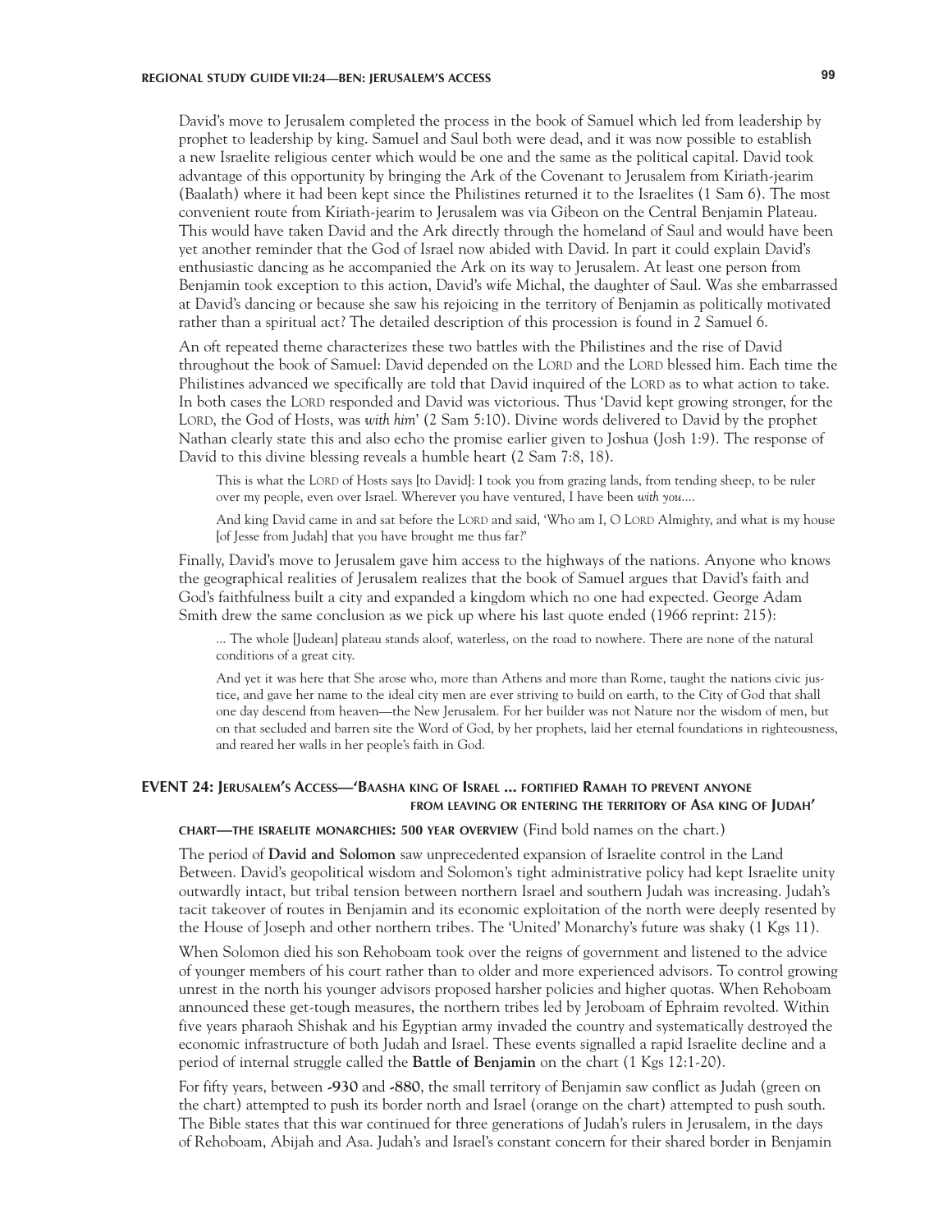David's move to Jerusalem completed the process in the book of Samuel which led from leadership by prophet to leadership by king. Samuel and Saul both were dead, and it was now possible to establish a new Israelite religious center which would be one and the same as the political capital. David took advantage of this opportunity by bringing the Ark of the Covenant to Jerusalem from Kiriath-jearim (Baalath) where it had been kept since the Philistines returned it to the Israelites (1 Sam 6). The most convenient route from Kiriath-jearim to Jerusalem was via Gibeon on the Central Benjamin Plateau. This would have taken David and the Ark directly through the homeland of Saul and would have been yet another reminder that the God of Israel now abided with David. In part it could explain David's enthusiastic dancing as he accompanied the Ark on its way to Jerusalem. At least one person from Benjamin took exception to this action, David's wife Michal, the daughter of Saul. Was she embarrassed at David's dancing or because she saw his rejoicing in the territory of Benjamin as politically motivated rather than a spiritual act? The detailed description of this procession is found in 2 Samuel 6.

An oft repeated theme characterizes these two battles with the Philistines and the rise of David throughout the book of Samuel: David depended on the LORD and the LORD blessed him. Each time the Philistines advanced we specifically are told that David inquired of the LORD as to what action to take. In both cases the LORD responded and David was victorious. Thus 'David kept growing stronger, for the LORD, the God of Hosts, was *with him*' (2 Sam 5:10). Divine words delivered to David by the prophet Nathan clearly state this and also echo the promise earlier given to Joshua (Josh 1:9). The response of David to this divine blessing reveals a humble heart (2 Sam 7:8, 18).

> This is what the LORD of Hosts says [to David]: I took you from grazing lands, from tending sheep, to be ruler over my people, even over Israel. Wherever you have ventured, I have been *with you*....
>
> And king David came in and sat before the LORD and said, 'Who am I, O LORD Almighty, and what is my house [of Jesse from Judah] that you have brought me thus far?'

Finally, David's move to Jerusalem gave him access to the highways of the nations. Anyone who knows the geographical realities of Jerusalem realizes that the book of Samuel argues that David's faith and God's faithfulness built a city and expanded a kingdom which no one had expected. George Adam Smith drew the same conclusion as we pick up where his last quote ended (1966 reprint: 215):

> ... The whole [Judean] plateau stands aloof, waterless, on the road to nowhere. There are none of the natural conditions of a great city.
>
> And yet it was here that She arose who, more than Athens and more than Rome, taught the nations civic justice, and gave her name to the ideal city men are ever striving to build on earth, to the City of God that shall one day descend from heaven—the New Jerusalem. For her builder was not Nature nor the wisdom of men, but on that secluded and barren site the Word of God, by her prophets, laid her eternal foundations in righteousness, and reared her walls in her people's faith in God.

## EVENT 24: JERUSALEM'S ACCESS—'BAASHA KING OF ISRAEL ... FORTIFIED RAMAH TO PREVENT ANYONE FROM LEAVING OR ENTERING THE TERRITORY OF ASA KING OF JUDAH'

**CHART—THE ISRAELITE MONARCHIES: 500 YEAR OVERVIEW** (Find bold names on the chart.)

The period of **David and Solomon** saw unprecedented expansion of Israelite control in the Land Between. David's geopolitical wisdom and Solomon's tight administrative policy had kept Israelite unity outwardly intact, but tribal tension between northern Israel and southern Judah was increasing. Judah's tacit takeover of routes in Benjamin and its economic exploitation of the north were deeply resented by the House of Joseph and other northern tribes. The 'United' Monarchy's future was shaky (1 Kgs 11).

When Solomon died his son Rehoboam took over the reigns of government and listened to the advice of younger members of his court rather than to older and more experienced advisors. To control growing unrest in the north his younger advisors proposed harsher policies and higher quotas. When Rehoboam announced these get-tough measures, the northern tribes led by Jeroboam of Ephraim revolted. Within five years pharaoh Shishak and his Egyptian army invaded the country and systematically destroyed the economic infrastructure of both Judah and Israel. These events signalled a rapid Israelite decline and a period of internal struggle called the **Battle of Benjamin** on the chart (1 Kgs 12:1-20).

For fifty years, between **-930** and **-880**, the small territory of Benjamin saw conflict as Judah (green on the chart) attempted to push its border north and Israel (orange on the chart) attempted to push south. The Bible states that this war continued for three generations of Judah's rulers in Jerusalem, in the days of Rehoboam, Abijah and Asa. Judah's and Israel's constant concern for their shared border in Benjamin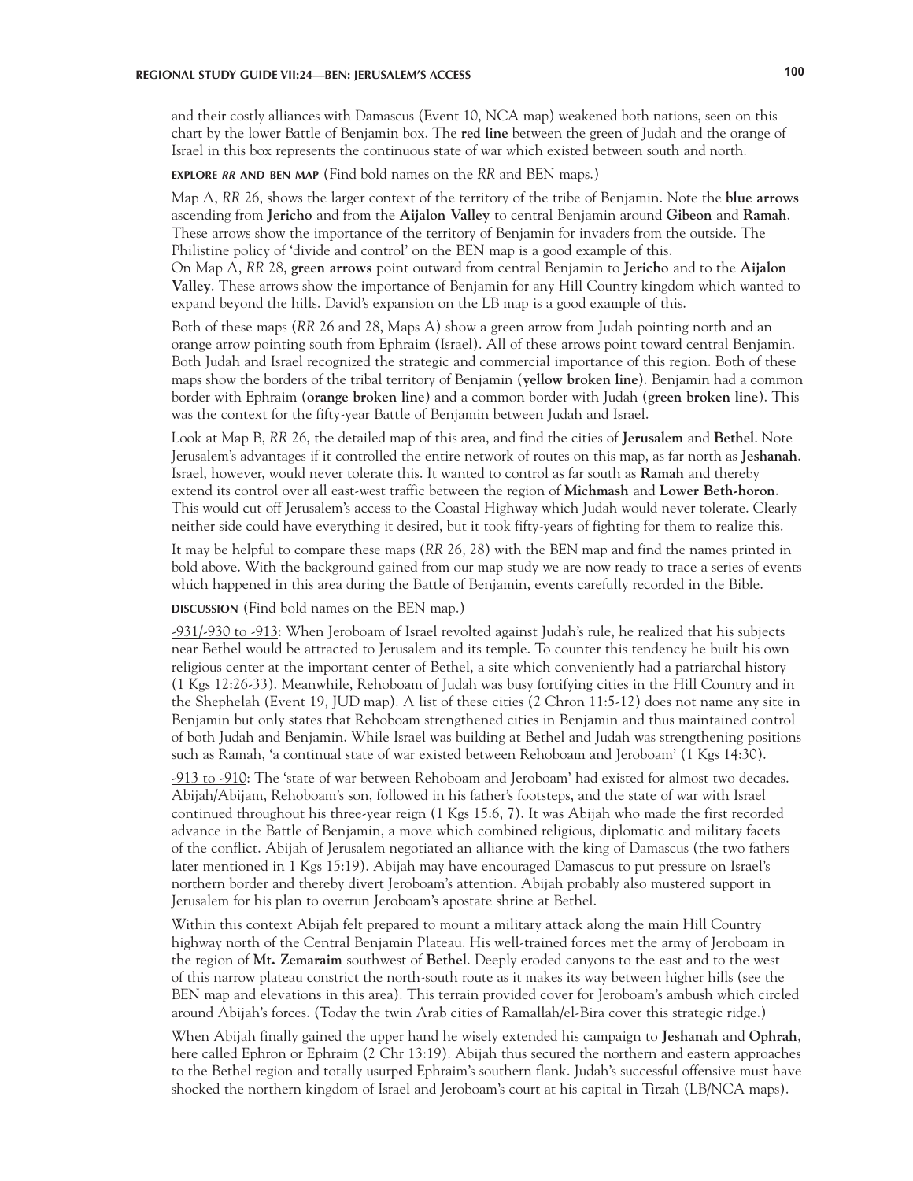and their costly alliances with Damascus (Event 10, NCA map) weakened both nations, seen on this chart by the lower Battle of Benjamin box. The **red line** between the green of Judah and the orange of Israel in this box represents the continuous state of war which existed between south and north.

**EXPLORE *RR* AND BEN MAP** (Find bold names on the *RR* and BEN maps.)

Map A, *RR* 26, shows the larger context of the territory of the tribe of Benjamin. Note the **blue arrows** ascending from **Jericho** and from the **Aijalon Valley** to central Benjamin around **Gibeon** and **Ramah**. These arrows show the importance of the territory of Benjamin for invaders from the outside. The Philistine policy of 'divide and control' on the BEN map is a good example of this.
On Map A, *RR* 28, **green arrows** point outward from central Benjamin to **Jericho** and to the **Aijalon Valley**. These arrows show the importance of Benjamin for any Hill Country kingdom which wanted to expand beyond the hills. David's expansion on the LB map is a good example of this.

Both of these maps (*RR* 26 and 28, Maps A) show a green arrow from Judah pointing north and an orange arrow pointing south from Ephraim (Israel). All of these arrows point toward central Benjamin. Both Judah and Israel recognized the strategic and commercial importance of this region. Both of these maps show the borders of the tribal territory of Benjamin (**yellow broken line**). Benjamin had a common border with Ephraim (**orange broken line**) and a common border with Judah (**green broken line**). This was the context for the fifty-year Battle of Benjamin between Judah and Israel.

Look at Map B, *RR* 26, the detailed map of this area, and find the cities of **Jerusalem** and **Bethel**. Note Jerusalem's advantages if it controlled the entire network of routes on this map, as far north as **Jeshanah**. Israel, however, would never tolerate this. It wanted to control as far south as **Ramah** and thereby extend its control over all east-west traffic between the region of **Michmash** and **Lower Beth-horon**. This would cut off Jerusalem's access to the Coastal Highway which Judah would never tolerate. Clearly neither side could have everything it desired, but it took fifty-years of fighting for them to realize this.

It may be helpful to compare these maps (*RR* 26, 28) with the BEN map and find the names printed in bold above. With the background gained from our map study we are now ready to trace a series of events which happened in this area during the Battle of Benjamin, events carefully recorded in the Bible.

**DISCUSSION** (Find bold names on the BEN map.)

-931/-930 to -913: When Jeroboam of Israel revolted against Judah's rule, he realized that his subjects near Bethel would be attracted to Jerusalem and its temple. To counter this tendency he built his own religious center at the important center of Bethel, a site which conveniently had a patriarchal history (1 Kgs 12:26-33). Meanwhile, Rehoboam of Judah was busy fortifying cities in the Hill Country and in the Shephelah (Event 19, JUD map). A list of these cities (2 Chron 11:5-12) does not name any site in Benjamin but only states that Rehoboam strengthened cities in Benjamin and thus maintained control of both Judah and Benjamin. While Israel was building at Bethel and Judah was strengthening positions such as Ramah, 'a continual state of war existed between Rehoboam and Jeroboam' (1 Kgs 14:30).

-913 to -910: The 'state of war between Rehoboam and Jeroboam' had existed for almost two decades. Abijah/Abijam, Rehoboam's son, followed in his father's footsteps, and the state of war with Israel continued throughout his three-year reign (1 Kgs 15:6, 7). It was Abijah who made the first recorded advance in the Battle of Benjamin, a move which combined religious, diplomatic and military facets of the conflict. Abijah of Jerusalem negotiated an alliance with the king of Damascus (the two fathers later mentioned in 1 Kgs 15:19). Abijah may have encouraged Damascus to put pressure on Israel's northern border and thereby divert Jeroboam's attention. Abijah probably also mustered support in Jerusalem for his plan to overrun Jeroboam's apostate shrine at Bethel.

Within this context Abijah felt prepared to mount a military attack along the main Hill Country highway north of the Central Benjamin Plateau. His well-trained forces met the army of Jeroboam in the region of **Mt. Zemaraim** southwest of **Bethel**. Deeply eroded canyons to the east and to the west of this narrow plateau constrict the north-south route as it makes its way between higher hills (see the BEN map and elevations in this area). This terrain provided cover for Jeroboam's ambush which circled around Abijah's forces. (Today the twin Arab cities of Ramallah/el-Bira cover this strategic ridge.)

When Abijah finally gained the upper hand he wisely extended his campaign to **Jeshanah** and **Ophrah**, here called Ephron or Ephraim (2 Chr 13:19). Abijah thus secured the northern and eastern approaches to the Bethel region and totally usurped Ephraim's southern flank. Judah's successful offensive must have shocked the northern kingdom of Israel and Jeroboam's court at his capital in Tirzah (LB/NCA maps).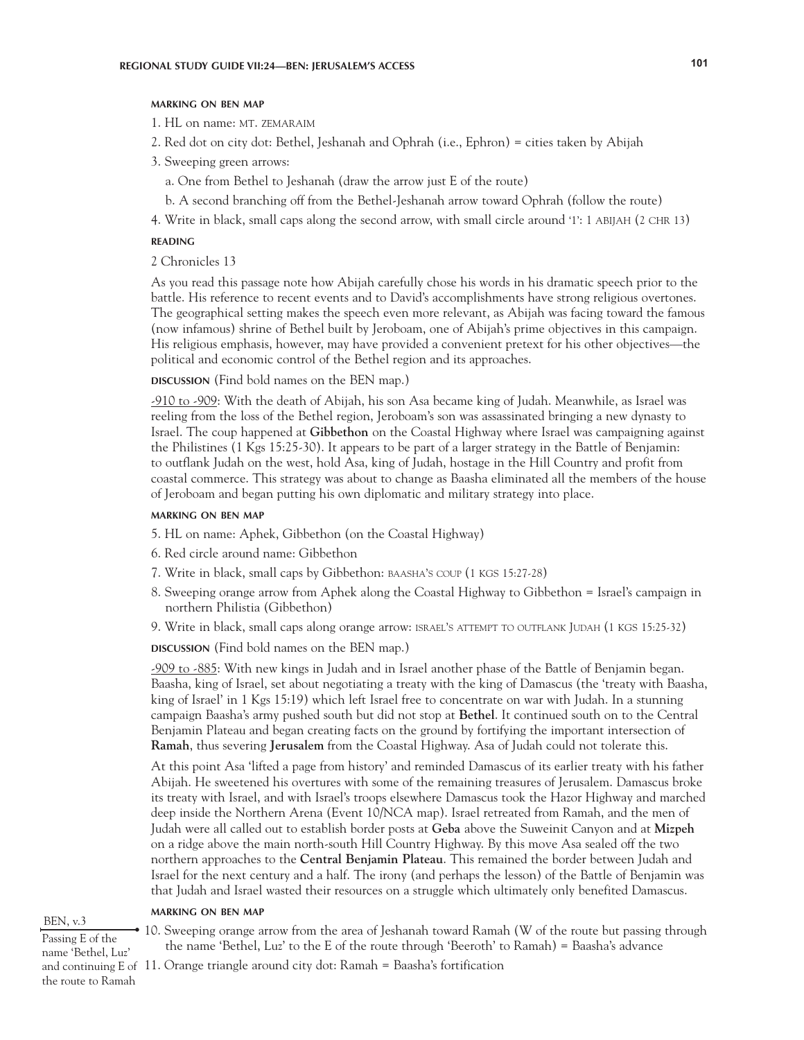#### MARKING ON BEN MAP

1. HL on name: MT. ZEMARAIM
2. Red dot on city dot: Bethel, Jeshanah and Ophrah (i.e., Ephron) = cities taken by Abijah
3. Sweeping green arrows:
   a. One from Bethel to Jeshanah (draw the arrow just E of the route)
   b. A second branching off from the Bethel-Jeshanah arrow toward Ophrah (follow the route)
4. Write in black, small caps along the second arrow, with small circle around '1': 1 ABIJAH (2 CHR 13)

#### READING

2 Chronicles 13

As you read this passage note how Abijah carefully chose his words in his dramatic speech prior to the battle. His reference to recent events and to David's accomplishments have strong religious overtones. The geographical setting makes the speech even more relevant, as Abijah was facing toward the famous (now infamous) shrine of Bethel built by Jeroboam, one of Abijah's prime objectives in this campaign. His religious emphasis, however, may have provided a convenient pretext for his other objectives—the political and economic control of the Bethel region and its approaches.

**DISCUSSION** (Find bold names on the BEN map.)

-910 to -909: With the death of Abijah, his son Asa became king of Judah. Meanwhile, as Israel was reeling from the loss of the Bethel region, Jeroboam's son was assassinated bringing a new dynasty to Israel. The coup happened at **Gibbethon** on the Coastal Highway where Israel was campaigning against the Philistines (1 Kgs 15:25-30). It appears to be part of a larger strategy in the Battle of Benjamin: to outflank Judah on the west, hold Asa, king of Judah, hostage in the Hill Country and profit from coastal commerce. This strategy was about to change as Baasha eliminated all the members of the house of Jeroboam and began putting his own diplomatic and military strategy into place.

#### MARKING ON BEN MAP

5. HL on name: Aphek, Gibbethon (on the Coastal Highway)
6. Red circle around name: Gibbethon
7. Write in black, small caps by Gibbethon: BAASHA'S COUP (1 KGS 15:27-28)
8. Sweeping orange arrow from Aphek along the Coastal Highway to Gibbethon = Israel's campaign in northern Philistia (Gibbethon)
9. Write in black, small caps along orange arrow: ISRAEL'S ATTEMPT TO OUTFLANK JUDAH (1 KGS 15:25-32)

**DISCUSSION** (Find bold names on the BEN map.)

-909 to -885: With new kings in Judah and in Israel another phase of the Battle of Benjamin began. Baasha, king of Israel, set about negotiating a treaty with the king of Damascus (the 'treaty with Baasha, king of Israel' in 1 Kgs 15:19) which left Israel free to concentrate on war with Judah. In a stunning campaign Baasha's army pushed south but did not stop at **Bethel**. It continued south on to the Central Benjamin Plateau and began creating facts on the ground by fortifying the important intersection of **Ramah**, thus severing **Jerusalem** from the Coastal Highway. Asa of Judah could not tolerate this.

At this point Asa 'lifted a page from history' and reminded Damascus of its earlier treaty with his father Abijah. He sweetened his overtures with some of the remaining treasures of Jerusalem. Damascus broke its treaty with Israel, and with Israel's troops elsewhere Damascus took the Hazor Highway and marched deep inside the Northern Arena (Event 10/NCA map). Israel retreated from Ramah, and the men of Judah were all called out to establish border posts at **Geba** above the Suweinit Canyon and at **Mizpeh** on a ridge above the main north-south Hill Country Highway. By this move Asa sealed off the two northern approaches to the **Central Benjamin Plateau**. This remained the border between Judah and Israel for the next century and a half. The irony (and perhaps the lesson) of the Battle of Benjamin was that Judah and Israel wasted their resources on a struggle which ultimately only benefited Damascus.

#### MARKING ON BEN MAP

10. Sweeping orange arrow from the area of Jeshanah toward Ramah (W of the route but passing through the name 'Bethel, Luz' to the E of the route through 'Beeroth' to Ramah) = Baasha's advance
11. Orange triangle around city dot: Ramah = Baasha's fortification

BEN, v.3 — Passing E of the name 'Bethel, Luz' and continuing E of the route to Ramah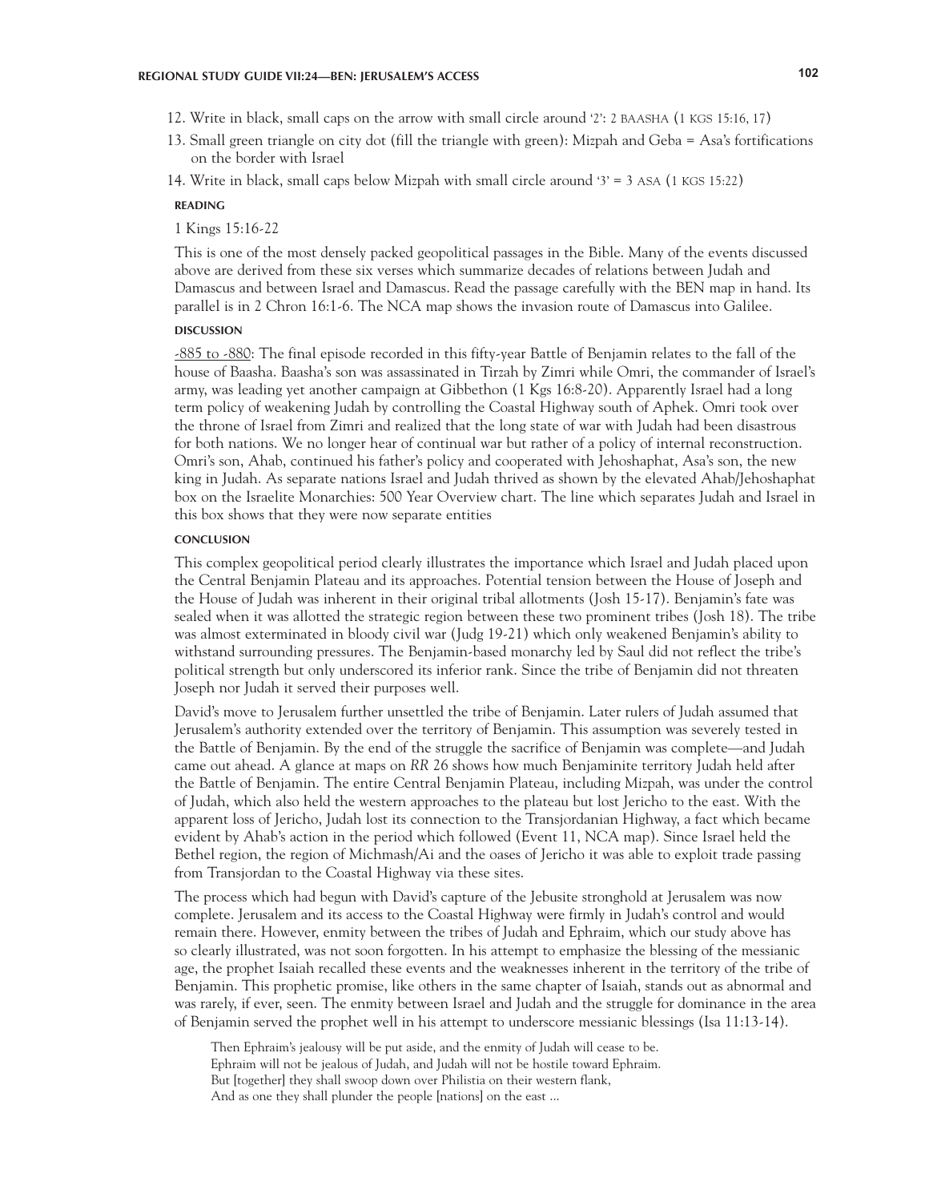12. Write in black, small caps on the arrow with small circle around '2': 2 BAASHA (1 KGS 15:16, 17)
13. Small green triangle on city dot (fill the triangle with green): Mizpah and Geba = Asa's fortifications on the border with Israel
14. Write in black, small caps below Mizpah with small circle around '3' = 3 ASA (1 KGS 15:22)

#### READING

1 Kings 15:16-22

This is one of the most densely packed geopolitical passages in the Bible. Many of the events discussed above are derived from these six verses which summarize decades of relations between Judah and Damascus and between Israel and Damascus. Read the passage carefully with the BEN map in hand. Its parallel is in 2 Chron 16:1-6. The NCA map shows the invasion route of Damascus into Galilee.

#### DISCUSSION

-885 to -880: The final episode recorded in this fifty-year Battle of Benjamin relates to the fall of the house of Baasha. Baasha's son was assassinated in Tirzah by Zimri while Omri, the commander of Israel's army, was leading yet another campaign at Gibbethon (1 Kgs 16:8-20). Apparently Israel had a long term policy of weakening Judah by controlling the Coastal Highway south of Aphek. Omri took over the throne of Israel from Zimri and realized that the long state of war with Judah had been disastrous for both nations. We no longer hear of continual war but rather of a policy of internal reconstruction. Omri's son, Ahab, continued his father's policy and cooperated with Jehoshaphat, Asa's son, the new king in Judah. As separate nations Israel and Judah thrived as shown by the elevated Ahab/Jehoshaphat box on the Israelite Monarchies: 500 Year Overview chart. The line which separates Judah and Israel in this box shows that they were now separate entities

#### CONCLUSION

This complex geopolitical period clearly illustrates the importance which Israel and Judah placed upon the Central Benjamin Plateau and its approaches. Potential tension between the House of Joseph and the House of Judah was inherent in their original tribal allotments (Josh 15-17). Benjamin's fate was sealed when it was allotted the strategic region between these two prominent tribes (Josh 18). The tribe was almost exterminated in bloody civil war (Judg 19-21) which only weakened Benjamin's ability to withstand surrounding pressures. The Benjamin-based monarchy led by Saul did not reflect the tribe's political strength but only underscored its inferior rank. Since the tribe of Benjamin did not threaten Joseph nor Judah it served their purposes well.

David's move to Jerusalem further unsettled the tribe of Benjamin. Later rulers of Judah assumed that Jerusalem's authority extended over the territory of Benjamin. This assumption was severely tested in the Battle of Benjamin. By the end of the struggle the sacrifice of Benjamin was complete—and Judah came out ahead. A glance at maps on *RR* 26 shows how much Benjaminite territory Judah held after the Battle of Benjamin. The entire Central Benjamin Plateau, including Mizpah, was under the control of Judah, which also held the western approaches to the plateau but lost Jericho to the east. With the apparent loss of Jericho, Judah lost its connection to the Transjordanian Highway, a fact which became evident by Ahab's action in the period which followed (Event 11, NCA map). Since Israel held the Bethel region, the region of Michmash/Ai and the oases of Jericho it was able to exploit trade passing from Transjordan to the Coastal Highway via these sites.

The process which had begun with David's capture of the Jebusite stronghold at Jerusalem was now complete. Jerusalem and its access to the Coastal Highway were firmly in Judah's control and would remain there. However, enmity between the tribes of Judah and Ephraim, which our study above has so clearly illustrated, was not soon forgotten. In his attempt to emphasize the blessing of the messianic age, the prophet Isaiah recalled these events and the weaknesses inherent in the territory of the tribe of Benjamin. This prophetic promise, like others in the same chapter of Isaiah, stands out as abnormal and was rarely, if ever, seen. The enmity between Israel and Judah and the struggle for dominance in the area of Benjamin served the prophet well in his attempt to underscore messianic blessings (Isa 11:13-14).

> Then Ephraim's jealousy will be put aside, and the enmity of Judah will cease to be.
> Ephraim will not be jealous of Judah, and Judah will not be hostile toward Ephraim.
> But [together] they shall swoop down over Philistia on their western flank,
> And as one they shall plunder the people [nations] on the east ...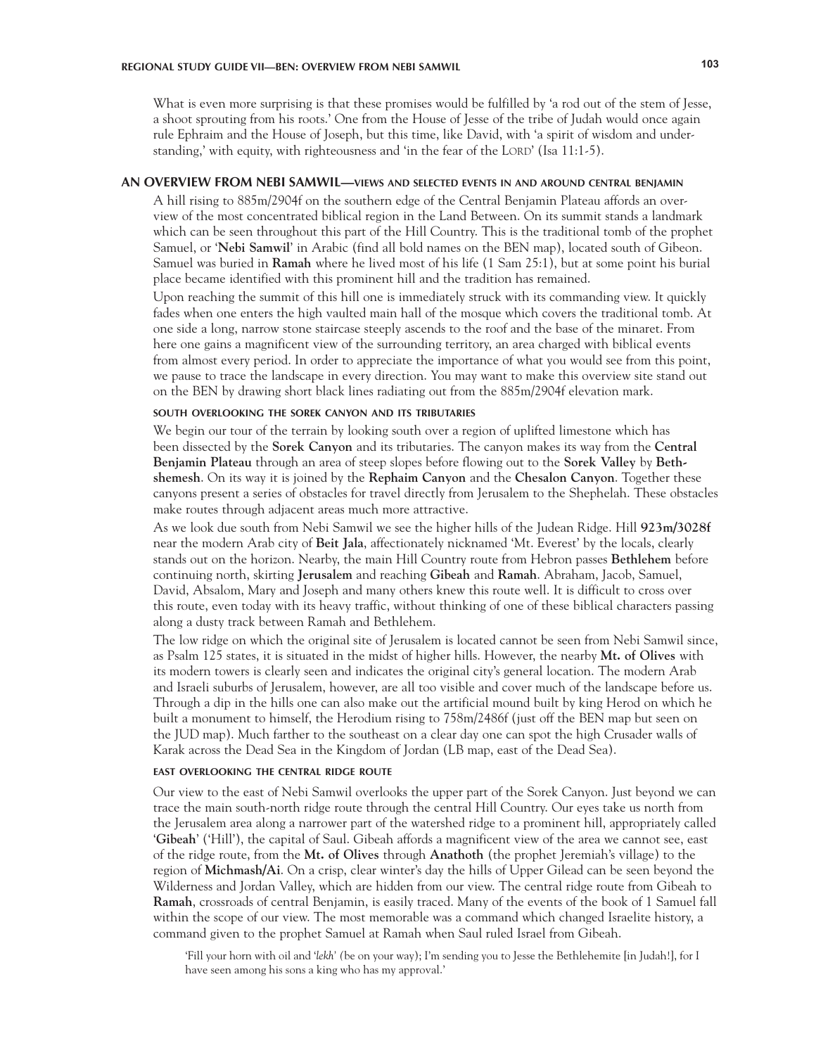What is even more surprising is that these promises would be fulfilled by 'a rod out of the stem of Jesse, a shoot sprouting from his roots.' One from the House of Jesse of the tribe of Judah would once again rule Ephraim and the House of Joseph, but this time, like David, with 'a spirit of wisdom and understanding,' with equity, with righteousness and 'in the fear of the LORD' (Isa 11:1-5).

## AN OVERVIEW FROM NEBI SAMWIL—views and selected events in and around central benjamin

A hill rising to 885m/2904f on the southern edge of the Central Benjamin Plateau affords an overview of the most concentrated biblical region in the Land Between. On its summit stands a landmark which can be seen throughout this part of the Hill Country. This is the traditional tomb of the prophet Samuel, or '**Nebi Samwil**' in Arabic (find all bold names on the BEN map), located south of Gibeon. Samuel was buried in **Ramah** where he lived most of his life (1 Sam 25:1), but at some point his burial place became identified with this prominent hill and the tradition has remained.

Upon reaching the summit of this hill one is immediately struck with its commanding view. It quickly fades when one enters the high vaulted main hall of the mosque which covers the traditional tomb. At one side a long, narrow stone staircase steeply ascends to the roof and the base of the minaret. From here one gains a magnificent view of the surrounding territory, an area charged with biblical events from almost every period. In order to appreciate the importance of what you would see from this point, we pause to trace the landscape in every direction. You may want to make this overview site stand out on the BEN by drawing short black lines radiating out from the 885m/2904f elevation mark.

### south overlooking the sorek canyon and its tributaries

We begin our tour of the terrain by looking south over a region of uplifted limestone which has been dissected by the **Sorek Canyon** and its tributaries. The canyon makes its way from the **Central Benjamin Plateau** through an area of steep slopes before flowing out to the **Sorek Valley** by **Beth-shemesh**. On its way it is joined by the **Rephaim Canyon** and the **Chesalon Canyon**. Together these canyons present a series of obstacles for travel directly from Jerusalem to the Shephelah. These obstacles make routes through adjacent areas much more attractive.

As we look due south from Nebi Samwil we see the higher hills of the Judean Ridge. Hill **923m/3028f** near the modern Arab city of **Beit Jala**, affectionately nicknamed 'Mt. Everest' by the locals, clearly stands out on the horizon. Nearby, the main Hill Country route from Hebron passes **Bethlehem** before continuing north, skirting **Jerusalem** and reaching **Gibeah** and **Ramah**. Abraham, Jacob, Samuel, David, Absalom, Mary and Joseph and many others knew this route well. It is difficult to cross over this route, even today with its heavy traffic, without thinking of one of these biblical characters passing along a dusty track between Ramah and Bethlehem.

The low ridge on which the original site of Jerusalem is located cannot be seen from Nebi Samwil since, as Psalm 125 states, it is situated in the midst of higher hills. However, the nearby **Mt. of Olives** with its modern towers is clearly seen and indicates the original city's general location. The modern Arab and Israeli suburbs of Jerusalem, however, are all too visible and cover much of the landscape before us. Through a dip in the hills one can also make out the artificial mound built by king Herod on which he built a monument to himself, the Herodium rising to 758m/2486f (just off the BEN map but seen on the JUD map). Much farther to the southeast on a clear day one can spot the high Crusader walls of Karak across the Dead Sea in the Kingdom of Jordan (LB map, east of the Dead Sea).

### east overlooking the central ridge route

Our view to the east of Nebi Samwil overlooks the upper part of the Sorek Canyon. Just beyond we can trace the main south-north ridge route through the central Hill Country. Our eyes take us north from the Jerusalem area along a narrower part of the watershed ridge to a prominent hill, appropriately called '**Gibeah**' ('Hill'), the capital of Saul. Gibeah affords a magnificent view of the area we cannot see, east of the ridge route, from the **Mt. of Olives** through **Anathoth** (the prophet Jeremiah's village) to the region of **Michmash/Ai**. On a crisp, clear winter's day the hills of Upper Gilead can be seen beyond the Wilderness and Jordan Valley, which are hidden from our view. The central ridge route from Gibeah to **Ramah**, crossroads of central Benjamin, is easily traced. Many of the events of the book of 1 Samuel fall within the scope of our view. The most memorable was a command which changed Israelite history, a command given to the prophet Samuel at Ramah when Saul ruled Israel from Gibeah.

> 'Fill your horn with oil and '*lekh*' (be on your way); I'm sending you to Jesse the Bethlehemite [in Judah!], for I have seen among his sons a king who has my approval.'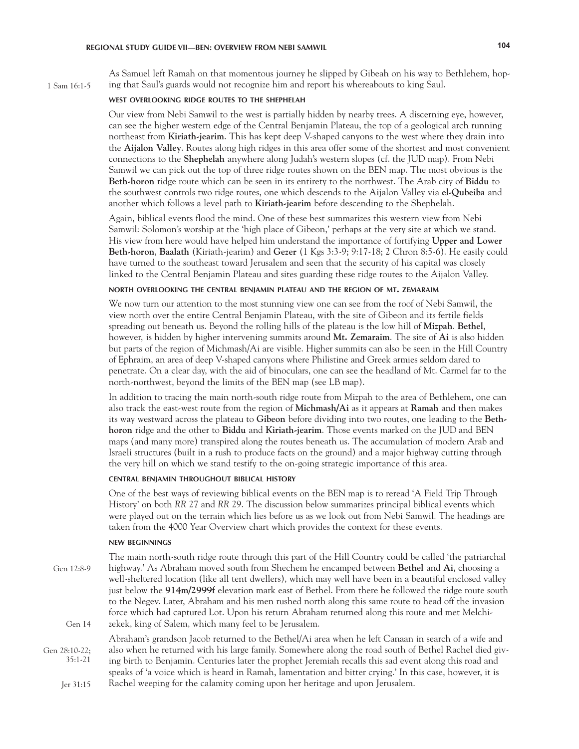As Samuel left Ramah on that momentous journey he slipped by Gibeah on his way to Bethlehem, hoping that Saul's guards would not recognize him and report his whereabouts to king Saul. (1 Sam 16:1-5)

#### WEST OVERLOOKING RIDGE ROUTES TO THE SHEPHELAH

Our view from Nebi Samwil to the west is partially hidden by nearby trees. A discerning eye, however, can see the higher western edge of the Central Benjamin Plateau, the top of a geological arch running northeast from **Kiriath-jearim**. This has kept deep V-shaped canyons to the west where they drain into the **Aijalon Valley**. Routes along high ridges in this area offer some of the shortest and most convenient connections to the **Shephelah** anywhere along Judah's western slopes (cf. the JUD map). From Nebi Samwil we can pick out the top of three ridge routes shown on the BEN map. The most obvious is the **Beth-horon** ridge route which can be seen in its entirety to the northwest. The Arab city of **Biddu** to the southwest controls two ridge routes, one which descends to the Aijalon Valley via **el-Qubeiba** and another which follows a level path to **Kiriath-jearim** before descending to the Shephelah.

Again, biblical events flood the mind. One of these best summarizes this western view from Nebi Samwil: Solomon's worship at the 'high place of Gibeon,' perhaps at the very site at which we stand. His view from here would have helped him understand the importance of fortifying **Upper and Lower Beth-horon**, **Baalath** (Kiriath-jearim) and **Gezer** (1 Kgs 3:3-9; 9:17-18; 2 Chron 8:5-6). He easily could have turned to the southeast toward Jerusalem and seen that the security of his capital was closely linked to the Central Benjamin Plateau and sites guarding these ridge routes to the Aijalon Valley.

#### NORTH OVERLOOKING THE CENTRAL BENJAMIN PLATEAU AND THE REGION OF MT. ZEMARAIM

We now turn our attention to the most stunning view one can see from the roof of Nebi Samwil, the view north over the entire Central Benjamin Plateau, with the site of Gibeon and its fertile fields spreading out beneath us. Beyond the rolling hills of the plateau is the low hill of **Mizpah**. **Bethel**, however, is hidden by higher intervening summits around **Mt. Zemaraim**. The site of **Ai** is also hidden but parts of the region of Michmash/Ai are visible. Higher summits can also be seen in the Hill Country of Ephraim, an area of deep V-shaped canyons where Philistine and Greek armies seldom dared to penetrate. On a clear day, with the aid of binoculars, one can see the headland of Mt. Carmel far to the north-northwest, beyond the limits of the BEN map (see LB map).

In addition to tracing the main north-south ridge route from Mizpah to the area of Bethlehem, one can also track the east-west route from the region of **Michmash/Ai** as it appears at **Ramah** and then makes its way westward across the plateau to **Gibeon** before dividing into two routes, one leading to the **Beth-horon** ridge and the other to **Biddu** and **Kiriath-jearim**. Those events marked on the JUD and BEN maps (and many more) transpired along the routes beneath us. The accumulation of modern Arab and Israeli structures (built in a rush to produce facts on the ground) and a major highway cutting through the very hill on which we stand testify to the on-going strategic importance of this area.

#### CENTRAL BENJAMIN THROUGHOUT BIBLICAL HISTORY

One of the best ways of reviewing biblical events on the BEN map is to reread 'A Field Trip Through History' on both *RR* 27 and *RR* 29. The discussion below summarizes principal biblical events which were played out on the terrain which lies before us as we look out from Nebi Samwil. The headings are taken from the 4000 Year Overview chart which provides the context for these events.

#### NEW BEGINNINGS

The main north-south ridge route through this part of the Hill Country could be called 'the patriarchal highway.' As Abraham moved south from Shechem he encamped between **Bethel** and **Ai**, choosing a well-sheltered location (like all tent dwellers), which may well have been in a beautiful enclosed valley just below the **914m/2999f** elevation mark east of Bethel. From there he followed the ridge route south to the Negev. Later, Abraham and his men rushed north along this same route to head off the invasion force which had captured Lot. Upon his return Abraham returned along this route and met Melchizekek, king of Salem, which many feel to be Jerusalem. (Gen 12:8-9; Gen 14)

Abraham's grandson Jacob returned to the Bethel/Ai area when he left Canaan in search of a wife and also when he returned with his large family. Somewhere along the road south of Bethel Rachel died giving birth to Benjamin. Centuries later the prophet Jeremiah recalls this sad event along this road and speaks of 'a voice which is heard in Ramah, lamentation and bitter crying.' In this case, however, it is Rachel weeping for the calamity coming upon her heritage and upon Jerusalem. (Gen 28:10-22; 35:1-21; Jer 31:15)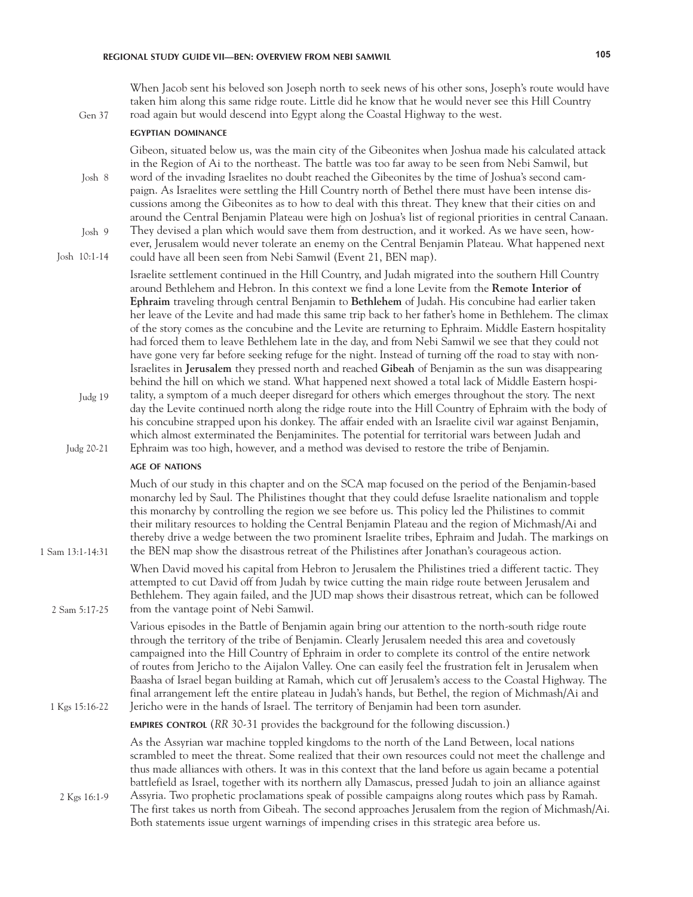When Jacob sent his beloved son Joseph north to seek news of his other sons, Joseph's route would have taken him along this same ridge route. Little did he know that he would never see this Hill Country road again but would descend into Egypt along the Coastal Highway to the west.

Gen 37

#### EGYPTIAN DOMINANCE

Gibeon, situated below us, was the main city of the Gibeonites when Joshua made his calculated attack in the Region of Ai to the northeast. The battle was too far away to be seen from Nebi Samwil, but word of the invading Israelites no doubt reached the Gibeonites by the time of Joshua's second campaign. As Israelites were settling the Hill Country north of Bethel there must have been intense discussions among the Gibeonites as to how to deal with this threat. They knew that their cities on and around the Central Benjamin Plateau were high on Joshua's list of regional priorities in central Canaan. They devised a plan which would save them from destruction, and it worked. As we have seen, however, Jerusalem would never tolerate an enemy on the Central Benjamin Plateau. What happened next could have all been seen from Nebi Samwil (Event 21, BEN map).

Josh 8

Josh 9

Josh 10:1-14

Israelite settlement continued in the Hill Country, and Judah migrated into the southern Hill Country around Bethlehem and Hebron. In this context we find a lone Levite from the **Remote Interior of Ephraim** traveling through central Benjamin to **Bethlehem** of Judah. His concubine had earlier taken her leave of the Levite and had made this same trip back to her father's home in Bethlehem. The climax of the story comes as the concubine and the Levite are returning to Ephraim. Middle Eastern hospitality had forced them to leave Bethlehem late in the day, and from Nebi Samwil we see that they could not have gone very far before seeking refuge for the night. Instead of turning off the road to stay with non-Israelites in **Jerusalem** they pressed north and reached **Gibeah** of Benjamin as the sun was disappearing behind the hill on which we stand. What happened next showed a total lack of Middle Eastern hospitality, a symptom of a much deeper disregard for others which emerges throughout the story. The next day the Levite continued north along the ridge route into the Hill Country of Ephraim with the body of his concubine strapped upon his donkey. The affair ended with an Israelite civil war against Benjamin, which almost exterminated the Benjaminites. The potential for territorial wars between Judah and Ephraim was too high, however, and a method was devised to restore the tribe of Benjamin.

Judg 19

Judg 20-21

#### AGE OF NATIONS

Much of our study in this chapter and on the SCA map focused on the period of the Benjamin-based monarchy led by Saul. The Philistines thought that they could defuse Israelite nationalism and topple this monarchy by controlling the region we see before us. This policy led the Philistines to commit their military resources to holding the Central Benjamin Plateau and the region of Michmash/Ai and thereby drive a wedge between the two prominent Israelite tribes, Ephraim and Judah. The markings on the BEN map show the disastrous retreat of the Philistines after Jonathan's courageous action.

1 Sam 13:1-14:31

When David moved his capital from Hebron to Jerusalem the Philistines tried a different tactic. They attempted to cut David off from Judah by twice cutting the main ridge route between Jerusalem and Bethlehem. They again failed, and the JUD map shows their disastrous retreat, which can be followed from the vantage point of Nebi Samwil.

2 Sam 5:17-25

Various episodes in the Battle of Benjamin again bring our attention to the north-south ridge route through the territory of the tribe of Benjamin. Clearly Jerusalem needed this area and covetously campaigned into the Hill Country of Ephraim in order to complete its control of the entire network of routes from Jericho to the Aijalon Valley. One can easily feel the frustration felt in Jerusalem when Baasha of Israel began building at Ramah, which cut off Jerusalem's access to the Coastal Highway. The final arrangement left the entire plateau in Judah's hands, but Bethel, the region of Michmash/Ai and Jericho were in the hands of Israel. The territory of Benjamin had been torn asunder.

1 Kgs 15:16-22

**EMPIRES CONTROL** (*RR* 30-31 provides the background for the following discussion.)

As the Assyrian war machine toppled kingdoms to the north of the Land Between, local nations scrambled to meet the threat. Some realized that their own resources could not meet the challenge and thus made alliances with others. It was in this context that the land before us again became a potential battlefield as Israel, together with its northern ally Damascus, pressed Judah to join an alliance against Assyria. Two prophetic proclamations speak of possible campaigns along routes which pass by Ramah. The first takes us north from Gibeah. The second approaches Jerusalem from the region of Michmash/Ai. Both statements issue urgent warnings of impending crises in this strategic area before us.

2 Kgs 16:1-9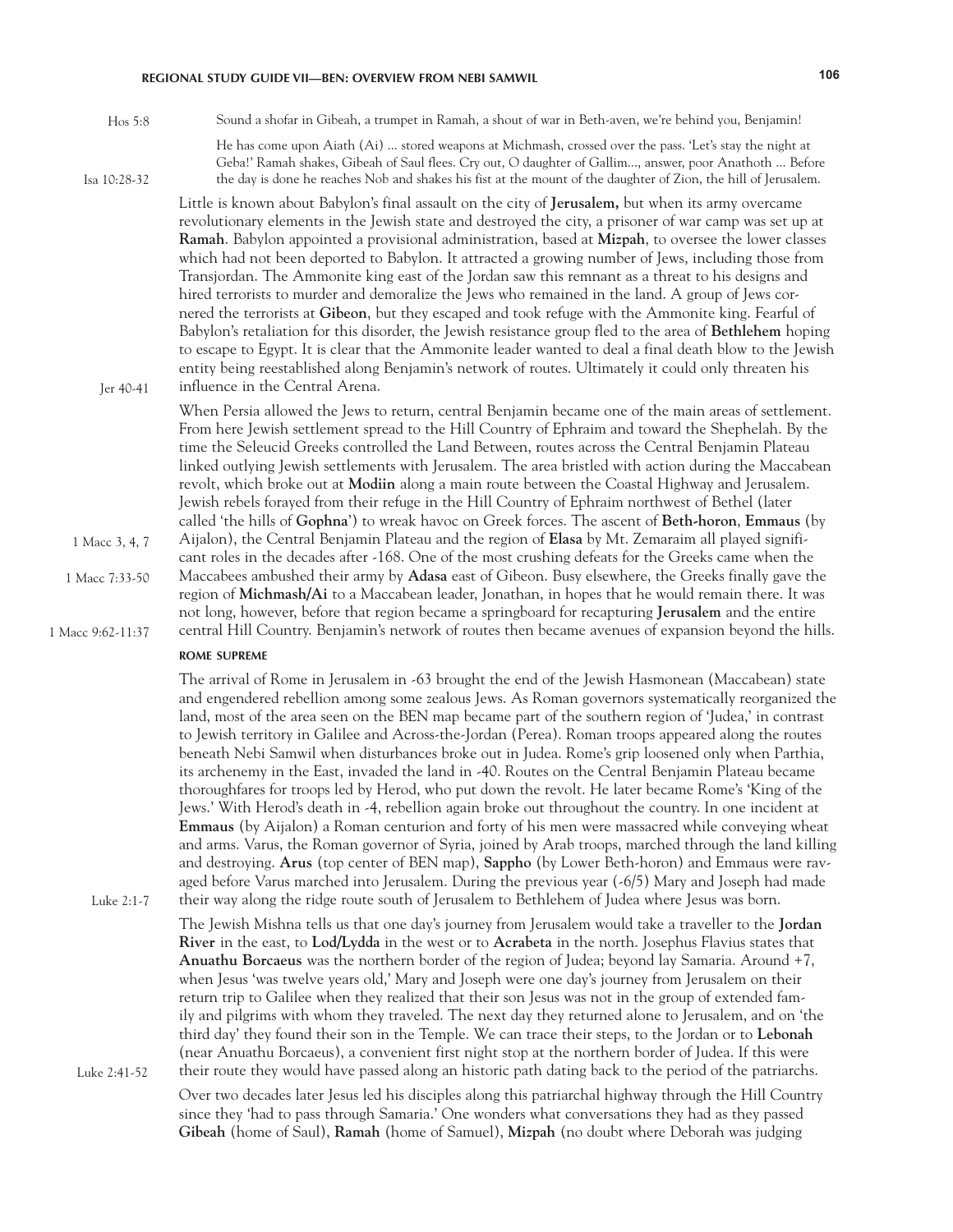Hos 5:8 — Sound a shofar in Gibeah, a trumpet in Ramah, a shout of war in Beth-aven, we're behind you, Benjamin!

Isa 10:28-32 — He has come upon Aiath (Ai) ... stored weapons at Michmash, crossed over the pass. 'Let's stay the night at Geba!' Ramah shakes, Gibeah of Saul flees. Cry out, O daughter of Gallim..., answer, poor Anathoth ... Before the day is done he reaches Nob and shakes his fist at the mount of the daughter of Zion, the hill of Jerusalem.

Little is known about Babylon's final assault on the city of **Jerusalem,** but when its army overcame revolutionary elements in the Jewish state and destroyed the city, a prisoner of war camp was set up at **Ramah**. Babylon appointed a provisional administration, based at **Mizpah**, to oversee the lower classes which had not been deported to Babylon. It attracted a growing number of Jews, including those from Transjordan. The Ammonite king east of the Jordan saw this remnant as a threat to his designs and hired terrorists to murder and demoralize the Jews who remained in the land. A group of Jews cornered the terrorists at **Gibeon**, but they escaped and took refuge with the Ammonite king. Fearful of Babylon's retaliation for this disorder, the Jewish resistance group fled to the area of **Bethlehem** hoping to escape to Egypt. It is clear that the Ammonite leader wanted to deal a final death blow to the Jewish entity being reestablished along Benjamin's network of routes. Ultimately it could only threaten his influence in the Central Arena. (Jer 40-41)

When Persia allowed the Jews to return, central Benjamin became one of the main areas of settlement. From here Jewish settlement spread to the Hill Country of Ephraim and toward the Shephelah. By the time the Seleucid Greeks controlled the Land Between, routes across the Central Benjamin Plateau linked outlying Jewish settlements with Jerusalem. The area bristled with action during the Maccabean revolt, which broke out at **Modiin** along a main route between the Coastal Highway and Jerusalem. Jewish rebels forayed from their refuge in the Hill Country of Ephraim northwest of Bethel (later called 'the hills of **Gophna**') to wreak havoc on Greek forces. The ascent of **Beth-horon**, **Emmaus** (by Aijalon), the Central Benjamin Plateau and the region of **Elasa** by Mt. Zemaraim all played significant roles in the decades after -168. (1 Macc 3, 4, 7) One of the most crushing defeats for the Greeks came when the Maccabees ambushed their army by **Adasa** east of Gibeon. (1 Macc 7:33-50) Busy elsewhere, the Greeks finally gave the region of **Michmash/Ai** to a Maccabean leader, Jonathan, in hopes that he would remain there. It was not long, however, before that region became a springboard for recapturing **Jerusalem** and the entire central Hill Country. Benjamin's network of routes then became avenues of expansion beyond the hills. (1 Macc 9:62-11:37)

#### ROME SUPREME

The arrival of Rome in Jerusalem in -63 brought the end of the Jewish Hasmonean (Maccabean) state and engendered rebellion among some zealous Jews. As Roman governors systematically reorganized the land, most of the area seen on the BEN map became part of the southern region of 'Judea,' in contrast to Jewish territory in Galilee and Across-the-Jordan (Perea). Roman troops appeared along the routes beneath Nebi Samwil when disturbances broke out in Judea. Rome's grip loosened only when Parthia, its archenemy in the East, invaded the land in -40. Routes on the Central Benjamin Plateau became thoroughfares for troops led by Herod, who put down the revolt. He later became Rome's 'King of the Jews.' With Herod's death in -4, rebellion again broke out throughout the country. In one incident at **Emmaus** (by Aijalon) a Roman centurion and forty of his men were massacred while conveying wheat and arms. Varus, the Roman governor of Syria, joined by Arab troops, marched through the land killing and destroying. **Arus** (top center of BEN map), **Sappho** (by Lower Beth-horon) and Emmaus were ravaged before Varus marched into Jerusalem. During the previous year (-6/5) Mary and Joseph had made their way along the ridge route south of Jerusalem to Bethlehem of Judea where Jesus was born. (Luke 2:1-7)

The Jewish Mishna tells us that one day's journey from Jerusalem would take a traveller to the **Jordan River** in the east, to **Lod/Lydda** in the west or to **Acrabeta** in the north. Josephus Flavius states that **Anuathu Borcaeus** was the northern border of the region of Judea; beyond lay Samaria. Around +7, when Jesus 'was twelve years old,' Mary and Joseph were one day's journey from Jerusalem on their return trip to Galilee when they realized that their son Jesus was not in the group of extended family and pilgrims with whom they traveled. The next day they returned alone to Jerusalem, and on 'the third day' they found their son in the Temple. We can trace their steps, to the Jordan or to **Lebonah** (near Anuathu Borcaeus), a convenient first night stop at the northern border of Judea. If this were their route they would have passed along an historic path dating back to the period of the patriarchs. (Luke 2:41-52)

Over two decades later Jesus led his disciples along this patriarchal highway through the Hill Country since they 'had to pass through Samaria.' One wonders what conversations they had as they passed **Gibeah** (home of Saul), **Ramah** (home of Samuel), **Mizpah** (no doubt where Deborah was judging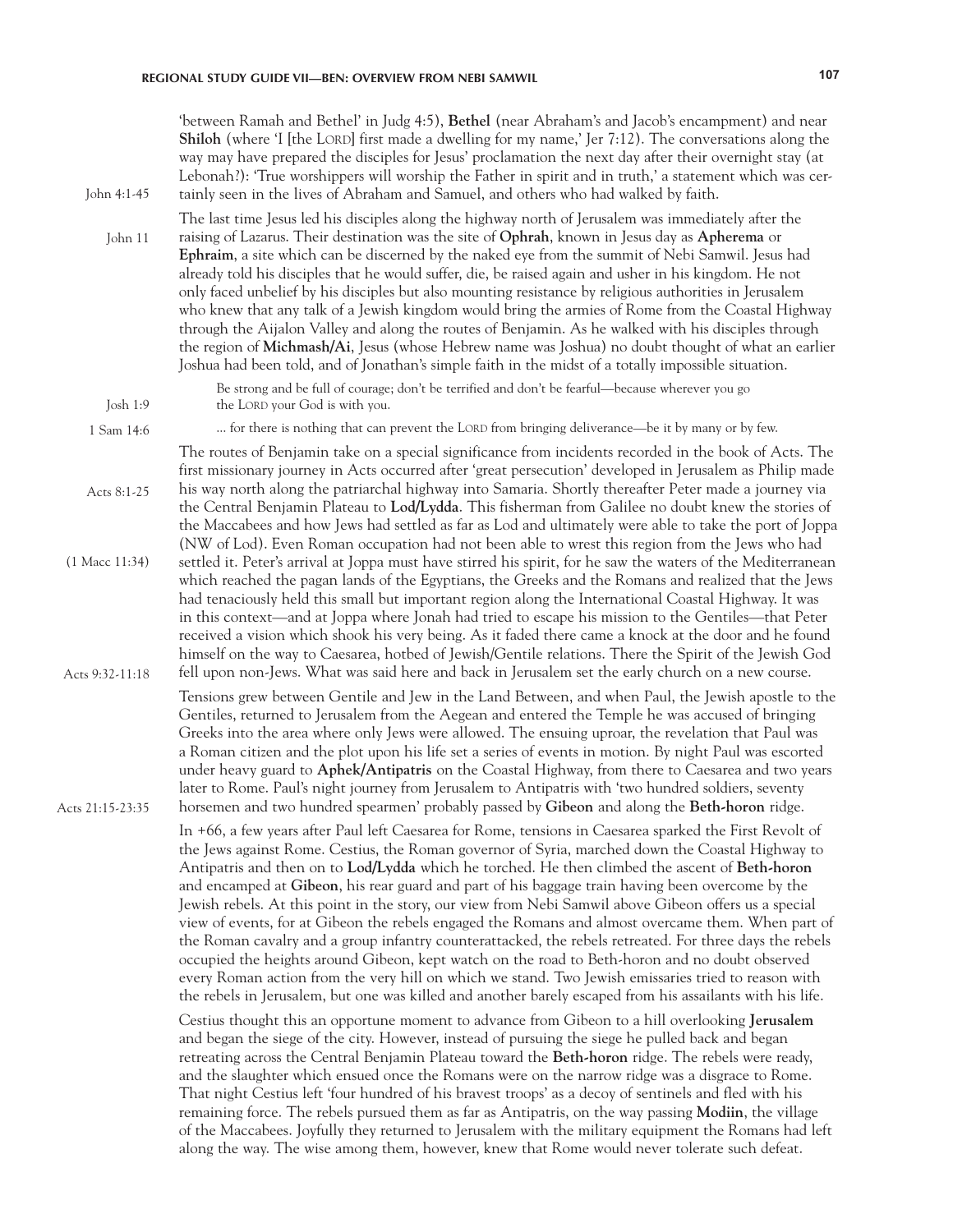'between Ramah and Bethel' in Judg 4:5), **Bethel** (near Abraham's and Jacob's encampment) and near **Shiloh** (where 'I [the LORD] first made a dwelling for my name,' Jer 7:12). The conversations along the way may have prepared the disciples for Jesus' proclamation the next day after their overnight stay (at Lebonah?): 'True worshippers will worship the Father in spirit and in truth,' a statement which was certainly seen in the lives of Abraham and Samuel, and others who had walked by faith.

John 4:1-45

The last time Jesus led his disciples along the highway north of Jerusalem was immediately after the raising of Lazarus. Their destination was the site of **Ophrah**, known in Jesus day as **Apherema** or **Ephraim**, a site which can be discerned by the naked eye from the summit of Nebi Samwil. Jesus had already told his disciples that he would suffer, die, be raised again and usher in his kingdom. He not only faced unbelief by his disciples but also mounting resistance by religious authorities in Jerusalem who knew that any talk of a Jewish kingdom would bring the armies of Rome from the Coastal Highway through the Aijalon Valley and along the routes of Benjamin. As he walked with his disciples through the region of **Michmash/Ai**, Jesus (whose Hebrew name was Joshua) no doubt thought of what an earlier Joshua had been told, and of Jonathan's simple faith in the midst of a totally impossible situation.

John 11

> Be strong and be full of courage; don't be terrified and don't be fearful—because wherever you go the LORD your God is with you.

Josh 1:9

> ... for there is nothing that can prevent the LORD from bringing deliverance—be it by many or by few.

1 Sam 14:6

The routes of Benjamin take on a special significance from incidents recorded in the book of Acts. The first missionary journey in Acts occurred after 'great persecution' developed in Jerusalem as Philip made his way north along the patriarchal highway into Samaria. Shortly thereafter Peter made a journey via the Central Benjamin Plateau to **Lod/Lydda**. This fisherman from Galilee no doubt knew the stories of the Maccabees and how Jews had settled as far as Lod and ultimately were able to take the port of Joppa (NW of Lod). Even Roman occupation had not been able to wrest this region from the Jews who had settled it. Peter's arrival at Joppa must have stirred his spirit, for he saw the waters of the Mediterranean which reached the pagan lands of the Egyptians, the Greeks and the Romans and realized that the Jews had tenaciously held this small but important region along the International Coastal Highway. It was in this context—and at Joppa where Jonah had tried to escape his mission to the Gentiles—that Peter received a vision which shook his very being. As it faded there came a knock at the door and he found himself on the way to Caesarea, hotbed of Jewish/Gentile relations. There the Spirit of the Jewish God fell upon non-Jews. What was said here and back in Jerusalem set the early church on a new course.

Acts 8:1-25

(1 Macc 11:34)

Acts 9:32-11:18

Tensions grew between Gentile and Jew in the Land Between, and when Paul, the Jewish apostle to the Gentiles, returned to Jerusalem from the Aegean and entered the Temple he was accused of bringing Greeks into the area where only Jews were allowed. The ensuing uproar, the revelation that Paul was a Roman citizen and the plot upon his life set a series of events in motion. By night Paul was escorted under heavy guard to **Aphek/Antipatris** on the Coastal Highway, from there to Caesarea and two years later to Rome. Paul's night journey from Jerusalem to Antipatris with 'two hundred soldiers, seventy horsemen and two hundred spearmen' probably passed by **Gibeon** and along the **Beth-horon** ridge.

Acts 21:15-23:35

In +66, a few years after Paul left Caesarea for Rome, tensions in Caesarea sparked the First Revolt of the Jews against Rome. Cestius, the Roman governor of Syria, marched down the Coastal Highway to Antipatris and then on to **Lod/Lydda** which he torched. He then climbed the ascent of **Beth-horon** and encamped at **Gibeon**, his rear guard and part of his baggage train having been overcome by the Jewish rebels. At this point in the story, our view from Nebi Samwil above Gibeon offers us a special view of events, for at Gibeon the rebels engaged the Romans and almost overcame them. When part of the Roman cavalry and a group infantry counterattacked, the rebels retreated. For three days the rebels occupied the heights around Gibeon, kept watch on the road to Beth-horon and no doubt observed every Roman action from the very hill on which we stand. Two Jewish emissaries tried to reason with the rebels in Jerusalem, but one was killed and another barely escaped from his assailants with his life.

Cestius thought this an opportune moment to advance from Gibeon to a hill overlooking **Jerusalem** and began the siege of the city. However, instead of pursuing the siege he pulled back and began retreating across the Central Benjamin Plateau toward the **Beth-horon** ridge. The rebels were ready, and the slaughter which ensued once the Romans were on the narrow ridge was a disgrace to Rome. That night Cestius left 'four hundred of his bravest troops' as a decoy of sentinels and fled with his remaining force. The rebels pursued them as far as Antipatris, on the way passing **Modiin**, the village of the Maccabees. Joyfully they returned to Jerusalem with the military equipment the Romans had left along the way. The wise among them, however, knew that Rome would never tolerate such defeat.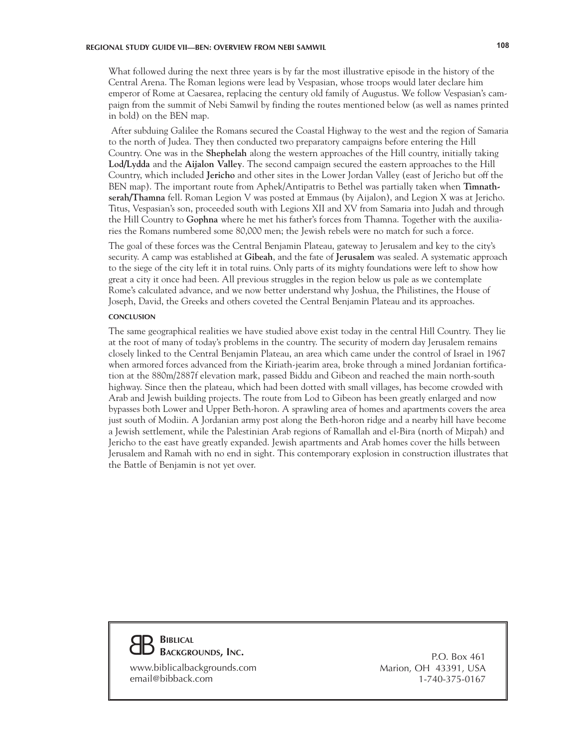What followed during the next three years is by far the most illustrative episode in the history of the Central Arena. The Roman legions were lead by Vespasian, whose troops would later declare him emperor of Rome at Caesarea, replacing the century old family of Augustus. We follow Vespasian's campaign from the summit of Nebi Samwil by finding the routes mentioned below (as well as names printed in bold) on the BEN map.

After subduing Galilee the Romans secured the Coastal Highway to the west and the region of Samaria to the north of Judea. They then conducted two preparatory campaigns before entering the Hill Country. One was in the **Shephelah** along the western approaches of the Hill country, initially taking **Lod/Lydda** and the **Aijalon Valley**. The second campaign secured the eastern approaches to the Hill Country, which included **Jericho** and other sites in the Lower Jordan Valley (east of Jericho but off the BEN map). The important route from Aphek/Antipatris to Bethel was partially taken when **Timnath-serah/Thamna** fell. Roman Legion V was posted at Emmaus (by Aijalon), and Legion X was at Jericho. Titus, Vespasian's son, proceeded south with Legions XII and XV from Samaria into Judah and through the Hill Country to **Gophna** where he met his father's forces from Thamna. Together with the auxiliaries the Romans numbered some 80,000 men; the Jewish rebels were no match for such a force.

The goal of these forces was the Central Benjamin Plateau, gateway to Jerusalem and key to the city's security. A camp was established at **Gibeah**, and the fate of **Jerusalem** was sealed. A systematic approach to the siege of the city left it in total ruins. Only parts of its mighty foundations were left to show how great a city it once had been. All previous struggles in the region below us pale as we contemplate Rome's calculated advance, and we now better understand why Joshua, the Philistines, the House of Joseph, David, the Greeks and others coveted the Central Benjamin Plateau and its approaches.

#### CONCLUSION

The same geographical realities we have studied above exist today in the central Hill Country. They lie at the root of many of today's problems in the country. The security of modern day Jerusalem remains closely linked to the Central Benjamin Plateau, an area which came under the control of Israel in 1967 when armored forces advanced from the Kiriath-jearim area, broke through a mined Jordanian fortification at the 880m/2887f elevation mark, passed Biddu and Gibeon and reached the main north-south highway. Since then the plateau, which had been dotted with small villages, has become crowded with Arab and Jewish building projects. The route from Lod to Gibeon has been greatly enlarged and now bypasses both Lower and Upper Beth-horon. A sprawling area of homes and apartments covers the area just south of Modiin. A Jordanian army post along the Beth-horon ridge and a nearby hill have become a Jewish settlement, while the Palestinian Arab regions of Ramallah and el-Bira (north of Mizpah) and Jericho to the east have greatly expanded. Jewish apartments and Arab homes cover the hills between Jerusalem and Ramah with no end in sight. This contemporary explosion in construction illustrates that the Battle of Benjamin is not yet over.

**BIBLICAL BACKGROUNDS, INC.**

www.biblicalbackgrounds.com
email@bibback.com

P.O. Box 461
Marion, OH 43391, USA
1-740-375-0167